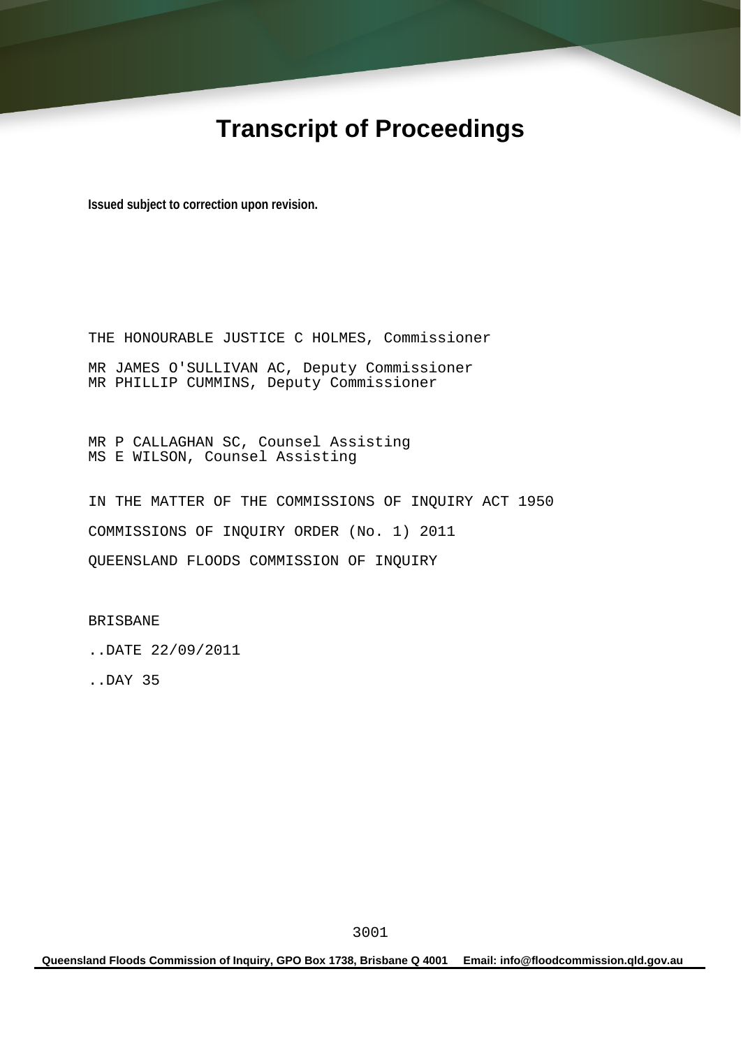# Transcript of Proceedings

**Issued subject to correction upon revision.**

THE HONOURABLE JUSTICE C HOLMES, Commissioner

MR JAMES O'SULLIVAN AC, Deputy Commissioner
MR PHILLIP CUMMINS, Deputy Commissioner

MR P CALLAGHAN SC, Counsel Assisting
MS E WILSON, Counsel Assisting

IN THE MATTER OF THE COMMISSIONS OF INQUIRY ACT 1950

COMMISSIONS OF INQUIRY ORDER (No. 1) 2011

QUEENSLAND FLOODS COMMISSION OF INQUIRY

BRISBANE

..DATE 22/09/2011

..DAY 35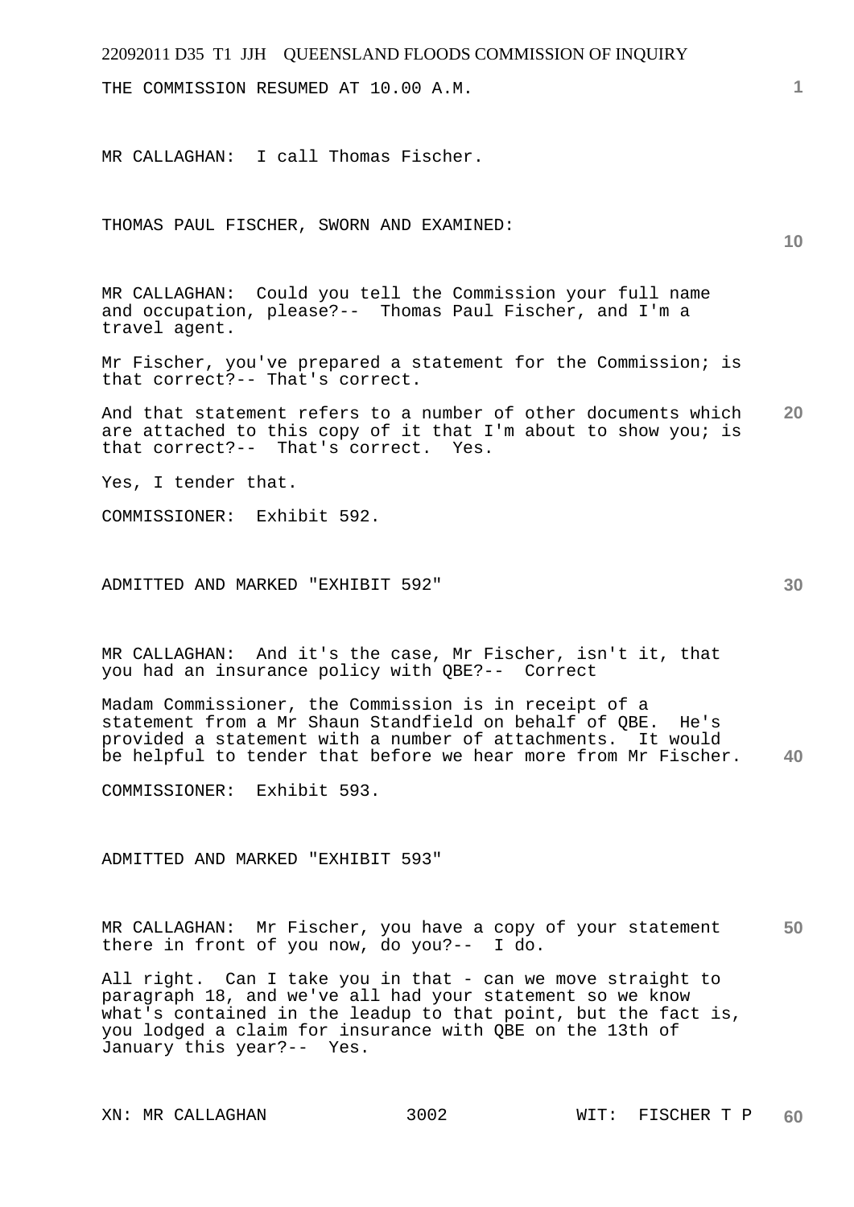THE COMMISSION RESUMED AT 10.00 A.M.

MR CALLAGHAN: I call Thomas Fischer.

THOMAS PAUL FISCHER, SWORN AND EXAMINED:

MR CALLAGHAN: Could you tell the Commission your full name and occupation, please?-- Thomas Paul Fischer, and I'm a travel agent.

Mr Fischer, you've prepared a statement for the Commission; is that correct?-- That's correct.

And that statement refers to a number of other documents which are attached to this copy of it that I'm about to show you; is that correct?-- That's correct. Yes.

Yes, I tender that.

COMMISSIONER: Exhibit 592.

ADMITTED AND MARKED "EXHIBIT 592"

MR CALLAGHAN: And it's the case, Mr Fischer, isn't it, that you had an insurance policy with QBE?-- Correct

Madam Commissioner, the Commission is in receipt of a statement from a Mr Shaun Standfield on behalf of QBE. He's provided a statement with a number of attachments. It would be helpful to tender that before we hear more from Mr Fischer.

COMMISSIONER: Exhibit 593.

ADMITTED AND MARKED "EXHIBIT 593"

MR CALLAGHAN: Mr Fischer, you have a copy of your statement there in front of you now, do you?-- I do.

All right. Can I take you in that - can we move straight to paragraph 18, and we've all had your statement so we know what's contained in the leadup to that point, but the fact is, you lodged a claim for insurance with QBE on the 13th of January this year?-- Yes.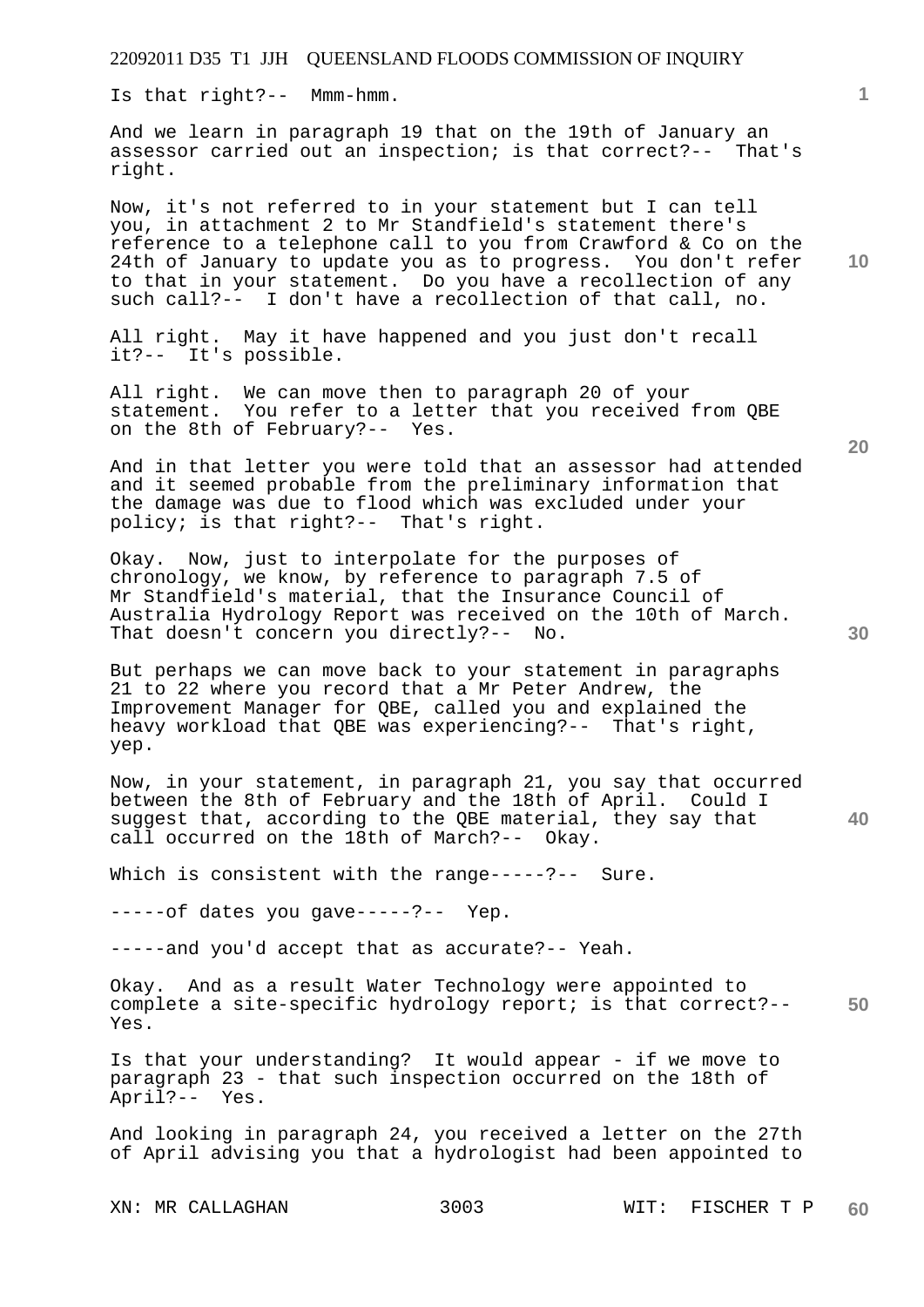Is that right?-- Mmm-hmm.

And we learn in paragraph 19 that on the 19th of January an assessor carried out an inspection; is that correct?-- That's right.

Now, it's not referred to in your statement but I can tell you, in attachment 2 to Mr Standfield's statement there's reference to a telephone call to you from Crawford & Co on the 24th of January to update you as to progress. You don't refer to that in your statement. Do you have a recollection of any such call?-- I don't have a recollection of that call, no.

All right. May it have happened and you just don't recall it?-- It's possible.

All right. We can move then to paragraph 20 of your statement. You refer to a letter that you received from QBE on the 8th of February?-- Yes.

And in that letter you were told that an assessor had attended and it seemed probable from the preliminary information that the damage was due to flood which was excluded under your policy; is that right?-- That's right.

Okay. Now, just to interpolate for the purposes of chronology, we know, by reference to paragraph 7.5 of Mr Standfield's material, that the Insurance Council of Australia Hydrology Report was received on the 10th of March. That doesn't concern you directly?-- No.

But perhaps we can move back to your statement in paragraphs 21 to 22 where you record that a Mr Peter Andrew, the Improvement Manager for QBE, called you and explained the heavy workload that QBE was experiencing?-- That's right, yep.

Now, in your statement, in paragraph 21, you say that occurred between the 8th of February and the 18th of April. Could I suggest that, according to the QBE material, they say that call occurred on the 18th of March?-- Okay.

Which is consistent with the range-----?-- Sure.

-----of dates you gave-----?-- Yep.

-----and you'd accept that as accurate?-- Yeah.

Okay. And as a result Water Technology were appointed to complete a site-specific hydrology report; is that correct?-- Yes.

Is that your understanding? It would appear - if we move to paragraph 23 - that such inspection occurred on the 18th of April?-- Yes.

And looking in paragraph 24, you received a letter on the 27th of April advising you that a hydrologist had been appointed to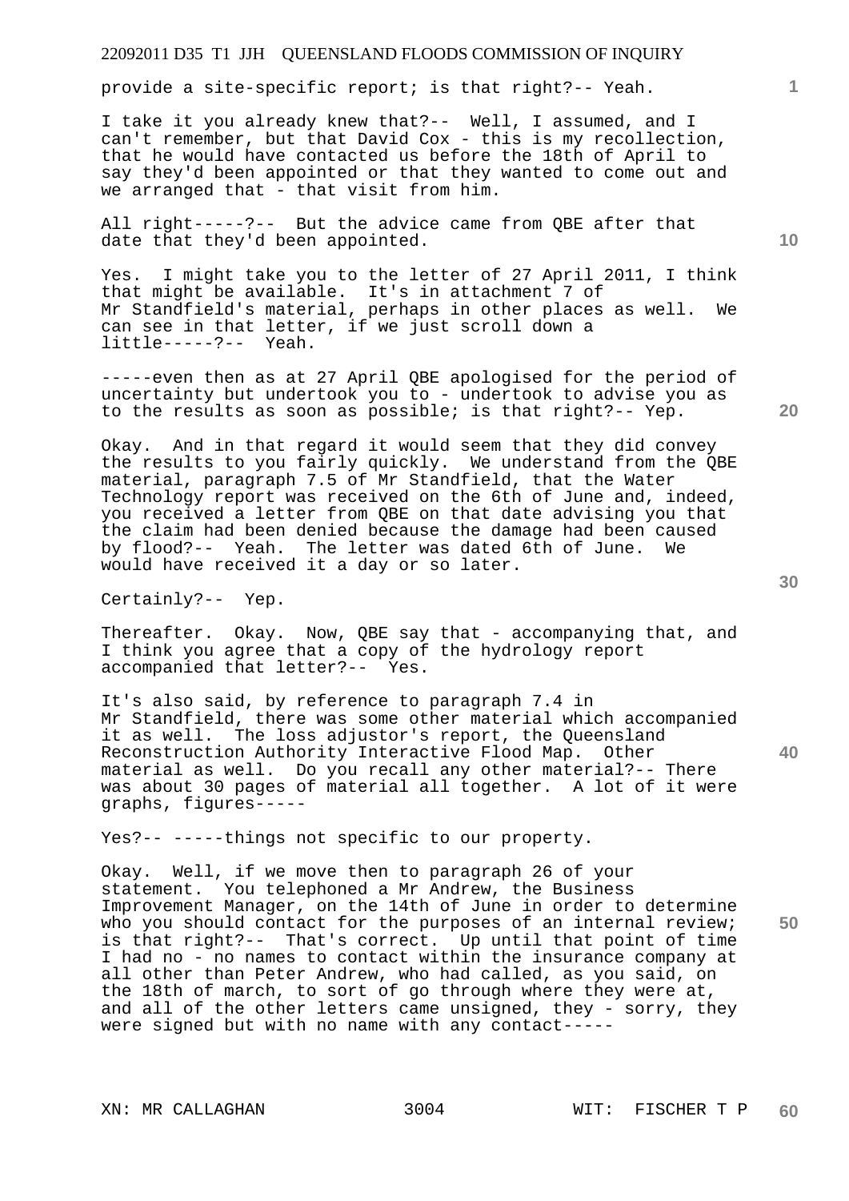provide a site-specific report; is that right?-- Yeah.

I take it you already knew that?-- Well, I assumed, and I can't remember, but that David Cox - this is my recollection, that he would have contacted us before the 18th of April to say they'd been appointed or that they wanted to come out and we arranged that - that visit from him.

All right-----?-- But the advice came from QBE after that date that they'd been appointed.

Yes. I might take you to the letter of 27 April 2011, I think that might be available. It's in attachment 7 of Mr Standfield's material, perhaps in other places as well. We can see in that letter, if we just scroll down a little-----?-- Yeah.

-----even then as at 27 April QBE apologised for the period of uncertainty but undertook you to - undertook to advise you as to the results as soon as possible; is that right?-- Yep.

Okay. And in that regard it would seem that they did convey the results to you fairly quickly. We understand from the QBE material, paragraph 7.5 of Mr Standfield, that the Water Technology report was received on the 6th of June and, indeed, you received a letter from QBE on that date advising you that the claim had been denied because the damage had been caused by flood?-- Yeah. The letter was dated 6th of June. We would have received it a day or so later.

Certainly?-- Yep.

Thereafter. Okay. Now, QBE say that - accompanying that, and I think you agree that a copy of the hydrology report accompanied that letter?-- Yes.

It's also said, by reference to paragraph 7.4 in Mr Standfield, there was some other material which accompanied it as well. The loss adjustor's report, the Queensland Reconstruction Authority Interactive Flood Map. Other material as well. Do you recall any other material?-- There was about 30 pages of material all together. A lot of it were graphs, figures-----

Yes?-- -----things not specific to our property.

Okay. Well, if we move then to paragraph 26 of your statement. You telephoned a Mr Andrew, the Business Improvement Manager, on the 14th of June in order to determine who you should contact for the purposes of an internal review; is that right?-- That's correct. Up until that point of time I had no - no names to contact within the insurance company at all other than Peter Andrew, who had called, as you said, on the 18th of march, to sort of go through where they were at, and all of the other letters came unsigned, they - sorry, they were signed but with no name with any contact-----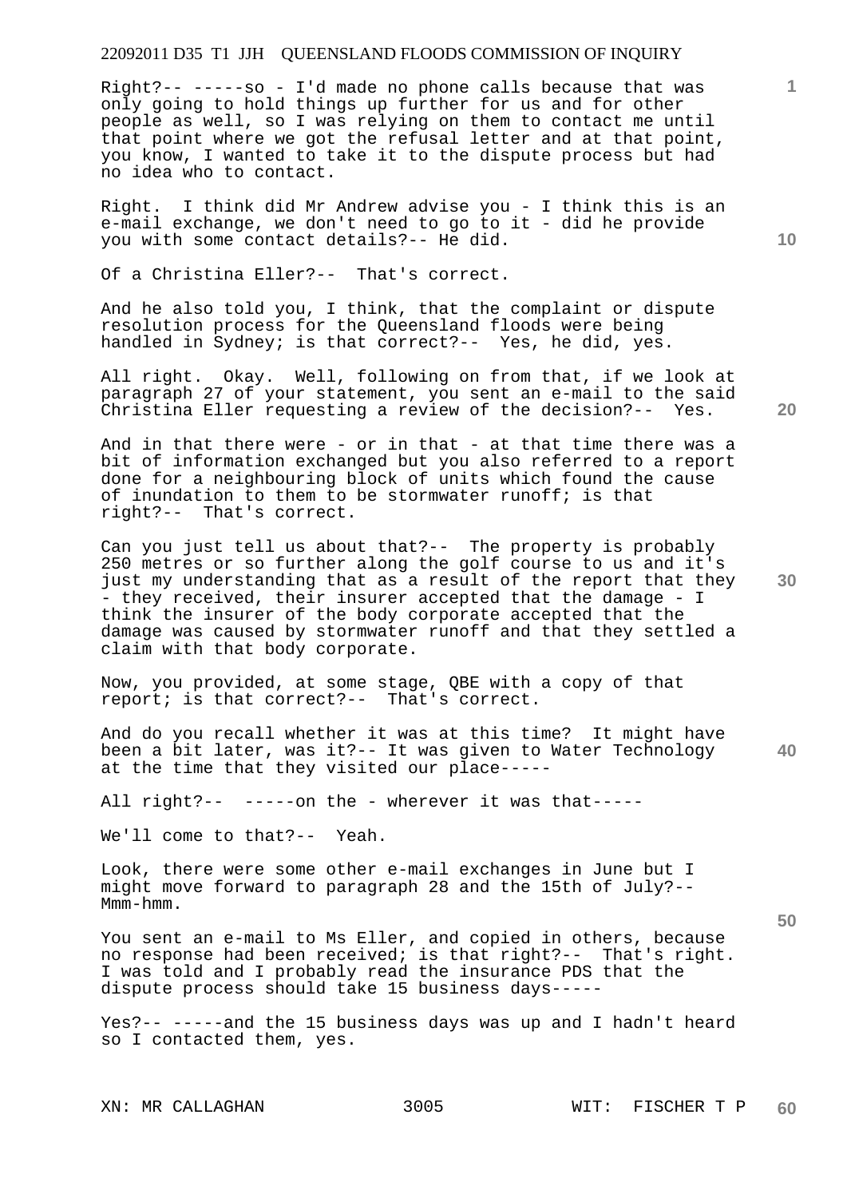Right?-- -----so - I'd made no phone calls because that was only going to hold things up further for us and for other people as well, so I was relying on them to contact me until that point where we got the refusal letter and at that point, you know, I wanted to take it to the dispute process but had no idea who to contact.

Right. I think did Mr Andrew advise you - I think this is an e-mail exchange, we don't need to go to it - did he provide you with some contact details?-- He did.

Of a Christina Eller?-- That's correct.

And he also told you, I think, that the complaint or dispute resolution process for the Queensland floods were being handled in Sydney; is that correct?-- Yes, he did, yes.

All right. Okay. Well, following on from that, if we look at paragraph 27 of your statement, you sent an e-mail to the said Christina Eller requesting a review of the decision?-- Yes.

And in that there were - or in that - at that time there was a bit of information exchanged but you also referred to a report done for a neighbouring block of units which found the cause of inundation to them to be stormwater runoff; is that right?-- That's correct.

Can you just tell us about that?-- The property is probably 250 metres or so further along the golf course to us and it's just my understanding that as a result of the report that they - they received, their insurer accepted that the damage - I think the insurer of the body corporate accepted that the damage was caused by stormwater runoff and that they settled a claim with that body corporate.

Now, you provided, at some stage, QBE with a copy of that report; is that correct?-- That's correct.

And do you recall whether it was at this time? It might have been a bit later, was it?-- It was given to Water Technology at the time that they visited our place-----

All right?-- -----on the - wherever it was that-----

We'll come to that?-- Yeah.

Look, there were some other e-mail exchanges in June but I might move forward to paragraph 28 and the 15th of July?-- Mmm-hmm.

You sent an e-mail to Ms Eller, and copied in others, because no response had been received; is that right?-- That's right. I was told and I probably read the insurance PDS that the dispute process should take 15 business days-----

Yes?-- -----and the 15 business days was up and I hadn't heard so I contacted them, yes.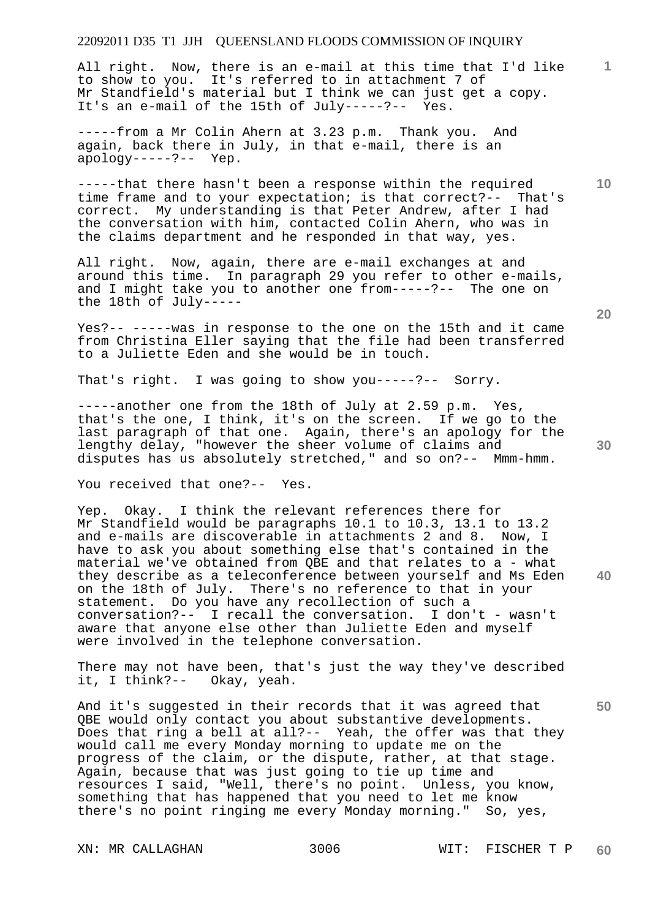All right. Now, there is an e-mail at this time that I'd like to show to you. It's referred to in attachment 7 of Mr Standfield's material but I think we can just get a copy. It's an e-mail of the 15th of July-----?-- Yes.

-----from a Mr Colin Ahern at 3.23 p.m. Thank you. And again, back there in July, in that e-mail, there is an apology-----?-- Yep.

-----that there hasn't been a response within the required time frame and to your expectation; is that correct?-- That's correct. My understanding is that Peter Andrew, after I had the conversation with him, contacted Colin Ahern, who was in the claims department and he responded in that way, yes.

All right. Now, again, there are e-mail exchanges at and around this time. In paragraph 29 you refer to other e-mails, and I might take you to another one from-----?-- The one on the 18th of July-----

Yes?-- -----was in response to the one on the 15th and it came from Christina Eller saying that the file had been transferred to a Juliette Eden and she would be in touch.

That's right. I was going to show you-----?-- Sorry.

-----another one from the 18th of July at 2.59 p.m. Yes, that's the one, I think, it's on the screen. If we go to the last paragraph of that one. Again, there's an apology for the lengthy delay, "however the sheer volume of claims and disputes has us absolutely stretched," and so on?-- Mmm-hmm.

You received that one?-- Yes.

Yep. Okay. I think the relevant references there for Mr Standfield would be paragraphs 10.1 to 10.3, 13.1 to 13.2 and e-mails are discoverable in attachments 2 and 8. Now, I have to ask you about something else that's contained in the material we've obtained from QBE and that relates to a - what they describe as a teleconference between yourself and Ms Eden on the 18th of July. There's no reference to that in your statement. Do you have any recollection of such a conversation?-- I recall the conversation. I don't - wasn't aware that anyone else other than Juliette Eden and myself were involved in the telephone conversation.

There may not have been, that's just the way they've described it, I think?-- Okay, yeah.

And it's suggested in their records that it was agreed that QBE would only contact you about substantive developments. Does that ring a bell at all?-- Yeah, the offer was that they would call me every Monday morning to update me on the progress of the claim, or the dispute, rather, at that stage. Again, because that was just going to tie up time and resources I said, "Well, there's no point. Unless, you know, something that has happened that you need to let me know there's no point ringing me every Monday morning." So, yes,

XN: MR CALLAGHAN WIT: FISCHER T P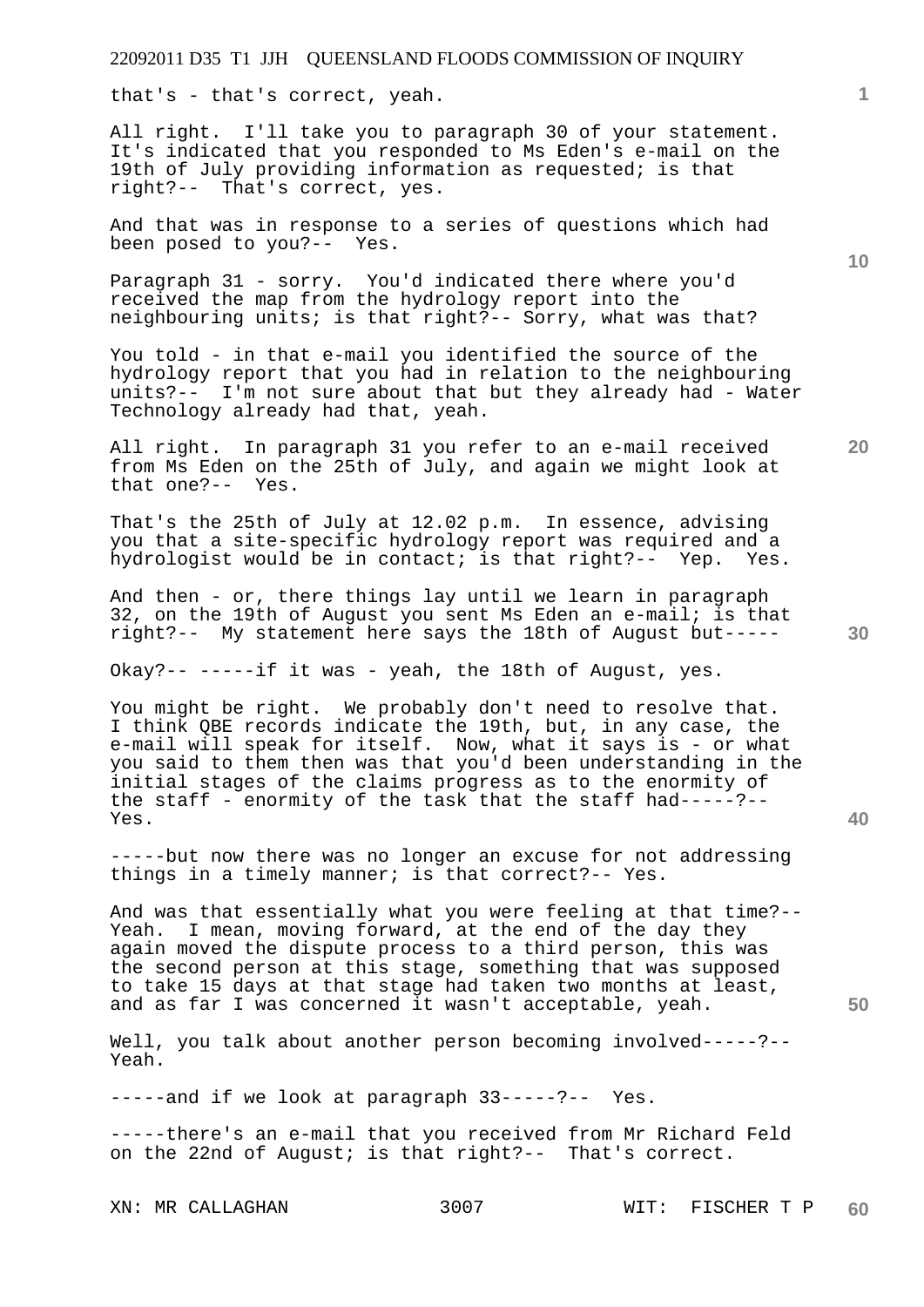that's - that's correct, yeah.

All right. I'll take you to paragraph 30 of your statement. It's indicated that you responded to Ms Eden's e-mail on the 19th of July providing information as requested; is that right?-- That's correct, yes.

And that was in response to a series of questions which had been posed to you?-- Yes.

Paragraph 31 - sorry. You'd indicated there where you'd received the map from the hydrology report into the neighbouring units; is that right?-- Sorry, what was that?

You told - in that e-mail you identified the source of the hydrology report that you had in relation to the neighbouring units?-- I'm not sure about that but they already had - Water Technology already had that, yeah.

All right. In paragraph 31 you refer to an e-mail received from Ms Eden on the 25th of July, and again we might look at that one?-- Yes.

That's the 25th of July at 12.02 p.m. In essence, advising you that a site-specific hydrology report was required and a hydrologist would be in contact; is that right?-- Yep. Yes.

And then - or, there things lay until we learn in paragraph 32, on the 19th of August you sent Ms Eden an e-mail; is that right?-- My statement here says the 18th of August but-----

Okay?-- -----if it was - yeah, the 18th of August, yes.

You might be right. We probably don't need to resolve that. I think QBE records indicate the 19th, but, in any case, the e-mail will speak for itself. Now, what it says is - or what you said to them then was that you'd been understanding in the initial stages of the claims progress as to the enormity of the staff - enormity of the task that the staff had-----?-- Yes.

-----but now there was no longer an excuse for not addressing things in a timely manner; is that correct?-- Yes.

And was that essentially what you were feeling at that time?-- Yeah. I mean, moving forward, at the end of the day they again moved the dispute process to a third person, this was the second person at this stage, something that was supposed to take 15 days at that stage had taken two months at least, and as far I was concerned it wasn't acceptable, yeah.

Well, you talk about another person becoming involved-----?-- Yeah.

-----and if we look at paragraph 33-----?-- Yes.

-----there's an e-mail that you received from Mr Richard Feld on the 22nd of August; is that right?-- That's correct.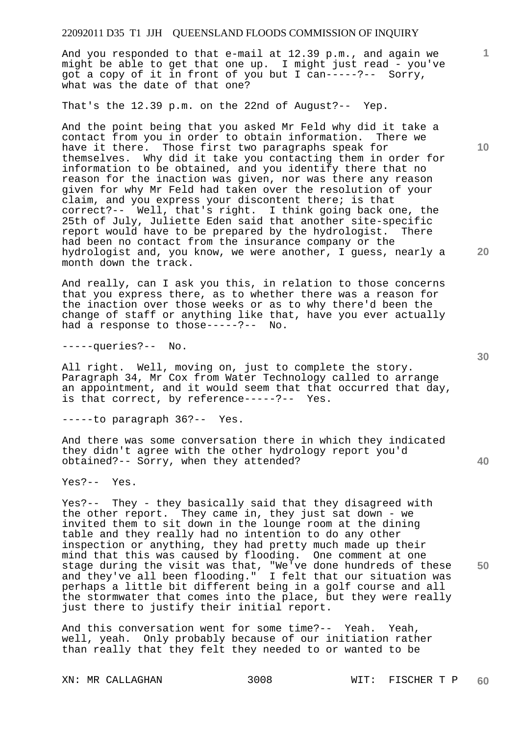And you responded to that e-mail at 12.39 p.m., and again we might be able to get that one up. I might just read - you've got a copy of it in front of you but I can-----?-- Sorry, what was the date of that one?

That's the 12.39 p.m. on the 22nd of August?-- Yep.

And the point being that you asked Mr Feld why did it take a contact from you in order to obtain information. There we have it there. Those first two paragraphs speak for themselves. Why did it take you contacting them in order for information to be obtained, and you identify there that no reason for the inaction was given, nor was there any reason given for why Mr Feld had taken over the resolution of your claim, and you express your discontent there; is that correct?-- Well, that's right. I think going back one, the 25th of July, Juliette Eden said that another site-specific report would have to be prepared by the hydrologist. There had been no contact from the insurance company or the hydrologist and, you know, we were another, I guess, nearly a month down the track.

And really, can I ask you this, in relation to those concerns that you express there, as to whether there was a reason for the inaction over those weeks or as to why there'd been the change of staff or anything like that, have you ever actually had a response to those-----?-- No.

-----queries?-- No.

All right. Well, moving on, just to complete the story. Paragraph 34, Mr Cox from Water Technology called to arrange an appointment, and it would seem that that occurred that day, is that correct, by reference-----?-- Yes.

-----to paragraph 36?-- Yes.

And there was some conversation there in which they indicated they didn't agree with the other hydrology report you'd obtained?-- Sorry, when they attended?

Yes?-- Yes.

Yes?-- They - they basically said that they disagreed with the other report. They came in, they just sat down - we invited them to sit down in the lounge room at the dining table and they really had no intention to do any other inspection or anything, they had pretty much made up their mind that this was caused by flooding. One comment at one stage during the visit was that, "We've done hundreds of these and they've all been flooding." I felt that our situation was perhaps a little bit different being in a golf course and all the stormwater that comes into the place, but they were really just there to justify their initial report.

And this conversation went for some time?-- Yeah. Yeah, well, yeah. Only probably because of our initiation rather than really that they felt they needed to or wanted to be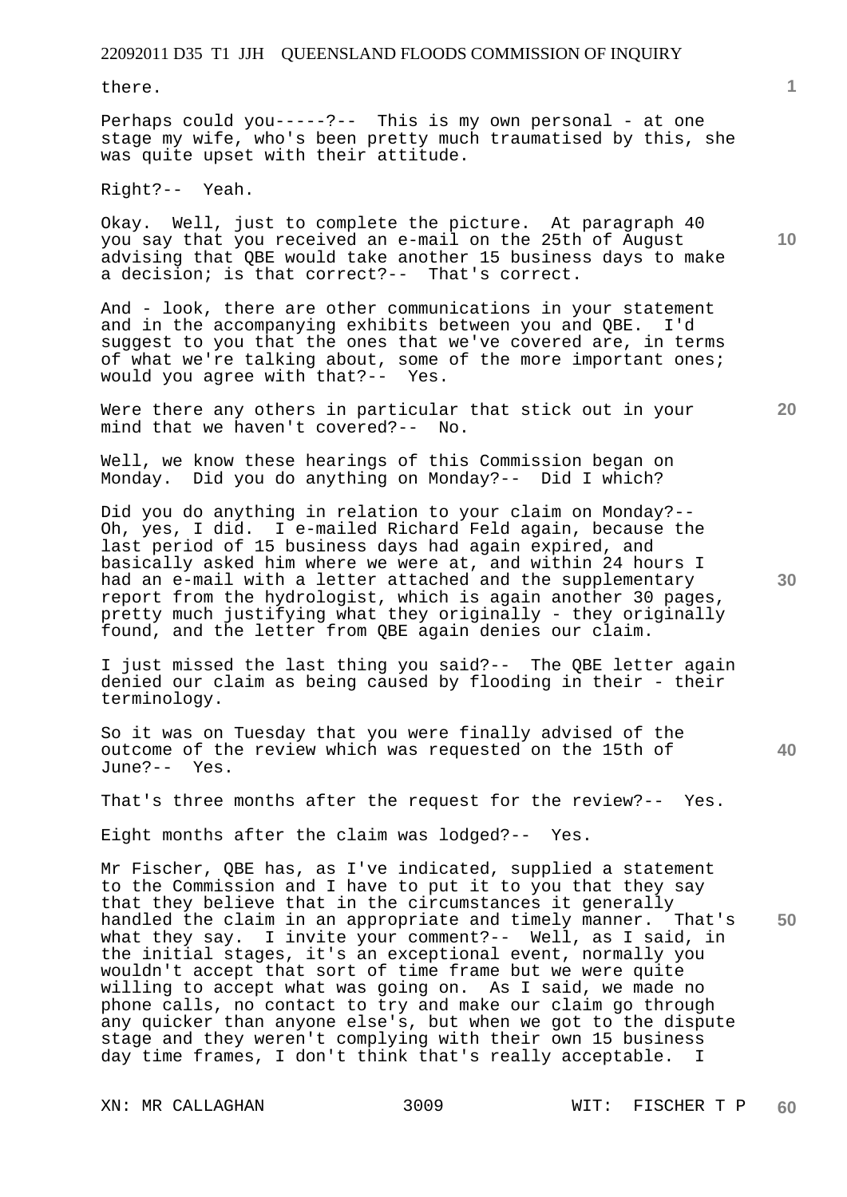there.

Perhaps could you-----?-- This is my own personal - at one stage my wife, who's been pretty much traumatised by this, she was quite upset with their attitude.

Right?-- Yeah.

Okay. Well, just to complete the picture. At paragraph 40 you say that you received an e-mail on the 25th of August advising that QBE would take another 15 business days to make a decision; is that correct?-- That's correct.

And - look, there are other communications in your statement and in the accompanying exhibits between you and QBE. I'd suggest to you that the ones that we've covered are, in terms of what we're talking about, some of the more important ones; would you agree with that?-- Yes.

Were there any others in particular that stick out in your mind that we haven't covered?-- No.

Well, we know these hearings of this Commission began on Monday. Did you do anything on Monday?-- Did I which?

Did you do anything in relation to your claim on Monday?-- Oh, yes, I did. I e-mailed Richard Feld again, because the last period of 15 business days had again expired, and basically asked him where we were at, and within 24 hours I had an e-mail with a letter attached and the supplementary report from the hydrologist, which is again another 30 pages, pretty much justifying what they originally - they originally found, and the letter from QBE again denies our claim.

I just missed the last thing you said?-- The QBE letter again denied our claim as being caused by flooding in their - their terminology.

So it was on Tuesday that you were finally advised of the outcome of the review which was requested on the 15th of June?-- Yes.

That's three months after the request for the review?-- Yes.

Eight months after the claim was lodged?-- Yes.

Mr Fischer, QBE has, as I've indicated, supplied a statement to the Commission and I have to put it to you that they say that they believe that in the circumstances it generally handled the claim in an appropriate and timely manner. That's what they say. I invite your comment?-- Well, as I said, in the initial stages, it's an exceptional event, normally you wouldn't accept that sort of time frame but we were quite willing to accept what was going on. As I said, we made no phone calls, no contact to try and make our claim go through any quicker than anyone else's, but when we got to the dispute stage and they weren't complying with their own 15 business day time frames, I don't think that's really acceptable. I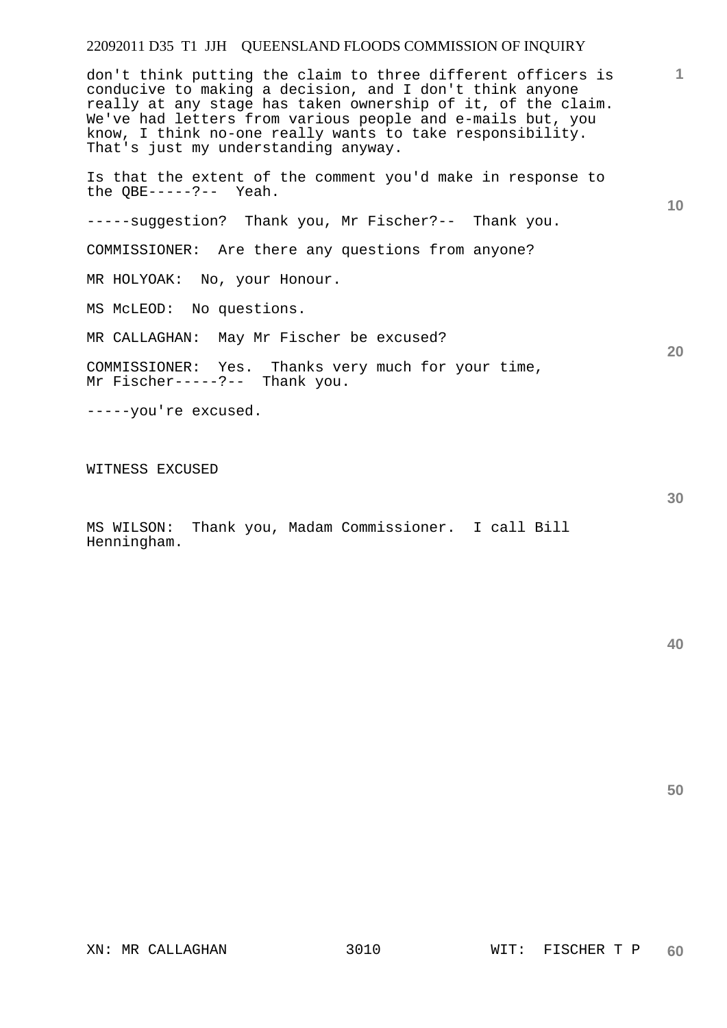don't think putting the claim to three different officers is conducive to making a decision, and I don't think anyone really at any stage has taken ownership of it, of the claim. We've had letters from various people and e-mails but, you know, I think no-one really wants to take responsibility. That's just my understanding anyway.

Is that the extent of the comment you'd make in response to the QBE-----?-- Yeah.

-----suggestion? Thank you, Mr Fischer?-- Thank you.

COMMISSIONER: Are there any questions from anyone?

MR HOLYOAK: No, your Honour.

MS McLEOD: No questions.

MR CALLAGHAN: May Mr Fischer be excused?

COMMISSIONER: Yes. Thanks very much for your time, Mr Fischer-----?-- Thank you.

-----you're excused.

WITNESS EXCUSED

MS WILSON: Thank you, Madam Commissioner. I call Bill Henningham.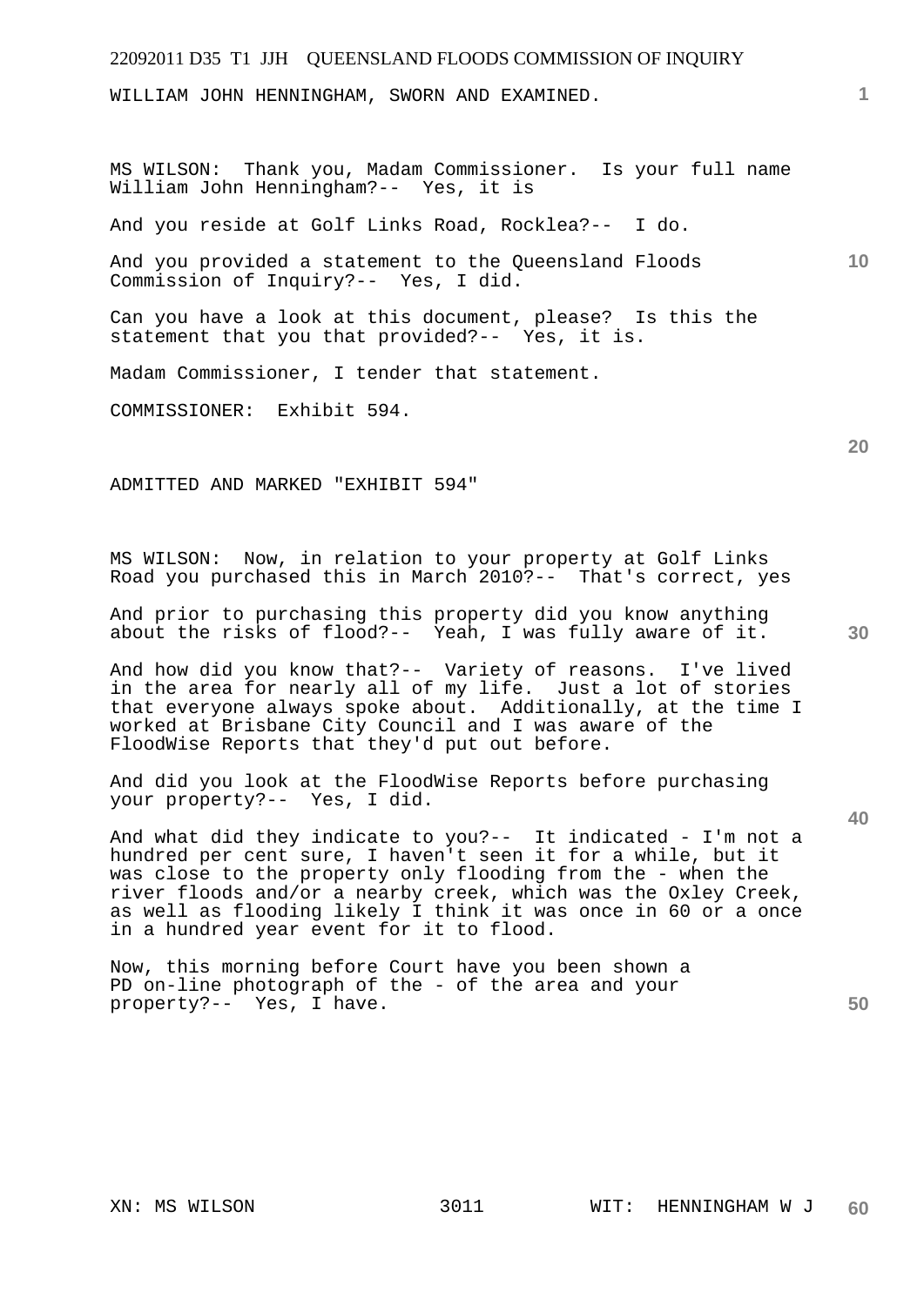WILLIAM JOHN HENNINGHAM, SWORN AND EXAMINED.

MS WILSON: Thank you, Madam Commissioner. Is your full name William John Henningham?-- Yes, it is

And you reside at Golf Links Road, Rocklea?-- I do.

And you provided a statement to the Queensland Floods Commission of Inquiry?-- Yes, I did.

Can you have a look at this document, please? Is this the statement that you that provided?-- Yes, it is.

Madam Commissioner, I tender that statement.

COMMISSIONER: Exhibit 594.

ADMITTED AND MARKED "EXHIBIT 594"

MS WILSON: Now, in relation to your property at Golf Links Road you purchased this in March 2010?-- That's correct, yes

And prior to purchasing this property did you know anything about the risks of flood?-- Yeah, I was fully aware of it.

And how did you know that?-- Variety of reasons. I've lived in the area for nearly all of my life. Just a lot of stories that everyone always spoke about. Additionally, at the time I worked at Brisbane City Council and I was aware of the FloodWise Reports that they'd put out before.

And did you look at the FloodWise Reports before purchasing your property?-- Yes, I did.

And what did they indicate to you?-- It indicated - I'm not a hundred per cent sure, I haven't seen it for a while, but it was close to the property only flooding from the - when the river floods and/or a nearby creek, which was the Oxley Creek, as well as flooding likely I think it was once in 60 or a once in a hundred year event for it to flood.

Now, this morning before Court have you been shown a PD on-line photograph of the - of the area and your property?-- Yes, I have.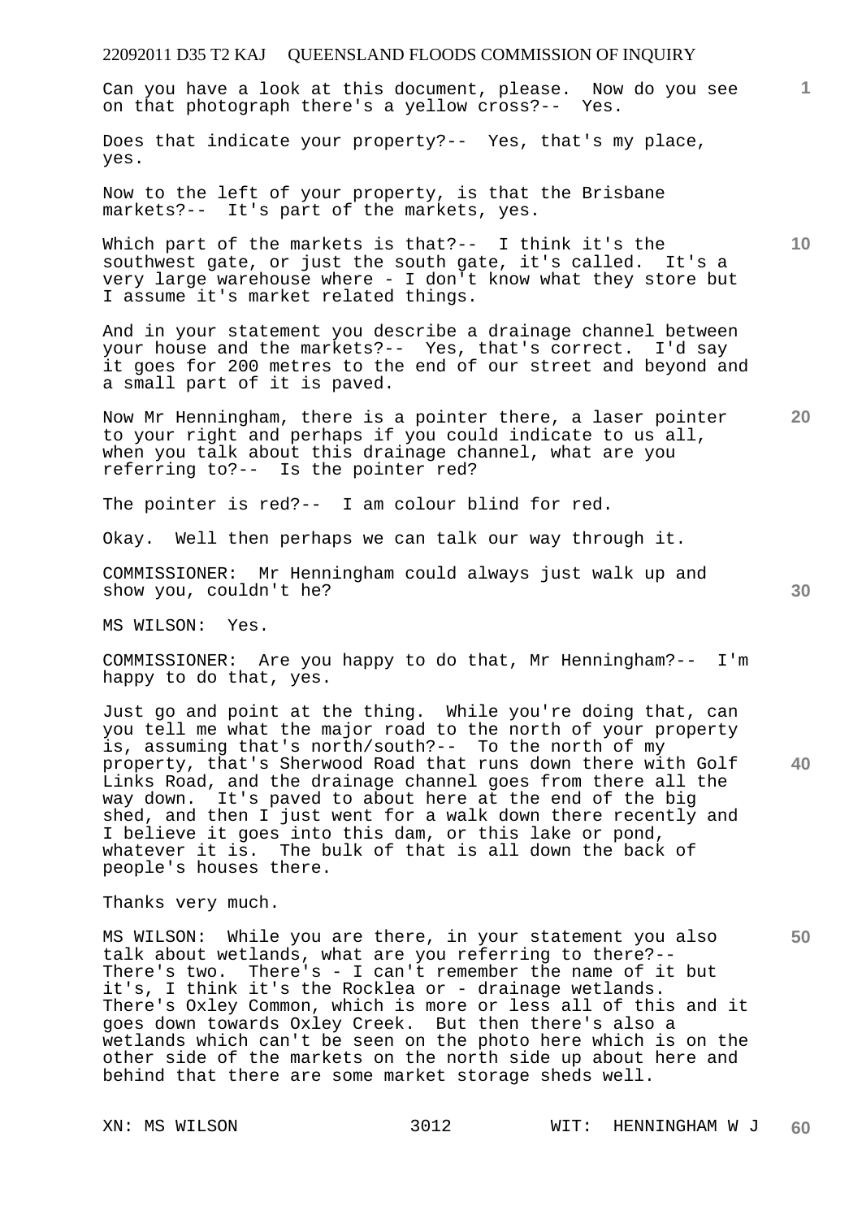Can you have a look at this document, please. Now do you see on that photograph there's a yellow cross?-- Yes.

Does that indicate your property?-- Yes, that's my place, yes.

Now to the left of your property, is that the Brisbane markets?-- It's part of the markets, yes.

Which part of the markets is that?-- I think it's the southwest gate, or just the south gate, it's called. It's a very large warehouse where - I don't know what they store but I assume it's market related things.

And in your statement you describe a drainage channel between your house and the markets?-- Yes, that's correct. I'd say it goes for 200 metres to the end of our street and beyond and a small part of it is paved.

Now Mr Henningham, there is a pointer there, a laser pointer to your right and perhaps if you could indicate to us all, when you talk about this drainage channel, what are you referring to?-- Is the pointer red?

The pointer is red?-- I am colour blind for red.

Okay. Well then perhaps we can talk our way through it.

COMMISSIONER: Mr Henningham could always just walk up and show you, couldn't he?

MS WILSON: Yes.

COMMISSIONER: Are you happy to do that, Mr Henningham?-- I'm happy to do that, yes.

Just go and point at the thing. While you're doing that, can you tell me what the major road to the north of your property is, assuming that's north/south?-- To the north of my property, that's Sherwood Road that runs down there with Golf Links Road, and the drainage channel goes from there all the way down. It's paved to about here at the end of the big shed, and then I just went for a walk down there recently and I believe it goes into this dam, or this lake or pond, whatever it is. The bulk of that is all down the back of people's houses there.

Thanks very much.

MS WILSON: While you are there, in your statement you also talk about wetlands, what are you referring to there?-- There's two. There's - I can't remember the name of it but it's, I think it's the Rocklea or - drainage wetlands. There's Oxley Common, which is more or less all of this and it goes down towards Oxley Creek. But then there's also a wetlands which can't be seen on the photo here which is on the other side of the markets on the north side up about here and behind that there are some market storage sheds well.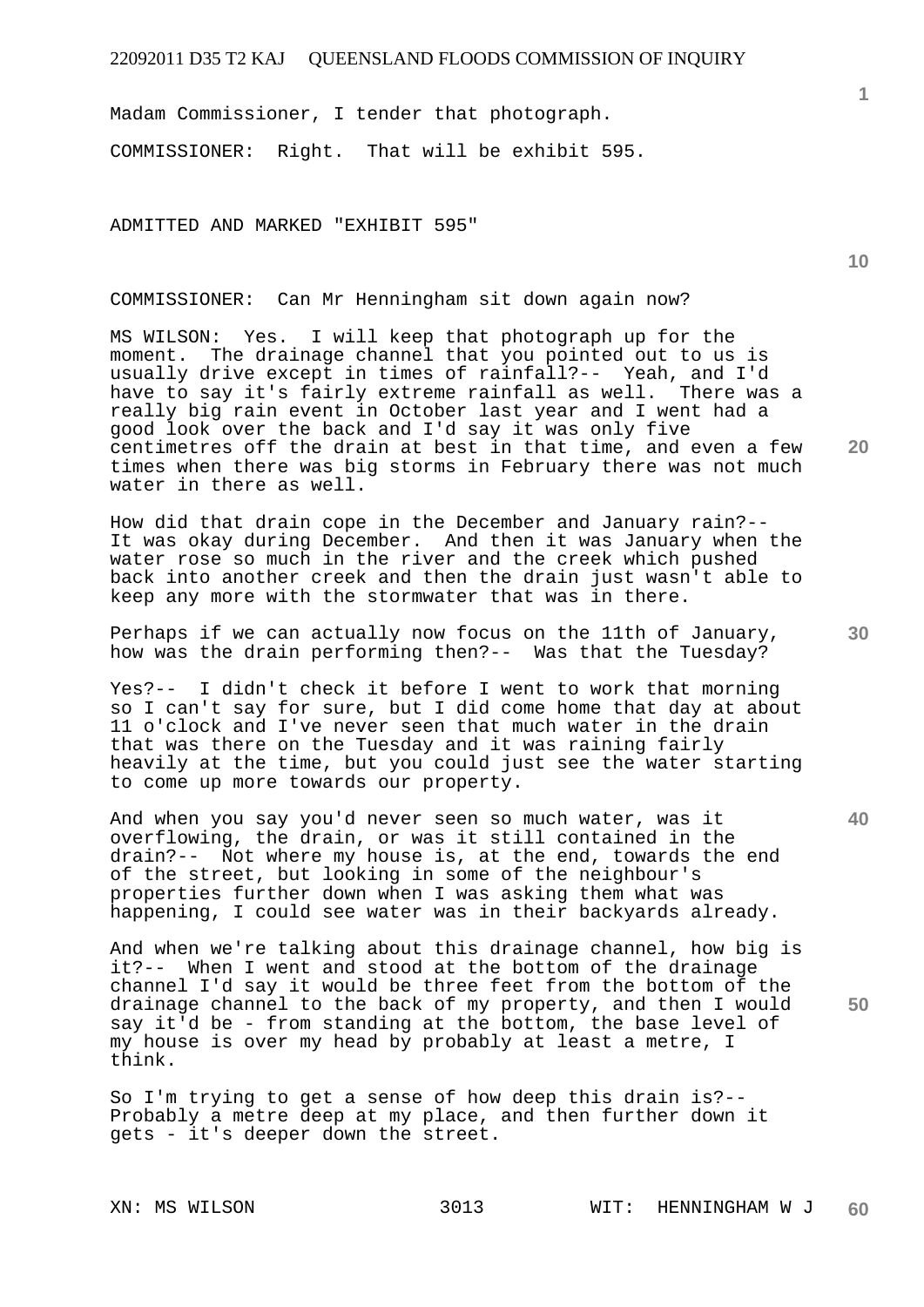Madam Commissioner, I tender that photograph.

COMMISSIONER: Right. That will be exhibit 595.

ADMITTED AND MARKED "EXHIBIT 595"

COMMISSIONER: Can Mr Henningham sit down again now?

MS WILSON: Yes. I will keep that photograph up for the moment. The drainage channel that you pointed out to us is usually drive except in times of rainfall?-- Yeah, and I'd have to say it's fairly extreme rainfall as well. There was a really big rain event in October last year and I went had a good look over the back and I'd say it was only five centimetres off the drain at best in that time, and even a few times when there was big storms in February there was not much water in there as well.

How did that drain cope in the December and January rain?-- It was okay during December. And then it was January when the water rose so much in the river and the creek which pushed back into another creek and then the drain just wasn't able to keep any more with the stormwater that was in there.

Perhaps if we can actually now focus on the 11th of January, how was the drain performing then?-- Was that the Tuesday?

Yes?-- I didn't check it before I went to work that morning so I can't say for sure, but I did come home that day at about 11 o'clock and I've never seen that much water in the drain that was there on the Tuesday and it was raining fairly heavily at the time, but you could just see the water starting to come up more towards our property.

And when you say you'd never seen so much water, was it overflowing, the drain, or was it still contained in the drain?-- Not where my house is, at the end, towards the end of the street, but looking in some of the neighbour's properties further down when I was asking them what was happening, I could see water was in their backyards already.

And when we're talking about this drainage channel, how big is it?-- When I went and stood at the bottom of the drainage channel I'd say it would be three feet from the bottom of the drainage channel to the back of my property, and then I would say it'd be - from standing at the bottom, the base level of my house is over my head by probably at least a metre, I think.

So I'm trying to get a sense of how deep this drain is?-- Probably a metre deep at my place, and then further down it gets - it's deeper down the street.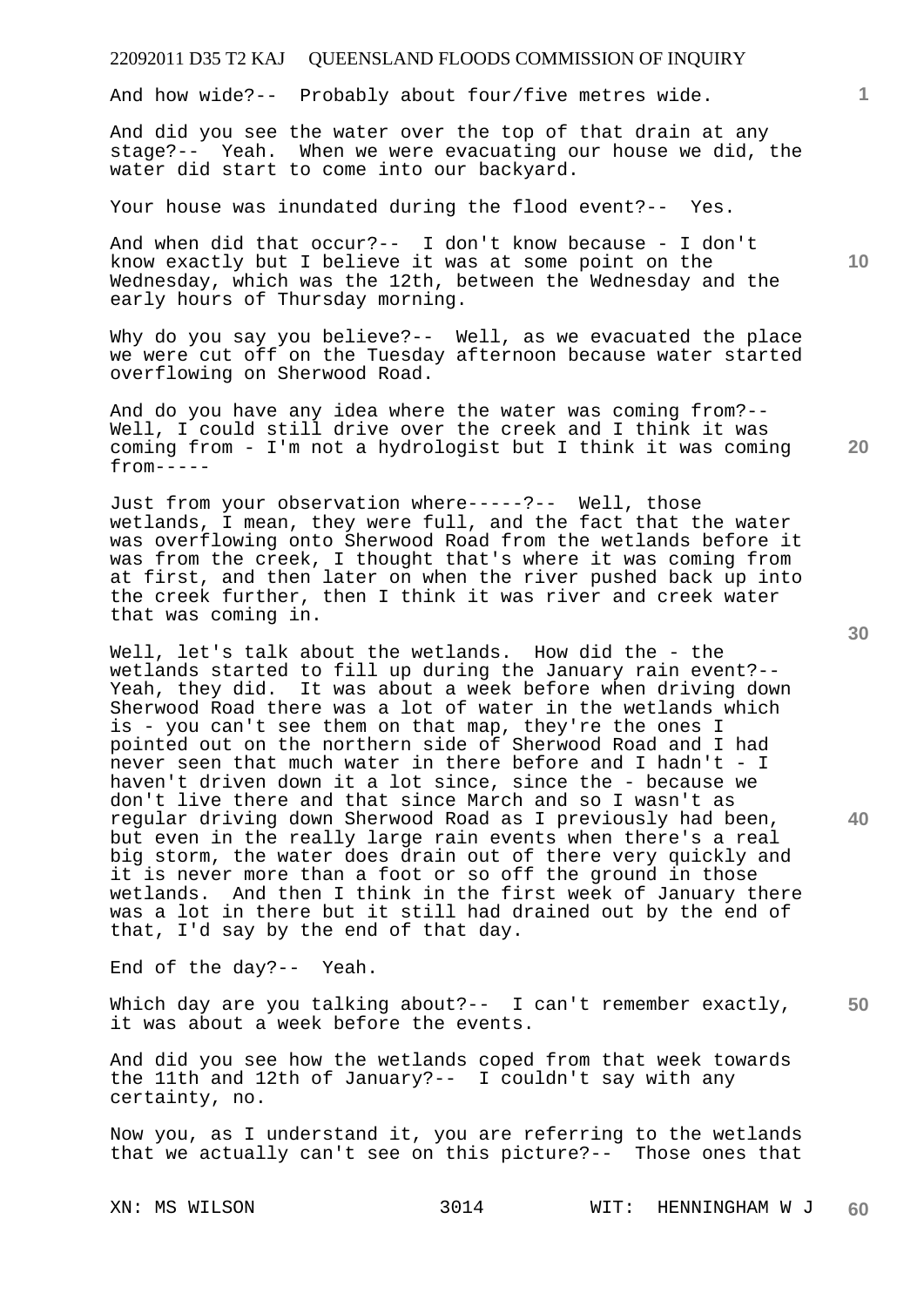And how wide?-- Probably about four/five metres wide.

And did you see the water over the top of that drain at any stage?-- Yeah. When we were evacuating our house we did, the water did start to come into our backyard.

Your house was inundated during the flood event?-- Yes.

And when did that occur?-- I don't know because - I don't know exactly but I believe it was at some point on the Wednesday, which was the 12th, between the Wednesday and the early hours of Thursday morning.

Why do you say you believe?-- Well, as we evacuated the place we were cut off on the Tuesday afternoon because water started overflowing on Sherwood Road.

And do you have any idea where the water was coming from?-- Well, I could still drive over the creek and I think it was coming from - I'm not a hydrologist but I think it was coming from-----

Just from your observation where-----?-- Well, those wetlands, I mean, they were full, and the fact that the water was overflowing onto Sherwood Road from the wetlands before it was from the creek, I thought that's where it was coming from at first, and then later on when the river pushed back up into the creek further, then I think it was river and creek water that was coming in.

Well, let's talk about the wetlands. How did the - the wetlands started to fill up during the January rain event?-- Yeah, they did. It was about a week before when driving down Sherwood Road there was a lot of water in the wetlands which is - you can't see them on that map, they're the ones I pointed out on the northern side of Sherwood Road and I had never seen that much water in there before and I hadn't - I haven't driven down it a lot since, since the - because we don't live there and that since March and so I wasn't as regular driving down Sherwood Road as I previously had been, but even in the really large rain events when there's a real big storm, the water does drain out of there very quickly and it is never more than a foot or so off the ground in those wetlands. And then I think in the first week of January there was a lot in there but it still had drained out by the end of that, I'd say by the end of that day.

End of the day?-- Yeah.

Which day are you talking about?-- I can't remember exactly, it was about a week before the events.

And did you see how the wetlands coped from that week towards the 11th and 12th of January?-- I couldn't say with any certainty, no.

Now you, as I understand it, you are referring to the wetlands that we actually can't see on this picture?-- Those ones that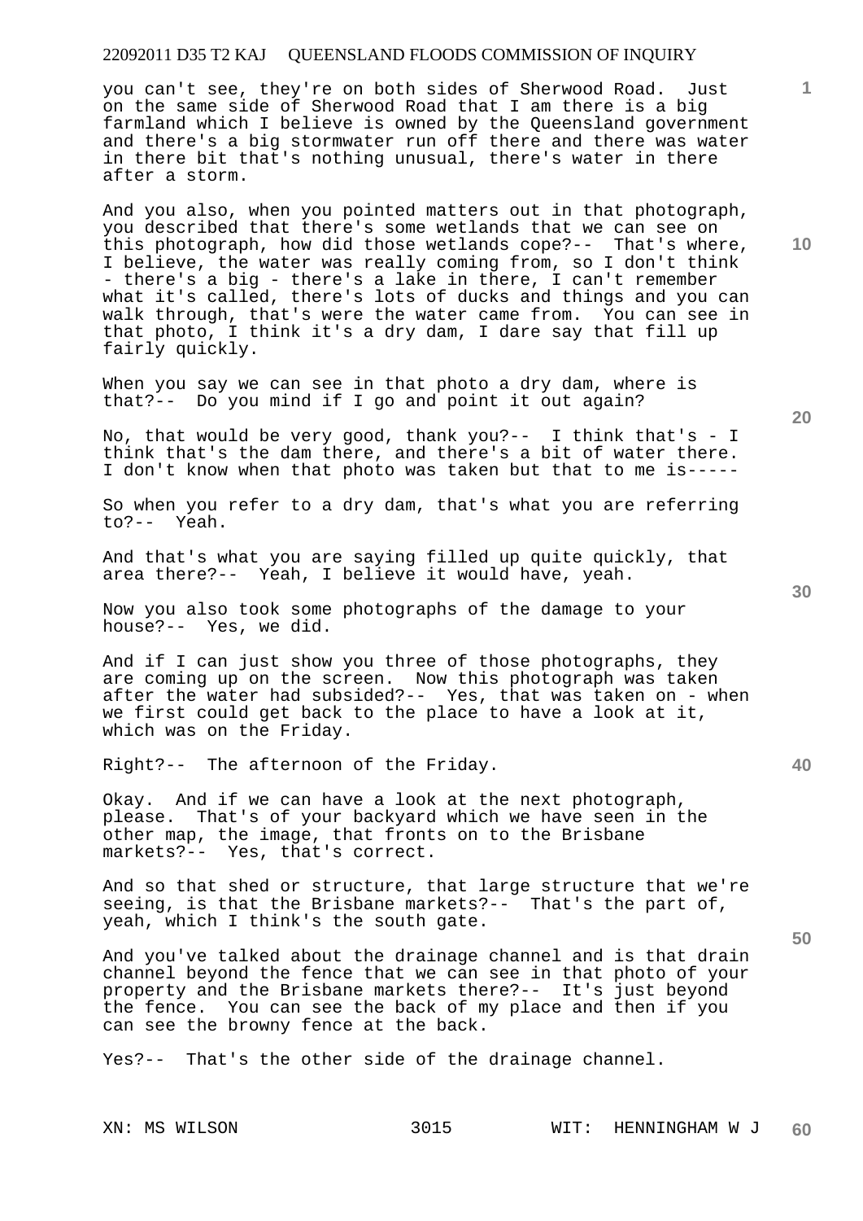you can't see, they're on both sides of Sherwood Road. Just on the same side of Sherwood Road that I am there is a big farmland which I believe is owned by the Queensland government and there's a big stormwater run off there and there was water in there bit that's nothing unusual, there's water in there after a storm.

And you also, when you pointed matters out in that photograph, you described that there's some wetlands that we can see on this photograph, how did those wetlands cope?-- That's where, I believe, the water was really coming from, so I don't think - there's a big - there's a lake in there, I can't remember what it's called, there's lots of ducks and things and you can walk through, that's were the water came from. You can see in that photo, I think it's a dry dam, I dare say that fill up fairly quickly.

When you say we can see in that photo a dry dam, where is that?-- Do you mind if I go and point it out again?

No, that would be very good, thank you?-- I think that's - I think that's the dam there, and there's a bit of water there. I don't know when that photo was taken but that to me is-----

So when you refer to a dry dam, that's what you are referring to?-- Yeah.

And that's what you are saying filled up quite quickly, that area there?-- Yeah, I believe it would have, yeah.

Now you also took some photographs of the damage to your house?-- Yes, we did.

And if I can just show you three of those photographs, they are coming up on the screen. Now this photograph was taken after the water had subsided?-- Yes, that was taken on - when we first could get back to the place to have a look at it, which was on the Friday.

Right?-- The afternoon of the Friday.

Okay. And if we can have a look at the next photograph, please. That's of your backyard which we have seen in the other map, the image, that fronts on to the Brisbane markets?-- Yes, that's correct.

And so that shed or structure, that large structure that we're seeing, is that the Brisbane markets?-- That's the part of, yeah, which I think's the south gate.

And you've talked about the drainage channel and is that drain channel beyond the fence that we can see in that photo of your property and the Brisbane markets there?-- It's just beyond the fence. You can see the back of my place and then if you can see the browny fence at the back.

Yes?-- That's the other side of the drainage channel.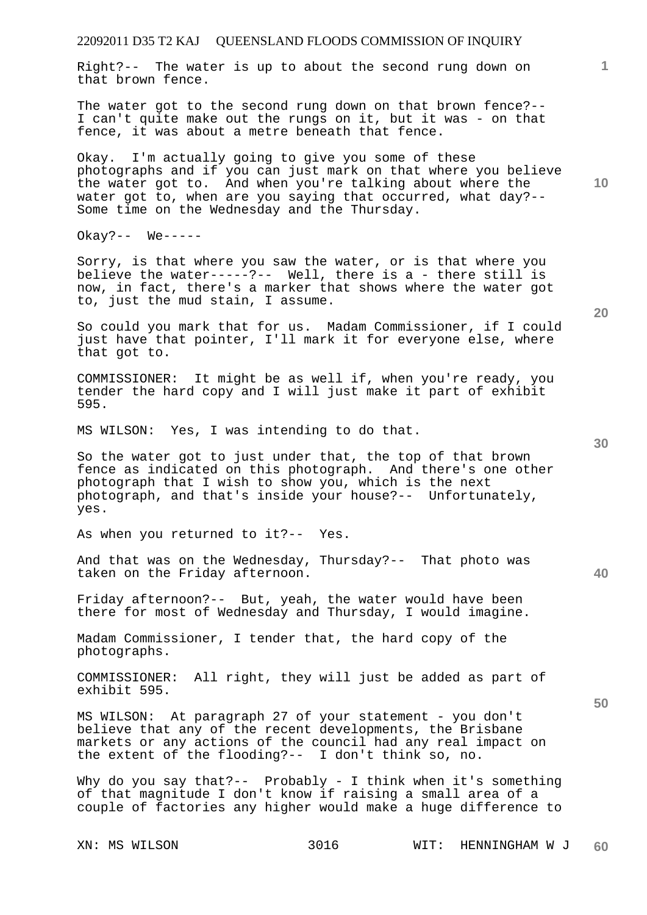Right?-- The water is up to about the second rung down on that brown fence.

The water got to the second rung down on that brown fence?-- I can't quite make out the rungs on it, but it was - on that fence, it was about a metre beneath that fence.

Okay. I'm actually going to give you some of these photographs and if you can just mark on that where you believe the water got to. And when you're talking about where the water got to, when are you saying that occurred, what day?-- Some time on the Wednesday and the Thursday.

Okay?-- We-----

Sorry, is that where you saw the water, or is that where you believe the water-----?-- Well, there is a - there still is now, in fact, there's a marker that shows where the water got to, just the mud stain, I assume.

So could you mark that for us. Madam Commissioner, if I could just have that pointer, I'll mark it for everyone else, where that got to.

COMMISSIONER: It might be as well if, when you're ready, you tender the hard copy and I will just make it part of exhibit 595.

MS WILSON: Yes, I was intending to do that.

So the water got to just under that, the top of that brown fence as indicated on this photograph. And there's one other photograph that I wish to show you, which is the next photograph, and that's inside your house?-- Unfortunately, yes.

As when you returned to it?-- Yes.

And that was on the Wednesday, Thursday?-- That photo was taken on the Friday afternoon.

Friday afternoon?-- But, yeah, the water would have been there for most of Wednesday and Thursday, I would imagine.

Madam Commissioner, I tender that, the hard copy of the photographs.

COMMISSIONER: All right, they will just be added as part of exhibit 595.

MS WILSON: At paragraph 27 of your statement - you don't believe that any of the recent developments, the Brisbane markets or any actions of the council had any real impact on the extent of the flooding?-- I don't think so, no.

Why do you say that?-- Probably - I think when it's something of that magnitude I don't know if raising a small area of a couple of factories any higher would make a huge difference to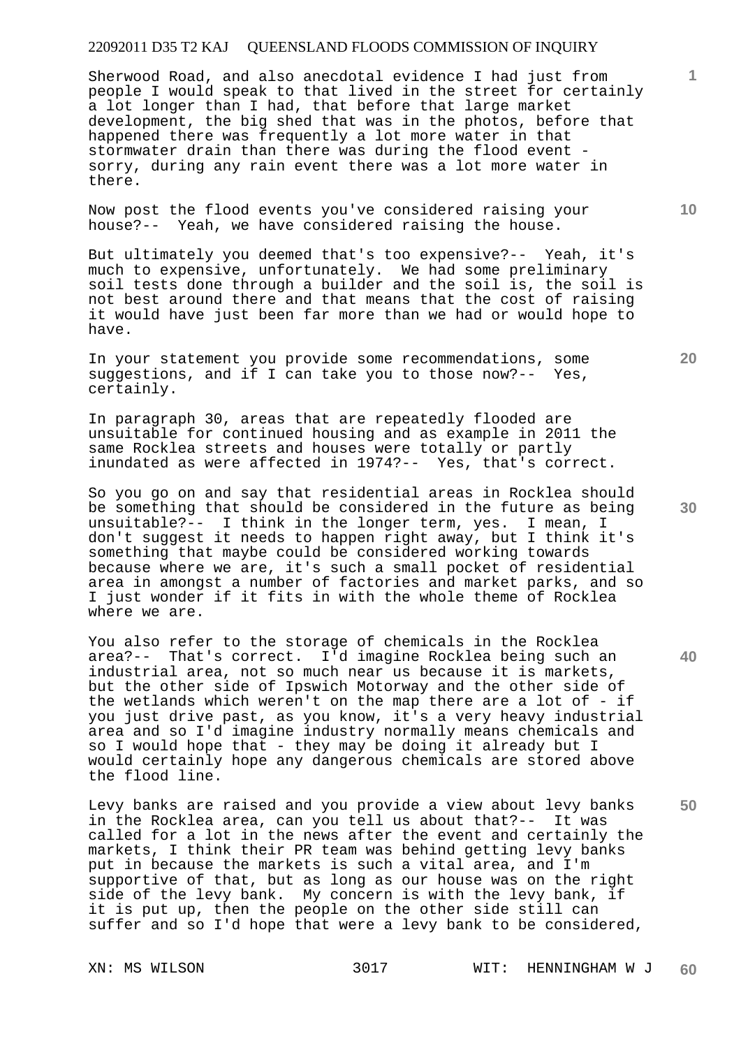Sherwood Road, and also anecdotal evidence I had just from people I would speak to that lived in the street for certainly a lot longer than I had, that before that large market development, the big shed that was in the photos, before that happened there was frequently a lot more water in that stormwater drain than there was during the flood event - sorry, during any rain event there was a lot more water in there.

Now post the flood events you've considered raising your house?-- Yeah, we have considered raising the house.

But ultimately you deemed that's too expensive?-- Yeah, it's much to expensive, unfortunately. We had some preliminary soil tests done through a builder and the soil is, the soil is not best around there and that means that the cost of raising it would have just been far more than we had or would hope to have.

In your statement you provide some recommendations, some suggestions, and if I can take you to those now?-- Yes, certainly.

In paragraph 30, areas that are repeatedly flooded are unsuitable for continued housing and as example in 2011 the same Rocklea streets and houses were totally or partly inundated as were affected in 1974?-- Yes, that's correct.

So you go on and say that residential areas in Rocklea should be something that should be considered in the future as being unsuitable?-- I think in the longer term, yes. I mean, I don't suggest it needs to happen right away, but I think it's something that maybe could be considered working towards because where we are, it's such a small pocket of residential area in amongst a number of factories and market parks, and so I just wonder if it fits in with the whole theme of Rocklea where we are.

You also refer to the storage of chemicals in the Rocklea area?-- That's correct. I'd imagine Rocklea being such an industrial area, not so much near us because it is markets, but the other side of Ipswich Motorway and the other side of the wetlands which weren't on the map there are a lot of - if you just drive past, as you know, it's a very heavy industrial area and so I'd imagine industry normally means chemicals and so I would hope that - they may be doing it already but I would certainly hope any dangerous chemicals are stored above the flood line.

Levy banks are raised and you provide a view about levy banks in the Rocklea area, can you tell us about that?-- It was called for a lot in the news after the event and certainly the markets, I think their PR team was behind getting levy banks put in because the markets is such a vital area, and I'm supportive of that, but as long as our house was on the right side of the levy bank. My concern is with the levy bank, if it is put up, then the people on the other side still can suffer and so I'd hope that were a levy bank to be considered,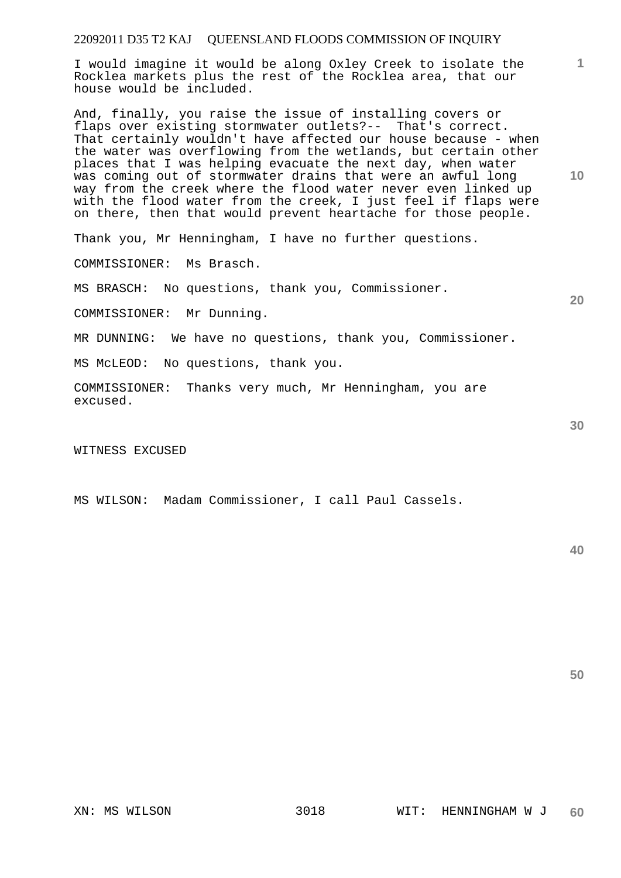I would imagine it would be along Oxley Creek to isolate the Rocklea markets plus the rest of the Rocklea area, that our house would be included.

And, finally, you raise the issue of installing covers or flaps over existing stormwater outlets?-- That's correct. That certainly wouldn't have affected our house because - when the water was overflowing from the wetlands, but certain other places that I was helping evacuate the next day, when water was coming out of stormwater drains that were an awful long way from the creek where the flood water never even linked up with the flood water from the creek, I just feel if flaps were on there, then that would prevent heartache for those people.

Thank you, Mr Henningham, I have no further questions.

COMMISSIONER: Ms Brasch.

MS BRASCH: No questions, thank you, Commissioner.

COMMISSIONER: Mr Dunning.

MR DUNNING: We have no questions, thank you, Commissioner.

MS McLEOD: No questions, thank you.

COMMISSIONER: Thanks very much, Mr Henningham, you are excused.

WITNESS EXCUSED

MS WILSON: Madam Commissioner, I call Paul Cassels.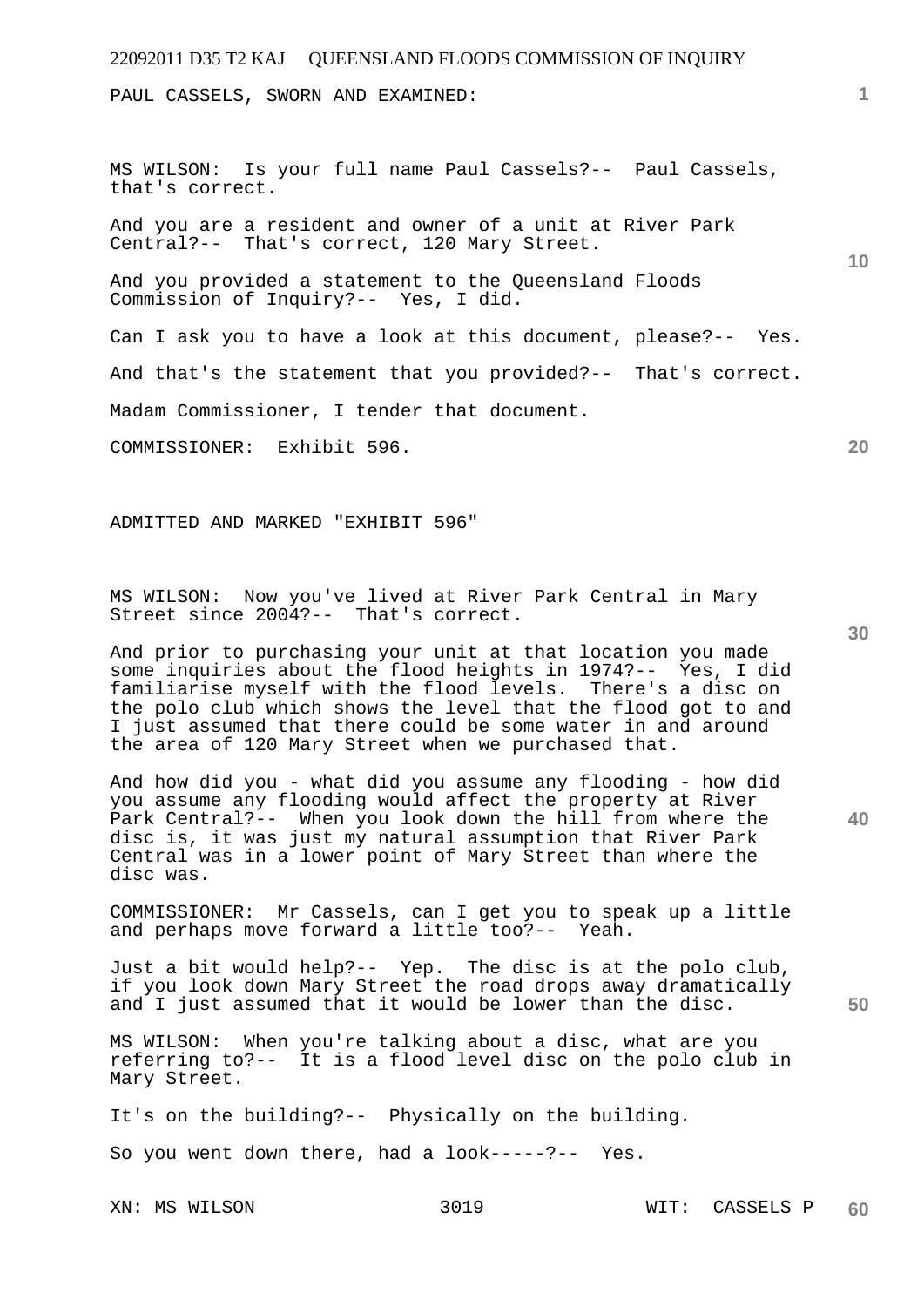PAUL CASSELS, SWORN AND EXAMINED:

MS WILSON: Is your full name Paul Cassels?-- Paul Cassels, that's correct.

And you are a resident and owner of a unit at River Park Central?-- That's correct, 120 Mary Street.

And you provided a statement to the Queensland Floods Commission of Inquiry?-- Yes, I did.

Can I ask you to have a look at this document, please?-- Yes.

And that's the statement that you provided?-- That's correct.

Madam Commissioner, I tender that document.

COMMISSIONER: Exhibit 596.

ADMITTED AND MARKED "EXHIBIT 596"

MS WILSON: Now you've lived at River Park Central in Mary Street since 2004?-- That's correct.

And prior to purchasing your unit at that location you made some inquiries about the flood heights in 1974?-- Yes, I did familiarise myself with the flood levels. There's a disc on the polo club which shows the level that the flood got to and I just assumed that there could be some water in and around the area of 120 Mary Street when we purchased that.

And how did you - what did you assume any flooding - how did you assume any flooding would affect the property at River Park Central?-- When you look down the hill from where the disc is, it was just my natural assumption that River Park Central was in a lower point of Mary Street than where the disc was.

COMMISSIONER: Mr Cassels, can I get you to speak up a little and perhaps move forward a little too?-- Yeah.

Just a bit would help?-- Yep. The disc is at the polo club, if you look down Mary Street the road drops away dramatically and I just assumed that it would be lower than the disc.

MS WILSON: When you're talking about a disc, what are you referring to?-- It is a flood level disc on the polo club in Mary Street.

It's on the building?-- Physically on the building.

So you went down there, had a look-----?-- Yes.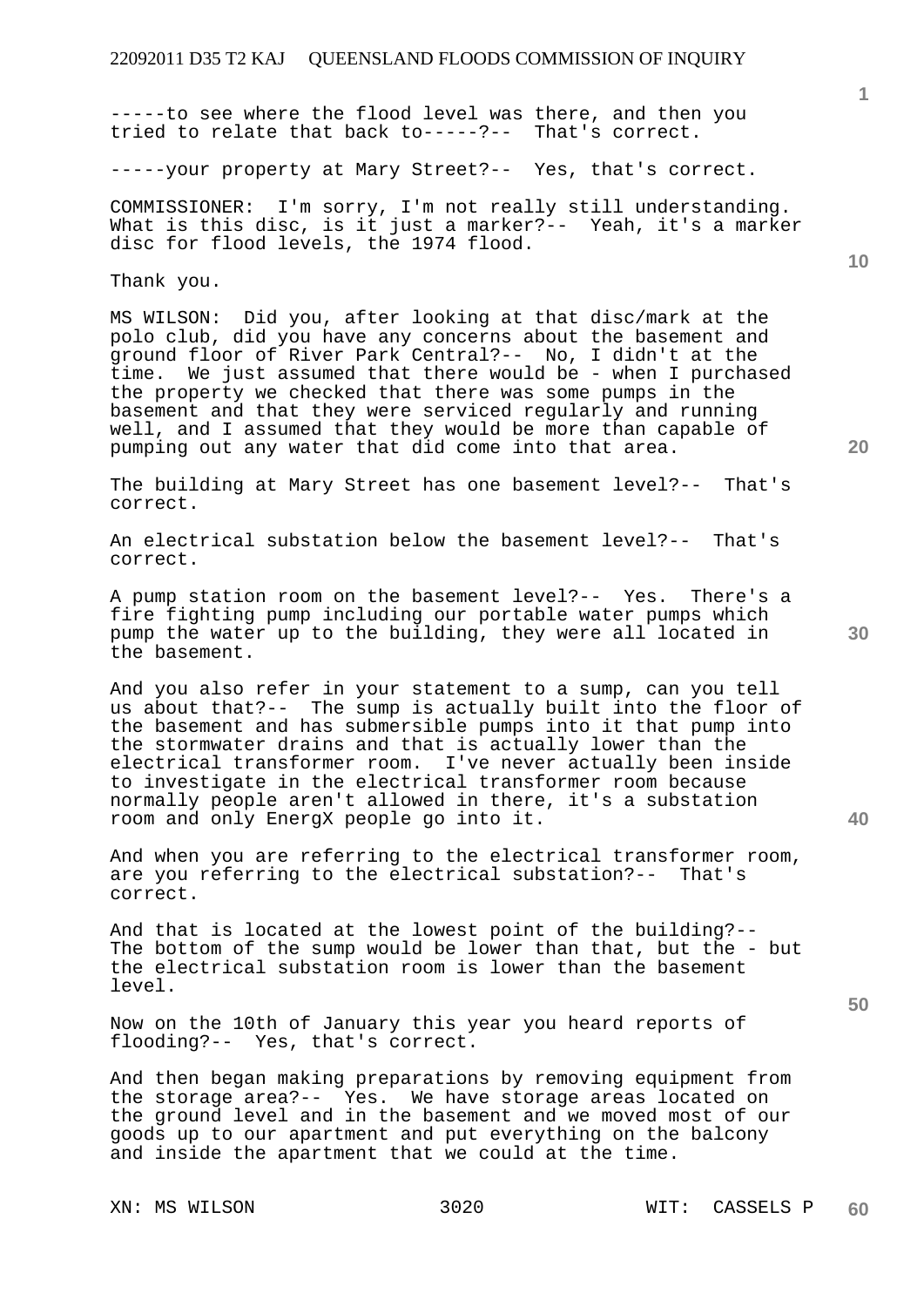-----to see where the flood level was there, and then you tried to relate that back to-----?-- That's correct.

-----your property at Mary Street?-- Yes, that's correct.

COMMISSIONER: I'm sorry, I'm not really still understanding. What is this disc, is it just a marker?-- Yeah, it's a marker disc for flood levels, the 1974 flood.

Thank you.

MS WILSON: Did you, after looking at that disc/mark at the polo club, did you have any concerns about the basement and ground floor of River Park Central?-- No, I didn't at the time. We just assumed that there would be - when I purchased the property we checked that there was some pumps in the basement and that they were serviced regularly and running well, and I assumed that they would be more than capable of pumping out any water that did come into that area.

The building at Mary Street has one basement level?-- That's correct.

An electrical substation below the basement level?-- That's correct.

A pump station room on the basement level?-- Yes. There's a fire fighting pump including our portable water pumps which pump the water up to the building, they were all located in the basement.

And you also refer in your statement to a sump, can you tell us about that?-- The sump is actually built into the floor of the basement and has submersible pumps into it that pump into the stormwater drains and that is actually lower than the electrical transformer room. I've never actually been inside to investigate in the electrical transformer room because normally people aren't allowed in there, it's a substation room and only EnergX people go into it.

And when you are referring to the electrical transformer room, are you referring to the electrical substation?-- That's correct.

And that is located at the lowest point of the building?-- The bottom of the sump would be lower than that, but the - but the electrical substation room is lower than the basement level.

Now on the 10th of January this year you heard reports of flooding?-- Yes, that's correct.

And then began making preparations by removing equipment from the storage area?-- Yes. We have storage areas located on the ground level and in the basement and we moved most of our goods up to our apartment and put everything on the balcony and inside the apartment that we could at the time.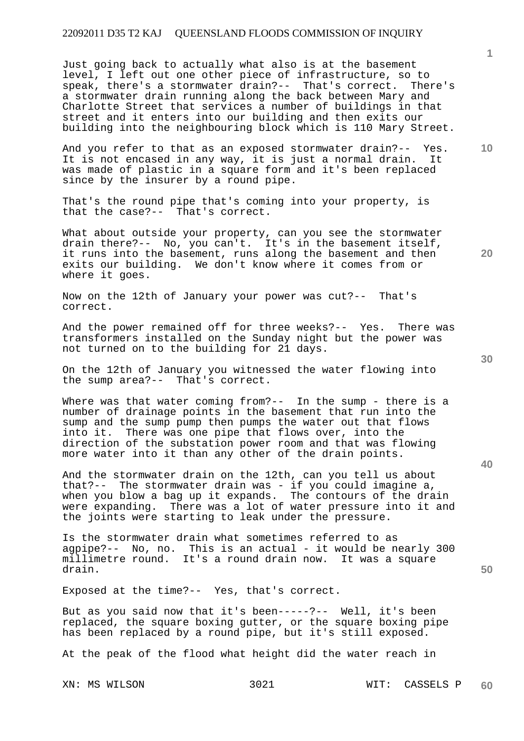Just going back to actually what also is at the basement level, I left out one other piece of infrastructure, so to speak, there's a stormwater drain?-- That's correct. There's a stormwater drain running along the back between Mary and Charlotte Street that services a number of buildings in that street and it enters into our building and then exits our building into the neighbouring block which is 110 Mary Street.

And you refer to that as an exposed stormwater drain?-- Yes. It is not encased in any way, it is just a normal drain. It was made of plastic in a square form and it's been replaced since by the insurer by a round pipe.

That's the round pipe that's coming into your property, is that the case?-- That's correct.

What about outside your property, can you see the stormwater drain there?-- No, you can't. It's in the basement itself, it runs into the basement, runs along the basement and then exits our building. We don't know where it comes from or where it goes.

Now on the 12th of January your power was cut?-- That's correct.

And the power remained off for three weeks?-- Yes. There was transformers installed on the Sunday night but the power was not turned on to the building for 21 days.

On the 12th of January you witnessed the water flowing into the sump area?-- That's correct.

Where was that water coming from?-- In the sump - there is a number of drainage points in the basement that run into the sump and the sump pump then pumps the water out that flows into it. There was one pipe that flows over, into the direction of the substation power room and that was flowing more water into it than any other of the drain points.

And the stormwater drain on the 12th, can you tell us about that?-- The stormwater drain was - if you could imagine a, when you blow a bag up it expands. The contours of the drain were expanding. There was a lot of water pressure into it and the joints were starting to leak under the pressure.

Is the stormwater drain what sometimes referred to as agpipe?-- No, no. This is an actual - it would be nearly 300 millimetre round. It's a round drain now. It was a square drain.

Exposed at the time?-- Yes, that's correct.

But as you said now that it's been-----?-- Well, it's been replaced, the square boxing gutter, or the square boxing pipe has been replaced by a round pipe, but it's still exposed.

At the peak of the flood what height did the water reach in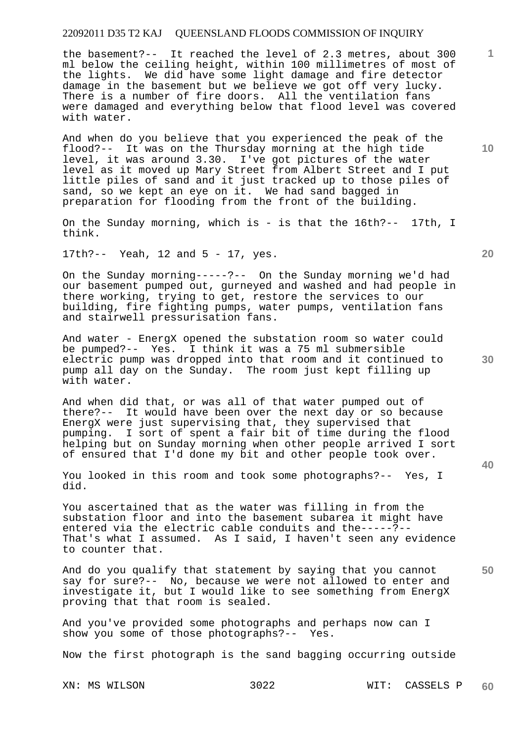the basement?-- It reached the level of 2.3 metres, about 300 ml below the ceiling height, within 100 millimetres of most of the lights. We did have some light damage and fire detector damage in the basement but we believe we got off very lucky. There is a number of fire doors. All the ventilation fans were damaged and everything below that flood level was covered with water.

And when do you believe that you experienced the peak of the flood?-- It was on the Thursday morning at the high tide level, it was around 3.30. I've got pictures of the water level as it moved up Mary Street from Albert Street and I put little piles of sand and it just tracked up to those piles of sand, so we kept an eye on it. We had sand bagged in preparation for flooding from the front of the building.

On the Sunday morning, which is - is that the 16th?-- 17th, I think.

17th?-- Yeah, 12 and 5 - 17, yes.

On the Sunday morning-----?-- On the Sunday morning we'd had our basement pumped out, gurneyed and washed and had people in there working, trying to get, restore the services to our building, fire fighting pumps, water pumps, ventilation fans and stairwell pressurisation fans.

And water - EnergX opened the substation room so water could be pumped?-- Yes. I think it was a 75 ml submersible electric pump was dropped into that room and it continued to pump all day on the Sunday. The room just kept filling up with water.

And when did that, or was all of that water pumped out of there?-- It would have been over the next day or so because EnergX were just supervising that, they supervised that pumping. I sort of spent a fair bit of time during the flood helping but on Sunday morning when other people arrived I sort of ensured that I'd done my bit and other people took over.

You looked in this room and took some photographs?-- Yes, I did.

You ascertained that as the water was filling in from the substation floor and into the basement subarea it might have entered via the electric cable conduits and the-----?-- That's what I assumed. As I said, I haven't seen any evidence to counter that.

And do you qualify that statement by saying that you cannot say for sure?-- No, because we were not allowed to enter and investigate it, but I would like to see something from EnergX proving that that room is sealed.

And you've provided some photographs and perhaps now can I show you some of those photographs?-- Yes.

Now the first photograph is the sand bagging occurring outside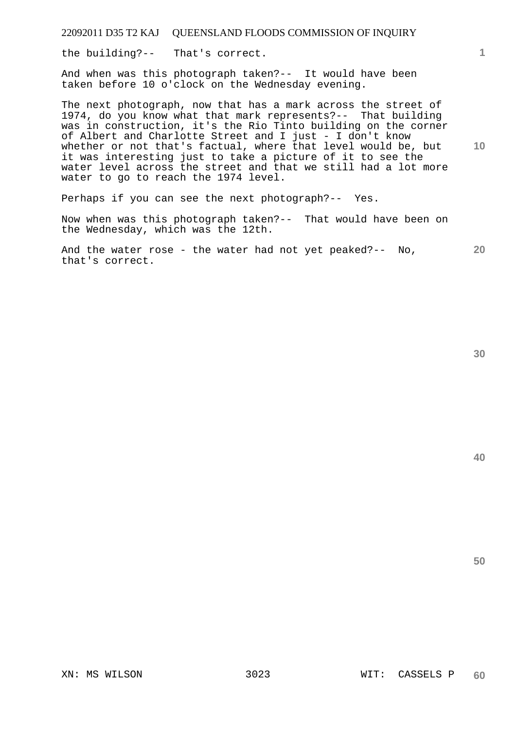the building?-- That's correct.

And when was this photograph taken?-- It would have been taken before 10 o'clock on the Wednesday evening.

The next photograph, now that has a mark across the street of 1974, do you know what that mark represents?-- That building was in construction, it's the Rio Tinto building on the corner of Albert and Charlotte Street and I just - I don't know whether or not that's factual, where that level would be, but it was interesting just to take a picture of it to see the water level across the street and that we still had a lot more water to go to reach the 1974 level.

Perhaps if you can see the next photograph?-- Yes.

Now when was this photograph taken?-- That would have been on the Wednesday, which was the 12th.

And the water rose - the water had not yet peaked?-- No, that's correct.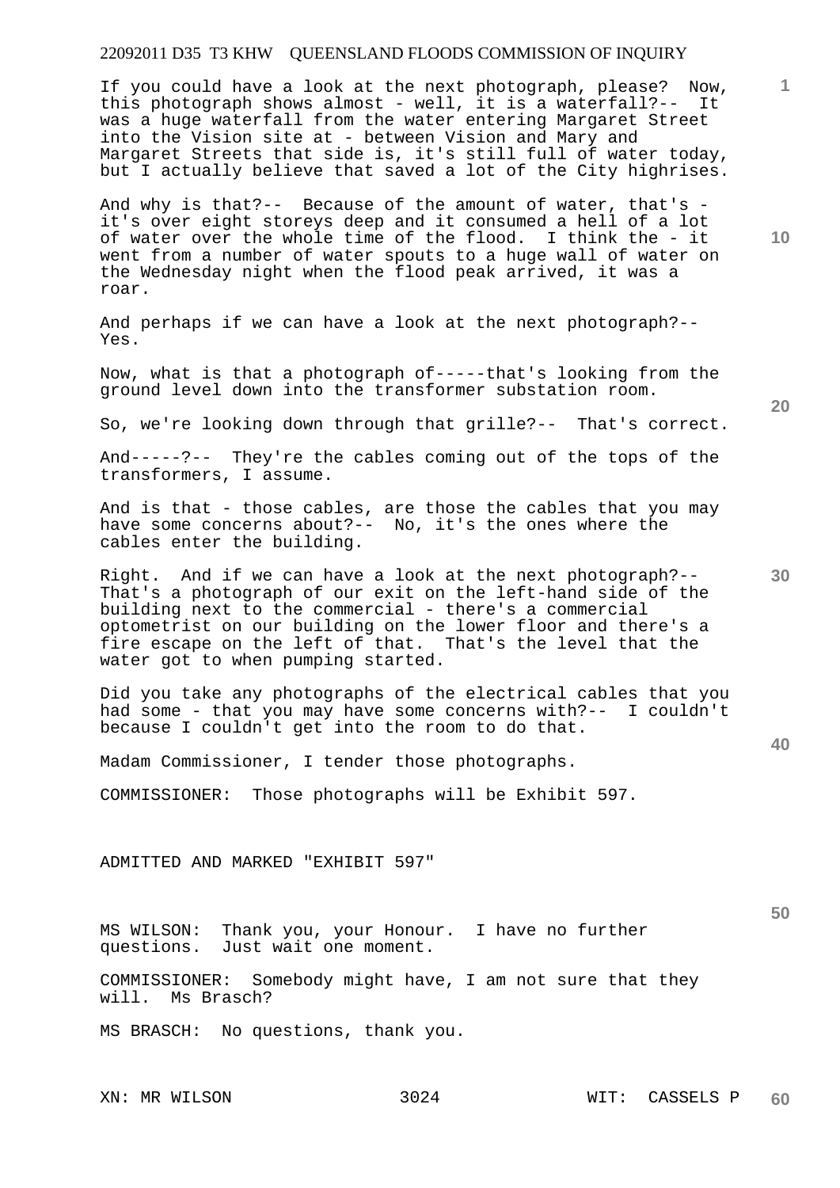If you could have a look at the next photograph, please? Now, this photograph shows almost - well, it is a waterfall?-- It was a huge waterfall from the water entering Margaret Street into the Vision site at - between Vision and Mary and Margaret Streets that side is, it's still full of water today, but I actually believe that saved a lot of the City highrises.

And why is that?-- Because of the amount of water, that's - it's over eight storeys deep and it consumed a hell of a lot of water over the whole time of the flood. I think the - it went from a number of water spouts to a huge wall of water on the Wednesday night when the flood peak arrived, it was a roar.

And perhaps if we can have a look at the next photograph?-- Yes.

Now, what is that a photograph of-----that's looking from the ground level down into the transformer substation room.

So, we're looking down through that grille?-- That's correct.

And-----?-- They're the cables coming out of the tops of the transformers, I assume.

And is that - those cables, are those the cables that you may have some concerns about?-- No, it's the ones where the cables enter the building.

Right. And if we can have a look at the next photograph?-- That's a photograph of our exit on the left-hand side of the building next to the commercial - there's a commercial optometrist on our building on the lower floor and there's a fire escape on the left of that. That's the level that the water got to when pumping started.

Did you take any photographs of the electrical cables that you had some - that you may have some concerns with?-- I couldn't because I couldn't get into the room to do that.

Madam Commissioner, I tender those photographs.

COMMISSIONER: Those photographs will be Exhibit 597.

ADMITTED AND MARKED "EXHIBIT 597"

MS WILSON: Thank you, your Honour. I have no further questions. Just wait one moment.

COMMISSIONER: Somebody might have, I am not sure that they will. Ms Brasch?

MS BRASCH: No questions, thank you.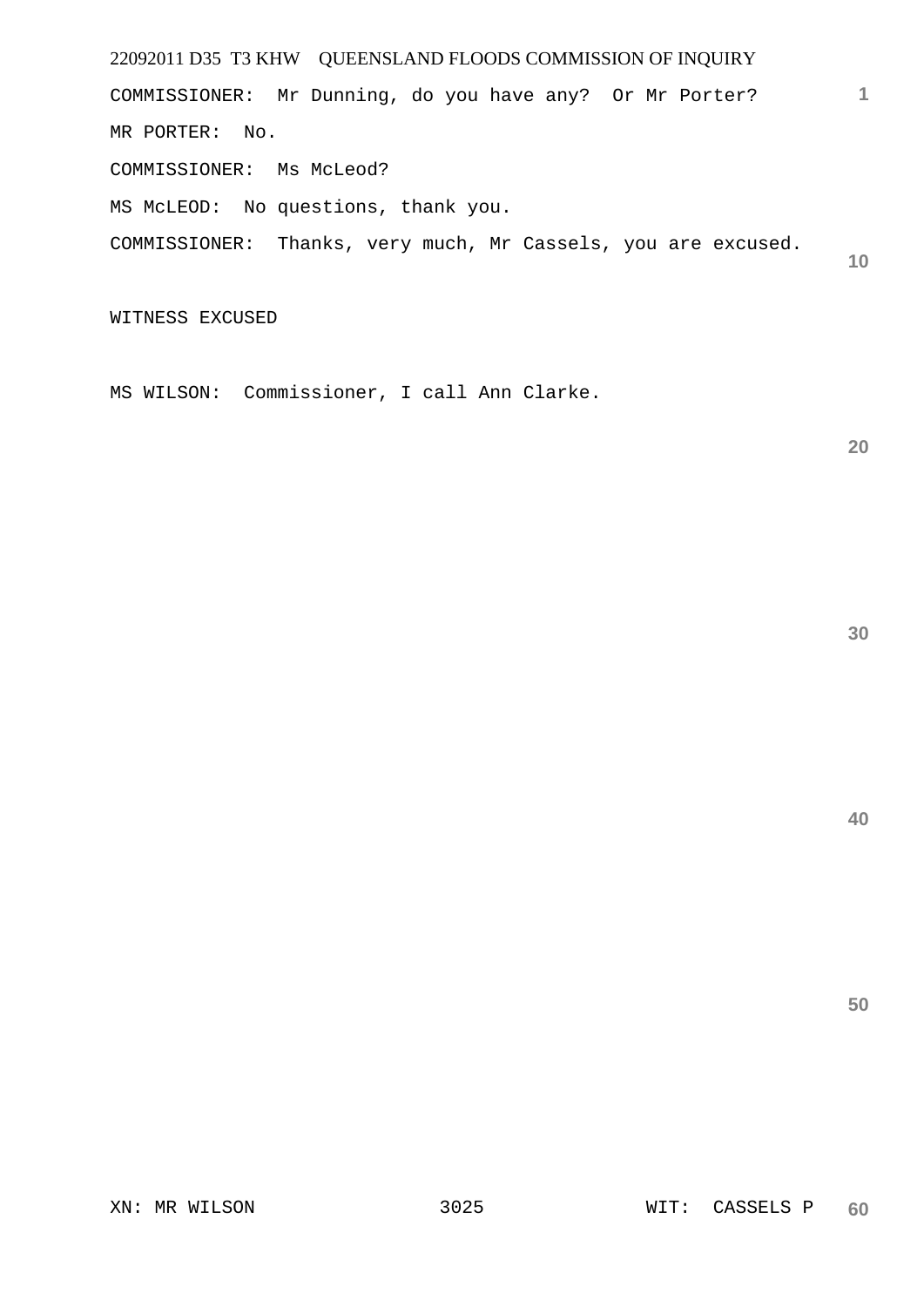COMMISSIONER:  Mr Dunning, do you have any?  Or Mr Porter?

MR PORTER:  No.

COMMISSIONER:  Ms McLeod?

MS McLEOD:  No questions, thank you.

COMMISSIONER:  Thanks, very much, Mr Cassels, you are excused.

WITNESS EXCUSED

MS WILSON:  Commissioner, I call Ann Clarke.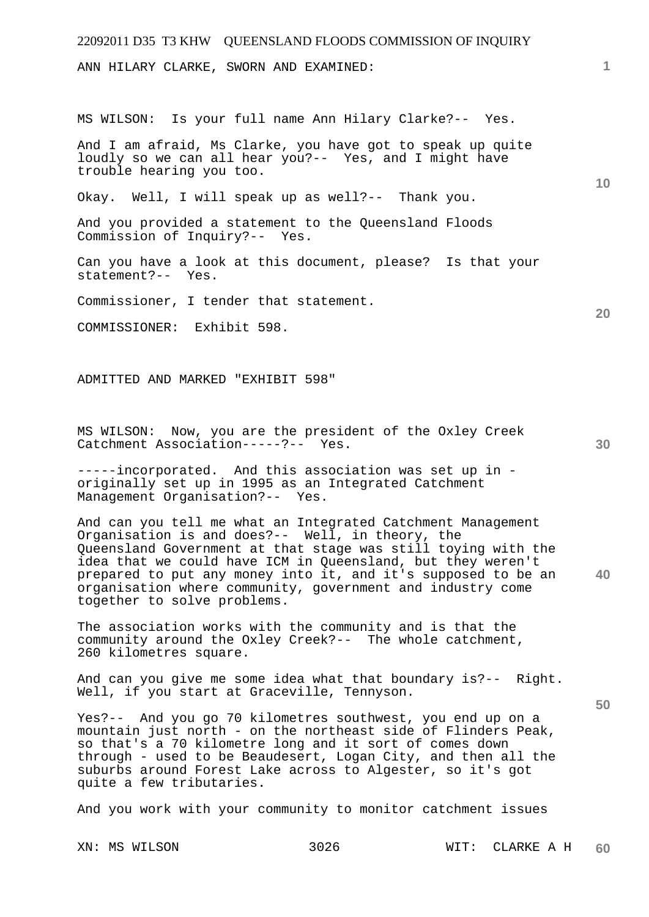ANN HILARY CLARKE, SWORN AND EXAMINED:

MS WILSON: Is your full name Ann Hilary Clarke?-- Yes.

And I am afraid, Ms Clarke, you have got to speak up quite loudly so we can all hear you?-- Yes, and I might have trouble hearing you too.

Okay. Well, I will speak up as well?-- Thank you.

And you provided a statement to the Queensland Floods Commission of Inquiry?-- Yes.

Can you have a look at this document, please? Is that your statement?-- Yes.

Commissioner, I tender that statement.

COMMISSIONER: Exhibit 598.

ADMITTED AND MARKED "EXHIBIT 598"

MS WILSON: Now, you are the president of the Oxley Creek Catchment Association-----?-- Yes.

-----incorporated. And this association was set up in - originally set up in 1995 as an Integrated Catchment Management Organisation?-- Yes.

And can you tell me what an Integrated Catchment Management Organisation is and does?-- Well, in theory, the Queensland Government at that stage was still toying with the idea that we could have ICM in Queensland, but they weren't prepared to put any money into it, and it's supposed to be an organisation where community, government and industry come together to solve problems.

The association works with the community and is that the community around the Oxley Creek?-- The whole catchment, 260 kilometres square.

And can you give me some idea what that boundary is?-- Right. Well, if you start at Graceville, Tennyson.

Yes?-- And you go 70 kilometres southwest, you end up on a mountain just north - on the northeast side of Flinders Peak, so that's a 70 kilometre long and it sort of comes down through - used to be Beaudesert, Logan City, and then all the suburbs around Forest Lake across to Algester, so it's got quite a few tributaries.

And you work with your community to monitor catchment issues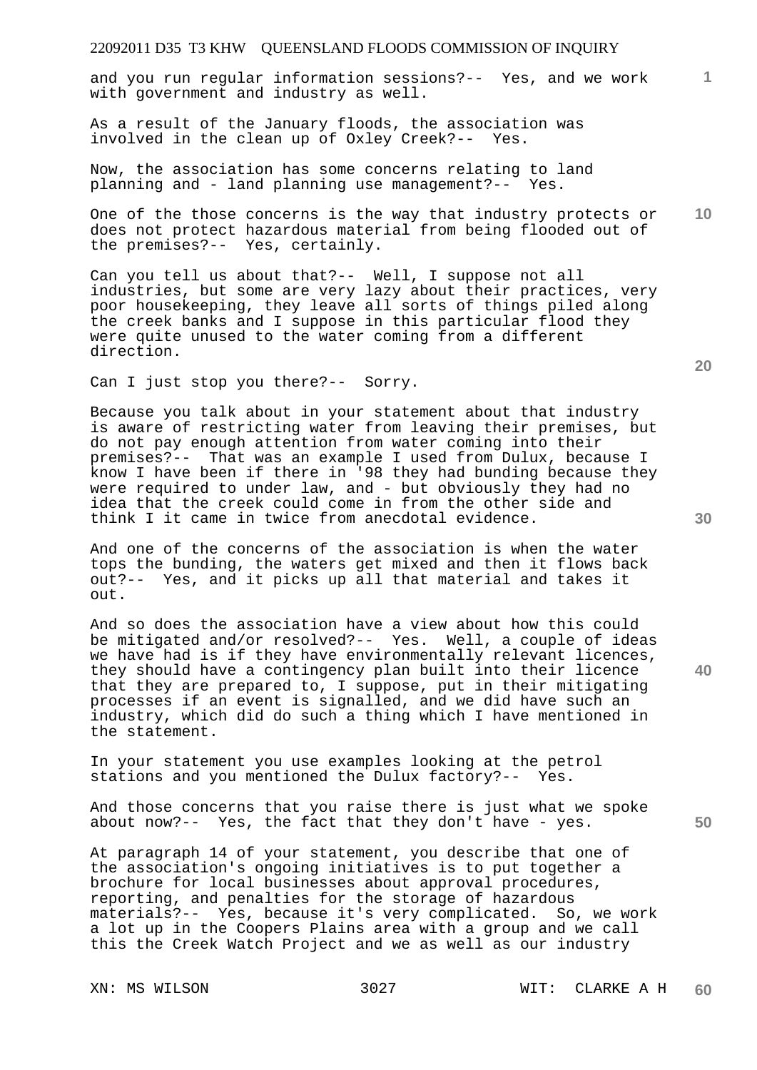and you run regular information sessions?-- Yes, and we work with government and industry as well.

As a result of the January floods, the association was involved in the clean up of Oxley Creek?-- Yes.

Now, the association has some concerns relating to land planning and - land planning use management?-- Yes.

One of the those concerns is the way that industry protects or does not protect hazardous material from being flooded out of the premises?-- Yes, certainly.

Can you tell us about that?-- Well, I suppose not all industries, but some are very lazy about their practices, very poor housekeeping, they leave all sorts of things piled along the creek banks and I suppose in this particular flood they were quite unused to the water coming from a different direction.

Can I just stop you there?-- Sorry.

Because you talk about in your statement about that industry is aware of restricting water from leaving their premises, but do not pay enough attention from water coming into their premises?-- That was an example I used from Dulux, because I know I have been if there in '98 they had bunding because they were required to under law, and - but obviously they had no idea that the creek could come in from the other side and think I it came in twice from anecdotal evidence.

And one of the concerns of the association is when the water tops the bunding, the waters get mixed and then it flows back out?-- Yes, and it picks up all that material and takes it out.

And so does the association have a view about how this could be mitigated and/or resolved?-- Yes. Well, a couple of ideas we have had is if they have environmentally relevant licences, they should have a contingency plan built into their licence that they are prepared to, I suppose, put in their mitigating processes if an event is signalled, and we did have such an industry, which did do such a thing which I have mentioned in the statement.

In your statement you use examples looking at the petrol stations and you mentioned the Dulux factory?-- Yes.

And those concerns that you raise there is just what we spoke about now?-- Yes, the fact that they don't have - yes.

At paragraph 14 of your statement, you describe that one of the association's ongoing initiatives is to put together a brochure for local businesses about approval procedures, reporting, and penalties for the storage of hazardous materials?-- Yes, because it's very complicated. So, we work a lot up in the Coopers Plains area with a group and we call this the Creek Watch Project and we as well as our industry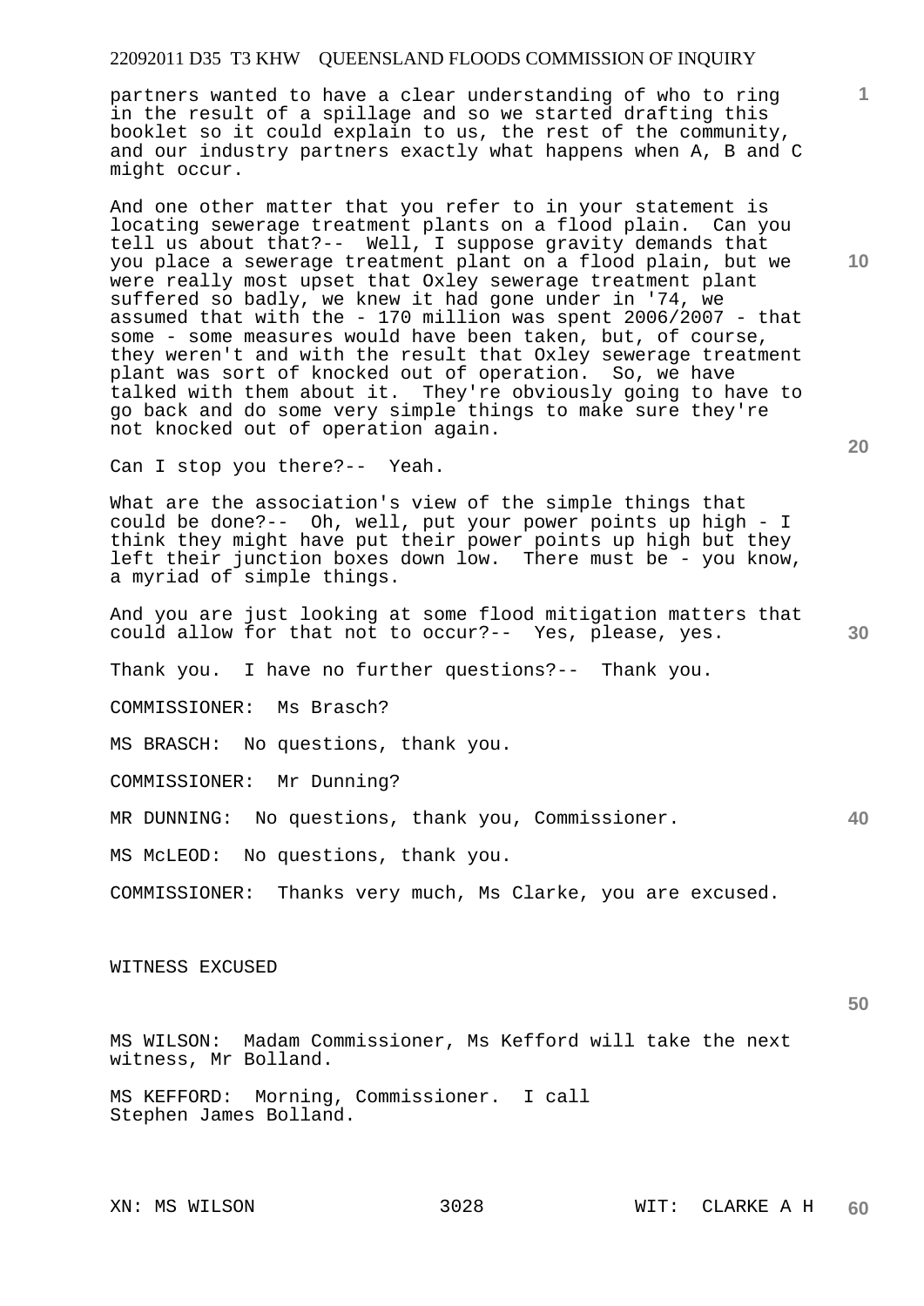partners wanted to have a clear understanding of who to ring in the result of a spillage and so we started drafting this booklet so it could explain to us, the rest of the community, and our industry partners exactly what happens when A, B and C might occur.

And one other matter that you refer to in your statement is locating sewerage treatment plants on a flood plain. Can you tell us about that?-- Well, I suppose gravity demands that you place a sewerage treatment plant on a flood plain, but we were really most upset that Oxley sewerage treatment plant suffered so badly, we knew it had gone under in '74, we assumed that with the - 170 million was spent 2006/2007 - that some - some measures would have been taken, but, of course, they weren't and with the result that Oxley sewerage treatment plant was sort of knocked out of operation. So, we have talked with them about it. They're obviously going to have to go back and do some very simple things to make sure they're not knocked out of operation again.

Can I stop you there?-- Yeah.

What are the association's view of the simple things that could be done?-- Oh, well, put your power points up high - I think they might have put their power points up high but they left their junction boxes down low. There must be - you know, a myriad of simple things.

And you are just looking at some flood mitigation matters that could allow for that not to occur?-- Yes, please, yes.

Thank you. I have no further questions?-- Thank you.

COMMISSIONER: Ms Brasch?

MS BRASCH: No questions, thank you.

COMMISSIONER: Mr Dunning?

MR DUNNING: No questions, thank you, Commissioner.

MS McLEOD: No questions, thank you.

COMMISSIONER: Thanks very much, Ms Clarke, you are excused.

WITNESS EXCUSED

MS WILSON: Madam Commissioner, Ms Kefford will take the next witness, Mr Bolland.

MS KEFFORD: Morning, Commissioner. I call Stephen James Bolland.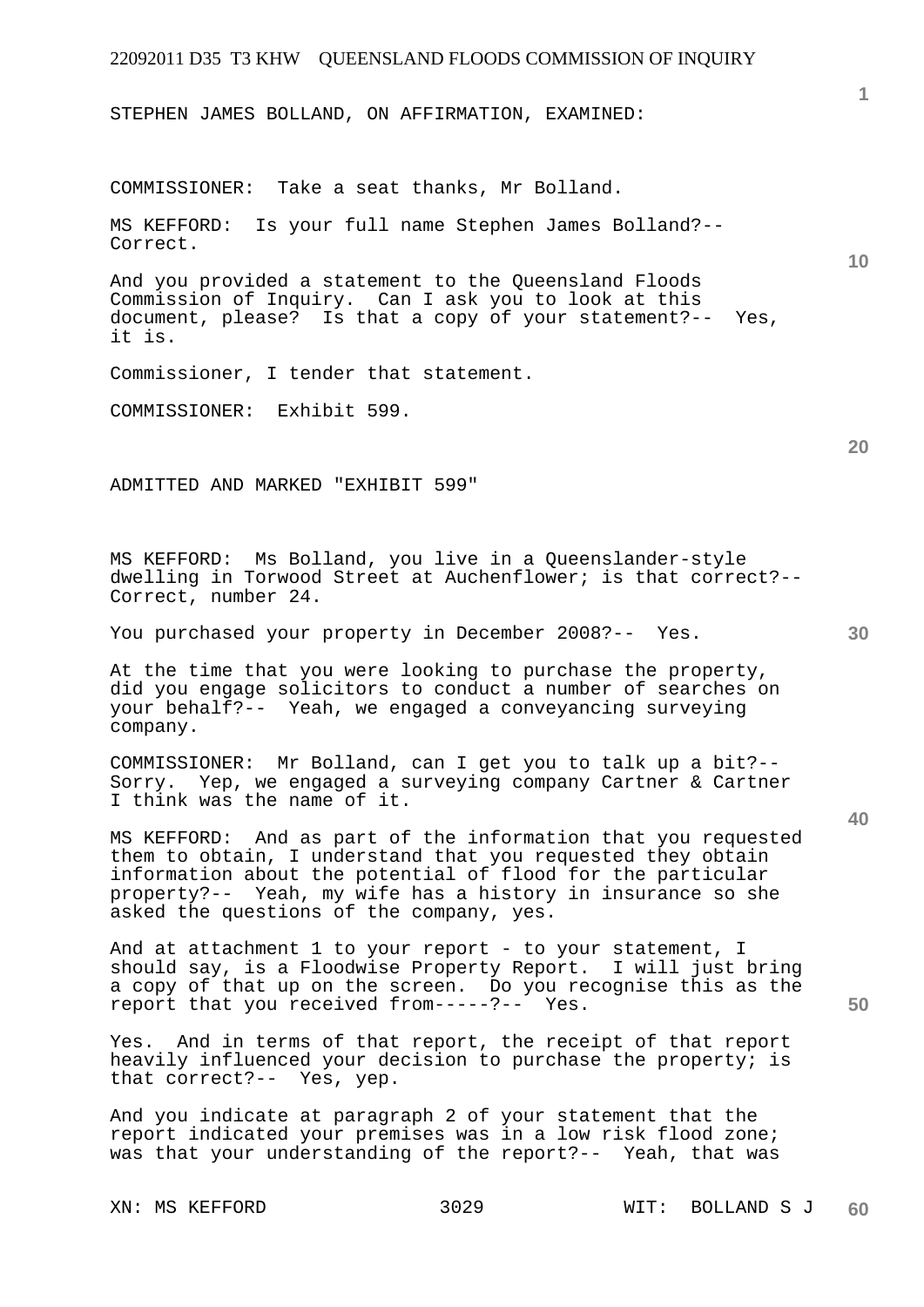STEPHEN JAMES BOLLAND, ON AFFIRMATION, EXAMINED:

COMMISSIONER: Take a seat thanks, Mr Bolland.

MS KEFFORD: Is your full name Stephen James Bolland?-- Correct.

And you provided a statement to the Queensland Floods Commission of Inquiry. Can I ask you to look at this document, please? Is that a copy of your statement?-- Yes, it is.

Commissioner, I tender that statement.

COMMISSIONER: Exhibit 599.

ADMITTED AND MARKED "EXHIBIT 599"

MS KEFFORD: Ms Bolland, you live in a Queenslander-style dwelling in Torwood Street at Auchenflower; is that correct?-- Correct, number 24.

You purchased your property in December 2008?-- Yes.

At the time that you were looking to purchase the property, did you engage solicitors to conduct a number of searches on your behalf?-- Yeah, we engaged a conveyancing surveying company.

COMMISSIONER: Mr Bolland, can I get you to talk up a bit?-- Sorry. Yep, we engaged a surveying company Cartner & Cartner I think was the name of it.

MS KEFFORD: And as part of the information that you requested them to obtain, I understand that you requested they obtain information about the potential of flood for the particular property?-- Yeah, my wife has a history in insurance so she asked the questions of the company, yes.

And at attachment 1 to your report - to your statement, I should say, is a Floodwise Property Report. I will just bring a copy of that up on the screen. Do you recognise this as the report that you received from-----?-- Yes.

Yes. And in terms of that report, the receipt of that report heavily influenced your decision to purchase the property; is that correct?-- Yes, yep.

And you indicate at paragraph 2 of your statement that the report indicated your premises was in a low risk flood zone; was that your understanding of the report?-- Yeah, that was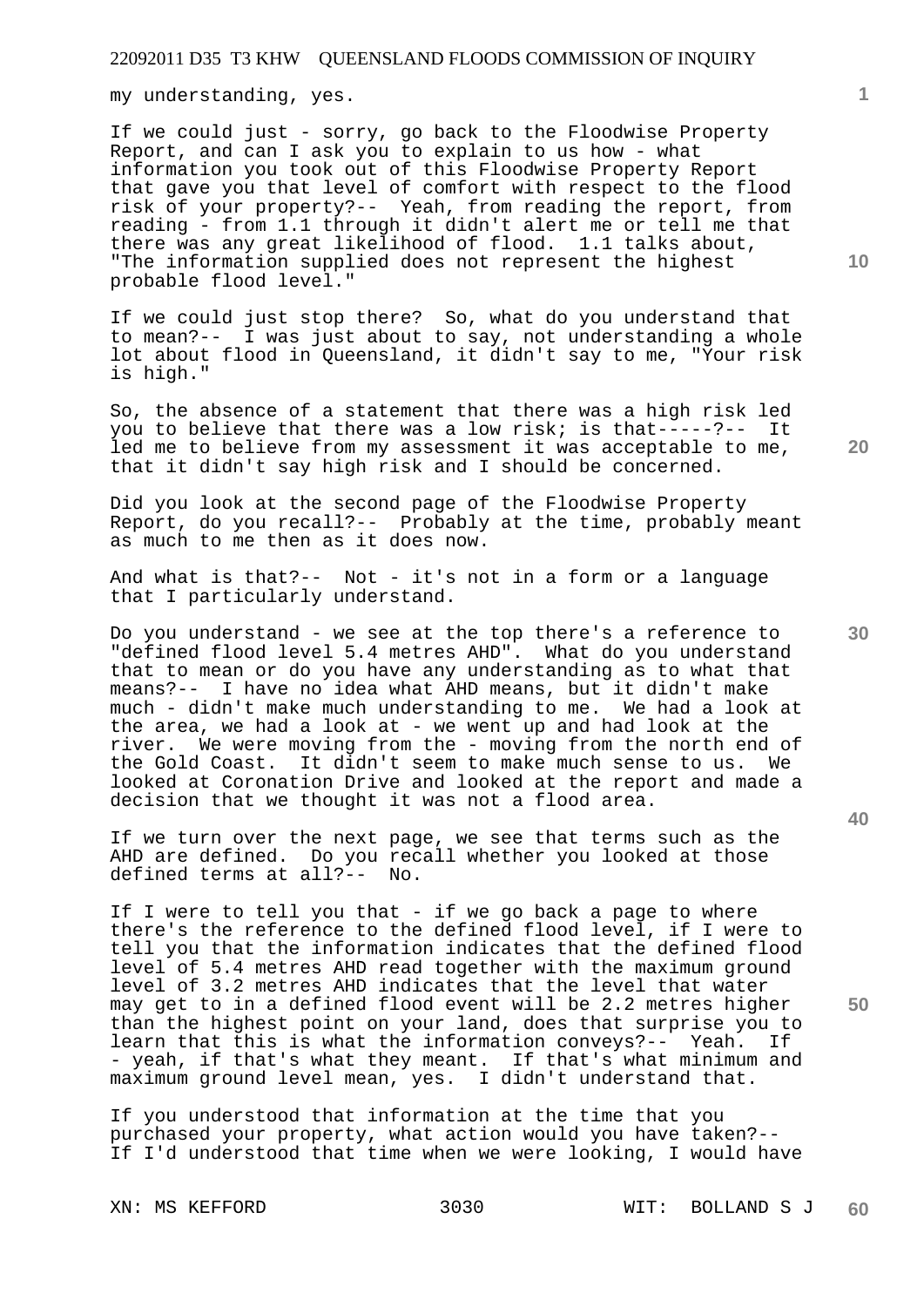my understanding, yes.

If we could just - sorry, go back to the Floodwise Property Report, and can I ask you to explain to us how - what information you took out of this Floodwise Property Report that gave you that level of comfort with respect to the flood risk of your property?-- Yeah, from reading the report, from reading - from 1.1 through it didn't alert me or tell me that there was any great likelihood of flood. 1.1 talks about, "The information supplied does not represent the highest probable flood level."

If we could just stop there? So, what do you understand that to mean?-- I was just about to say, not understanding a whole lot about flood in Queensland, it didn't say to me, "Your risk is high."

So, the absence of a statement that there was a high risk led you to believe that there was a low risk; is that-----?-- It led me to believe from my assessment it was acceptable to me, that it didn't say high risk and I should be concerned.

Did you look at the second page of the Floodwise Property Report, do you recall?-- Probably at the time, probably meant as much to me then as it does now.

And what is that?-- Not - it's not in a form or a language that I particularly understand.

Do you understand - we see at the top there's a reference to "defined flood level 5.4 metres AHD". What do you understand that to mean or do you have any understanding as to what that means?-- I have no idea what AHD means, but it didn't make much - didn't make much understanding to me. We had a look at the area, we had a look at - we went up and had look at the river. We were moving from the - moving from the north end of the Gold Coast. It didn't seem to make much sense to us. We looked at Coronation Drive and looked at the report and made a decision that we thought it was not a flood area.

If we turn over the next page, we see that terms such as the AHD are defined. Do you recall whether you looked at those defined terms at all?-- No.

If I were to tell you that - if we go back a page to where there's the reference to the defined flood level, if I were to tell you that the information indicates that the defined flood level of 5.4 metres AHD read together with the maximum ground level of 3.2 metres AHD indicates that the level that water may get to in a defined flood event will be 2.2 metres higher than the highest point on your land, does that surprise you to learn that this is what the information conveys?-- Yeah. If - yeah, if that's what they meant. If that's what minimum and maximum ground level mean, yes. I didn't understand that.

If you understood that information at the time that you purchased your property, what action would you have taken?-- If I'd understood that time when we were looking, I would have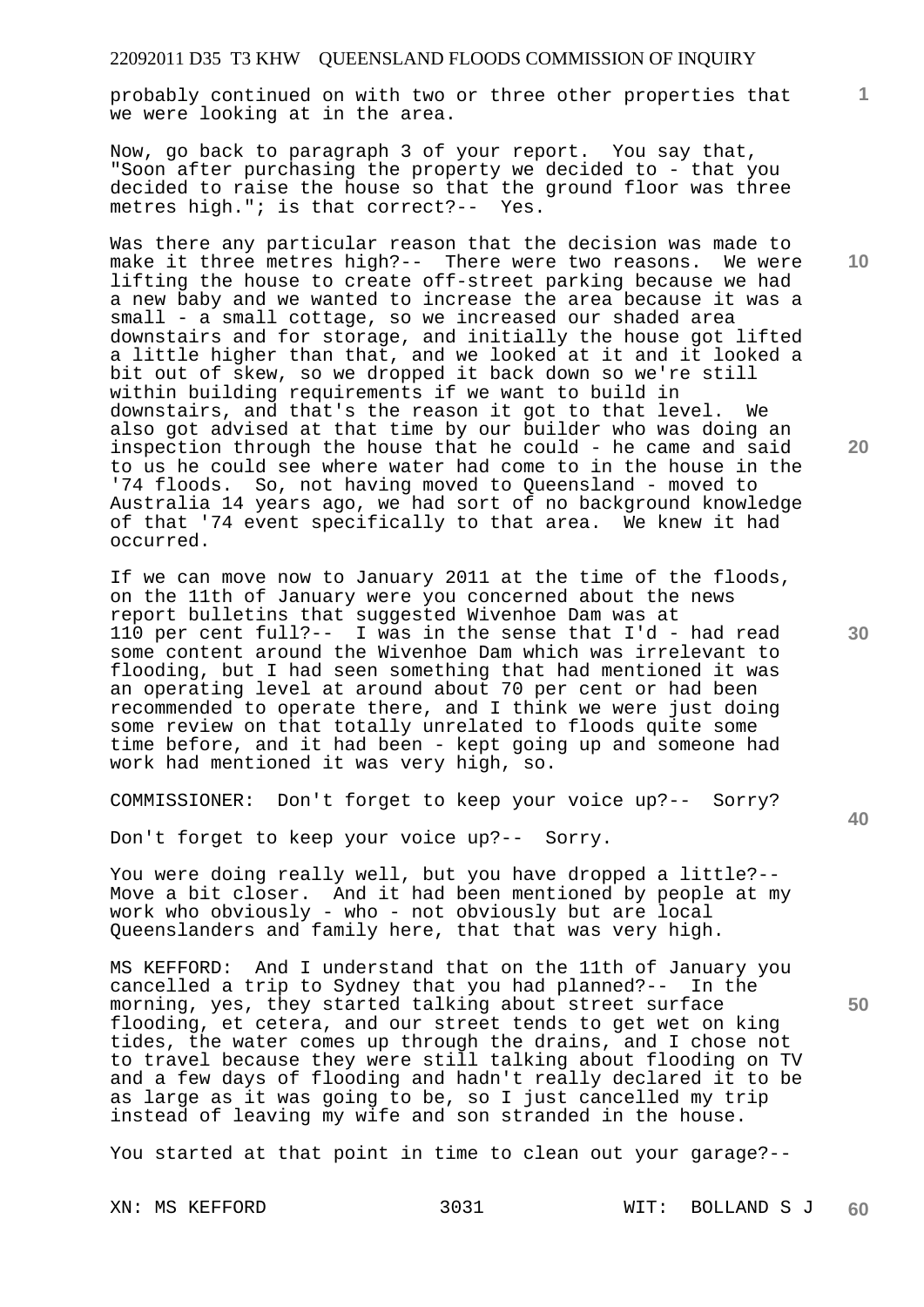probably continued on with two or three other properties that we were looking at in the area.

Now, go back to paragraph 3 of your report. You say that, "Soon after purchasing the property we decided to - that you decided to raise the house so that the ground floor was three metres high."; is that correct?-- Yes.

Was there any particular reason that the decision was made to make it three metres high?-- There were two reasons. We were lifting the house to create off-street parking because we had a new baby and we wanted to increase the area because it was a small - a small cottage, so we increased our shaded area downstairs and for storage, and initially the house got lifted a little higher than that, and we looked at it and it looked a bit out of skew, so we dropped it back down so we're still within building requirements if we want to build in downstairs, and that's the reason it got to that level. We also got advised at that time by our builder who was doing an inspection through the house that he could - he came and said to us he could see where water had come to in the house in the '74 floods. So, not having moved to Queensland - moved to Australia 14 years ago, we had sort of no background knowledge of that '74 event specifically to that area. We knew it had occurred.

If we can move now to January 2011 at the time of the floods, on the 11th of January were you concerned about the news report bulletins that suggested Wivenhoe Dam was at 110 per cent full?-- I was in the sense that I'd - had read some content around the Wivenhoe Dam which was irrelevant to flooding, but I had seen something that had mentioned it was an operating level at around about 70 per cent or had been recommended to operate there, and I think we were just doing some review on that totally unrelated to floods quite some time before, and it had been - kept going up and someone had work had mentioned it was very high, so.

COMMISSIONER: Don't forget to keep your voice up?-- Sorry?

Don't forget to keep your voice up?-- Sorry.

You were doing really well, but you have dropped a little?-- Move a bit closer. And it had been mentioned by people at my work who obviously - who - not obviously but are local Queenslanders and family here, that that was very high.

MS KEFFORD: And I understand that on the 11th of January you cancelled a trip to Sydney that you had planned?-- In the morning, yes, they started talking about street surface flooding, et cetera, and our street tends to get wet on king tides, the water comes up through the drains, and I chose not to travel because they were still talking about flooding on TV and a few days of flooding and hadn't really declared it to be as large as it was going to be, so I just cancelled my trip instead of leaving my wife and son stranded in the house.

You started at that point in time to clean out your garage?--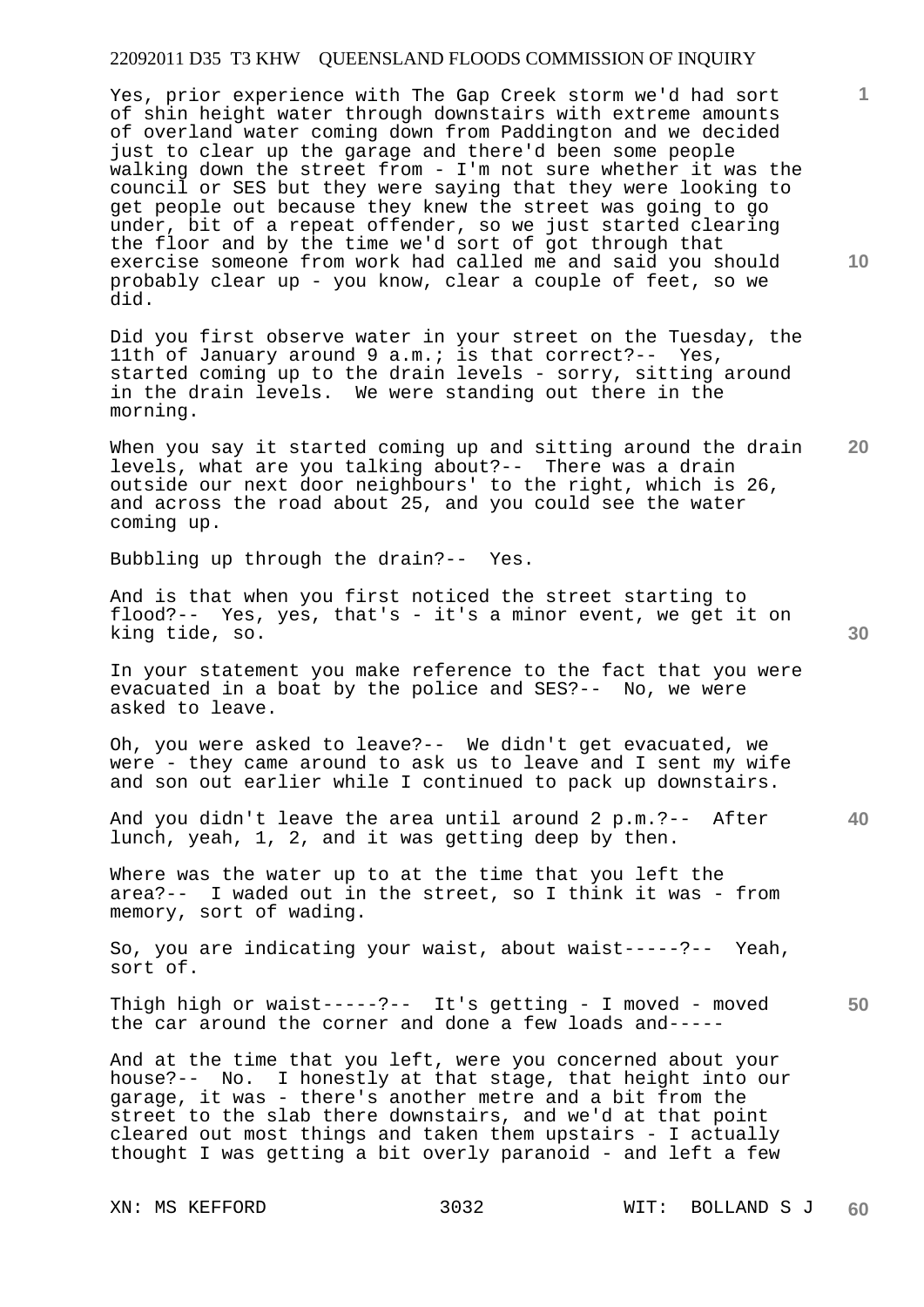Yes, prior experience with The Gap Creek storm we'd had sort of shin height water through downstairs with extreme amounts of overland water coming down from Paddington and we decided just to clear up the garage and there'd been some people walking down the street from - I'm not sure whether it was the council or SES but they were saying that they were looking to get people out because they knew the street was going to go under, bit of a repeat offender, so we just started clearing the floor and by the time we'd sort of got through that exercise someone from work had called me and said you should probably clear up - you know, clear a couple of feet, so we did.

Did you first observe water in your street on the Tuesday, the 11th of January around 9 a.m.; is that correct?-- Yes, started coming up to the drain levels - sorry, sitting around in the drain levels. We were standing out there in the morning.

When you say it started coming up and sitting around the drain levels, what are you talking about?-- There was a drain outside our next door neighbours' to the right, which is 26, and across the road about 25, and you could see the water coming up.

Bubbling up through the drain?-- Yes.

And is that when you first noticed the street starting to flood?-- Yes, yes, that's - it's a minor event, we get it on king tide, so.

In your statement you make reference to the fact that you were evacuated in a boat by the police and SES?-- No, we were asked to leave.

Oh, you were asked to leave?-- We didn't get evacuated, we were - they came around to ask us to leave and I sent my wife and son out earlier while I continued to pack up downstairs.

And you didn't leave the area until around 2 p.m.?-- After lunch, yeah, 1, 2, and it was getting deep by then.

Where was the water up to at the time that you left the area?-- I waded out in the street, so I think it was - from memory, sort of wading.

So, you are indicating your waist, about waist-----?-- Yeah, sort of.

Thigh high or waist-----?-- It's getting - I moved - moved the car around the corner and done a few loads and-----

And at the time that you left, were you concerned about your house?-- No. I honestly at that stage, that height into our garage, it was - there's another metre and a bit from the street to the slab there downstairs, and we'd at that point cleared out most things and taken them upstairs - I actually thought I was getting a bit overly paranoid - and left a few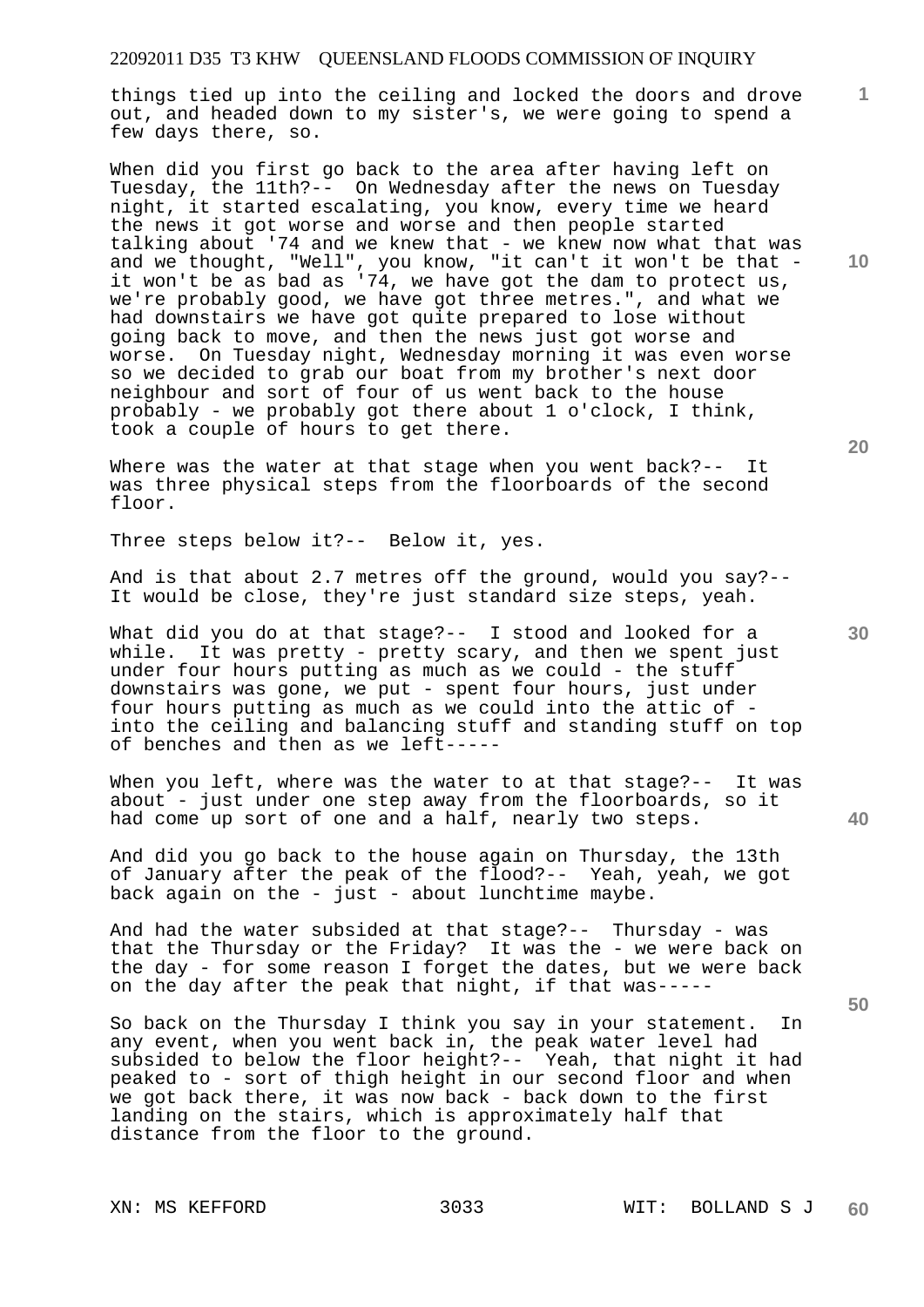things tied up into the ceiling and locked the doors and drove out, and headed down to my sister's, we were going to spend a few days there, so.

When did you first go back to the area after having left on Tuesday, the 11th?-- On Wednesday after the news on Tuesday night, it started escalating, you know, every time we heard the news it got worse and worse and then people started talking about '74 and we knew that - we knew now what that was and we thought, "Well", you know, "it can't it won't be that - it won't be as bad as '74, we have got the dam to protect us, we're probably good, we have got three metres.", and what we had downstairs we have got quite prepared to lose without going back to move, and then the news just got worse and worse. On Tuesday night, Wednesday morning it was even worse so we decided to grab our boat from my brother's next door neighbour and sort of four of us went back to the house probably - we probably got there about 1 o'clock, I think, took a couple of hours to get there.

Where was the water at that stage when you went back?-- It was three physical steps from the floorboards of the second floor.

Three steps below it?-- Below it, yes.

And is that about 2.7 metres off the ground, would you say?-- It would be close, they're just standard size steps, yeah.

What did you do at that stage?-- I stood and looked for a while. It was pretty - pretty scary, and then we spent just under four hours putting as much as we could - the stuff downstairs was gone, we put - spent four hours, just under four hours putting as much as we could into the attic of - into the ceiling and balancing stuff and standing stuff on top of benches and then as we left-----

When you left, where was the water to at that stage?-- It was about - just under one step away from the floorboards, so it had come up sort of one and a half, nearly two steps.

And did you go back to the house again on Thursday, the 13th of January after the peak of the flood?-- Yeah, yeah, we got back again on the - just - about lunchtime maybe.

And had the water subsided at that stage?-- Thursday - was that the Thursday or the Friday? It was the - we were back on the day - for some reason I forget the dates, but we were back on the day after the peak that night, if that was-----

So back on the Thursday I think you say in your statement. In any event, when you went back in, the peak water level had subsided to below the floor height?-- Yeah, that night it had peaked to - sort of thigh height in our second floor and when we got back there, it was now back - back down to the first landing on the stairs, which is approximately half that distance from the floor to the ground.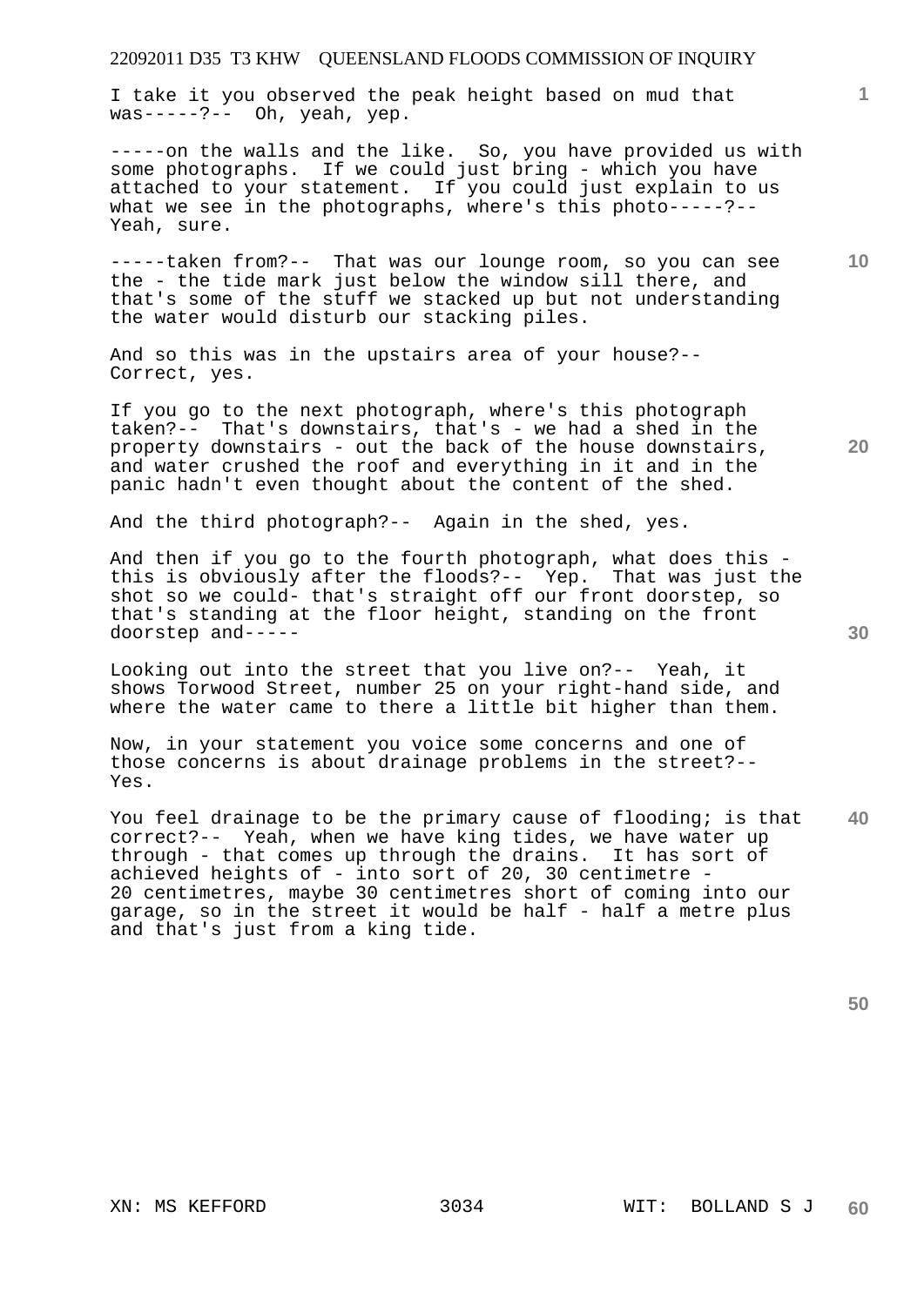I take it you observed the peak height based on mud that was-----?-- Oh, yeah, yep.

-----on the walls and the like. So, you have provided us with some photographs. If we could just bring - which you have attached to your statement. If you could just explain to us what we see in the photographs, where's this photo-----?-- Yeah, sure.

-----taken from?-- That was our lounge room, so you can see the - the tide mark just below the window sill there, and that's some of the stuff we stacked up but not understanding the water would disturb our stacking piles.

And so this was in the upstairs area of your house?-- Correct, yes.

If you go to the next photograph, where's this photograph taken?-- That's downstairs, that's - we had a shed in the property downstairs - out the back of the house downstairs, and water crushed the roof and everything in it and in the panic hadn't even thought about the content of the shed.

And the third photograph?-- Again in the shed, yes.

And then if you go to the fourth photograph, what does this - this is obviously after the floods?-- Yep. That was just the shot so we could- that's straight off our front doorstep, so that's standing at the floor height, standing on the front doorstep and-----

Looking out into the street that you live on?-- Yeah, it shows Torwood Street, number 25 on your right-hand side, and where the water came to there a little bit higher than them.

Now, in your statement you voice some concerns and one of those concerns is about drainage problems in the street?-- Yes.

You feel drainage to be the primary cause of flooding; is that correct?-- Yeah, when we have king tides, we have water up through - that comes up through the drains. It has sort of achieved heights of - into sort of 20, 30 centimetre - 20 centimetres, maybe 30 centimetres short of coming into our garage, so in the street it would be half - half a metre plus and that's just from a king tide.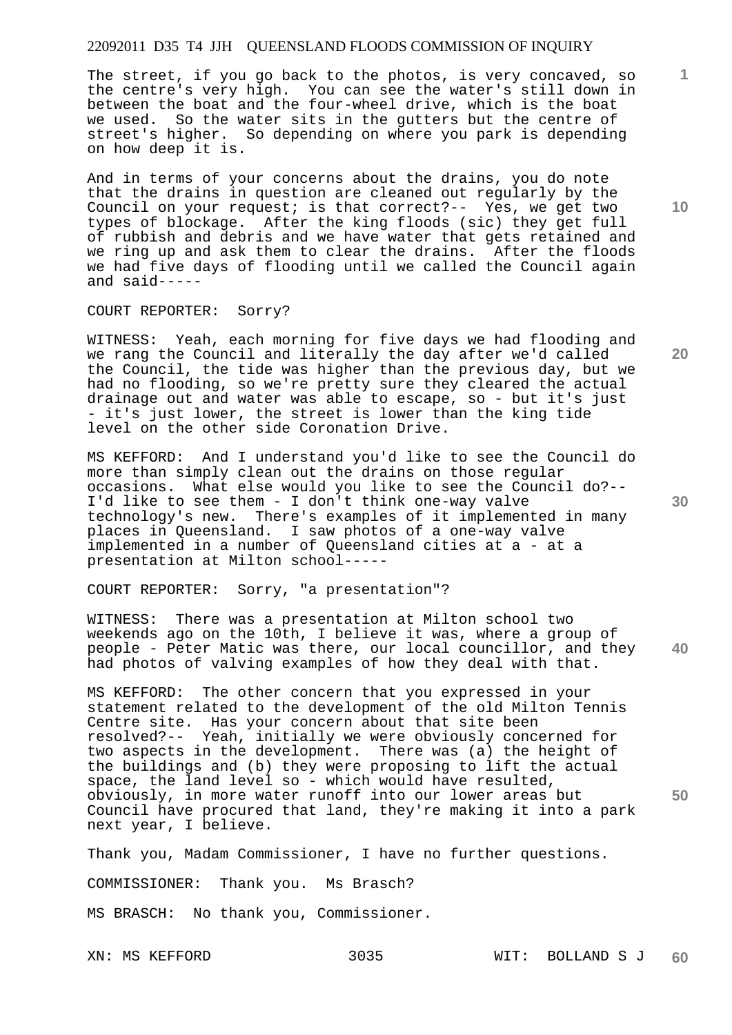The street, if you go back to the photos, is very concaved, so the centre's very high. You can see the water's still down in between the boat and the four-wheel drive, which is the boat we used. So the water sits in the gutters but the centre of street's higher. So depending on where you park is depending on how deep it is.

And in terms of your concerns about the drains, you do note that the drains in question are cleaned out regularly by the Council on your request; is that correct?-- Yes, we get two types of blockage. After the king floods (sic) they get full of rubbish and debris and we have water that gets retained and we ring up and ask them to clear the drains. After the floods we had five days of flooding until we called the Council again and said-----

COURT REPORTER: Sorry?

WITNESS: Yeah, each morning for five days we had flooding and we rang the Council and literally the day after we'd called the Council, the tide was higher than the previous day, but we had no flooding, so we're pretty sure they cleared the actual drainage out and water was able to escape, so - but it's just - it's just lower, the street is lower than the king tide level on the other side Coronation Drive.

MS KEFFORD: And I understand you'd like to see the Council do more than simply clean out the drains on those regular occasions. What else would you like to see the Council do?-- I'd like to see them - I don't think one-way valve technology's new. There's examples of it implemented in many places in Queensland. I saw photos of a one-way valve implemented in a number of Queensland cities at a - at a presentation at Milton school-----

COURT REPORTER: Sorry, "a presentation"?

WITNESS: There was a presentation at Milton school two weekends ago on the 10th, I believe it was, where a group of people - Peter Matic was there, our local councillor, and they had photos of valving examples of how they deal with that.

MS KEFFORD: The other concern that you expressed in your statement related to the development of the old Milton Tennis Centre site. Has your concern about that site been resolved?-- Yeah, initially we were obviously concerned for two aspects in the development. There was (a) the height of the buildings and (b) they were proposing to lift the actual space, the land level so - which would have resulted, obviously, in more water runoff into our lower areas but Council have procured that land, they're making it into a park next year, I believe.

Thank you, Madam Commissioner, I have no further questions.

COMMISSIONER: Thank you. Ms Brasch?

MS BRASCH: No thank you, Commissioner.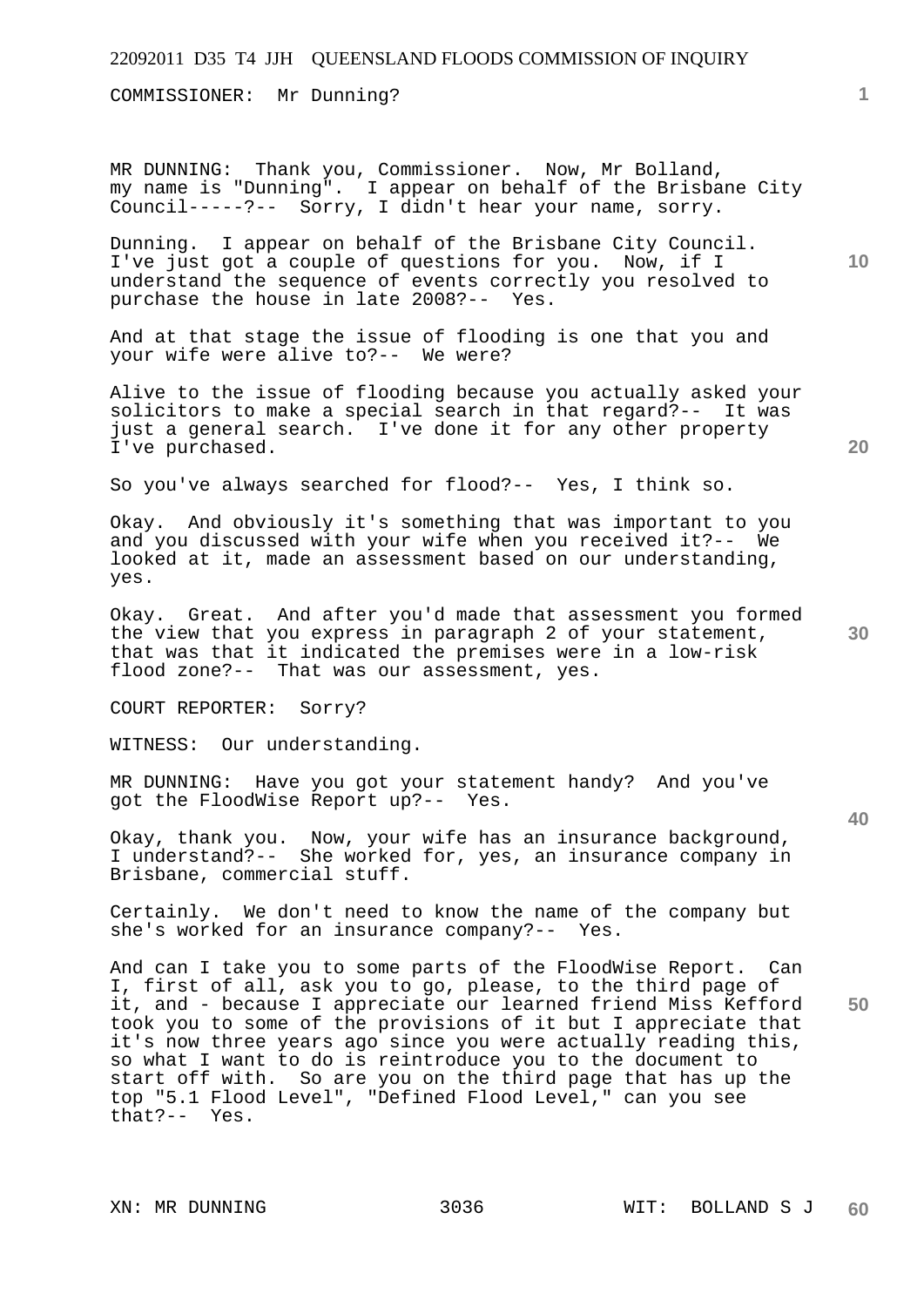COMMISSIONER: Mr Dunning?

MR DUNNING: Thank you, Commissioner. Now, Mr Bolland, my name is "Dunning". I appear on behalf of the Brisbane City Council-----?-- Sorry, I didn't hear your name, sorry.

Dunning. I appear on behalf of the Brisbane City Council. I've just got a couple of questions for you. Now, if I understand the sequence of events correctly you resolved to purchase the house in late 2008?-- Yes.

And at that stage the issue of flooding is one that you and your wife were alive to?-- We were?

Alive to the issue of flooding because you actually asked your solicitors to make a special search in that regard?-- It was just a general search. I've done it for any other property I've purchased.

So you've always searched for flood?-- Yes, I think so.

Okay. And obviously it's something that was important to you and you discussed with your wife when you received it?-- We looked at it, made an assessment based on our understanding, yes.

Okay. Great. And after you'd made that assessment you formed the view that you express in paragraph 2 of your statement, that was that it indicated the premises were in a low-risk flood zone?-- That was our assessment, yes.

COURT REPORTER: Sorry?

WITNESS: Our understanding.

MR DUNNING: Have you got your statement handy? And you've got the FloodWise Report up?-- Yes.

Okay, thank you. Now, your wife has an insurance background, I understand?-- She worked for, yes, an insurance company in Brisbane, commercial stuff.

Certainly. We don't need to know the name of the company but she's worked for an insurance company?-- Yes.

And can I take you to some parts of the FloodWise Report. Can I, first of all, ask you to go, please, to the third page of it, and - because I appreciate our learned friend Miss Kefford took you to some of the provisions of it but I appreciate that it's now three years ago since you were actually reading this, so what I want to do is reintroduce you to the document to start off with. So are you on the third page that has up the top "5.1 Flood Level", "Defined Flood Level," can you see that?-- Yes.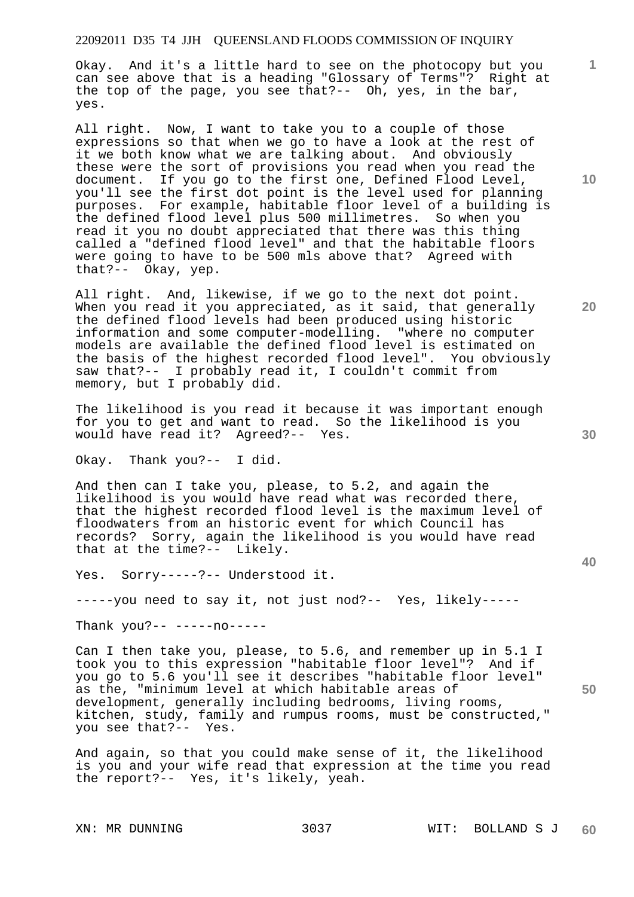Okay. And it's a little hard to see on the photocopy but you can see above that is a heading "Glossary of Terms"? Right at the top of the page, you see that?-- Oh, yes, in the bar, yes.

All right. Now, I want to take you to a couple of those expressions so that when we go to have a look at the rest of it we both know what we are talking about. And obviously these were the sort of provisions you read when you read the document. If you go to the first one, Defined Flood Level, you'll see the first dot point is the level used for planning purposes. For example, habitable floor level of a building is the defined flood level plus 500 millimetres. So when you read it you no doubt appreciated that there was this thing called a "defined flood level" and that the habitable floors were going to have to be 500 mls above that? Agreed with that?-- Okay, yep.

All right. And, likewise, if we go to the next dot point. When you read it you appreciated, as it said, that generally the defined flood levels had been produced using historic information and some computer-modelling. "where no computer models are available the defined flood level is estimated on the basis of the highest recorded flood level". You obviously saw that?-- I probably read it, I couldn't commit from memory, but I probably did.

The likelihood is you read it because it was important enough for you to get and want to read. So the likelihood is you would have read it? Agreed?-- Yes.

Okay. Thank you?-- I did.

And then can I take you, please, to 5.2, and again the likelihood is you would have read what was recorded there, that the highest recorded flood level is the maximum level of floodwaters from an historic event for which Council has records? Sorry, again the likelihood is you would have read that at the time?-- Likely.

Yes. Sorry-----?-- Understood it.

-----you need to say it, not just nod?-- Yes, likely-----

Thank you?-- -----no-----

Can I then take you, please, to 5.6, and remember up in 5.1 I took you to this expression "habitable floor level"? And if you go to 5.6 you'll see it describes "habitable floor level" as the, "minimum level at which habitable areas of development, generally including bedrooms, living rooms, kitchen, study, family and rumpus rooms, must be constructed," you see that?-- Yes.

And again, so that you could make sense of it, the likelihood is you and your wife read that expression at the time you read the report?-- Yes, it's likely, yeah.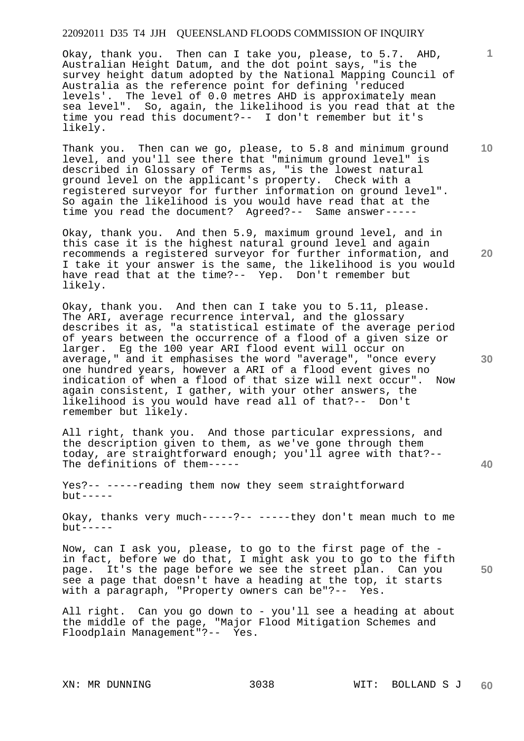Okay, thank you. Then can I take you, please, to 5.7. AHD, Australian Height Datum, and the dot point says, "is the survey height datum adopted by the National Mapping Council of Australia as the reference point for defining 'reduced levels'. The level of 0.0 metres AHD is approximately mean sea level". So, again, the likelihood is you read that at the time you read this document?-- I don't remember but it's likely.

Thank you. Then can we go, please, to 5.8 and minimum ground level, and you'll see there that "minimum ground level" is described in Glossary of Terms as, "is the lowest natural ground level on the applicant's property. Check with a registered surveyor for further information on ground level". So again the likelihood is you would have read that at the time you read the document? Agreed?-- Same answer-----

Okay, thank you. And then 5.9, maximum ground level, and in this case it is the highest natural ground level and again recommends a registered surveyor for further information, and I take it your answer is the same, the likelihood is you would have read that at the time?-- Yep. Don't remember but likely.

Okay, thank you. And then can I take you to 5.11, please. The ARI, average recurrence interval, and the glossary describes it as, "a statistical estimate of the average period of years between the occurrence of a flood of a given size or larger. Eg the 100 year ARI flood event will occur on average," and it emphasises the word "average", "once every one hundred years, however a ARI of a flood event gives no indication of when a flood of that size will next occur". Now again consistent, I gather, with your other answers, the likelihood is you would have read all of that?-- Don't remember but likely.

All right, thank you. And those particular expressions, and the description given to them, as we've gone through them today, are straightforward enough; you'll agree with that?-- The definitions of them-----

Yes?-- -----reading them now they seem straightforward but-----

Okay, thanks very much-----?-- -----they don't mean much to me but-----

Now, can I ask you, please, to go to the first page of the - in fact, before we do that, I might ask you to go to the fifth page. It's the page before we see the street plan. Can you see a page that doesn't have a heading at the top, it starts with a paragraph, "Property owners can be"?-- Yes.

All right. Can you go down to - you'll see a heading at about the middle of the page, "Major Flood Mitigation Schemes and Floodplain Management"?-- Yes.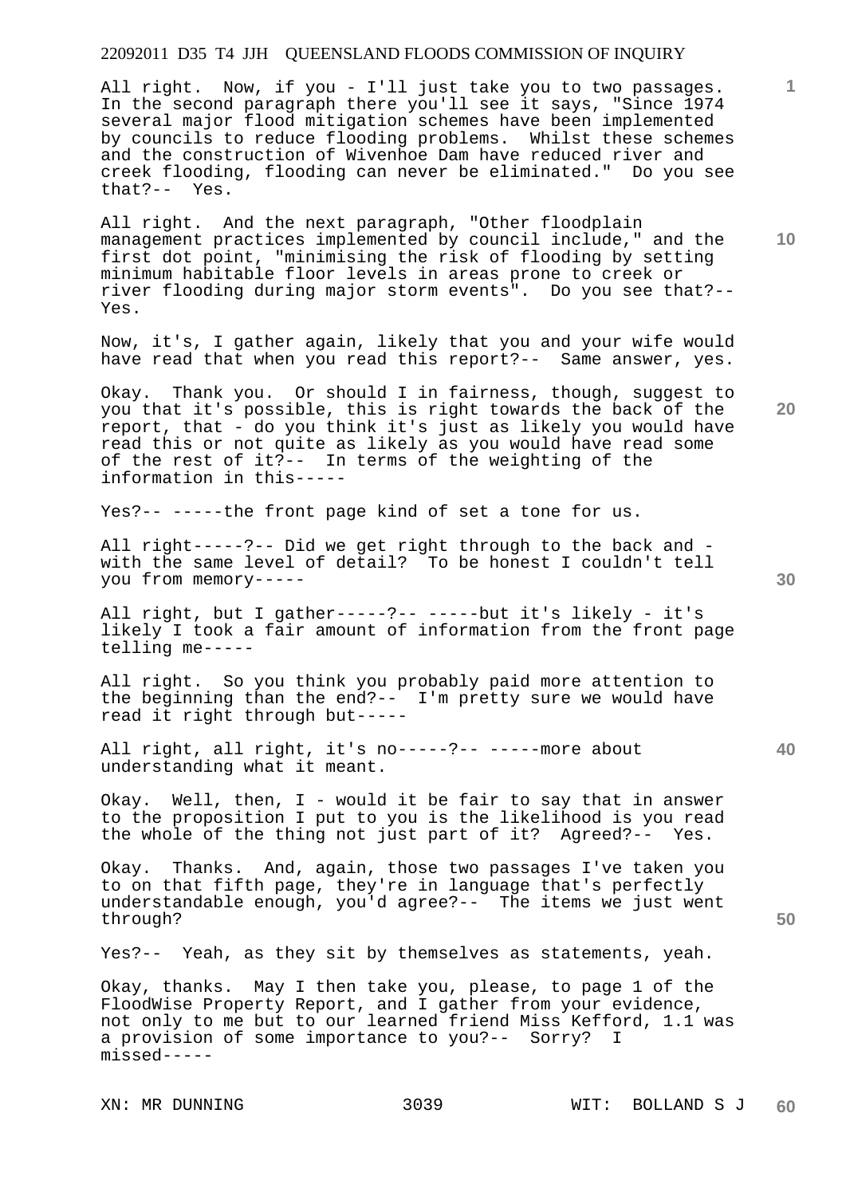All right. Now, if you - I'll just take you to two passages. In the second paragraph there you'll see it says, "Since 1974 several major flood mitigation schemes have been implemented by councils to reduce flooding problems. Whilst these schemes and the construction of Wivenhoe Dam have reduced river and creek flooding, flooding can never be eliminated." Do you see that?-- Yes.

All right. And the next paragraph, "Other floodplain management practices implemented by council include," and the first dot point, "minimising the risk of flooding by setting minimum habitable floor levels in areas prone to creek or river flooding during major storm events". Do you see that?-- Yes.

Now, it's, I gather again, likely that you and your wife would have read that when you read this report?-- Same answer, yes.

Okay. Thank you. Or should I in fairness, though, suggest to you that it's possible, this is right towards the back of the report, that - do you think it's just as likely you would have read this or not quite as likely as you would have read some of the rest of it?-- In terms of the weighting of the information in this-----

Yes?-- -----the front page kind of set a tone for us.

All right-----?-- Did we get right through to the back and - with the same level of detail? To be honest I couldn't tell you from memory-----

All right, but I gather-----?-- -----but it's likely - it's likely I took a fair amount of information from the front page telling me-----

All right. So you think you probably paid more attention to the beginning than the end?-- I'm pretty sure we would have read it right through but-----

All right, all right, it's no-----?-- -----more about understanding what it meant.

Okay. Well, then, I - would it be fair to say that in answer to the proposition I put to you is the likelihood is you read the whole of the thing not just part of it? Agreed?-- Yes.

Okay. Thanks. And, again, those two passages I've taken you to on that fifth page, they're in language that's perfectly understandable enough, you'd agree?-- The items we just went through?

Yes?-- Yeah, as they sit by themselves as statements, yeah.

Okay, thanks. May I then take you, please, to page 1 of the FloodWise Property Report, and I gather from your evidence, not only to me but to our learned friend Miss Kefford, 1.1 was a provision of some importance to you?-- Sorry? I missed-----

XN: MR DUNNING WIT: BOLLAND S J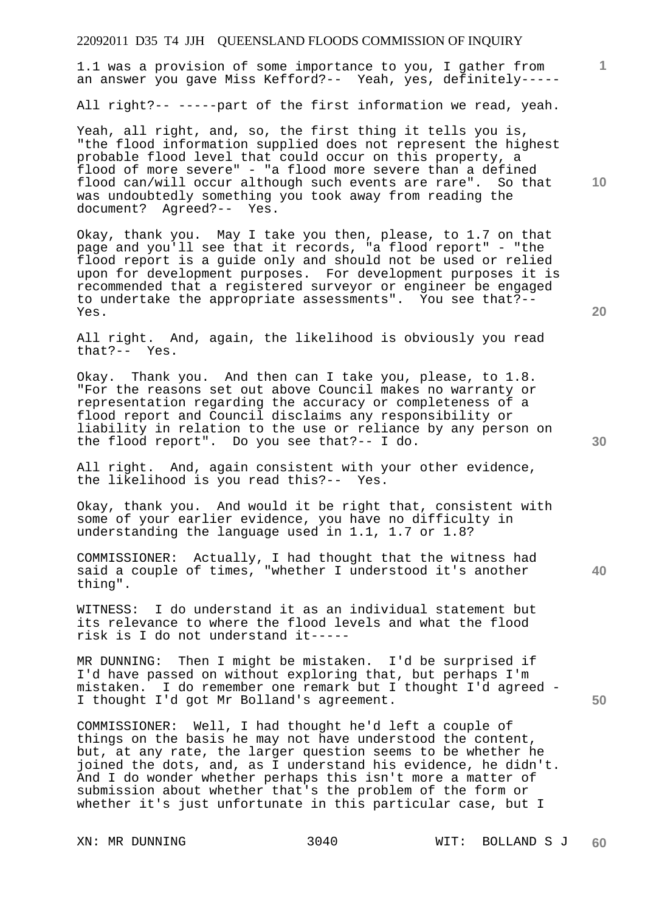1.1 was a provision of some importance to you, I gather from an answer you gave Miss Kefford?-- Yeah, yes, definitely-----

All right?-- -----part of the first information we read, yeah.

Yeah, all right, and, so, the first thing it tells you is, "the flood information supplied does not represent the highest probable flood level that could occur on this property, a flood of more severe" - "a flood more severe than a defined flood can/will occur although such events are rare". So that was undoubtedly something you took away from reading the document? Agreed?-- Yes.

Okay, thank you. May I take you then, please, to 1.7 on that page and you'll see that it records, "a flood report" - "the flood report is a guide only and should not be used or relied upon for development purposes. For development purposes it is recommended that a registered surveyor or engineer be engaged to undertake the appropriate assessments". You see that?-- Yes.

All right. And, again, the likelihood is obviously you read that?-- Yes.

Okay. Thank you. And then can I take you, please, to 1.8. "For the reasons set out above Council makes no warranty or representation regarding the accuracy or completeness of a flood report and Council disclaims any responsibility or liability in relation to the use or reliance by any person on the flood report". Do you see that?-- I do.

All right. And, again consistent with your other evidence, the likelihood is you read this?-- Yes.

Okay, thank you. And would it be right that, consistent with some of your earlier evidence, you have no difficulty in understanding the language used in 1.1, 1.7 or 1.8?

COMMISSIONER: Actually, I had thought that the witness had said a couple of times, "whether I understood it's another thing".

WITNESS: I do understand it as an individual statement but its relevance to where the flood levels and what the flood risk is I do not understand it-----

MR DUNNING: Then I might be mistaken. I'd be surprised if I'd have passed on without exploring that, but perhaps I'm mistaken. I do remember one remark but I thought I'd agreed - I thought I'd got Mr Bolland's agreement.

COMMISSIONER: Well, I had thought he'd left a couple of things on the basis he may not have understood the content, but, at any rate, the larger question seems to be whether he joined the dots, and, as I understand his evidence, he didn't. And I do wonder whether perhaps this isn't more a matter of submission about whether that's the problem of the form or whether it's just unfortunate in this particular case, but I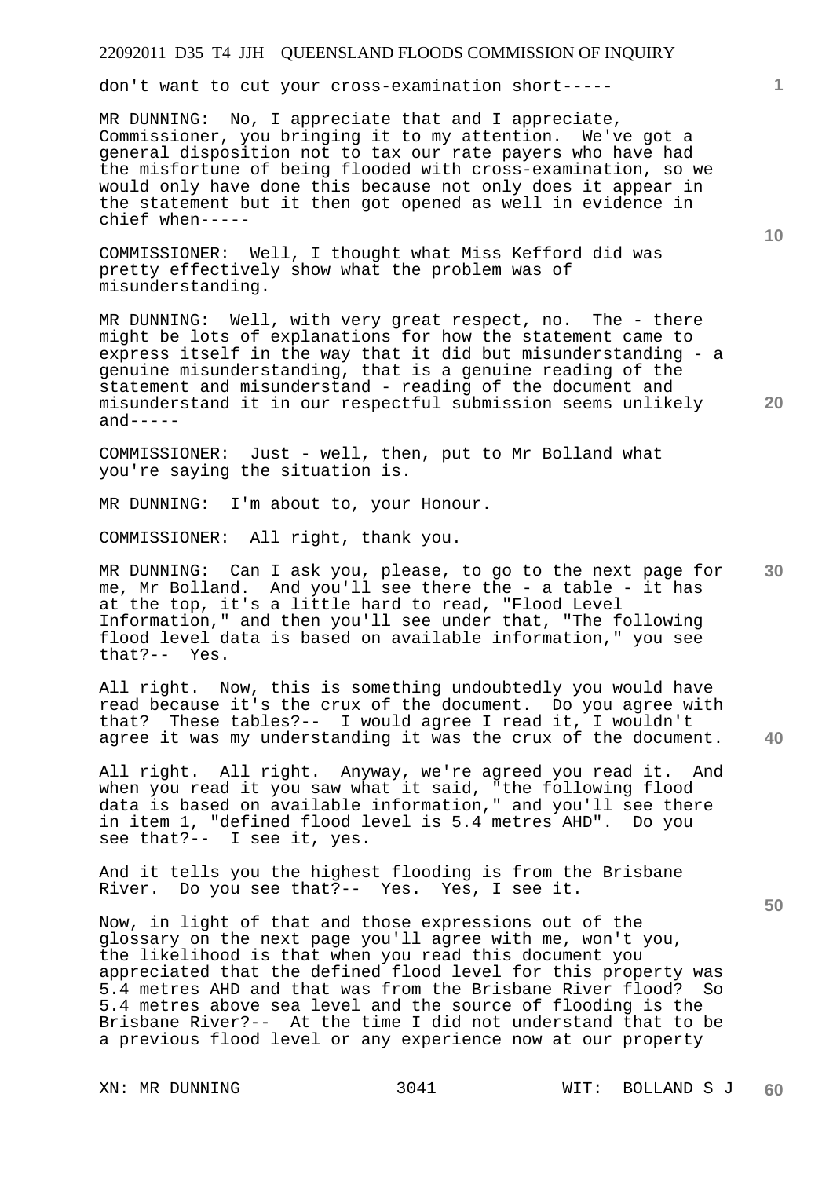don't want to cut your cross-examination short-----

MR DUNNING: No, I appreciate that and I appreciate, Commissioner, you bringing it to my attention. We've got a general disposition not to tax our rate payers who have had the misfortune of being flooded with cross-examination, so we would only have done this because not only does it appear in the statement but it then got opened as well in evidence in chief when-----

COMMISSIONER: Well, I thought what Miss Kefford did was pretty effectively show what the problem was of misunderstanding.

MR DUNNING: Well, with very great respect, no. The - there might be lots of explanations for how the statement came to express itself in the way that it did but misunderstanding - a genuine misunderstanding, that is a genuine reading of the statement and misunderstand - reading of the document and misunderstand it in our respectful submission seems unlikely and-----

COMMISSIONER: Just - well, then, put to Mr Bolland what you're saying the situation is.

MR DUNNING: I'm about to, your Honour.

COMMISSIONER: All right, thank you.

MR DUNNING: Can I ask you, please, to go to the next page for me, Mr Bolland. And you'll see there the - a table - it has at the top, it's a little hard to read, "Flood Level Information," and then you'll see under that, "The following flood level data is based on available information," you see that?-- Yes.

All right. Now, this is something undoubtedly you would have read because it's the crux of the document. Do you agree with that? These tables?-- I would agree I read it, I wouldn't agree it was my understanding it was the crux of the document.

All right. All right. Anyway, we're agreed you read it. And when you read it you saw what it said, "the following flood data is based on available information," and you'll see there in item 1, "defined flood level is 5.4 metres AHD". Do you see that?-- I see it, yes.

And it tells you the highest flooding is from the Brisbane River. Do you see that?-- Yes. Yes, I see it.

Now, in light of that and those expressions out of the glossary on the next page you'll agree with me, won't you, the likelihood is that when you read this document you appreciated that the defined flood level for this property was 5.4 metres AHD and that was from the Brisbane River flood? So 5.4 metres above sea level and the source of flooding is the Brisbane River?-- At the time I did not understand that to be a previous flood level or any experience now at our property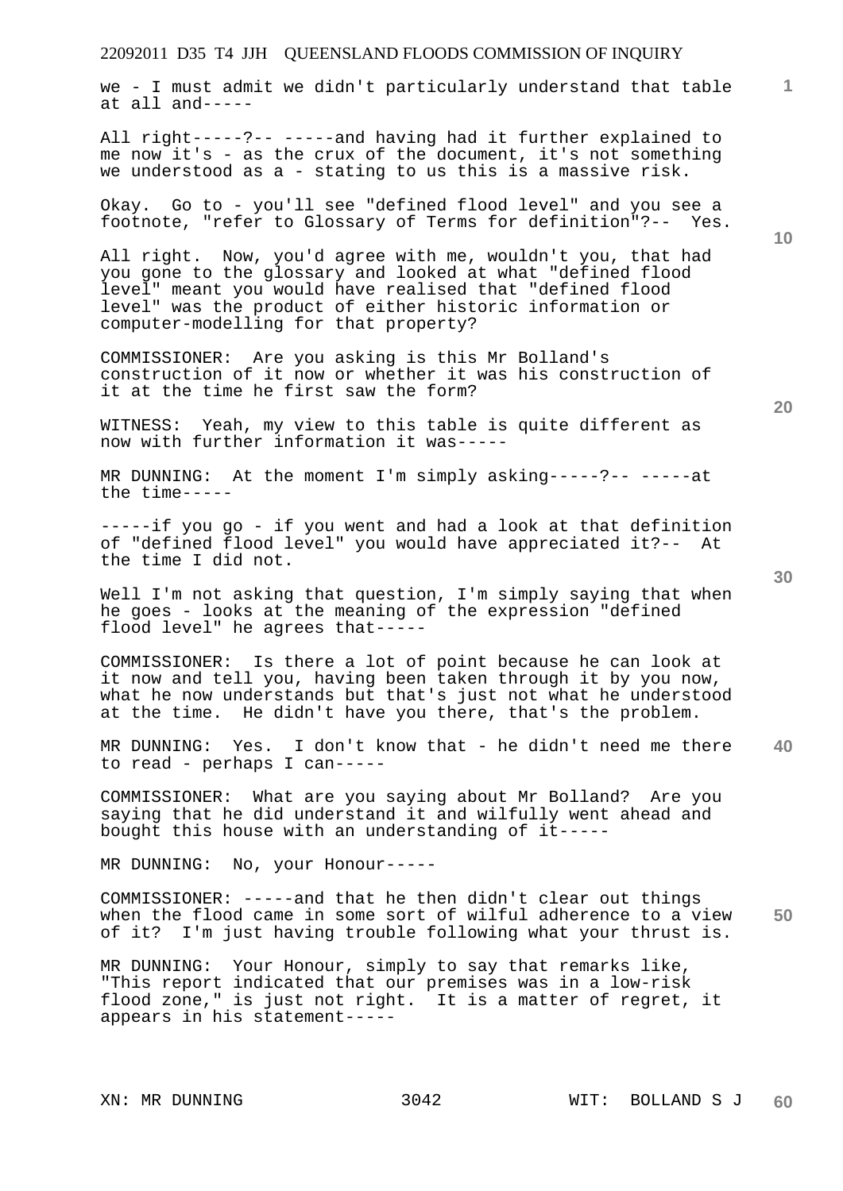we - I must admit we didn't particularly understand that table at all and-----

All right-----?-- -----and having had it further explained to me now it's - as the crux of the document, it's not something we understood as a - stating to us this is a massive risk.

Okay. Go to - you'll see "defined flood level" and you see a footnote, "refer to Glossary of Terms for definition"?-- Yes.

All right. Now, you'd agree with me, wouldn't you, that had you gone to the glossary and looked at what "defined flood level" meant you would have realised that "defined flood level" was the product of either historic information or computer-modelling for that property?

COMMISSIONER: Are you asking is this Mr Bolland's construction of it now or whether it was his construction of it at the time he first saw the form?

WITNESS: Yeah, my view to this table is quite different as now with further information it was-----

MR DUNNING: At the moment I'm simply asking-----?-- -----at the time-----

-----if you go - if you went and had a look at that definition of "defined flood level" you would have appreciated it?-- At the time I did not.

Well I'm not asking that question, I'm simply saying that when he goes - looks at the meaning of the expression "defined flood level" he agrees that-----

COMMISSIONER: Is there a lot of point because he can look at it now and tell you, having been taken through it by you now, what he now understands but that's just not what he understood at the time. He didn't have you there, that's the problem.

MR DUNNING: Yes. I don't know that - he didn't need me there to read - perhaps I can-----

COMMISSIONER: What are you saying about Mr Bolland? Are you saying that he did understand it and wilfully went ahead and bought this house with an understanding of it-----

MR DUNNING: No, your Honour-----

COMMISSIONER: -----and that he then didn't clear out things when the flood came in some sort of wilful adherence to a view of it? I'm just having trouble following what your thrust is.

MR DUNNING: Your Honour, simply to say that remarks like, "This report indicated that our premises was in a low-risk flood zone," is just not right. It is a matter of regret, it appears in his statement-----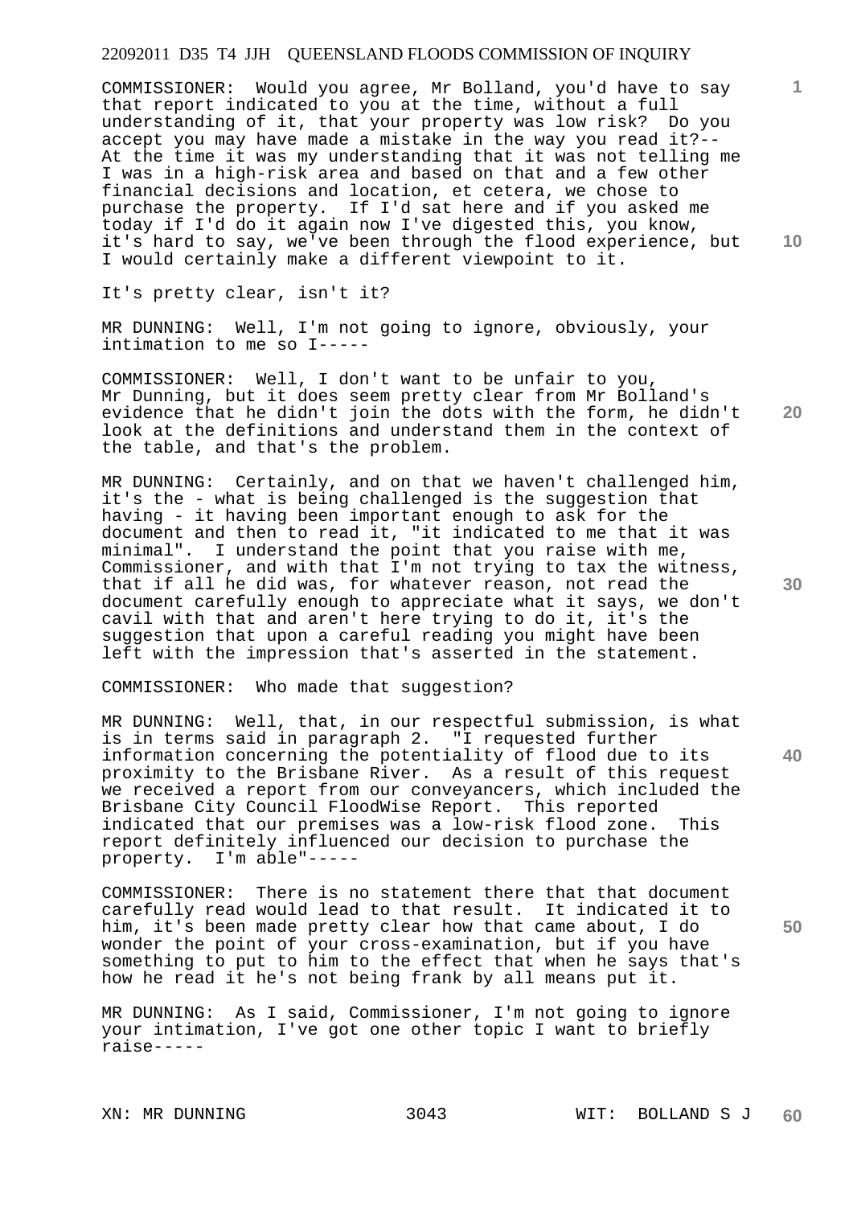COMMISSIONER: Would you agree, Mr Bolland, you'd have to say that report indicated to you at the time, without a full understanding of it, that your property was low risk? Do you accept you may have made a mistake in the way you read it?-- At the time it was my understanding that it was not telling me I was in a high-risk area and based on that and a few other financial decisions and location, et cetera, we chose to purchase the property. If I'd sat here and if you asked me today if I'd do it again now I've digested this, you know, it's hard to say, we've been through the flood experience, but I would certainly make a different viewpoint to it.

It's pretty clear, isn't it?

MR DUNNING: Well, I'm not going to ignore, obviously, your intimation to me so I-----

COMMISSIONER: Well, I don't want to be unfair to you, Mr Dunning, but it does seem pretty clear from Mr Bolland's evidence that he didn't join the dots with the form, he didn't look at the definitions and understand them in the context of the table, and that's the problem.

MR DUNNING: Certainly, and on that we haven't challenged him, it's the - what is being challenged is the suggestion that having - it having been important enough to ask for the document and then to read it, "it indicated to me that it was minimal". I understand the point that you raise with me, Commissioner, and with that I'm not trying to tax the witness, that if all he did was, for whatever reason, not read the document carefully enough to appreciate what it says, we don't cavil with that and aren't here trying to do it, it's the suggestion that upon a careful reading you might have been left with the impression that's asserted in the statement.

COMMISSIONER: Who made that suggestion?

MR DUNNING: Well, that, in our respectful submission, is what is in terms said in paragraph 2. "I requested further information concerning the potentiality of flood due to its proximity to the Brisbane River. As a result of this request we received a report from our conveyancers, which included the Brisbane City Council FloodWise Report. This reported indicated that our premises was a low-risk flood zone. This report definitely influenced our decision to purchase the property. I'm able"-----

COMMISSIONER: There is no statement there that that document carefully read would lead to that result. It indicated it to him, it's been made pretty clear how that came about, I do wonder the point of your cross-examination, but if you have something to put to him to the effect that when he says that's how he read it he's not being frank by all means put it.

MR DUNNING: As I said, Commissioner, I'm not going to ignore your intimation, I've got one other topic I want to briefly raise-----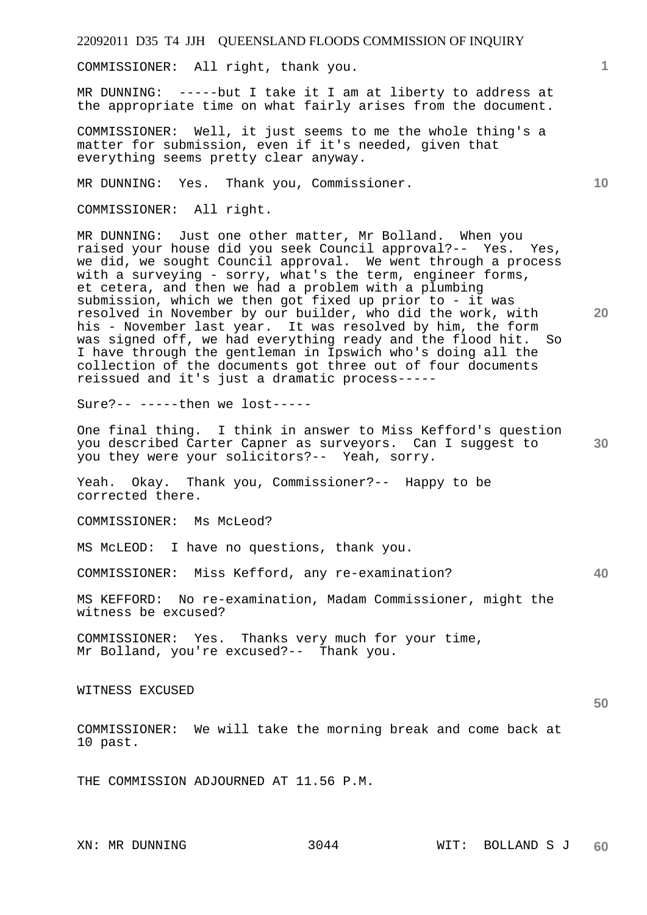COMMISSIONER: All right, thank you.

MR DUNNING: -----but I take it I am at liberty to address at the appropriate time on what fairly arises from the document.

COMMISSIONER: Well, it just seems to me the whole thing's a matter for submission, even if it's needed, given that everything seems pretty clear anyway.

MR DUNNING: Yes. Thank you, Commissioner.

COMMISSIONER: All right.

MR DUNNING: Just one other matter, Mr Bolland. When you raised your house did you seek Council approval?-- Yes. Yes, we did, we sought Council approval. We went through a process with a surveying - sorry, what's the term, engineer forms, et cetera, and then we had a problem with a plumbing submission, which we then got fixed up prior to - it was resolved in November by our builder, who did the work, with his - November last year. It was resolved by him, the form was signed off, we had everything ready and the flood hit. So I have through the gentleman in Ipswich who's doing all the collection of the documents got three out of four documents reissued and it's just a dramatic process-----

Sure?-- -----then we lost-----

One final thing. I think in answer to Miss Kefford's question you described Carter Capner as surveyors. Can I suggest to you they were your solicitors?-- Yeah, sorry.

Yeah. Okay. Thank you, Commissioner?-- Happy to be corrected there.

COMMISSIONER: Ms McLeod?

MS McLEOD: I have no questions, thank you.

COMMISSIONER: Miss Kefford, any re-examination?

MS KEFFORD: No re-examination, Madam Commissioner, might the witness be excused?

COMMISSIONER: Yes. Thanks very much for your time, Mr Bolland, you're excused?-- Thank you.

WITNESS EXCUSED

COMMISSIONER: We will take the morning break and come back at 10 past.

THE COMMISSION ADJOURNED AT 11.56 P.M.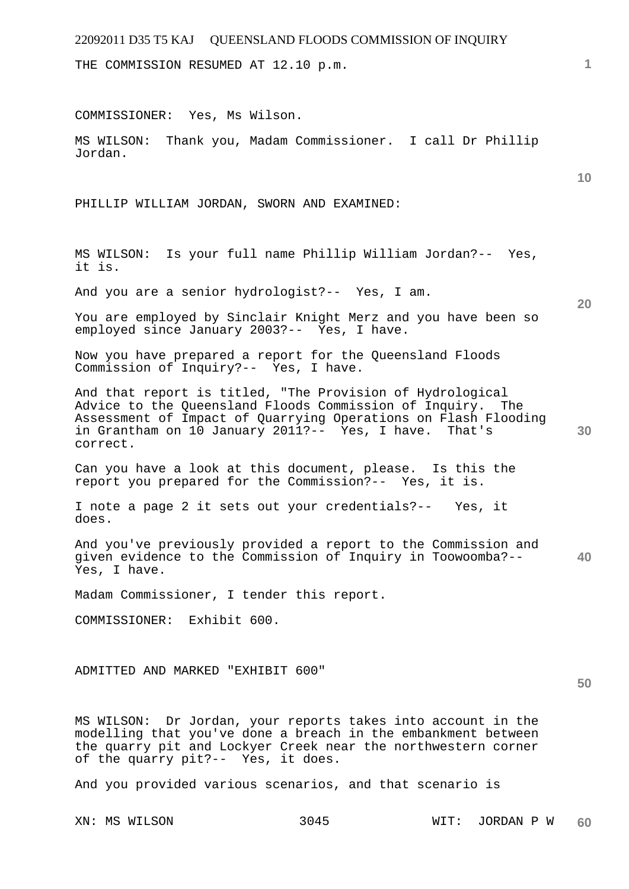THE COMMISSION RESUMED AT 12.10 p.m.

COMMISSIONER: Yes, Ms Wilson.

MS WILSON: Thank you, Madam Commissioner. I call Dr Phillip Jordan.

PHILLIP WILLIAM JORDAN, SWORN AND EXAMINED:

MS WILSON: Is your full name Phillip William Jordan?-- Yes, it is.

And you are a senior hydrologist?-- Yes, I am.

You are employed by Sinclair Knight Merz and you have been so employed since January 2003?-- Yes, I have.

Now you have prepared a report for the Queensland Floods Commission of Inquiry?-- Yes, I have.

And that report is titled, "The Provision of Hydrological Advice to the Queensland Floods Commission of Inquiry. The Assessment of Impact of Quarrying Operations on Flash Flooding in Grantham on 10 January 2011?-- Yes, I have. That's correct.

Can you have a look at this document, please. Is this the report you prepared for the Commission?-- Yes, it is.

I note a page 2 it sets out your credentials?-- Yes, it does.

And you've previously provided a report to the Commission and given evidence to the Commission of Inquiry in Toowoomba?-- Yes, I have.

Madam Commissioner, I tender this report.

COMMISSIONER: Exhibit 600.

ADMITTED AND MARKED "EXHIBIT 600"

MS WILSON: Dr Jordan, your reports takes into account in the modelling that you've done a breach in the embankment between the quarry pit and Lockyer Creek near the northwestern corner of the quarry pit?-- Yes, it does.

And you provided various scenarios, and that scenario is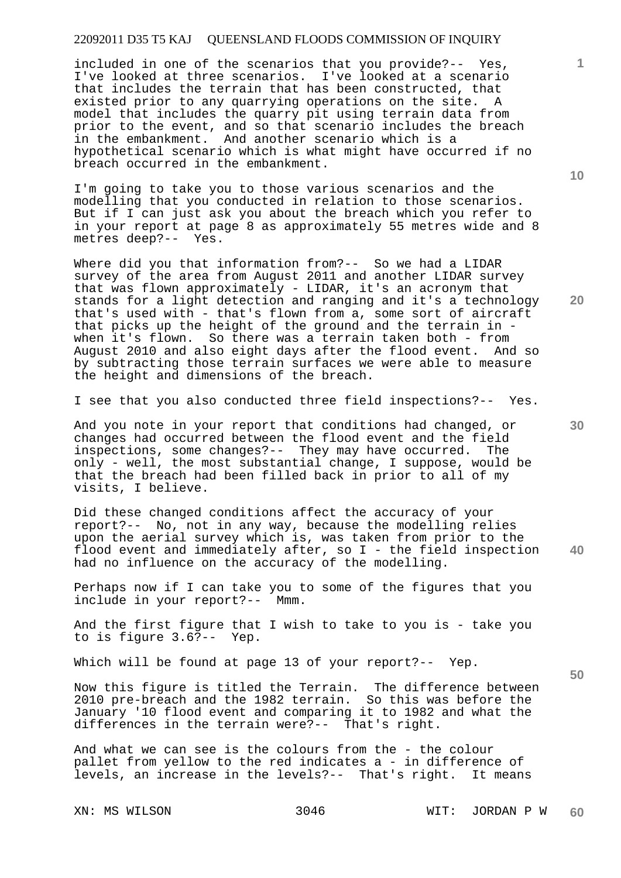included in one of the scenarios that you provide?-- Yes, I've looked at three scenarios. I've looked at a scenario that includes the terrain that has been constructed, that existed prior to any quarrying operations on the site. A model that includes the quarry pit using terrain data from prior to the event, and so that scenario includes the breach in the embankment. And another scenario which is a hypothetical scenario which is what might have occurred if no breach occurred in the embankment.

I'm going to take you to those various scenarios and the modelling that you conducted in relation to those scenarios. But if I can just ask you about the breach which you refer to in your report at page 8 as approximately 55 metres wide and 8 metres deep?-- Yes.

Where did you that information from?-- So we had a LIDAR survey of the area from August 2011 and another LIDAR survey that was flown approximately - LIDAR, it's an acronym that stands for a light detection and ranging and it's a technology that's used with - that's flown from a, some sort of aircraft that picks up the height of the ground and the terrain in - when it's flown. So there was a terrain taken both - from August 2010 and also eight days after the flood event. And so by subtracting those terrain surfaces we were able to measure the height and dimensions of the breach.

I see that you also conducted three field inspections?-- Yes.

And you note in your report that conditions had changed, or changes had occurred between the flood event and the field inspections, some changes?-- They may have occurred. The only - well, the most substantial change, I suppose, would be that the breach had been filled back in prior to all of my visits, I believe.

Did these changed conditions affect the accuracy of your report?-- No, not in any way, because the modelling relies upon the aerial survey which is, was taken from prior to the flood event and immediately after, so I - the field inspection had no influence on the accuracy of the modelling.

Perhaps now if I can take you to some of the figures that you include in your report?-- Mmm.

And the first figure that I wish to take to you is - take you to is figure 3.6?-- Yep.

Which will be found at page 13 of your report?-- Yep.

Now this figure is titled the Terrain. The difference between 2010 pre-breach and the 1982 terrain. So this was before the January '10 flood event and comparing it to 1982 and what the differences in the terrain were?-- That's right.

And what we can see is the colours from the - the colour pallet from yellow to the red indicates a - in difference of levels, an increase in the levels?-- That's right. It means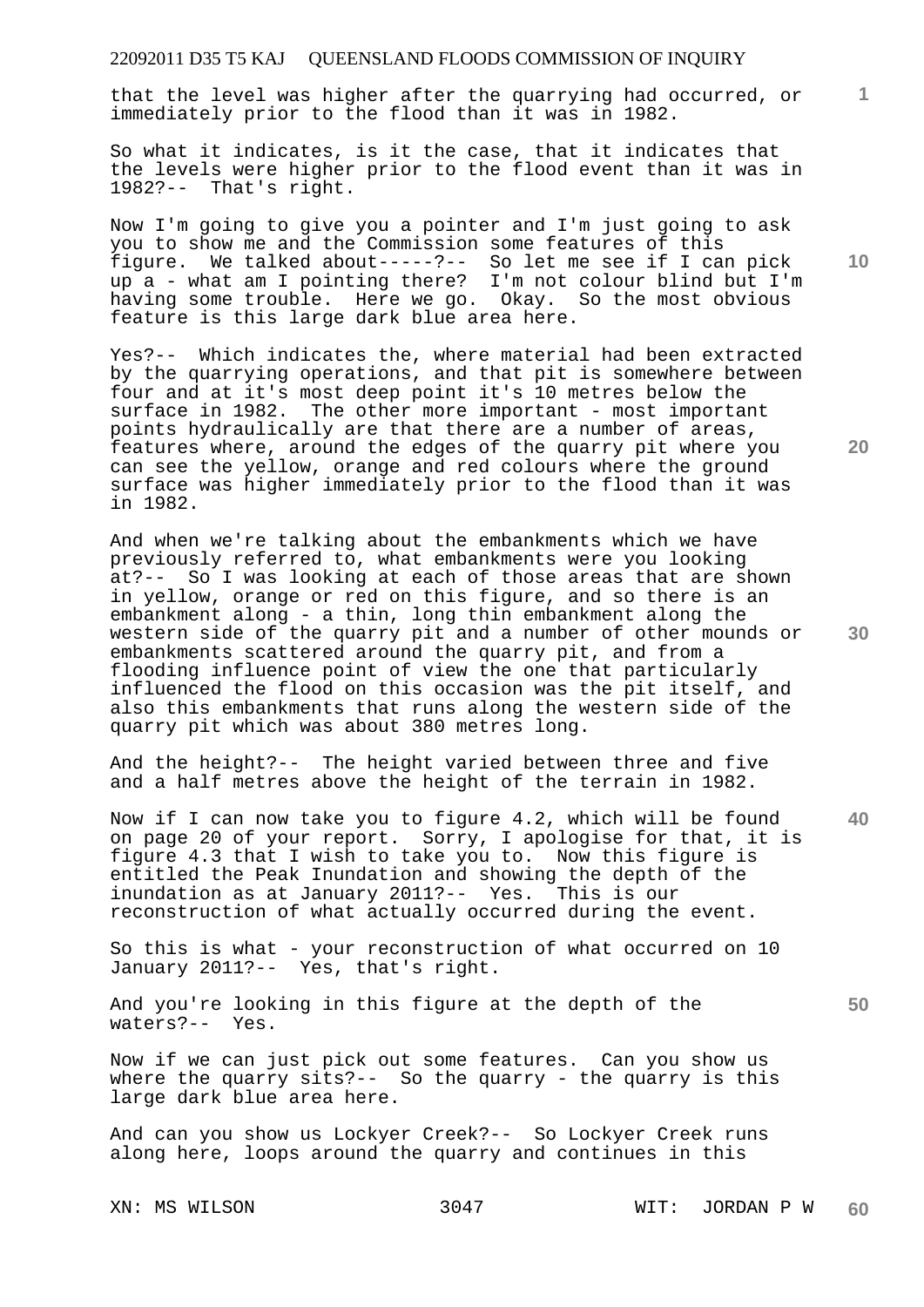that the level was higher after the quarrying had occurred, or immediately prior to the flood than it was in 1982.

So what it indicates, is it the case, that it indicates that the levels were higher prior to the flood event than it was in 1982?-- That's right.

Now I'm going to give you a pointer and I'm just going to ask you to show me and the Commission some features of this figure. We talked about-----?-- So let me see if I can pick up a - what am I pointing there? I'm not colour blind but I'm having some trouble. Here we go. Okay. So the most obvious feature is this large dark blue area here.

Yes?-- Which indicates the, where material had been extracted by the quarrying operations, and that pit is somewhere between four and at it's most deep point it's 10 metres below the surface in 1982. The other more important - most important points hydraulically are that there are a number of areas, features where, around the edges of the quarry pit where you can see the yellow, orange and red colours where the ground surface was higher immediately prior to the flood than it was in 1982.

And when we're talking about the embankments which we have previously referred to, what embankments were you looking at?-- So I was looking at each of those areas that are shown in yellow, orange or red on this figure, and so there is an embankment along - a thin, long thin embankment along the western side of the quarry pit and a number of other mounds or embankments scattered around the quarry pit, and from a flooding influence point of view the one that particularly influenced the flood on this occasion was the pit itself, and also this embankments that runs along the western side of the quarry pit which was about 380 metres long.

And the height?-- The height varied between three and five and a half metres above the height of the terrain in 1982.

Now if I can now take you to figure 4.2, which will be found on page 20 of your report. Sorry, I apologise for that, it is figure 4.3 that I wish to take you to. Now this figure is entitled the Peak Inundation and showing the depth of the inundation as at January 2011?-- Yes. This is our reconstruction of what actually occurred during the event.

So this is what - your reconstruction of what occurred on 10 January 2011?-- Yes, that's right.

And you're looking in this figure at the depth of the waters?-- Yes.

Now if we can just pick out some features. Can you show us where the quarry sits?-- So the quarry - the quarry is this large dark blue area here.

And can you show us Lockyer Creek?-- So Lockyer Creek runs along here, loops around the quarry and continues in this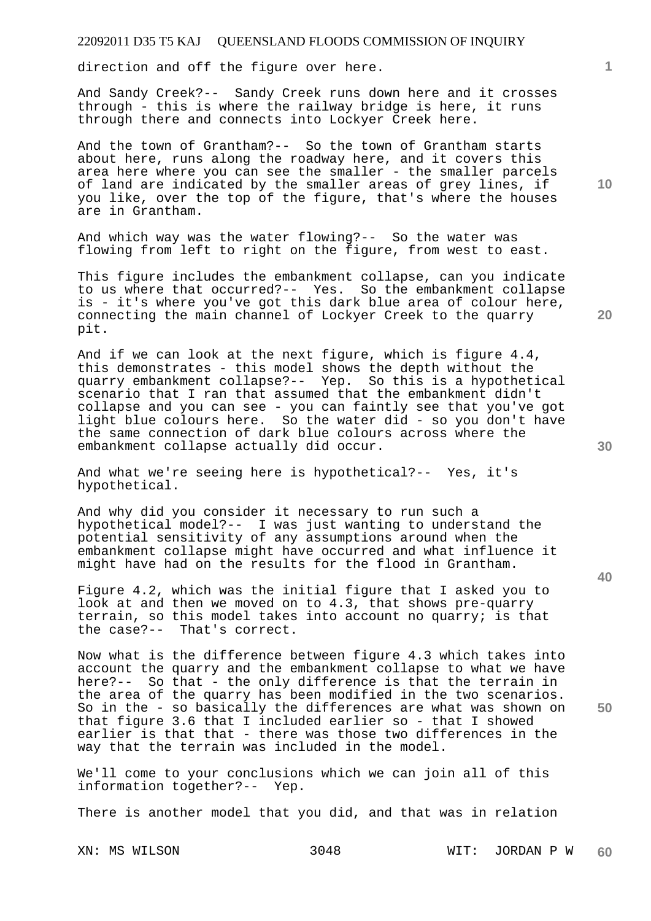direction and off the figure over here.

And Sandy Creek?-- Sandy Creek runs down here and it crosses through - this is where the railway bridge is here, it runs through there and connects into Lockyer Creek here.

And the town of Grantham?-- So the town of Grantham starts about here, runs along the roadway here, and it covers this area here where you can see the smaller - the smaller parcels of land are indicated by the smaller areas of grey lines, if you like, over the top of the figure, that's where the houses are in Grantham.

And which way was the water flowing?-- So the water was flowing from left to right on the figure, from west to east.

This figure includes the embankment collapse, can you indicate to us where that occurred?-- Yes. So the embankment collapse is - it's where you've got this dark blue area of colour here, connecting the main channel of Lockyer Creek to the quarry pit.

And if we can look at the next figure, which is figure 4.4, this demonstrates - this model shows the depth without the quarry embankment collapse?-- Yep. So this is a hypothetical scenario that I ran that assumed that the embankment didn't collapse and you can see - you can faintly see that you've got light blue colours here. So the water did - so you don't have the same connection of dark blue colours across where the embankment collapse actually did occur.

And what we're seeing here is hypothetical?-- Yes, it's hypothetical.

And why did you consider it necessary to run such a hypothetical model?-- I was just wanting to understand the potential sensitivity of any assumptions around when the embankment collapse might have occurred and what influence it might have had on the results for the flood in Grantham.

Figure 4.2, which was the initial figure that I asked you to look at and then we moved on to 4.3, that shows pre-quarry terrain, so this model takes into account no quarry; is that the case?-- That's correct.

Now what is the difference between figure 4.3 which takes into account the quarry and the embankment collapse to what we have here?-- So that - the only difference is that the terrain in the area of the quarry has been modified in the two scenarios. So in the - so basically the differences are what was shown on that figure 3.6 that I included earlier so - that I showed earlier is that that - there was those two differences in the way that the terrain was included in the model.

We'll come to your conclusions which we can join all of this information together?-- Yep.

There is another model that you did, and that was in relation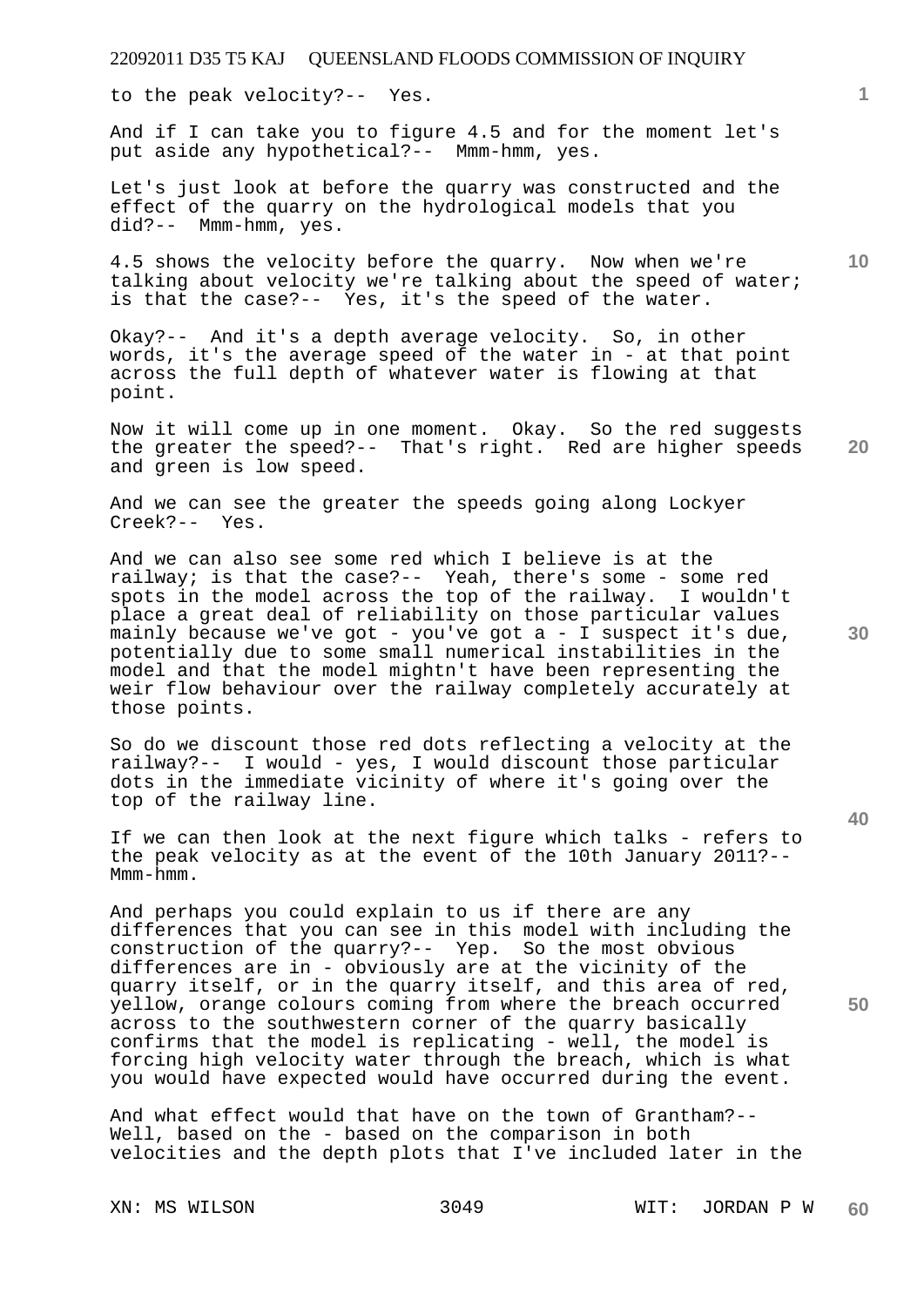to the peak velocity?-- Yes.

And if I can take you to figure 4.5 and for the moment let's put aside any hypothetical?-- Mmm-hmm, yes.

Let's just look at before the quarry was constructed and the effect of the quarry on the hydrological models that you did?-- Mmm-hmm, yes.

4.5 shows the velocity before the quarry. Now when we're talking about velocity we're talking about the speed of water; is that the case?-- Yes, it's the speed of the water.

Okay?-- And it's a depth average velocity. So, in other words, it's the average speed of the water in - at that point across the full depth of whatever water is flowing at that point.

Now it will come up in one moment. Okay. So the red suggests the greater the speed?-- That's right. Red are higher speeds and green is low speed.

And we can see the greater the speeds going along Lockyer Creek?-- Yes.

And we can also see some red which I believe is at the railway; is that the case?-- Yeah, there's some - some red spots in the model across the top of the railway. I wouldn't place a great deal of reliability on those particular values mainly because we've got - you've got a - I suspect it's due, potentially due to some small numerical instabilities in the model and that the model mightn't have been representing the weir flow behaviour over the railway completely accurately at those points.

So do we discount those red dots reflecting a velocity at the railway?-- I would - yes, I would discount those particular dots in the immediate vicinity of where it's going over the top of the railway line.

If we can then look at the next figure which talks - refers to the peak velocity as at the event of the 10th January 2011?-- Mmm-hmm.

And perhaps you could explain to us if there are any differences that you can see in this model with including the construction of the quarry?-- Yep. So the most obvious differences are in - obviously are at the vicinity of the quarry itself, or in the quarry itself, and this area of red, yellow, orange colours coming from where the breach occurred across to the southwestern corner of the quarry basically confirms that the model is replicating - well, the model is forcing high velocity water through the breach, which is what you would have expected would have occurred during the event.

And what effect would that have on the town of Grantham?-- Well, based on the - based on the comparison in both velocities and the depth plots that I've included later in the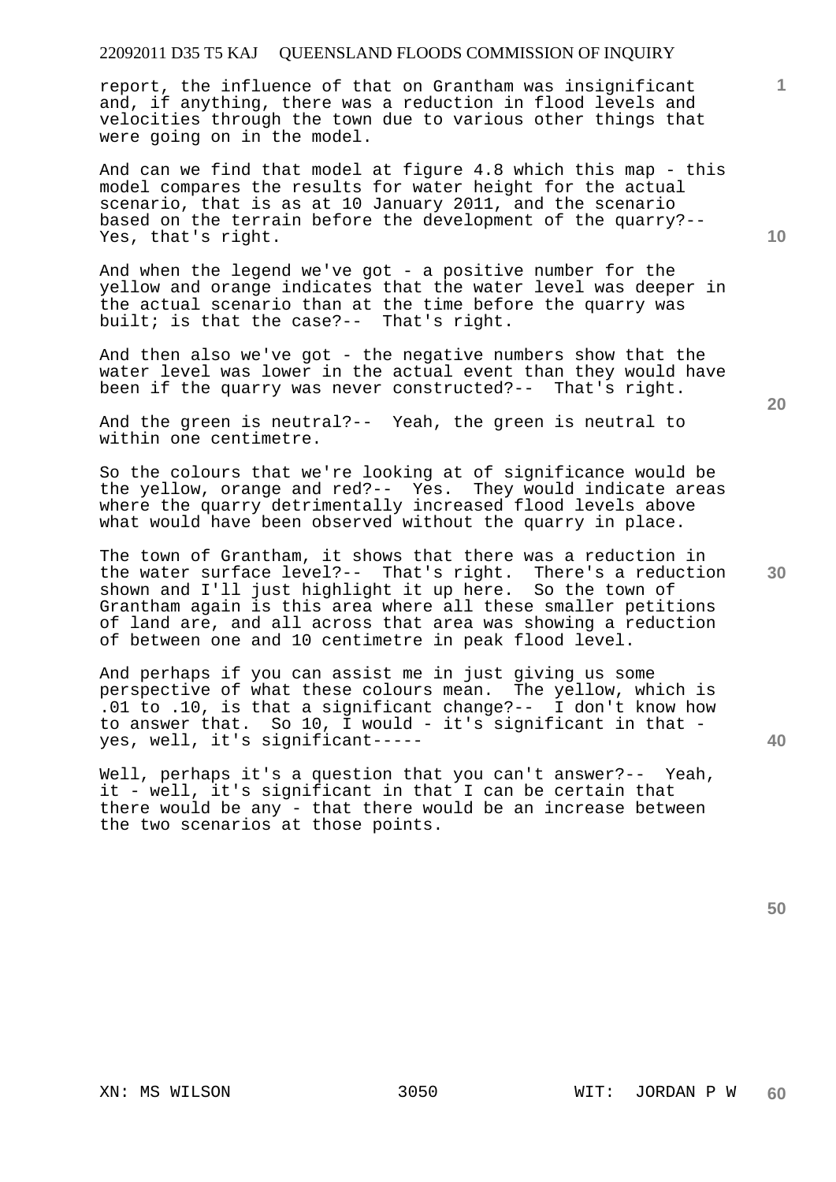report, the influence of that on Grantham was insignificant and, if anything, there was a reduction in flood levels and velocities through the town due to various other things that were going on in the model.

And can we find that model at figure 4.8 which this map - this model compares the results for water height for the actual scenario, that is as at 10 January 2011, and the scenario based on the terrain before the development of the quarry?-- Yes, that's right.

And when the legend we've got - a positive number for the yellow and orange indicates that the water level was deeper in the actual scenario than at the time before the quarry was built; is that the case?-- That's right.

And then also we've got - the negative numbers show that the water level was lower in the actual event than they would have been if the quarry was never constructed?-- That's right.

And the green is neutral?-- Yeah, the green is neutral to within one centimetre.

So the colours that we're looking at of significance would be the yellow, orange and red?-- Yes. They would indicate areas where the quarry detrimentally increased flood levels above what would have been observed without the quarry in place.

The town of Grantham, it shows that there was a reduction in the water surface level?-- That's right. There's a reduction shown and I'll just highlight it up here. So the town of Grantham again is this area where all these smaller petitions of land are, and all across that area was showing a reduction of between one and 10 centimetre in peak flood level.

And perhaps if you can assist me in just giving us some perspective of what these colours mean. The yellow, which is .01 to .10, is that a significant change?-- I don't know how to answer that. So 10, I would - it's significant in that - yes, well, it's significant-----

Well, perhaps it's a question that you can't answer?-- Yeah, it - well, it's significant in that I can be certain that there would be any - that there would be an increase between the two scenarios at those points.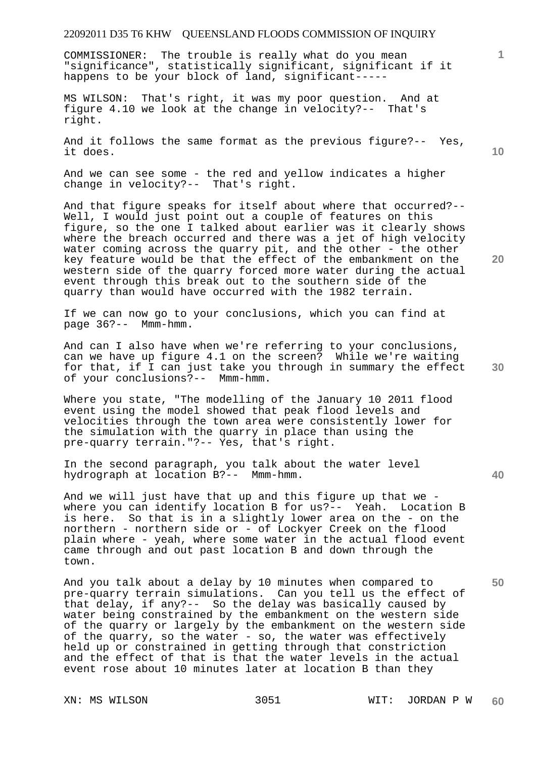COMMISSIONER: The trouble is really what do you mean "significance", statistically significant, significant if it happens to be your block of land, significant-----

MS WILSON: That's right, it was my poor question. And at figure 4.10 we look at the change in velocity?-- That's right.

And it follows the same format as the previous figure?-- Yes, it does.

And we can see some - the red and yellow indicates a higher change in velocity?-- That's right.

And that figure speaks for itself about where that occurred?-- Well, I would just point out a couple of features on this figure, so the one I talked about earlier was it clearly shows where the breach occurred and there was a jet of high velocity water coming across the quarry pit, and the other - the other key feature would be that the effect of the embankment on the western side of the quarry forced more water during the actual event through this break out to the southern side of the quarry than would have occurred with the 1982 terrain.

If we can now go to your conclusions, which you can find at page 36?-- Mmm-hmm.

And can I also have when we're referring to your conclusions, can we have up figure 4.1 on the screen? While we're waiting for that, if I can just take you through in summary the effect of your conclusions?-- Mmm-hmm.

Where you state, "The modelling of the January 10 2011 flood event using the model showed that peak flood levels and velocities through the town area were consistently lower for the simulation with the quarry in place than using the pre-quarry terrain."?-- Yes, that's right.

In the second paragraph, you talk about the water level hydrograph at location B?-- Mmm-hmm.

And we will just have that up and this figure up that we - where you can identify location B for us?-- Yeah. Location B is here. So that is in a slightly lower area on the - on the northern - northern side or - of Lockyer Creek on the flood plain where - yeah, where some water in the actual flood event came through and out past location B and down through the town.

And you talk about a delay by 10 minutes when compared to pre-quarry terrain simulations. Can you tell us the effect of that delay, if any?-- So the delay was basically caused by water being constrained by the embankment on the western side of the quarry or largely by the embankment on the western side of the quarry, so the water - so, the water was effectively held up or constrained in getting through that constriction and the effect of that is that the water levels in the actual event rose about 10 minutes later at location B than they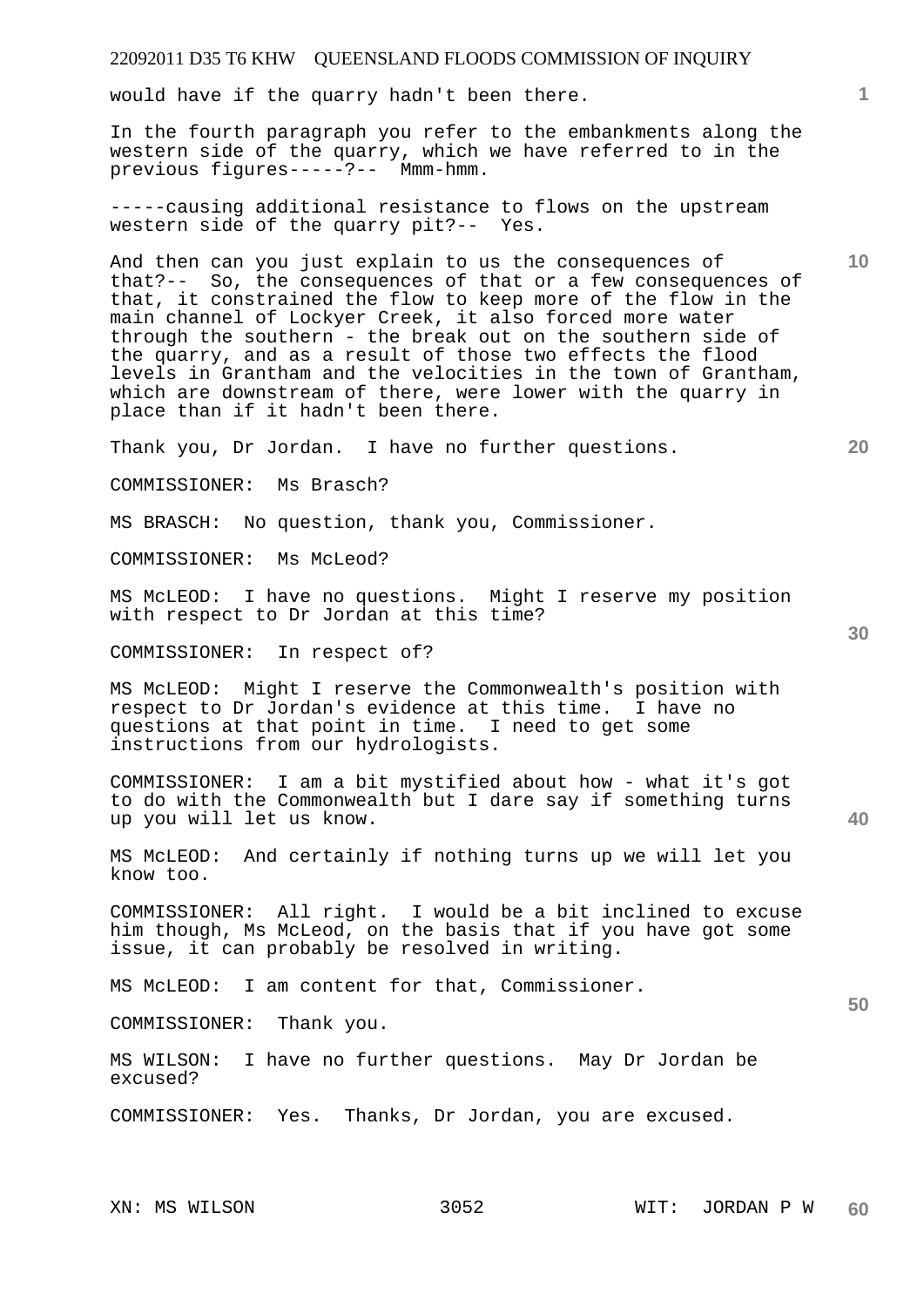would have if the quarry hadn't been there.

In the fourth paragraph you refer to the embankments along the western side of the quarry, which we have referred to in the previous figures-----?-- Mmm-hmm.

-----causing additional resistance to flows on the upstream western side of the quarry pit?-- Yes.

And then can you just explain to us the consequences of that?-- So, the consequences of that or a few consequences of that, it constrained the flow to keep more of the flow in the main channel of Lockyer Creek, it also forced more water through the southern - the break out on the southern side of the quarry, and as a result of those two effects the flood levels in Grantham and the velocities in the town of Grantham, which are downstream of there, were lower with the quarry in place than if it hadn't been there.

Thank you, Dr Jordan. I have no further questions.

COMMISSIONER: Ms Brasch?

MS BRASCH: No question, thank you, Commissioner.

COMMISSIONER: Ms McLeod?

MS McLEOD: I have no questions. Might I reserve my position with respect to Dr Jordan at this time?

COMMISSIONER: In respect of?

MS McLEOD: Might I reserve the Commonwealth's position with respect to Dr Jordan's evidence at this time. I have no questions at that point in time. I need to get some instructions from our hydrologists.

COMMISSIONER: I am a bit mystified about how - what it's got to do with the Commonwealth but I dare say if something turns up you will let us know.

MS McLEOD: And certainly if nothing turns up we will let you know too.

COMMISSIONER: All right. I would be a bit inclined to excuse him though, Ms McLeod, on the basis that if you have got some issue, it can probably be resolved in writing.

MS McLEOD: I am content for that, Commissioner.

COMMISSIONER: Thank you.

MS WILSON: I have no further questions. May Dr Jordan be excused?

COMMISSIONER: Yes. Thanks, Dr Jordan, you are excused.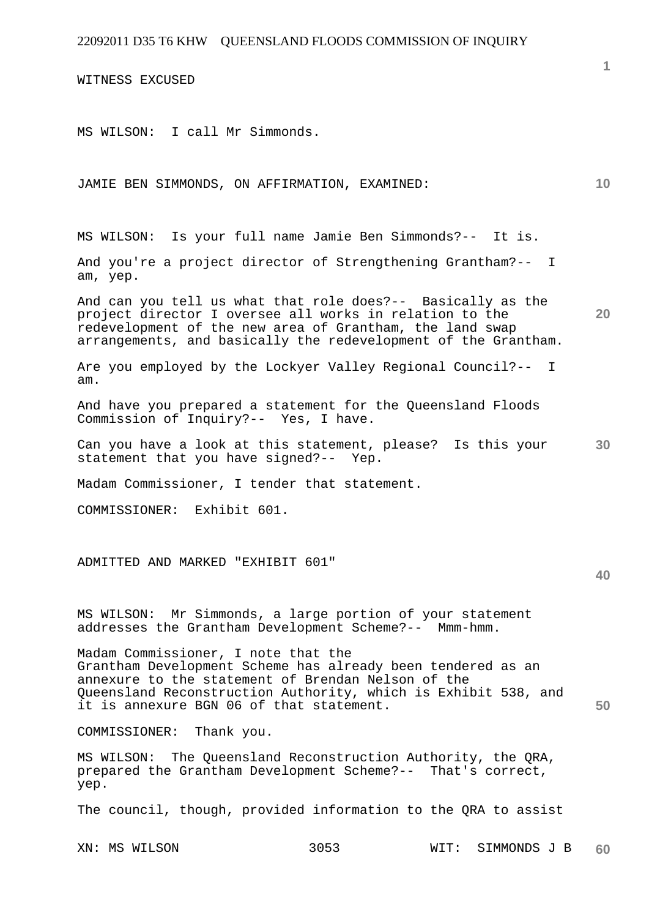WITNESS EXCUSED

MS WILSON: I call Mr Simmonds.

JAMIE BEN SIMMONDS, ON AFFIRMATION, EXAMINED:

MS WILSON: Is your full name Jamie Ben Simmonds?-- It is.

And you're a project director of Strengthening Grantham?-- I am, yep.

And can you tell us what that role does?-- Basically as the project director I oversee all works in relation to the redevelopment of the new area of Grantham, the land swap arrangements, and basically the redevelopment of the Grantham.

Are you employed by the Lockyer Valley Regional Council?-- I am.

And have you prepared a statement for the Queensland Floods Commission of Inquiry?-- Yes, I have.

Can you have a look at this statement, please? Is this your statement that you have signed?-- Yep.

Madam Commissioner, I tender that statement.

COMMISSIONER: Exhibit 601.

ADMITTED AND MARKED "EXHIBIT 601"

MS WILSON: Mr Simmonds, a large portion of your statement addresses the Grantham Development Scheme?-- Mmm-hmm.

Madam Commissioner, I note that the Grantham Development Scheme has already been tendered as an annexure to the statement of Brendan Nelson of the Queensland Reconstruction Authority, which is Exhibit 538, and it is annexure BGN 06 of that statement.

COMMISSIONER: Thank you.

MS WILSON: The Queensland Reconstruction Authority, the QRA, prepared the Grantham Development Scheme?-- That's correct, yep.

The council, though, provided information to the QRA to assist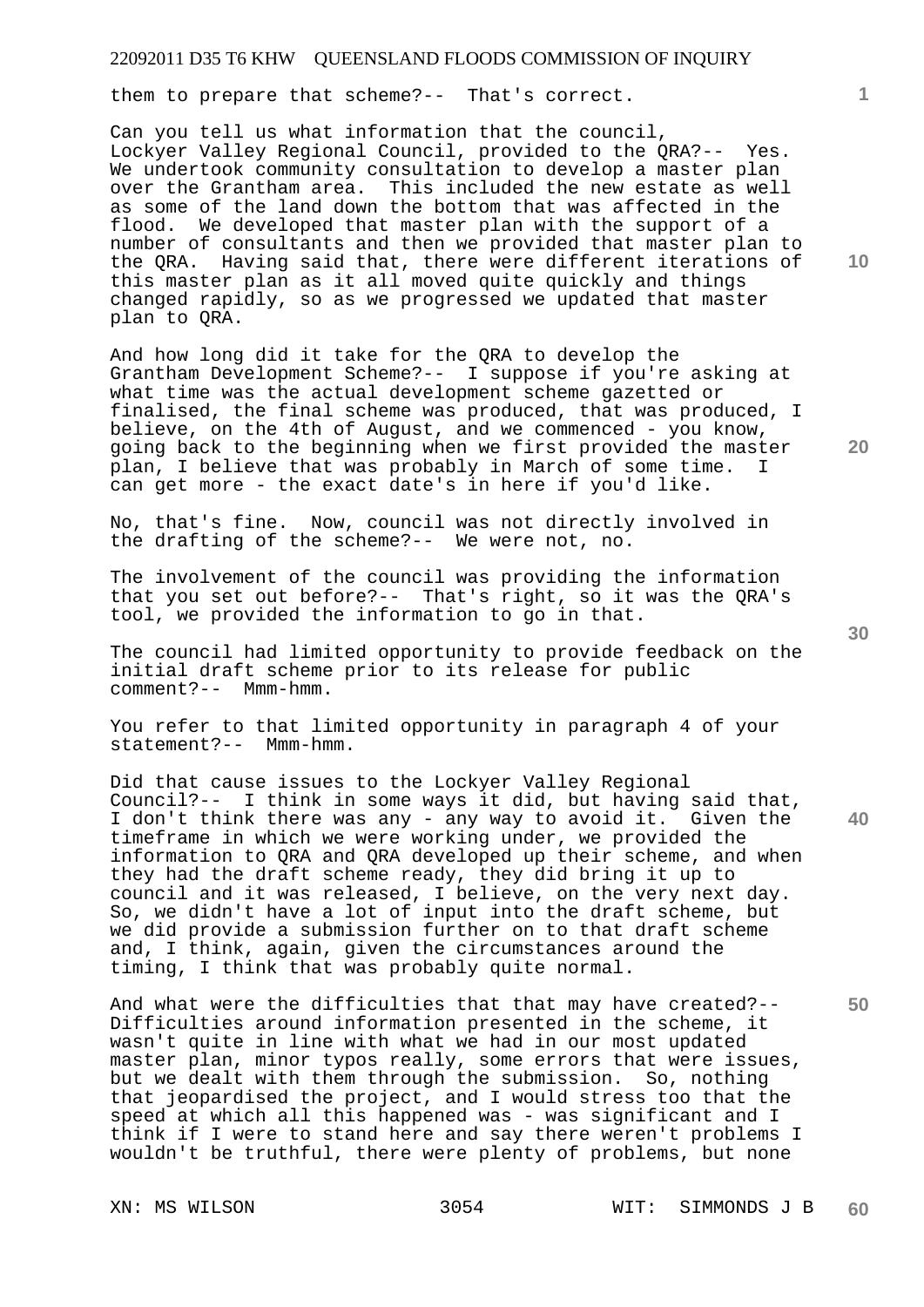them to prepare that scheme?-- That's correct.

Can you tell us what information that the council, Lockyer Valley Regional Council, provided to the QRA?-- Yes. We undertook community consultation to develop a master plan over the Grantham area. This included the new estate as well as some of the land down the bottom that was affected in the flood. We developed that master plan with the support of a number of consultants and then we provided that master plan to the QRA. Having said that, there were different iterations of this master plan as it all moved quite quickly and things changed rapidly, so as we progressed we updated that master plan to QRA.

And how long did it take for the QRA to develop the Grantham Development Scheme?-- I suppose if you're asking at what time was the actual development scheme gazetted or finalised, the final scheme was produced, that was produced, I believe, on the 4th of August, and we commenced - you know, going back to the beginning when we first provided the master plan, I believe that was probably in March of some time. I can get more - the exact date's in here if you'd like.

No, that's fine. Now, council was not directly involved in the drafting of the scheme?-- We were not, no.

The involvement of the council was providing the information that you set out before?-- That's right, so it was the QRA's tool, we provided the information to go in that.

The council had limited opportunity to provide feedback on the initial draft scheme prior to its release for public comment?-- Mmm-hmm.

You refer to that limited opportunity in paragraph 4 of your statement?-- Mmm-hmm.

Did that cause issues to the Lockyer Valley Regional Council?-- I think in some ways it did, but having said that, I don't think there was any - any way to avoid it. Given the timeframe in which we were working under, we provided the information to QRA and QRA developed up their scheme, and when they had the draft scheme ready, they did bring it up to council and it was released, I believe, on the very next day. So, we didn't have a lot of input into the draft scheme, but we did provide a submission further on to that draft scheme and, I think, again, given the circumstances around the timing, I think that was probably quite normal.

And what were the difficulties that that may have created?-- Difficulties around information presented in the scheme, it wasn't quite in line with what we had in our most updated master plan, minor typos really, some errors that were issues, but we dealt with them through the submission. So, nothing that jeopardised the project, and I would stress too that the speed at which all this happened was - was significant and I think if I were to stand here and say there weren't problems I wouldn't be truthful, there were plenty of problems, but none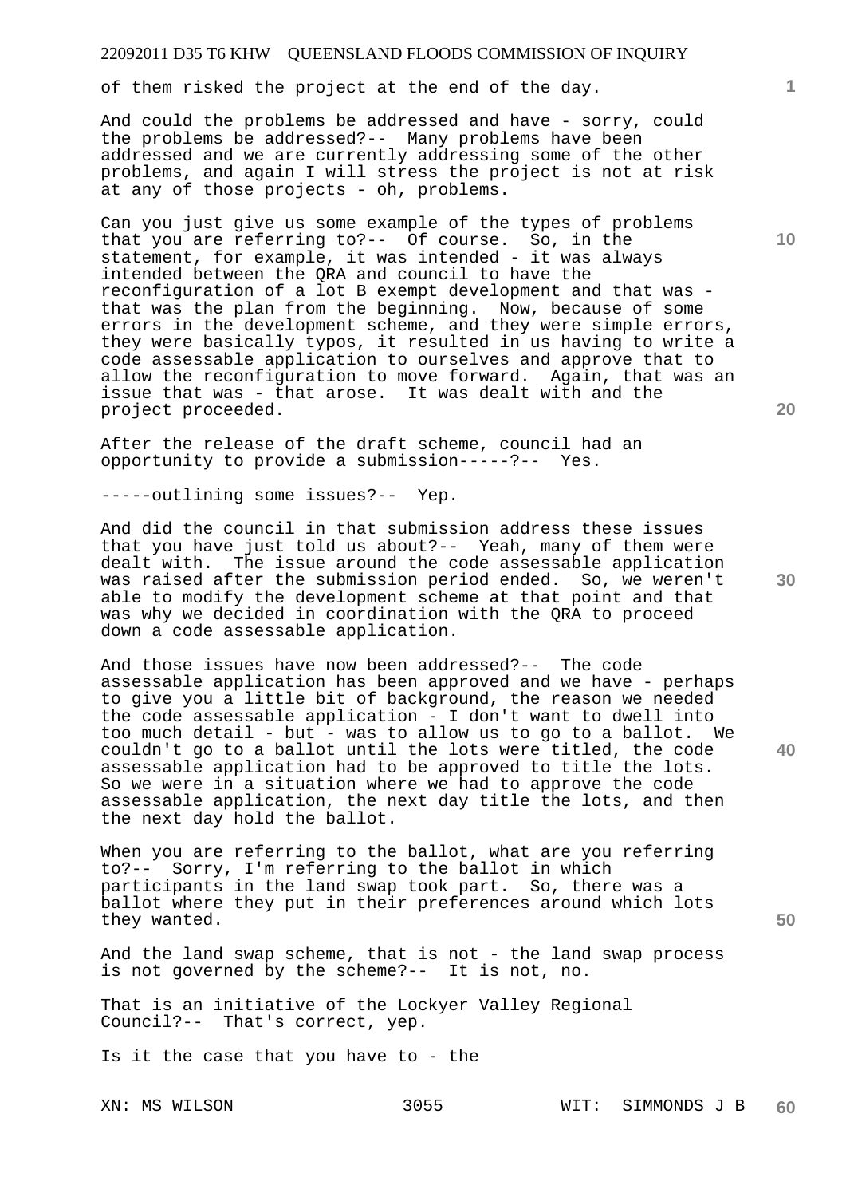of them risked the project at the end of the day.

And could the problems be addressed and have - sorry, could the problems be addressed?-- Many problems have been addressed and we are currently addressing some of the other problems, and again I will stress the project is not at risk at any of those projects - oh, problems.

Can you just give us some example of the types of problems that you are referring to?-- Of course. So, in the statement, for example, it was intended - it was always intended between the QRA and council to have the reconfiguration of a lot B exempt development and that was - that was the plan from the beginning. Now, because of some errors in the development scheme, and they were simple errors, they were basically typos, it resulted in us having to write a code assessable application to ourselves and approve that to allow the reconfiguration to move forward. Again, that was an issue that was - that arose. It was dealt with and the project proceeded.

After the release of the draft scheme, council had an opportunity to provide a submission-----?-- Yes.

-----outlining some issues?-- Yep.

And did the council in that submission address these issues that you have just told us about?-- Yeah, many of them were dealt with. The issue around the code assessable application was raised after the submission period ended. So, we weren't able to modify the development scheme at that point and that was why we decided in coordination with the QRA to proceed down a code assessable application.

And those issues have now been addressed?-- The code assessable application has been approved and we have - perhaps to give you a little bit of background, the reason we needed the code assessable application - I don't want to dwell into too much detail - but - was to allow us to go to a ballot. We couldn't go to a ballot until the lots were titled, the code assessable application had to be approved to title the lots. So we were in a situation where we had to approve the code assessable application, the next day title the lots, and then the next day hold the ballot.

When you are referring to the ballot, what are you referring to?-- Sorry, I'm referring to the ballot in which participants in the land swap took part. So, there was a ballot where they put in their preferences around which lots they wanted.

And the land swap scheme, that is not - the land swap process is not governed by the scheme?-- It is not, no.

That is an initiative of the Lockyer Valley Regional Council?-- That's correct, yep.

Is it the case that you have to - the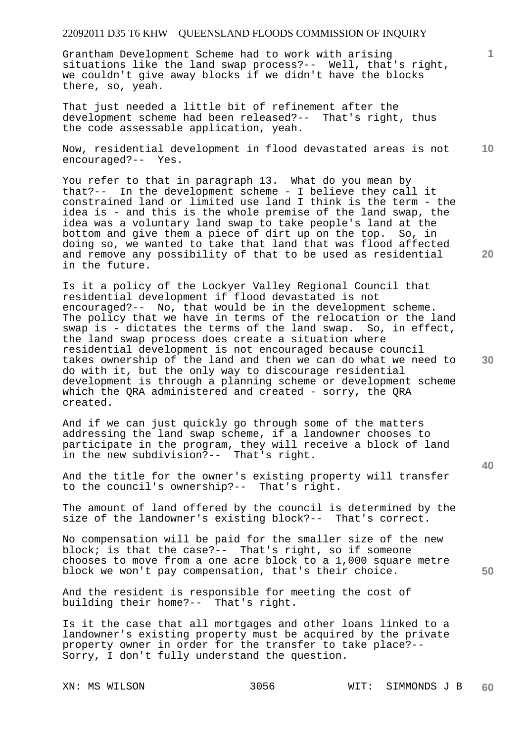Grantham Development Scheme had to work with arising situations like the land swap process?-- Well, that's right, we couldn't give away blocks if we didn't have the blocks there, so, yeah.

That just needed a little bit of refinement after the development scheme had been released?-- That's right, thus the code assessable application, yeah.

Now, residential development in flood devastated areas is not encouraged?-- Yes.

You refer to that in paragraph 13. What do you mean by that?-- In the development scheme - I believe they call it constrained land or limited use land I think is the term - the idea is - and this is the whole premise of the land swap, the idea was a voluntary land swap to take people's land at the bottom and give them a piece of dirt up on the top. So, in doing so, we wanted to take that land that was flood affected and remove any possibility of that to be used as residential in the future.

Is it a policy of the Lockyer Valley Regional Council that residential development if flood devastated is not encouraged?-- No, that would be in the development scheme. The policy that we have in terms of the relocation or the land swap is - dictates the terms of the land swap. So, in effect, the land swap process does create a situation where residential development is not encouraged because council takes ownership of the land and then we can do what we need to do with it, but the only way to discourage residential development is through a planning scheme or development scheme which the QRA administered and created - sorry, the QRA created.

And if we can just quickly go through some of the matters addressing the land swap scheme, if a landowner chooses to participate in the program, they will receive a block of land in the new subdivision?-- That's right.

And the title for the owner's existing property will transfer to the council's ownership?-- That's right.

The amount of land offered by the council is determined by the size of the landowner's existing block?-- That's correct.

No compensation will be paid for the smaller size of the new block; is that the case?-- That's right, so if someone chooses to move from a one acre block to a 1,000 square metre block we won't pay compensation, that's their choice.

And the resident is responsible for meeting the cost of building their home?-- That's right.

Is it the case that all mortgages and other loans linked to a landowner's existing property must be acquired by the private property owner in order for the transfer to take place?-- Sorry, I don't fully understand the question.

XN: MS WILSON WIT: SIMMONDS J B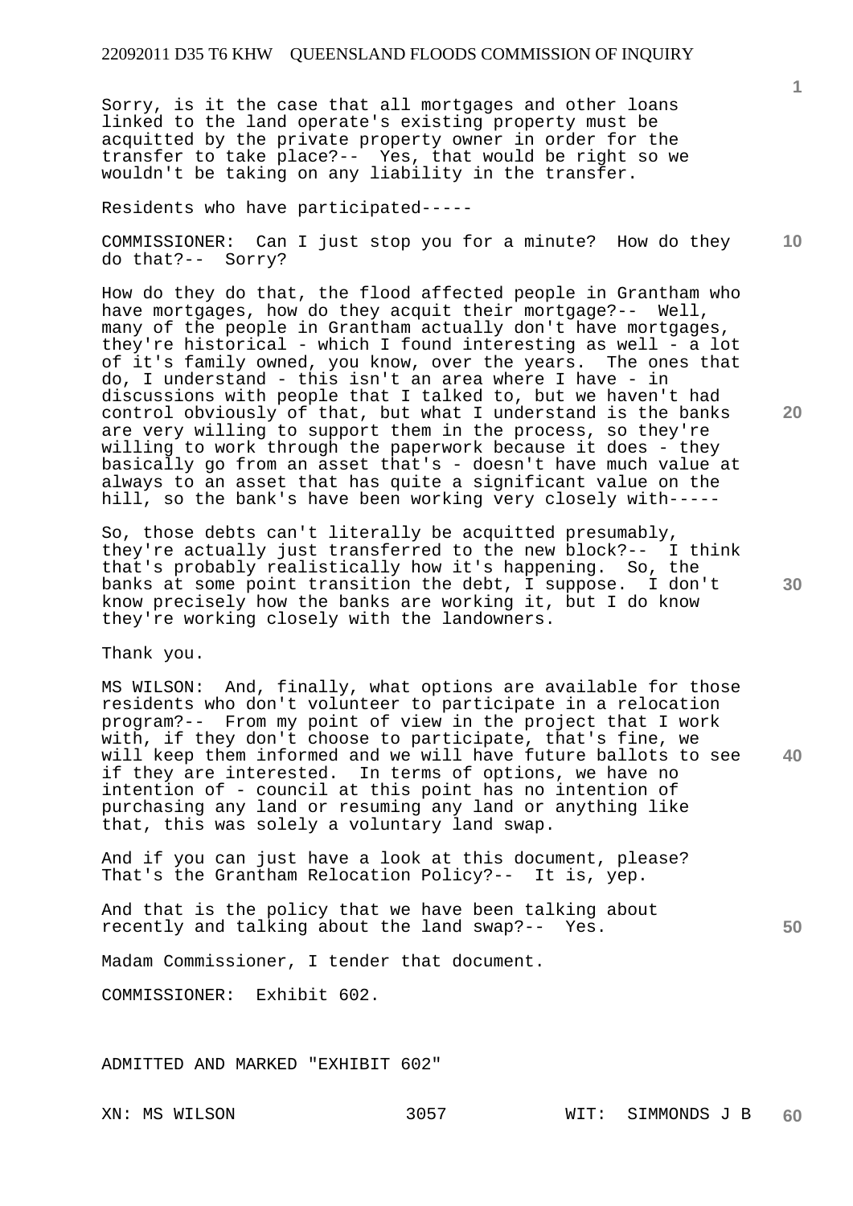Sorry, is it the case that all mortgages and other loans linked to the land operate's existing property must be acquitted by the private property owner in order for the transfer to take place?-- Yes, that would be right so we wouldn't be taking on any liability in the transfer.

Residents who have participated-----

COMMISSIONER: Can I just stop you for a minute? How do they do that?-- Sorry?

How do they do that, the flood affected people in Grantham who have mortgages, how do they acquit their mortgage?-- Well, many of the people in Grantham actually don't have mortgages, they're historical - which I found interesting as well - a lot of it's family owned, you know, over the years. The ones that do, I understand - this isn't an area where I have - in discussions with people that I talked to, but we haven't had control obviously of that, but what I understand is the banks are very willing to support them in the process, so they're willing to work through the paperwork because it does - they basically go from an asset that's - doesn't have much value at always to an asset that has quite a significant value on the hill, so the bank's have been working very closely with-----

So, those debts can't literally be acquitted presumably, they're actually just transferred to the new block?-- I think that's probably realistically how it's happening. So, the banks at some point transition the debt, I suppose. I don't know precisely how the banks are working it, but I do know they're working closely with the landowners.

Thank you.

MS WILSON: And, finally, what options are available for those residents who don't volunteer to participate in a relocation program?-- From my point of view in the project that I work with, if they don't choose to participate, that's fine, we will keep them informed and we will have future ballots to see if they are interested. In terms of options, we have no intention of - council at this point has no intention of purchasing any land or resuming any land or anything like that, this was solely a voluntary land swap.

And if you can just have a look at this document, please? That's the Grantham Relocation Policy?-- It is, yep.

And that is the policy that we have been talking about recently and talking about the land swap?-- Yes.

Madam Commissioner, I tender that document.

COMMISSIONER: Exhibit 602.

ADMITTED AND MARKED "EXHIBIT 602"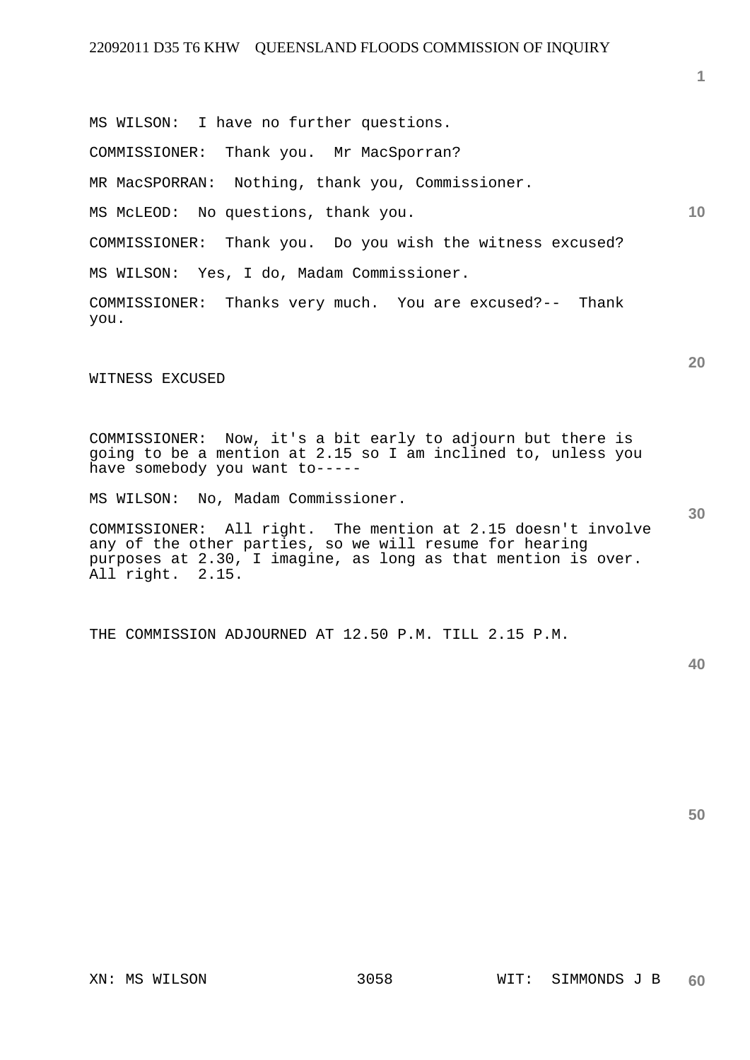MS WILSON: I have no further questions.

COMMISSIONER: Thank you. Mr MacSporran?

MR MacSPORRAN: Nothing, thank you, Commissioner.

MS McLEOD: No questions, thank you.

COMMISSIONER: Thank you. Do you wish the witness excused?

MS WILSON: Yes, I do, Madam Commissioner.

COMMISSIONER: Thanks very much. You are excused?-- Thank you.

WITNESS EXCUSED

COMMISSIONER: Now, it's a bit early to adjourn but there is going to be a mention at 2.15 so I am inclined to, unless you have somebody you want to-----

MS WILSON: No, Madam Commissioner.

COMMISSIONER: All right. The mention at 2.15 doesn't involve any of the other parties, so we will resume for hearing purposes at 2.30, I imagine, as long as that mention is over. All right. 2.15.

THE COMMISSION ADJOURNED AT 12.50 P.M. TILL 2.15 P.M.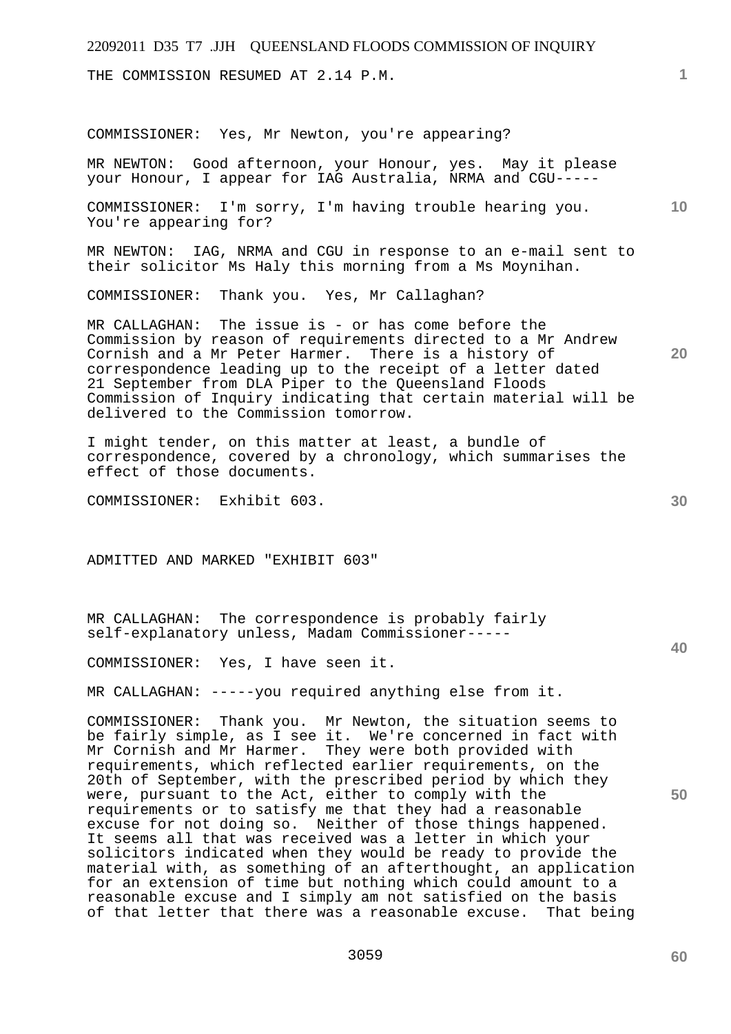THE COMMISSION RESUMED AT 2.14 P.M.

COMMISSIONER: Yes, Mr Newton, you're appearing?

MR NEWTON: Good afternoon, your Honour, yes. May it please your Honour, I appear for IAG Australia, NRMA and CGU-----

COMMISSIONER: I'm sorry, I'm having trouble hearing you. You're appearing for?

MR NEWTON: IAG, NRMA and CGU in response to an e-mail sent to their solicitor Ms Haly this morning from a Ms Moynihan.

COMMISSIONER: Thank you. Yes, Mr Callaghan?

MR CALLAGHAN: The issue is - or has come before the Commission by reason of requirements directed to a Mr Andrew Cornish and a Mr Peter Harmer. There is a history of correspondence leading up to the receipt of a letter dated 21 September from DLA Piper to the Queensland Floods Commission of Inquiry indicating that certain material will be delivered to the Commission tomorrow.

I might tender, on this matter at least, a bundle of correspondence, covered by a chronology, which summarises the effect of those documents.

COMMISSIONER: Exhibit 603.

ADMITTED AND MARKED "EXHIBIT 603"

MR CALLAGHAN: The correspondence is probably fairly self-explanatory unless, Madam Commissioner-----

COMMISSIONER: Yes, I have seen it.

MR CALLAGHAN: -----you required anything else from it.

COMMISSIONER: Thank you. Mr Newton, the situation seems to be fairly simple, as I see it. We're concerned in fact with Mr Cornish and Mr Harmer. They were both provided with requirements, which reflected earlier requirements, on the 20th of September, with the prescribed period by which they were, pursuant to the Act, either to comply with the requirements or to satisfy me that they had a reasonable excuse for not doing so. Neither of those things happened. It seems all that was received was a letter in which your solicitors indicated when they would be ready to provide the material with, as something of an afterthought, an application for an extension of time but nothing which could amount to a reasonable excuse and I simply am not satisfied on the basis of that letter that there was a reasonable excuse. That being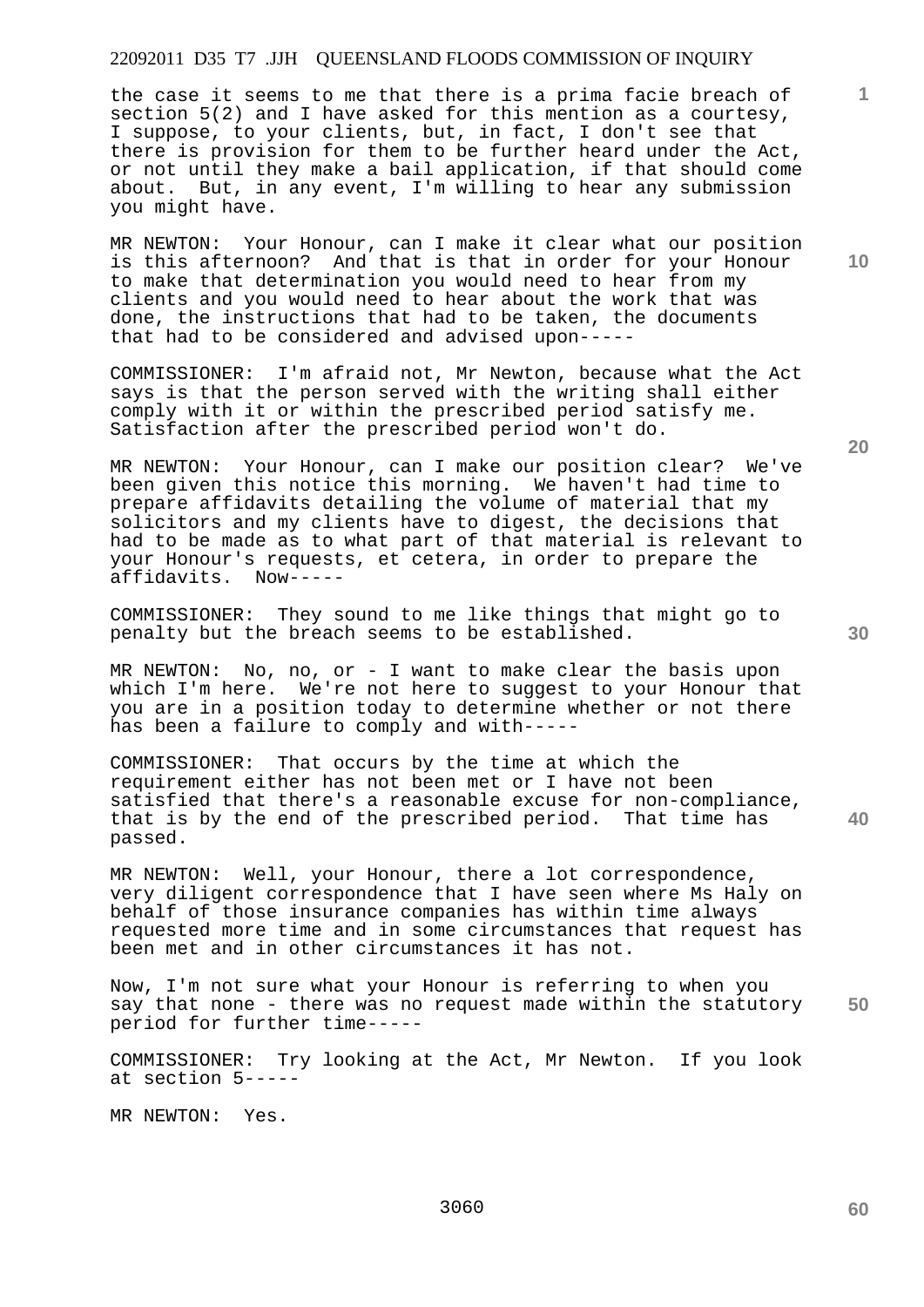the case it seems to me that there is a prima facie breach of section 5(2) and I have asked for this mention as a courtesy, I suppose, to your clients, but, in fact, I don't see that there is provision for them to be further heard under the Act, or not until they make a bail application, if that should come about. But, in any event, I'm willing to hear any submission you might have.

MR NEWTON: Your Honour, can I make it clear what our position is this afternoon? And that is that in order for your Honour to make that determination you would need to hear from my clients and you would need to hear about the work that was done, the instructions that had to be taken, the documents that had to be considered and advised upon-----

COMMISSIONER: I'm afraid not, Mr Newton, because what the Act says is that the person served with the writing shall either comply with it or within the prescribed period satisfy me. Satisfaction after the prescribed period won't do.

MR NEWTON: Your Honour, can I make our position clear? We've been given this notice this morning. We haven't had time to prepare affidavits detailing the volume of material that my solicitors and my clients have to digest, the decisions that had to be made as to what part of that material is relevant to your Honour's requests, et cetera, in order to prepare the affidavits. Now-----

COMMISSIONER: They sound to me like things that might go to penalty but the breach seems to be established.

MR NEWTON: No, no, or - I want to make clear the basis upon which I'm here. We're not here to suggest to your Honour that you are in a position today to determine whether or not there has been a failure to comply and with-----

COMMISSIONER: That occurs by the time at which the requirement either has not been met or I have not been satisfied that there's a reasonable excuse for non-compliance, that is by the end of the prescribed period. That time has passed.

MR NEWTON: Well, your Honour, there a lot correspondence, very diligent correspondence that I have seen where Ms Haly on behalf of those insurance companies has within time always requested more time and in some circumstances that request has been met and in other circumstances it has not.

Now, I'm not sure what your Honour is referring to when you say that none - there was no request made within the statutory period for further time-----

COMMISSIONER: Try looking at the Act, Mr Newton. If you look at section 5-----

MR NEWTON: Yes.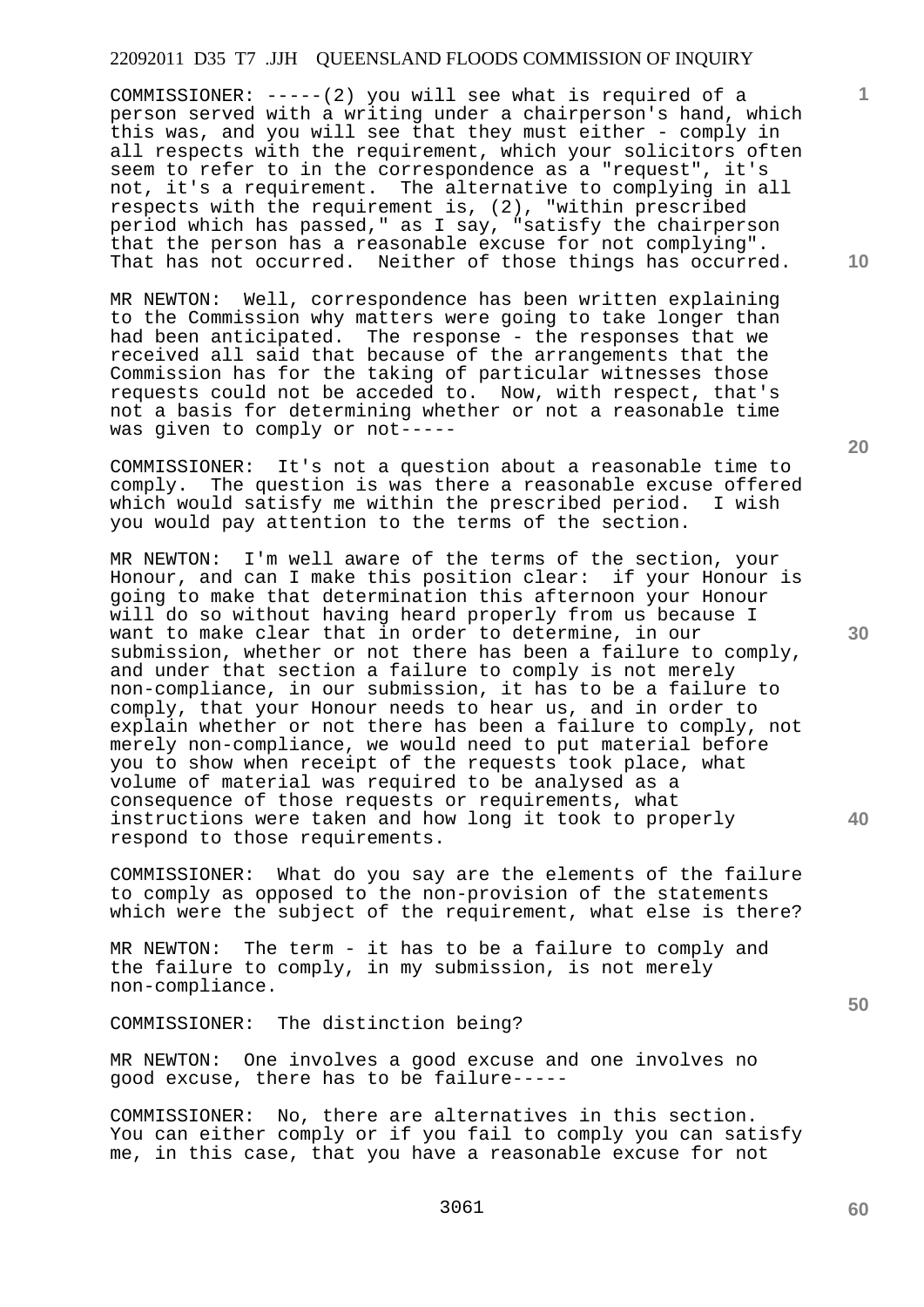COMMISSIONER: -----(2) you will see what is required of a person served with a writing under a chairperson's hand, which this was, and you will see that they must either - comply in all respects with the requirement, which your solicitors often seem to refer to in the correspondence as a "request", it's not, it's a requirement. The alternative to complying in all respects with the requirement is, (2), "within prescribed period which has passed," as I say, "satisfy the chairperson that the person has a reasonable excuse for not complying". That has not occurred. Neither of those things has occurred.

MR NEWTON: Well, correspondence has been written explaining to the Commission why matters were going to take longer than had been anticipated. The response - the responses that we received all said that because of the arrangements that the Commission has for the taking of particular witnesses those requests could not be acceded to. Now, with respect, that's not a basis for determining whether or not a reasonable time was given to comply or not-----

COMMISSIONER: It's not a question about a reasonable time to comply. The question is was there a reasonable excuse offered which would satisfy me within the prescribed period. I wish you would pay attention to the terms of the section.

MR NEWTON: I'm well aware of the terms of the section, your Honour, and can I make this position clear: if your Honour is going to make that determination this afternoon your Honour will do so without having heard properly from us because I want to make clear that in order to determine, in our submission, whether or not there has been a failure to comply, and under that section a failure to comply is not merely non-compliance, in our submission, it has to be a failure to comply, that your Honour needs to hear us, and in order to explain whether or not there has been a failure to comply, not merely non-compliance, we would need to put material before you to show when receipt of the requests took place, what volume of material was required to be analysed as a consequence of those requests or requirements, what instructions were taken and how long it took to properly respond to those requirements.

COMMISSIONER: What do you say are the elements of the failure to comply as opposed to the non-provision of the statements which were the subject of the requirement, what else is there?

MR NEWTON: The term - it has to be a failure to comply and the failure to comply, in my submission, is not merely non-compliance.

COMMISSIONER: The distinction being?

MR NEWTON: One involves a good excuse and one involves no good excuse, there has to be failure-----

COMMISSIONER: No, there are alternatives in this section. You can either comply or if you fail to comply you can satisfy me, in this case, that you have a reasonable excuse for not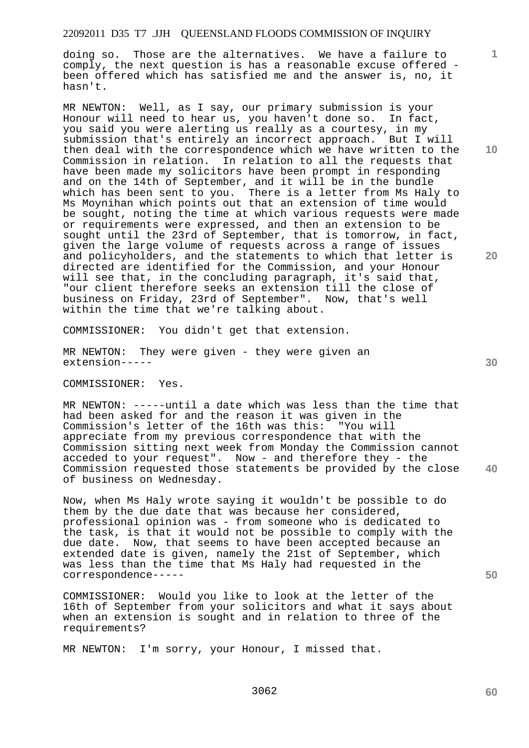doing so. Those are the alternatives. We have a failure to comply, the next question is has a reasonable excuse offered - been offered which has satisfied me and the answer is, no, it hasn't.

MR NEWTON: Well, as I say, our primary submission is your Honour will need to hear us, you haven't done so. In fact, you said you were alerting us really as a courtesy, in my submission that's entirely an incorrect approach. But I will then deal with the correspondence which we have written to the Commission in relation. In relation to all the requests that have been made my solicitors have been prompt in responding and on the 14th of September, and it will be in the bundle which has been sent to you. There is a letter from Ms Haly to Ms Moynihan which points out that an extension of time would be sought, noting the time at which various requests were made or requirements were expressed, and then an extension to be sought until the 23rd of September, that is tomorrow, in fact, given the large volume of requests across a range of issues and policyholders, and the statements to which that letter is directed are identified for the Commission, and your Honour will see that, in the concluding paragraph, it's said that, "our client therefore seeks an extension till the close of business on Friday, 23rd of September". Now, that's well within the time that we're talking about.

COMMISSIONER: You didn't get that extension.

MR NEWTON: They were given - they were given an extension-----

COMMISSIONER: Yes.

MR NEWTON: -----until a date which was less than the time that had been asked for and the reason it was given in the Commission's letter of the 16th was this: "You will appreciate from my previous correspondence that with the Commission sitting next week from Monday the Commission cannot acceded to your request". Now - and therefore they - the Commission requested those statements be provided by the close of business on Wednesday.

Now, when Ms Haly wrote saying it wouldn't be possible to do them by the due date that was because her considered, professional opinion was - from someone who is dedicated to the task, is that it would not be possible to comply with the due date. Now, that seems to have been accepted because an extended date is given, namely the 21st of September, which was less than the time that Ms Haly had requested in the correspondence-----

COMMISSIONER: Would you like to look at the letter of the 16th of September from your solicitors and what it says about when an extension is sought and in relation to three of the requirements?

MR NEWTON: I'm sorry, your Honour, I missed that.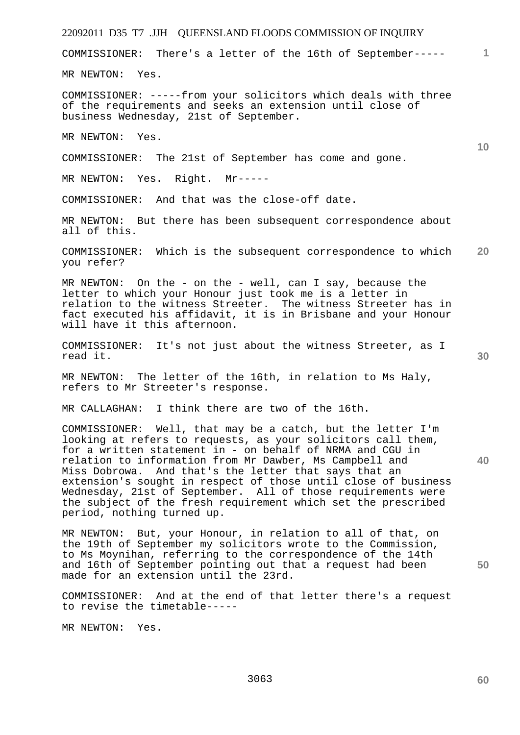COMMISSIONER: There's a letter of the 16th of September-----

MR NEWTON: Yes.

COMMISSIONER: -----from your solicitors which deals with three of the requirements and seeks an extension until close of business Wednesday, 21st of September.

MR NEWTON: Yes.

COMMISSIONER: The 21st of September has come and gone.

MR NEWTON: Yes. Right. Mr-----

COMMISSIONER: And that was the close-off date.

MR NEWTON: But there has been subsequent correspondence about all of this.

COMMISSIONER: Which is the subsequent correspondence to which you refer?

MR NEWTON: On the - on the - well, can I say, because the letter to which your Honour just took me is a letter in relation to the witness Streeter. The witness Streeter has in fact executed his affidavit, it is in Brisbane and your Honour will have it this afternoon.

COMMISSIONER: It's not just about the witness Streeter, as I read it.

MR NEWTON: The letter of the 16th, in relation to Ms Haly, refers to Mr Streeter's response.

MR CALLAGHAN: I think there are two of the 16th.

COMMISSIONER: Well, that may be a catch, but the letter I'm looking at refers to requests, as your solicitors call them, for a written statement in - on behalf of NRMA and CGU in relation to information from Mr Dawber, Ms Campbell and Miss Dobrowa. And that's the letter that says that an extension's sought in respect of those until close of business Wednesday, 21st of September. All of those requirements were the subject of the fresh requirement which set the prescribed period, nothing turned up.

MR NEWTON: But, your Honour, in relation to all of that, on the 19th of September my solicitors wrote to the Commission, to Ms Moynihan, referring to the correspondence of the 14th and 16th of September pointing out that a request had been made for an extension until the 23rd.

COMMISSIONER: And at the end of that letter there's a request to revise the timetable-----

MR NEWTON: Yes.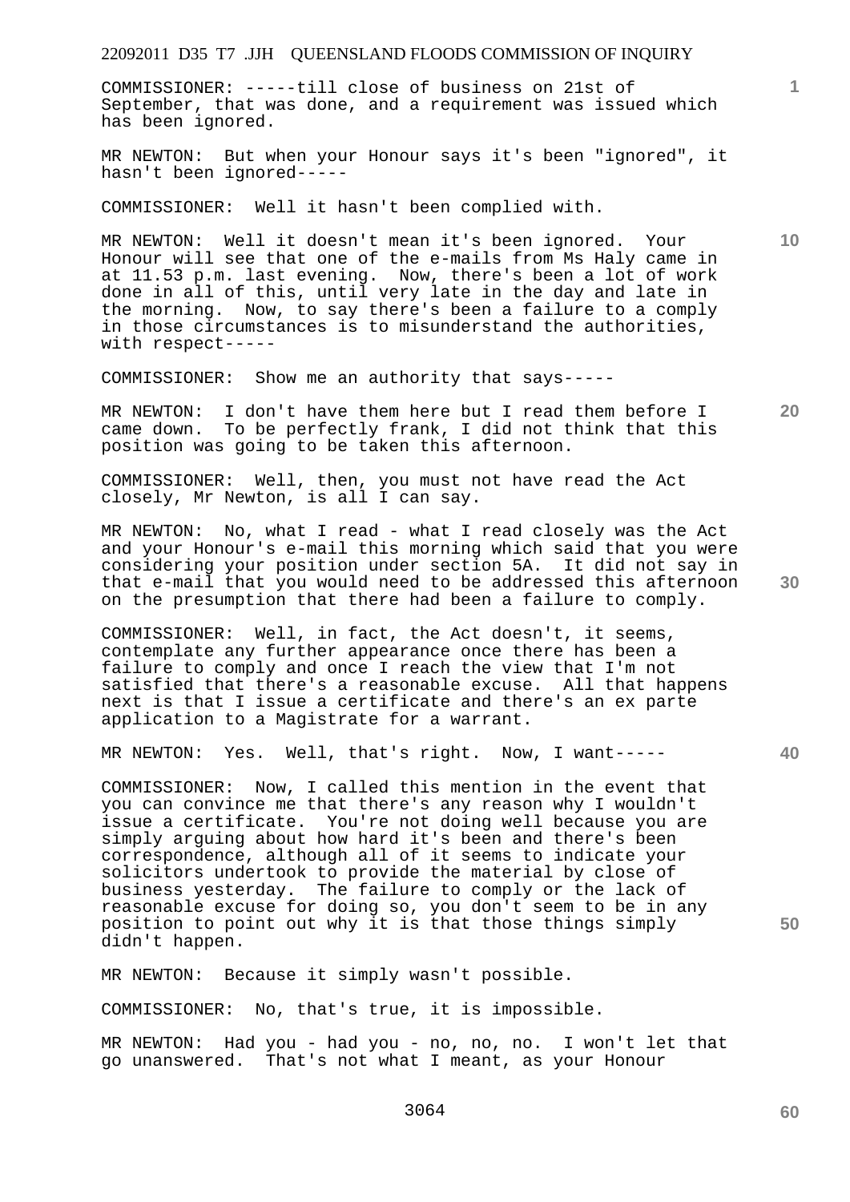COMMISSIONER: -----till close of business on 21st of September, that was done, and a requirement was issued which has been ignored.

MR NEWTON: But when your Honour says it's been "ignored", it hasn't been ignored-----

COMMISSIONER: Well it hasn't been complied with.

MR NEWTON: Well it doesn't mean it's been ignored. Your Honour will see that one of the e-mails from Ms Haly came in at 11.53 p.m. last evening. Now, there's been a lot of work done in all of this, until very late in the day and late in the morning. Now, to say there's been a failure to a comply in those circumstances is to misunderstand the authorities, with respect-----

COMMISSIONER: Show me an authority that says-----

MR NEWTON: I don't have them here but I read them before I came down. To be perfectly frank, I did not think that this position was going to be taken this afternoon.

COMMISSIONER: Well, then, you must not have read the Act closely, Mr Newton, is all I can say.

MR NEWTON: No, what I read - what I read closely was the Act and your Honour's e-mail this morning which said that you were considering your position under section 5A. It did not say in that e-mail that you would need to be addressed this afternoon on the presumption that there had been a failure to comply.

COMMISSIONER: Well, in fact, the Act doesn't, it seems, contemplate any further appearance once there has been a failure to comply and once I reach the view that I'm not satisfied that there's a reasonable excuse. All that happens next is that I issue a certificate and there's an ex parte application to a Magistrate for a warrant.

MR NEWTON: Yes. Well, that's right. Now, I want-----

COMMISSIONER: Now, I called this mention in the event that you can convince me that there's any reason why I wouldn't issue a certificate. You're not doing well because you are simply arguing about how hard it's been and there's been correspondence, although all of it seems to indicate your solicitors undertook to provide the material by close of business yesterday. The failure to comply or the lack of reasonable excuse for doing so, you don't seem to be in any position to point out why it is that those things simply didn't happen.

MR NEWTON: Because it simply wasn't possible.

COMMISSIONER: No, that's true, it is impossible.

MR NEWTON: Had you - had you - no, no, no. I won't let that go unanswered. That's not what I meant, as your Honour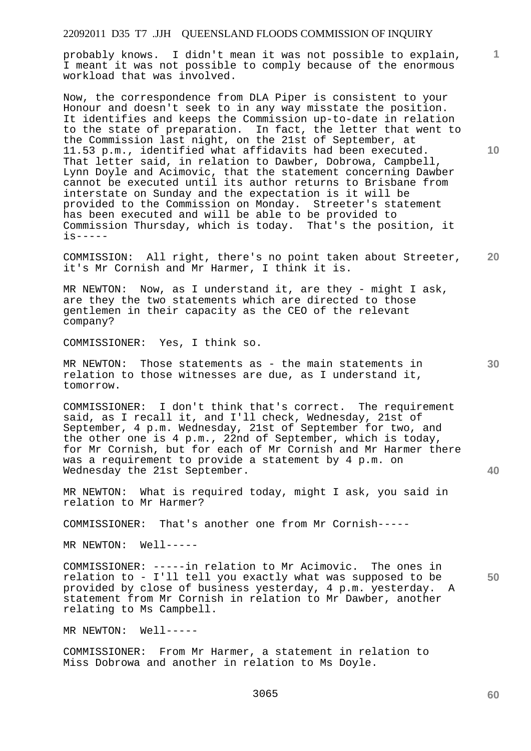probably knows. I didn't mean it was not possible to explain, I meant it was not possible to comply because of the enormous workload that was involved.

Now, the correspondence from DLA Piper is consistent to your Honour and doesn't seek to in any way misstate the position. It identifies and keeps the Commission up-to-date in relation to the state of preparation. In fact, the letter that went to the Commission last night, on the 21st of September, at 11.53 p.m., identified what affidavits had been executed. That letter said, in relation to Dawber, Dobrowa, Campbell, Lynn Doyle and Acimovic, that the statement concerning Dawber cannot be executed until its author returns to Brisbane from interstate on Sunday and the expectation is it will be provided to the Commission on Monday. Streeter's statement has been executed and will be able to be provided to Commission Thursday, which is today. That's the position, it is-----

COMMISSION: All right, there's no point taken about Streeter, it's Mr Cornish and Mr Harmer, I think it is.

MR NEWTON: Now, as I understand it, are they - might I ask, are they the two statements which are directed to those gentlemen in their capacity as the CEO of the relevant company?

COMMISSIONER: Yes, I think so.

MR NEWTON: Those statements as - the main statements in relation to those witnesses are due, as I understand it, tomorrow.

COMMISSIONER: I don't think that's correct. The requirement said, as I recall it, and I'll check, Wednesday, 21st of September, 4 p.m. Wednesday, 21st of September for two, and the other one is 4 p.m., 22nd of September, which is today, for Mr Cornish, but for each of Mr Cornish and Mr Harmer there was a requirement to provide a statement by 4 p.m. on Wednesday the 21st September.

MR NEWTON: What is required today, might I ask, you said in relation to Mr Harmer?

COMMISSIONER: That's another one from Mr Cornish-----

MR NEWTON: Well-----

COMMISSIONER: -----in relation to Mr Acimovic. The ones in relation to - I'll tell you exactly what was supposed to be provided by close of business yesterday, 4 p.m. yesterday. A statement from Mr Cornish in relation to Mr Dawber, another relating to Ms Campbell.

MR NEWTON: Well-----

COMMISSIONER: From Mr Harmer, a statement in relation to Miss Dobrowa and another in relation to Ms Doyle.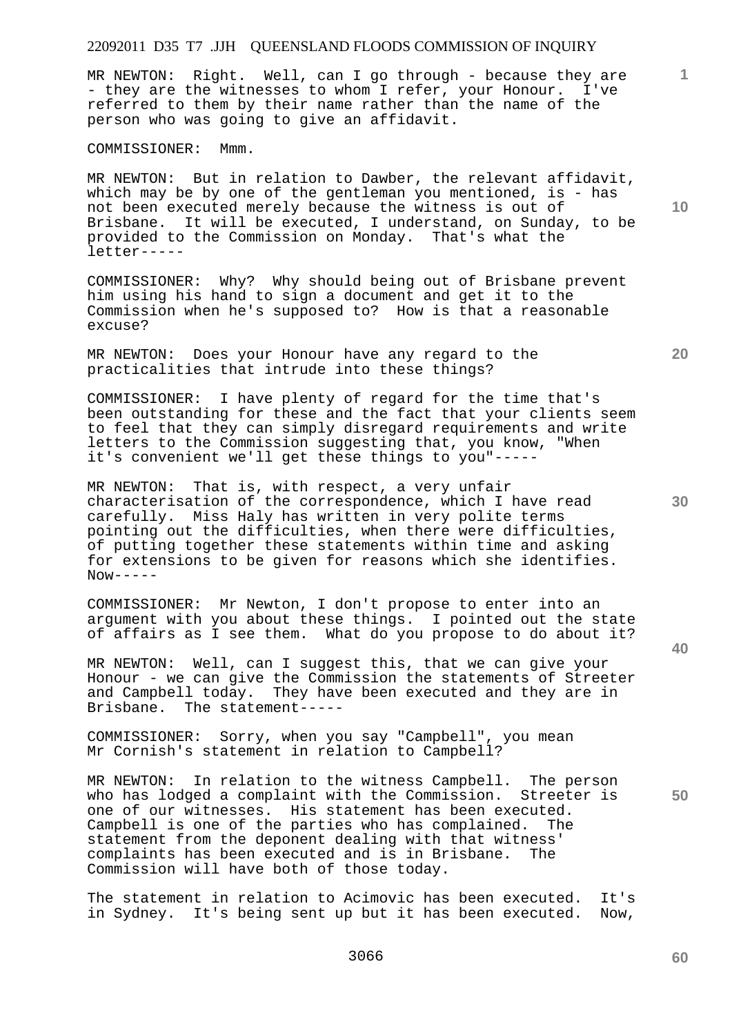MR NEWTON: Right. Well, can I go through - because they are - they are the witnesses to whom I refer, your Honour. I've referred to them by their name rather than the name of the person who was going to give an affidavit.

COMMISSIONER: Mmm.

MR NEWTON: But in relation to Dawber, the relevant affidavit, which may be by one of the gentleman you mentioned, is - has not been executed merely because the witness is out of Brisbane. It will be executed, I understand, on Sunday, to be provided to the Commission on Monday. That's what the letter-----

COMMISSIONER: Why? Why should being out of Brisbane prevent him using his hand to sign a document and get it to the Commission when he's supposed to? How is that a reasonable excuse?

MR NEWTON: Does your Honour have any regard to the practicalities that intrude into these things?

COMMISSIONER: I have plenty of regard for the time that's been outstanding for these and the fact that your clients seem to feel that they can simply disregard requirements and write letters to the Commission suggesting that, you know, "When it's convenient we'll get these things to you"-----

MR NEWTON: That is, with respect, a very unfair characterisation of the correspondence, which I have read carefully. Miss Haly has written in very polite terms pointing out the difficulties, when there were difficulties, of putting together these statements within time and asking for extensions to be given for reasons which she identifies. Now-----

COMMISSIONER: Mr Newton, I don't propose to enter into an argument with you about these things. I pointed out the state of affairs as I see them. What do you propose to do about it?

MR NEWTON: Well, can I suggest this, that we can give your Honour - we can give the Commission the statements of Streeter and Campbell today. They have been executed and they are in Brisbane. The statement-----

COMMISSIONER: Sorry, when you say "Campbell", you mean Mr Cornish's statement in relation to Campbell?

MR NEWTON: In relation to the witness Campbell. The person who has lodged a complaint with the Commission. Streeter is one of our witnesses. His statement has been executed. Campbell is one of the parties who has complained. The statement from the deponent dealing with that witness' complaints has been executed and is in Brisbane. The Commission will have both of those today.

The statement in relation to Acimovic has been executed. It's in Sydney. It's being sent up but it has been executed. Now,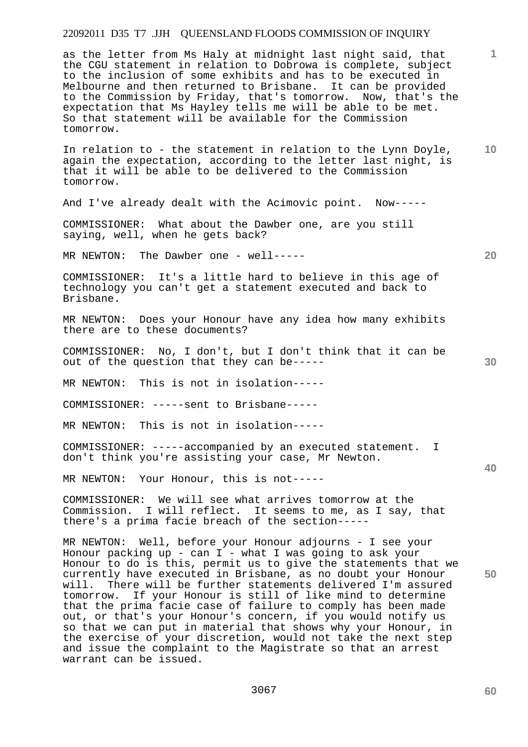as the letter from Ms Haly at midnight last night said, that the CGU statement in relation to Dobrowa is complete, subject to the inclusion of some exhibits and has to be executed in Melbourne and then returned to Brisbane. It can be provided to the Commission by Friday, that's tomorrow. Now, that's the expectation that Ms Hayley tells me will be able to be met. So that statement will be available for the Commission tomorrow.

In relation to - the statement in relation to the Lynn Doyle, again the expectation, according to the letter last night, is that it will be able to be delivered to the Commission tomorrow.

And I've already dealt with the Acimovic point. Now-----

COMMISSIONER: What about the Dawber one, are you still saying, well, when he gets back?

MR NEWTON: The Dawber one - well-----

COMMISSIONER: It's a little hard to believe in this age of technology you can't get a statement executed and back to Brisbane.

MR NEWTON: Does your Honour have any idea how many exhibits there are to these documents?

COMMISSIONER: No, I don't, but I don't think that it can be out of the question that they can be-----

MR NEWTON: This is not in isolation-----

COMMISSIONER: -----sent to Brisbane-----

MR NEWTON: This is not in isolation-----

COMMISSIONER: -----accompanied by an executed statement. I don't think you're assisting your case, Mr Newton.

MR NEWTON: Your Honour, this is not-----

COMMISSIONER: We will see what arrives tomorrow at the Commission. I will reflect. It seems to me, as I say, that there's a prima facie breach of the section-----

MR NEWTON: Well, before your Honour adjourns - I see your Honour packing up - can I - what I was going to ask your Honour to do is this, permit us to give the statements that we currently have executed in Brisbane, as no doubt your Honour will. There will be further statements delivered I'm assured tomorrow. If your Honour is still of like mind to determine that the prima facie case of failure to comply has been made out, or that's your Honour's concern, if you would notify us so that we can put in material that shows why your Honour, in the exercise of your discretion, would not take the next step and issue the complaint to the Magistrate so that an arrest warrant can be issued.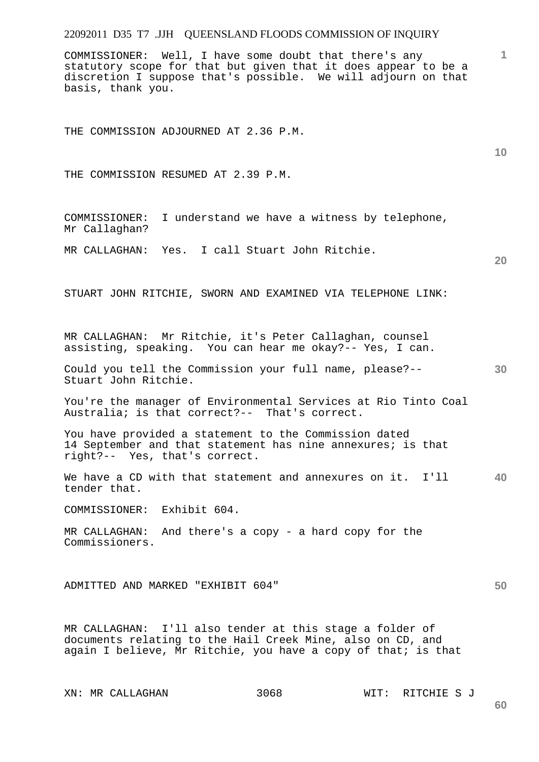COMMISSIONER: Well, I have some doubt that there's any statutory scope for that but given that it does appear to be a discretion I suppose that's possible. We will adjourn on that basis, thank you.

THE COMMISSION ADJOURNED AT 2.36 P.M.

THE COMMISSION RESUMED AT 2.39 P.M.

COMMISSIONER: I understand we have a witness by telephone, Mr Callaghan?

MR CALLAGHAN: Yes. I call Stuart John Ritchie.

STUART JOHN RITCHIE, SWORN AND EXAMINED VIA TELEPHONE LINK:

MR CALLAGHAN: Mr Ritchie, it's Peter Callaghan, counsel assisting, speaking. You can hear me okay?-- Yes, I can.

Could you tell the Commission your full name, please?-- Stuart John Ritchie.

You're the manager of Environmental Services at Rio Tinto Coal Australia; is that correct?-- That's correct.

You have provided a statement to the Commission dated 14 September and that statement has nine annexures; is that right?-- Yes, that's correct.

We have a CD with that statement and annexures on it. I'll tender that.

COMMISSIONER: Exhibit 604.

MR CALLAGHAN: And there's a copy - a hard copy for the Commissioners.

ADMITTED AND MARKED "EXHIBIT 604"

MR CALLAGHAN: I'll also tender at this stage a folder of documents relating to the Hail Creek Mine, also on CD, and again I believe, Mr Ritchie, you have a copy of that; is that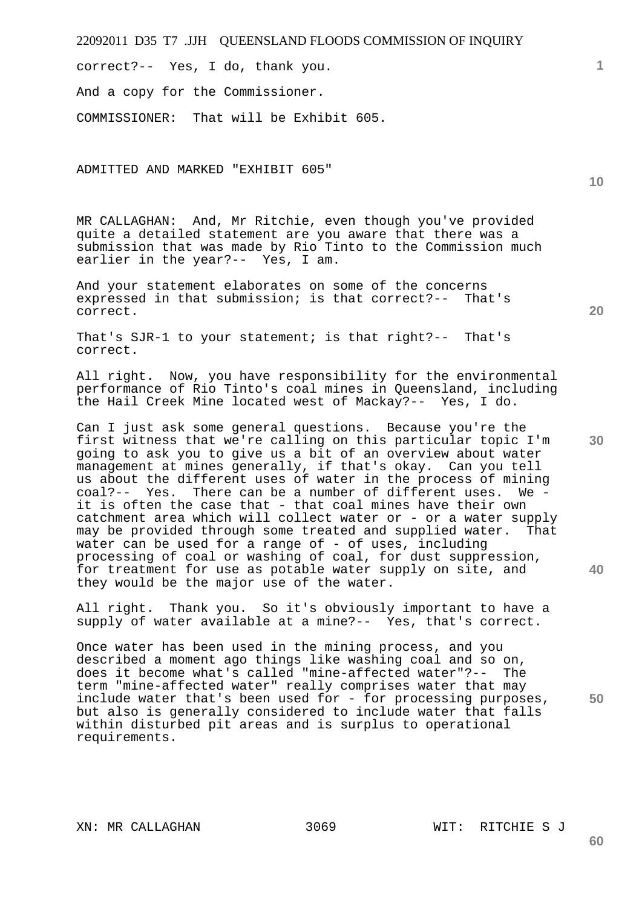correct?-- Yes, I do, thank you.

And a copy for the Commissioner.

COMMISSIONER: That will be Exhibit 605.

ADMITTED AND MARKED "EXHIBIT 605"

MR CALLAGHAN: And, Mr Ritchie, even though you've provided quite a detailed statement are you aware that there was a submission that was made by Rio Tinto to the Commission much earlier in the year?-- Yes, I am.

And your statement elaborates on some of the concerns expressed in that submission; is that correct?-- That's correct.

That's SJR-1 to your statement; is that right?-- That's correct.

All right. Now, you have responsibility for the environmental performance of Rio Tinto's coal mines in Queensland, including the Hail Creek Mine located west of Mackay?-- Yes, I do.

Can I just ask some general questions. Because you're the first witness that we're calling on this particular topic I'm going to ask you to give us a bit of an overview about water management at mines generally, if that's okay. Can you tell us about the different uses of water in the process of mining coal?-- Yes. There can be a number of different uses. We - it is often the case that - that coal mines have their own catchment area which will collect water or - or a water supply may be provided through some treated and supplied water. That water can be used for a range of - of uses, including processing of coal or washing of coal, for dust suppression, for treatment for use as potable water supply on site, and they would be the major use of the water.

All right. Thank you. So it's obviously important to have a supply of water available at a mine?-- Yes, that's correct.

Once water has been used in the mining process, and you described a moment ago things like washing coal and so on, does it become what's called "mine-affected water"?-- The term "mine-affected water" really comprises water that may include water that's been used for - for processing purposes, but also is generally considered to include water that falls within disturbed pit areas and is surplus to operational requirements.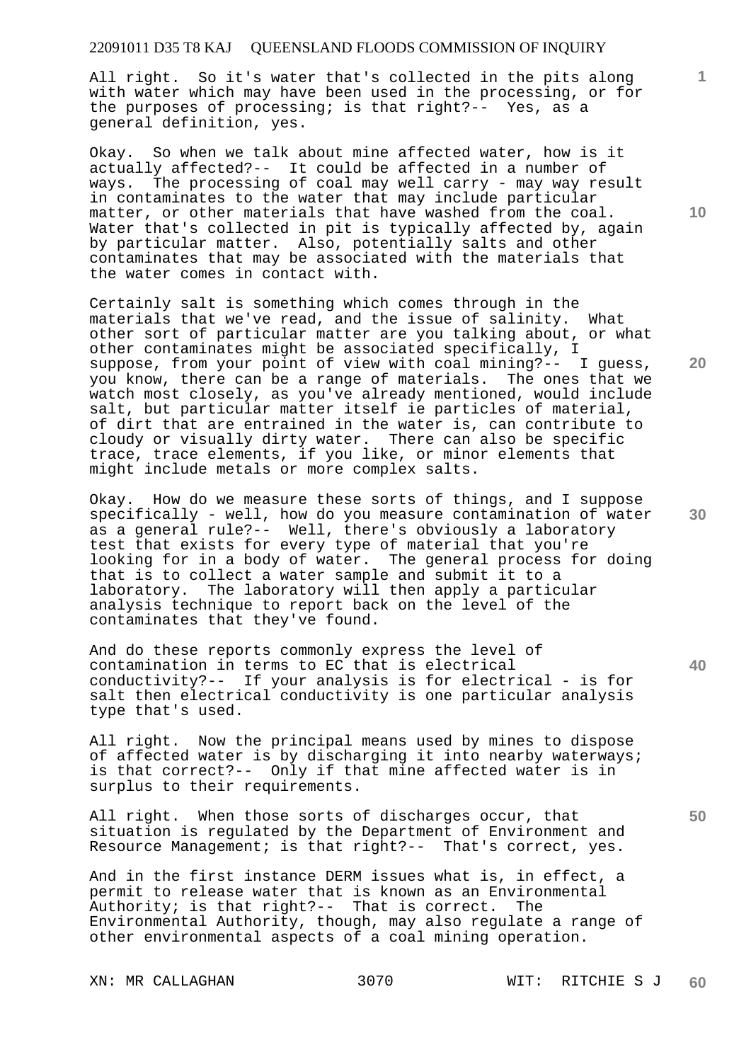All right. So it's water that's collected in the pits along with water which may have been used in the processing, or for the purposes of processing; is that right?-- Yes, as a general definition, yes.

Okay. So when we talk about mine affected water, how is it actually affected?-- It could be affected in a number of ways. The processing of coal may well carry - may way result in contaminates to the water that may include particular matter, or other materials that have washed from the coal. Water that's collected in pit is typically affected by, again by particular matter. Also, potentially salts and other contaminates that may be associated with the materials that the water comes in contact with.

Certainly salt is something which comes through in the materials that we've read, and the issue of salinity. What other sort of particular matter are you talking about, or what other contaminates might be associated specifically, I suppose, from your point of view with coal mining?-- I guess, you know, there can be a range of materials. The ones that we watch most closely, as you've already mentioned, would include salt, but particular matter itself ie particles of material, of dirt that are entrained in the water is, can contribute to cloudy or visually dirty water. There can also be specific trace, trace elements, if you like, or minor elements that might include metals or more complex salts.

Okay. How do we measure these sorts of things, and I suppose specifically - well, how do you measure contamination of water as a general rule?-- Well, there's obviously a laboratory test that exists for every type of material that you're looking for in a body of water. The general process for doing that is to collect a water sample and submit it to a laboratory. The laboratory will then apply a particular analysis technique to report back on the level of the contaminates that they've found.

And do these reports commonly express the level of contamination in terms to EC that is electrical conductivity?-- If your analysis is for electrical - is for salt then electrical conductivity is one particular analysis type that's used.

All right. Now the principal means used by mines to dispose of affected water is by discharging it into nearby waterways; is that correct?-- Only if that mine affected water is in surplus to their requirements.

All right. When those sorts of discharges occur, that situation is regulated by the Department of Environment and Resource Management; is that right?-- That's correct, yes.

And in the first instance DERM issues what is, in effect, a permit to release water that is known as an Environmental Authority; is that right?-- That is correct. The Environmental Authority, though, may also regulate a range of other environmental aspects of a coal mining operation.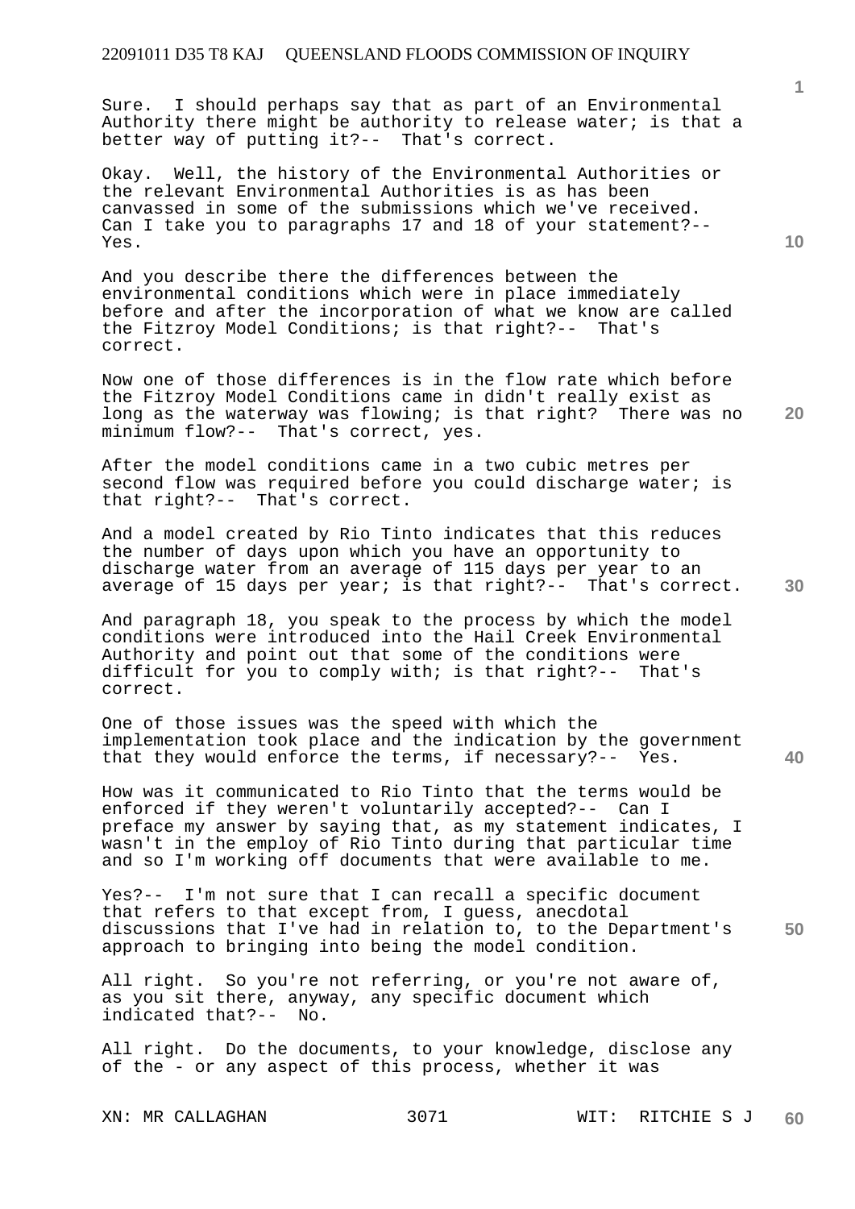Sure. I should perhaps say that as part of an Environmental Authority there might be authority to release water; is that a better way of putting it?-- That's correct.

Okay. Well, the history of the Environmental Authorities or the relevant Environmental Authorities is as has been canvassed in some of the submissions which we've received. Can I take you to paragraphs 17 and 18 of your statement?-- Yes.

And you describe there the differences between the environmental conditions which were in place immediately before and after the incorporation of what we know are called the Fitzroy Model Conditions; is that right?-- That's correct.

Now one of those differences is in the flow rate which before the Fitzroy Model Conditions came in didn't really exist as long as the waterway was flowing; is that right? There was no minimum flow?-- That's correct, yes.

After the model conditions came in a two cubic metres per second flow was required before you could discharge water; is that right?-- That's correct.

And a model created by Rio Tinto indicates that this reduces the number of days upon which you have an opportunity to discharge water from an average of 115 days per year to an average of 15 days per year; is that right?-- That's correct.

And paragraph 18, you speak to the process by which the model conditions were introduced into the Hail Creek Environmental Authority and point out that some of the conditions were difficult for you to comply with; is that right?-- That's correct.

One of those issues was the speed with which the implementation took place and the indication by the government that they would enforce the terms, if necessary?-- Yes.

How was it communicated to Rio Tinto that the terms would be enforced if they weren't voluntarily accepted?-- Can I preface my answer by saying that, as my statement indicates, I wasn't in the employ of Rio Tinto during that particular time and so I'm working off documents that were available to me.

Yes?-- I'm not sure that I can recall a specific document that refers to that except from, I guess, anecdotal discussions that I've had in relation to, to the Department's approach to bringing into being the model condition.

All right. So you're not referring, or you're not aware of, as you sit there, anyway, any specific document which indicated that?-- No.

All right. Do the documents, to your knowledge, disclose any of the - or any aspect of this process, whether it was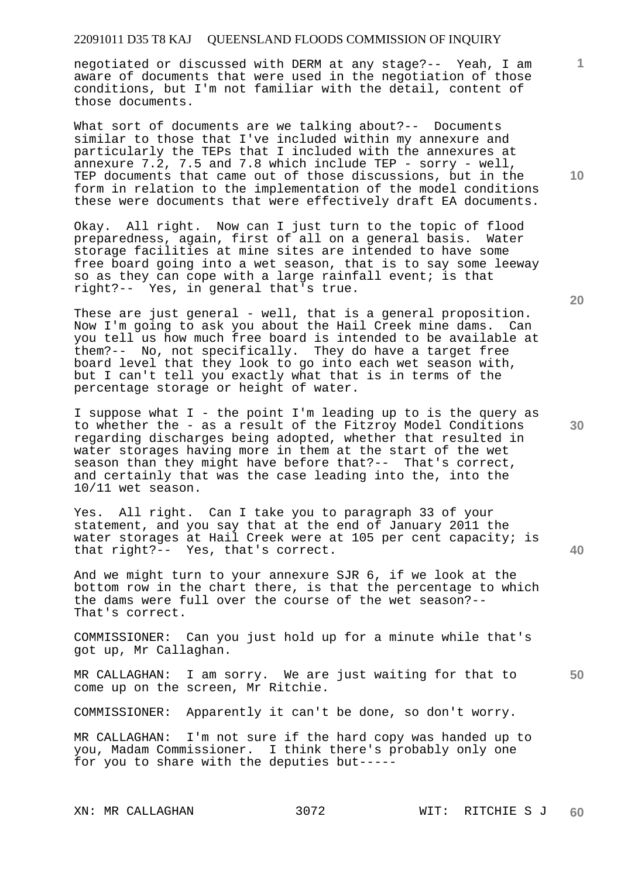negotiated or discussed with DERM at any stage?-- Yeah, I am aware of documents that were used in the negotiation of those conditions, but I'm not familiar with the detail, content of those documents.

What sort of documents are we talking about?-- Documents similar to those that I've included within my annexure and particularly the TEPs that I included with the annexures at annexure 7.2, 7.5 and 7.8 which include TEP - sorry - well, TEP documents that came out of those discussions, but in the form in relation to the implementation of the model conditions these were documents that were effectively draft EA documents.

Okay. All right. Now can I just turn to the topic of flood preparedness, again, first of all on a general basis. Water storage facilities at mine sites are intended to have some free board going into a wet season, that is to say some leeway so as they can cope with a large rainfall event; is that right?-- Yes, in general that's true.

These are just general - well, that is a general proposition. Now I'm going to ask you about the Hail Creek mine dams. Can you tell us how much free board is intended to be available at them?-- No, not specifically. They do have a target free board level that they look to go into each wet season with, but I can't tell you exactly what that is in terms of the percentage storage or height of water.

I suppose what I - the point I'm leading up to is the query as to whether the - as a result of the Fitzroy Model Conditions regarding discharges being adopted, whether that resulted in water storages having more in them at the start of the wet season than they might have before that?-- That's correct, and certainly that was the case leading into the, into the 10/11 wet season.

Yes. All right. Can I take you to paragraph 33 of your statement, and you say that at the end of January 2011 the water storages at Hail Creek were at 105 per cent capacity; is that right?-- Yes, that's correct.

And we might turn to your annexure SJR 6, if we look at the bottom row in the chart there, is that the percentage to which the dams were full over the course of the wet season?-- That's correct.

COMMISSIONER: Can you just hold up for a minute while that's got up, Mr Callaghan.

MR CALLAGHAN: I am sorry. We are just waiting for that to come up on the screen, Mr Ritchie.

COMMISSIONER: Apparently it can't be done, so don't worry.

MR CALLAGHAN: I'm not sure if the hard copy was handed up to you, Madam Commissioner. I think there's probably only one for you to share with the deputies but-----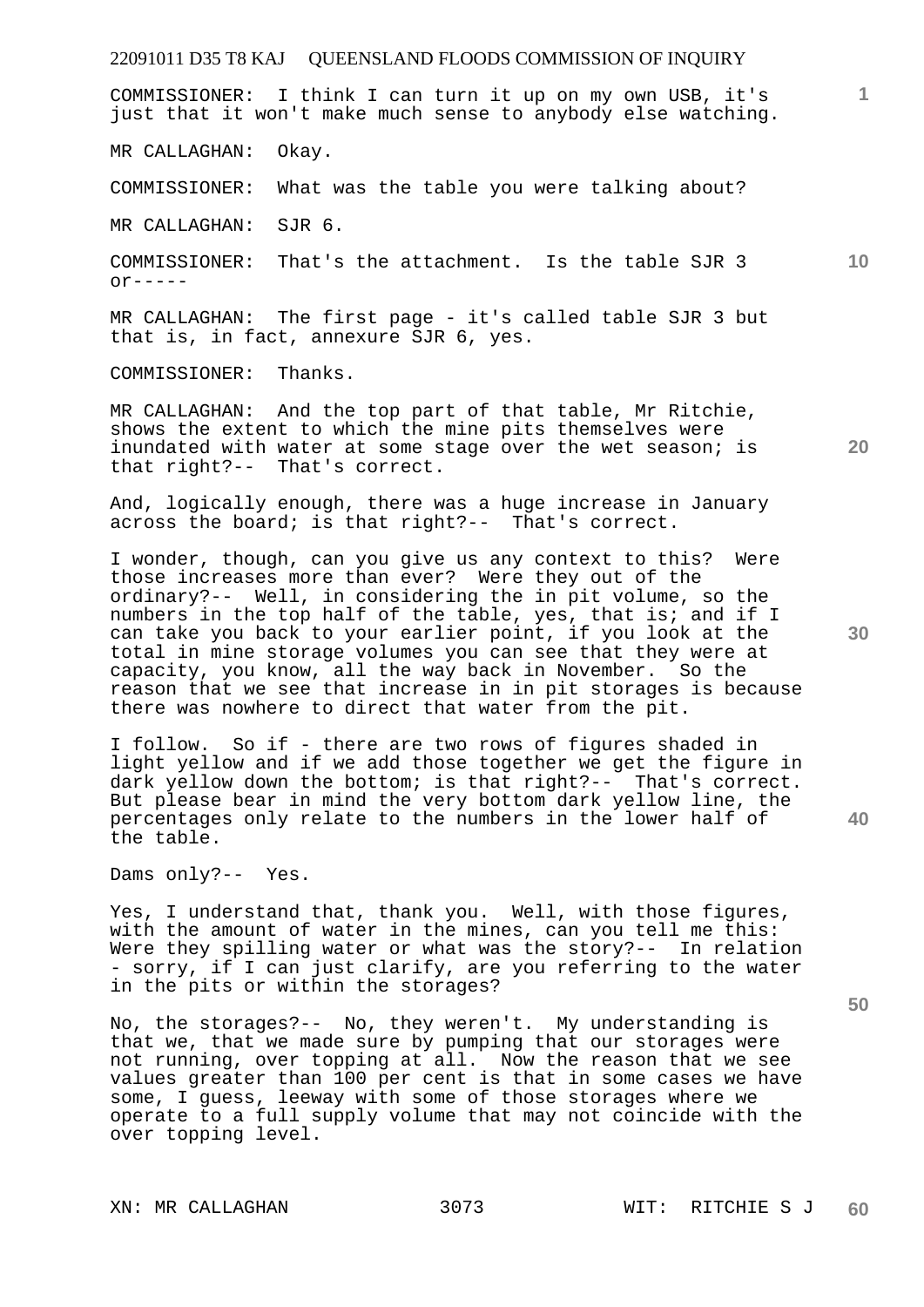COMMISSIONER: I think I can turn it up on my own USB, it's just that it won't make much sense to anybody else watching.

MR CALLAGHAN: Okay.

COMMISSIONER: What was the table you were talking about?

MR CALLAGHAN: SJR 6.

COMMISSIONER: That's the attachment. Is the table SJR 3 or-----

MR CALLAGHAN: The first page - it's called table SJR 3 but that is, in fact, annexure SJR 6, yes.

COMMISSIONER: Thanks.

MR CALLAGHAN: And the top part of that table, Mr Ritchie, shows the extent to which the mine pits themselves were inundated with water at some stage over the wet season; is that right?-- That's correct.

And, logically enough, there was a huge increase in January across the board; is that right?-- That's correct.

I wonder, though, can you give us any context to this? Were those increases more than ever? Were they out of the ordinary?-- Well, in considering the in pit volume, so the numbers in the top half of the table, yes, that is; and if I can take you back to your earlier point, if you look at the total in mine storage volumes you can see that they were at capacity, you know, all the way back in November. So the reason that we see that increase in in pit storages is because there was nowhere to direct that water from the pit.

I follow. So if - there are two rows of figures shaded in light yellow and if we add those together we get the figure in dark yellow down the bottom; is that right?-- That's correct. But please bear in mind the very bottom dark yellow line, the percentages only relate to the numbers in the lower half of the table.

Dams only?-- Yes.

Yes, I understand that, thank you. Well, with those figures, with the amount of water in the mines, can you tell me this: Were they spilling water or what was the story?-- In relation - sorry, if I can just clarify, are you referring to the water in the pits or within the storages?

No, the storages?-- No, they weren't. My understanding is that we, that we made sure by pumping that our storages were not running, over topping at all. Now the reason that we see values greater than 100 per cent is that in some cases we have some, I guess, leeway with some of those storages where we operate to a full supply volume that may not coincide with the over topping level.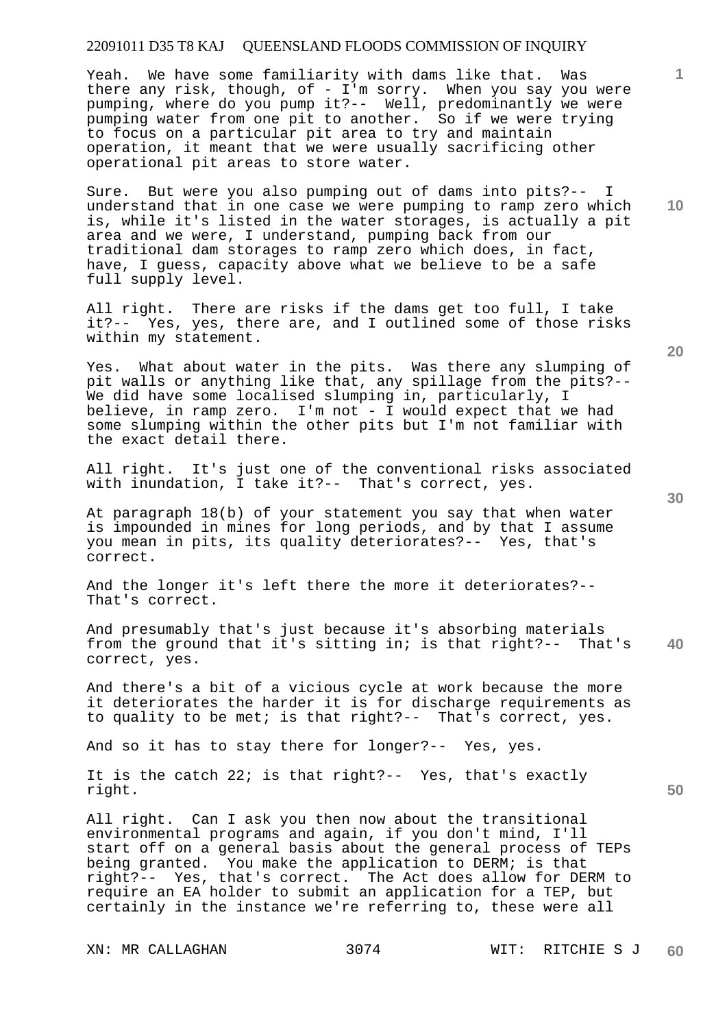Yeah. We have some familiarity with dams like that. Was there any risk, though, of - I'm sorry. When you say you were pumping, where do you pump it?-- Well, predominantly we were pumping water from one pit to another. So if we were trying to focus on a particular pit area to try and maintain operation, it meant that we were usually sacrificing other operational pit areas to store water.

Sure. But were you also pumping out of dams into pits?-- I understand that in one case we were pumping to ramp zero which is, while it's listed in the water storages, is actually a pit area and we were, I understand, pumping back from our traditional dam storages to ramp zero which does, in fact, have, I guess, capacity above what we believe to be a safe full supply level.

All right. There are risks if the dams get too full, I take it?-- Yes, yes, there are, and I outlined some of those risks within my statement.

Yes. What about water in the pits. Was there any slumping of pit walls or anything like that, any spillage from the pits?-- We did have some localised slumping in, particularly, I believe, in ramp zero. I'm not - I would expect that we had some slumping within the other pits but I'm not familiar with the exact detail there.

All right. It's just one of the conventional risks associated with inundation, I take it?-- That's correct, yes.

At paragraph 18(b) of your statement you say that when water is impounded in mines for long periods, and by that I assume you mean in pits, its quality deteriorates?-- Yes, that's correct.

And the longer it's left there the more it deteriorates?-- That's correct.

And presumably that's just because it's absorbing materials from the ground that it's sitting in; is that right?-- That's correct, yes.

And there's a bit of a vicious cycle at work because the more it deteriorates the harder it is for discharge requirements as to quality to be met; is that right?-- That's correct, yes.

And so it has to stay there for longer?-- Yes, yes.

It is the catch 22; is that right?-- Yes, that's exactly right.

All right. Can I ask you then now about the transitional environmental programs and again, if you don't mind, I'll start off on a general basis about the general process of TEPs being granted. You make the application to DERM; is that right?-- Yes, that's correct. The Act does allow for DERM to require an EA holder to submit an application for a TEP, but certainly in the instance we're referring to, these were all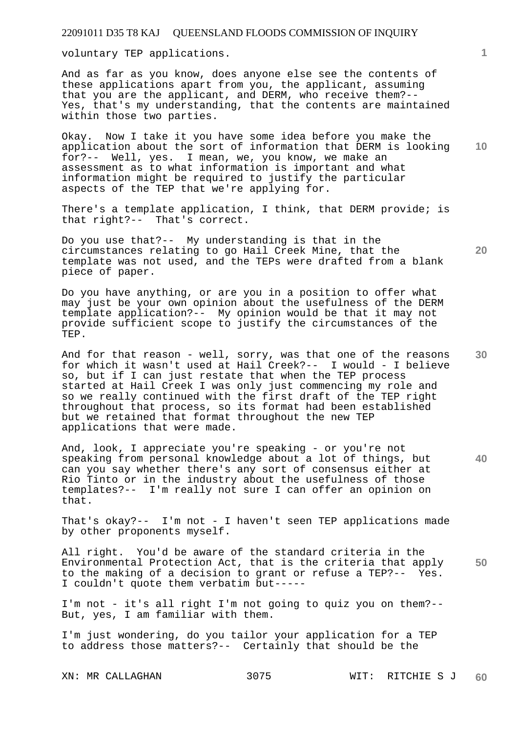voluntary TEP applications.

And as far as you know, does anyone else see the contents of these applications apart from you, the applicant, assuming that you are the applicant, and DERM, who receive them?-- Yes, that's my understanding, that the contents are maintained within those two parties.

Okay. Now I take it you have some idea before you make the application about the sort of information that DERM is looking for?-- Well, yes. I mean, we, you know, we make an assessment as to what information is important and what information might be required to justify the particular aspects of the TEP that we're applying for.

There's a template application, I think, that DERM provide; is that right?-- That's correct.

Do you use that?-- My understanding is that in the circumstances relating to go Hail Creek Mine, that the template was not used, and the TEPs were drafted from a blank piece of paper.

Do you have anything, or are you in a position to offer what may just be your own opinion about the usefulness of the DERM template application?-- My opinion would be that it may not provide sufficient scope to justify the circumstances of the TEP.

And for that reason - well, sorry, was that one of the reasons for which it wasn't used at Hail Creek?-- I would - I believe so, but if I can just restate that when the TEP process started at Hail Creek I was only just commencing my role and so we really continued with the first draft of the TEP right throughout that process, so its format had been established but we retained that format throughout the new TEP applications that were made.

And, look, I appreciate you're speaking - or you're not speaking from personal knowledge about a lot of things, but can you say whether there's any sort of consensus either at Rio Tinto or in the industry about the usefulness of those templates?-- I'm really not sure I can offer an opinion on that.

That's okay?-- I'm not - I haven't seen TEP applications made by other proponents myself.

All right. You'd be aware of the standard criteria in the Environmental Protection Act, that is the criteria that apply to the making of a decision to grant or refuse a TEP?-- Yes. I couldn't quote them verbatim but-----

I'm not - it's all right I'm not going to quiz you on them?-- But, yes, I am familiar with them.

I'm just wondering, do you tailor your application for a TEP to address those matters?-- Certainly that should be the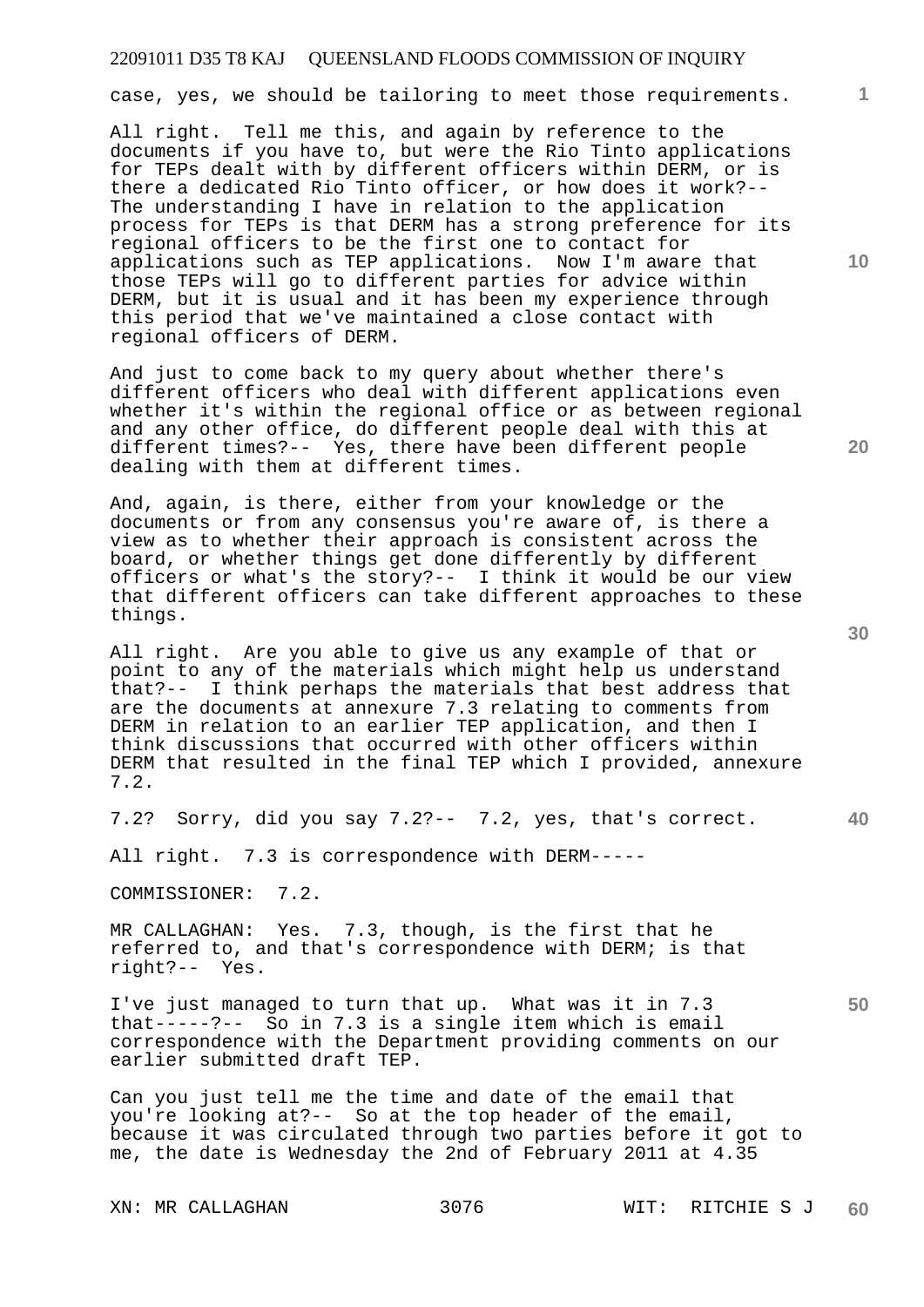case, yes, we should be tailoring to meet those requirements.

All right. Tell me this, and again by reference to the documents if you have to, but were the Rio Tinto applications for TEPs dealt with by different officers within DERM, or is there a dedicated Rio Tinto officer, or how does it work?-- The understanding I have in relation to the application process for TEPs is that DERM has a strong preference for its regional officers to be the first one to contact for applications such as TEP applications. Now I'm aware that those TEPs will go to different parties for advice within DERM, but it is usual and it has been my experience through this period that we've maintained a close contact with regional officers of DERM.

And just to come back to my query about whether there's different officers who deal with different applications even whether it's within the regional office or as between regional and any other office, do different people deal with this at different times?-- Yes, there have been different people dealing with them at different times.

And, again, is there, either from your knowledge or the documents or from any consensus you're aware of, is there a view as to whether their approach is consistent across the board, or whether things get done differently by different officers or what's the story?-- I think it would be our view that different officers can take different approaches to these things.

All right. Are you able to give us any example of that or point to any of the materials which might help us understand that?-- I think perhaps the materials that best address that are the documents at annexure 7.3 relating to comments from DERM in relation to an earlier TEP application, and then I think discussions that occurred with other officers within DERM that resulted in the final TEP which I provided, annexure 7.2.

7.2? Sorry, did you say 7.2?-- 7.2, yes, that's correct.

All right. 7.3 is correspondence with DERM-----

COMMISSIONER: 7.2.

MR CALLAGHAN: Yes. 7.3, though, is the first that he referred to, and that's correspondence with DERM; is that right?-- Yes.

I've just managed to turn that up. What was it in 7.3 that-----?-- So in 7.3 is a single item which is email correspondence with the Department providing comments on our earlier submitted draft TEP.

Can you just tell me the time and date of the email that you're looking at?-- So at the top header of the email, because it was circulated through two parties before it got to me, the date is Wednesday the 2nd of February 2011 at 4.35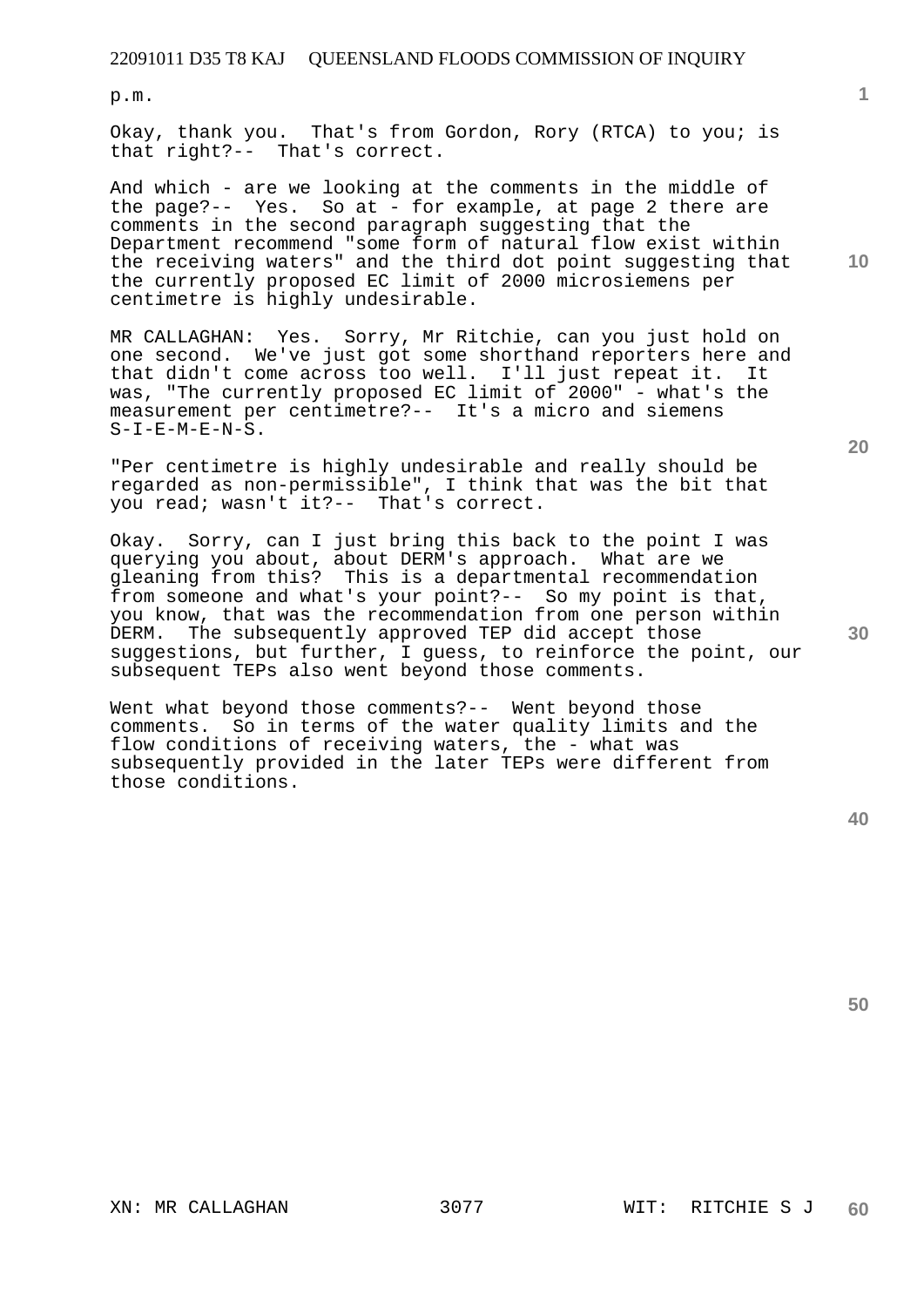p.m.

Okay, thank you. That's from Gordon, Rory (RTCA) to you; is that right?-- That's correct.

And which - are we looking at the comments in the middle of the page?-- Yes. So at - for example, at page 2 there are comments in the second paragraph suggesting that the Department recommend "some form of natural flow exist within the receiving waters" and the third dot point suggesting that the currently proposed EC limit of 2000 microsiemens per centimetre is highly undesirable.

MR CALLAGHAN: Yes. Sorry, Mr Ritchie, can you just hold on one second. We've just got some shorthand reporters here and that didn't come across too well. I'll just repeat it. It was, "The currently proposed EC limit of 2000" - what's the measurement per centimetre?-- It's a micro and siemens S-I-E-M-E-N-S.

"Per centimetre is highly undesirable and really should be regarded as non-permissible", I think that was the bit that you read; wasn't it?-- That's correct.

Okay. Sorry, can I just bring this back to the point I was querying you about, about DERM's approach. What are we gleaning from this? This is a departmental recommendation from someone and what's your point?-- So my point is that, you know, that was the recommendation from one person within DERM. The subsequently approved TEP did accept those suggestions, but further, I guess, to reinforce the point, our subsequent TEPs also went beyond those comments.

Went what beyond those comments?-- Went beyond those comments. So in terms of the water quality limits and the flow conditions of receiving waters, the - what was subsequently provided in the later TEPs were different from those conditions.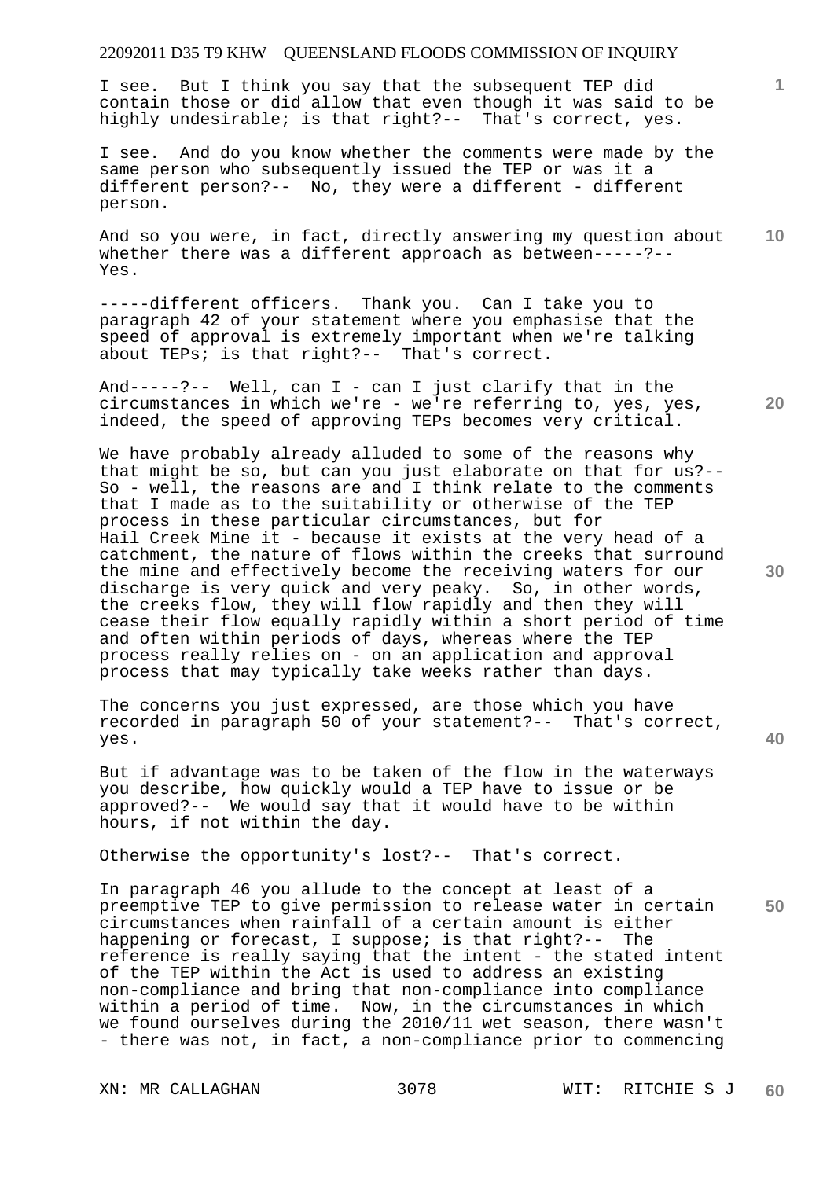I see. But I think you say that the subsequent TEP did contain those or did allow that even though it was said to be highly undesirable; is that right?-- That's correct, yes.

I see. And do you know whether the comments were made by the same person who subsequently issued the TEP or was it a different person?-- No, they were a different - different person.

And so you were, in fact, directly answering my question about whether there was a different approach as between-----?-- Yes.

-----different officers. Thank you. Can I take you to paragraph 42 of your statement where you emphasise that the speed of approval is extremely important when we're talking about TEPs; is that right?-- That's correct.

And-----?-- Well, can I - can I just clarify that in the circumstances in which we're - we're referring to, yes, yes, indeed, the speed of approving TEPs becomes very critical.

We have probably already alluded to some of the reasons why that might be so, but can you just elaborate on that for us?-- So - well, the reasons are and I think relate to the comments that I made as to the suitability or otherwise of the TEP process in these particular circumstances, but for Hail Creek Mine it - because it exists at the very head of a catchment, the nature of flows within the creeks that surround the mine and effectively become the receiving waters for our discharge is very quick and very peaky. So, in other words, the creeks flow, they will flow rapidly and then they will cease their flow equally rapidly within a short period of time and often within periods of days, whereas where the TEP process really relies on - on an application and approval process that may typically take weeks rather than days.

The concerns you just expressed, are those which you have recorded in paragraph 50 of your statement?-- That's correct, yes.

But if advantage was to be taken of the flow in the waterways you describe, how quickly would a TEP have to issue or be approved?-- We would say that it would have to be within hours, if not within the day.

Otherwise the opportunity's lost?-- That's correct.

In paragraph 46 you allude to the concept at least of a preemptive TEP to give permission to release water in certain circumstances when rainfall of a certain amount is either happening or forecast, I suppose; is that right?-- The reference is really saying that the intent - the stated intent of the TEP within the Act is used to address an existing non-compliance and bring that non-compliance into compliance within a period of time. Now, in the circumstances in which we found ourselves during the 2010/11 wet season, there wasn't - there was not, in fact, a non-compliance prior to commencing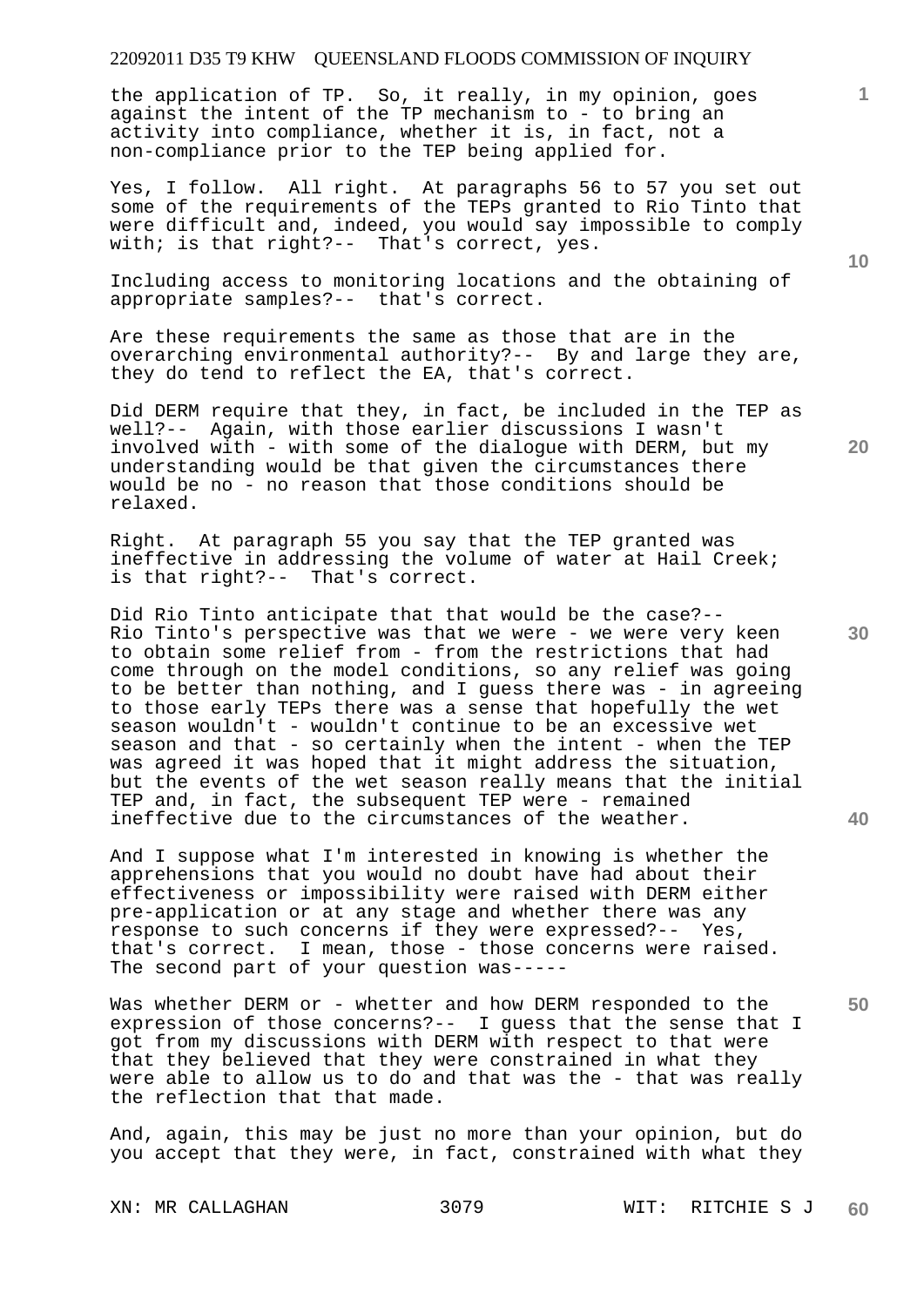the application of TP. So, it really, in my opinion, goes against the intent of the TP mechanism to - to bring an activity into compliance, whether it is, in fact, not a non-compliance prior to the TEP being applied for.

Yes, I follow. All right. At paragraphs 56 to 57 you set out some of the requirements of the TEPs granted to Rio Tinto that were difficult and, indeed, you would say impossible to comply with; is that right?-- That's correct, yes.

Including access to monitoring locations and the obtaining of appropriate samples?-- that's correct.

Are these requirements the same as those that are in the overarching environmental authority?-- By and large they are, they do tend to reflect the EA, that's correct.

Did DERM require that they, in fact, be included in the TEP as well?-- Again, with those earlier discussions I wasn't involved with - with some of the dialogue with DERM, but my understanding would be that given the circumstances there would be no - no reason that those conditions should be relaxed.

Right. At paragraph 55 you say that the TEP granted was ineffective in addressing the volume of water at Hail Creek; is that right?-- That's correct.

Did Rio Tinto anticipate that that would be the case?-- Rio Tinto's perspective was that we were - we were very keen to obtain some relief from - from the restrictions that had come through on the model conditions, so any relief was going to be better than nothing, and I guess there was - in agreeing to those early TEPs there was a sense that hopefully the wet season wouldn't - wouldn't continue to be an excessive wet season and that - so certainly when the intent - when the TEP was agreed it was hoped that it might address the situation, but the events of the wet season really means that the initial TEP and, in fact, the subsequent TEP were - remained ineffective due to the circumstances of the weather.

And I suppose what I'm interested in knowing is whether the apprehensions that you would no doubt have had about their effectiveness or impossibility were raised with DERM either pre-application or at any stage and whether there was any response to such concerns if they were expressed?-- Yes, that's correct. I mean, those - those concerns were raised. The second part of your question was-----

Was whether DERM or - whetter and how DERM responded to the expression of those concerns?-- I guess that the sense that I got from my discussions with DERM with respect to that were that they believed that they were constrained in what they were able to allow us to do and that was the - that was really the reflection that that made.

And, again, this may be just no more than your opinion, but do you accept that they were, in fact, constrained with what they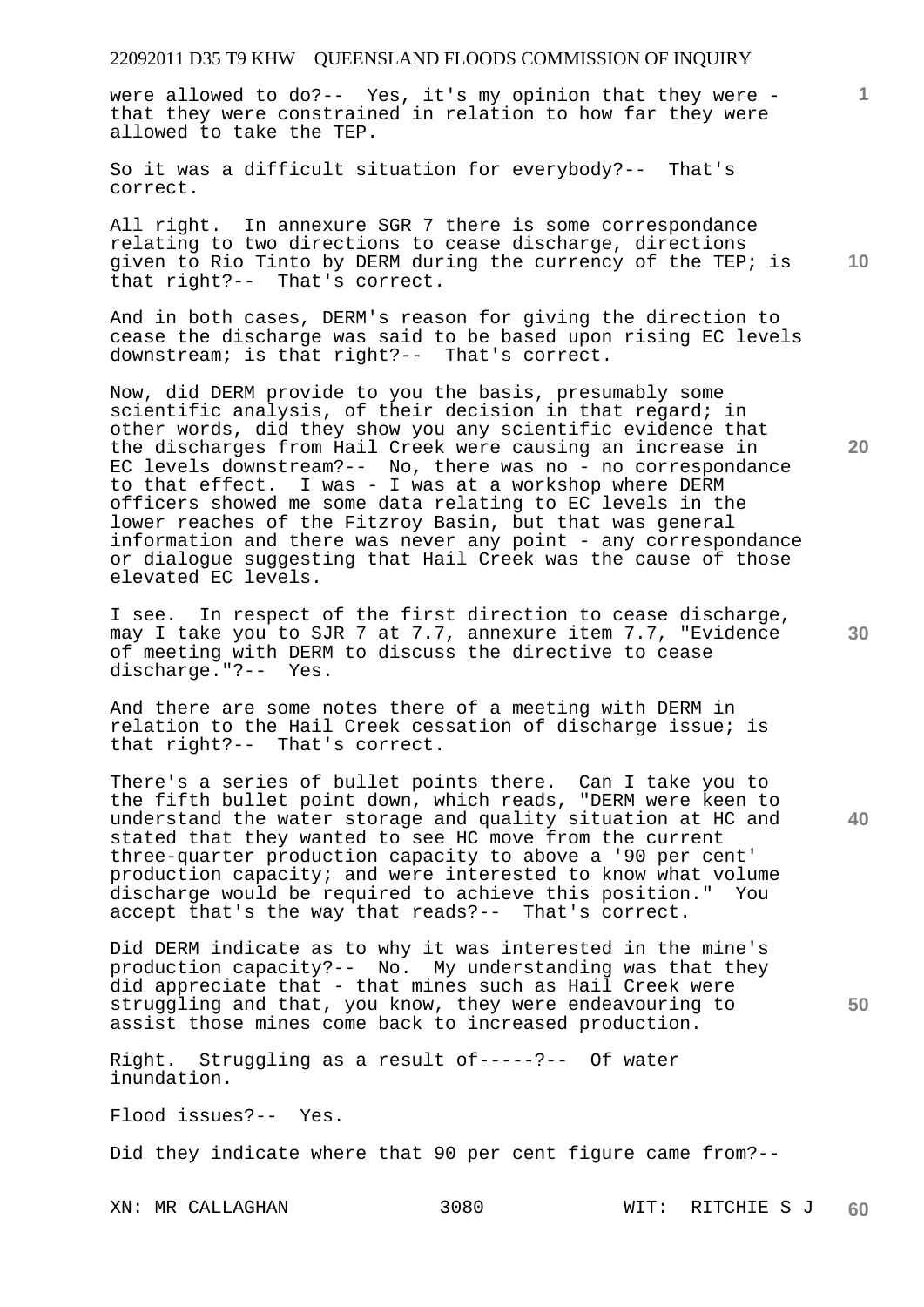were allowed to do?-- Yes, it's my opinion that they were - that they were constrained in relation to how far they were allowed to take the TEP.

So it was a difficult situation for everybody?-- That's correct.

All right. In annexure SGR 7 there is some correspondance relating to two directions to cease discharge, directions given to Rio Tinto by DERM during the currency of the TEP; is that right?-- That's correct.

And in both cases, DERM's reason for giving the direction to cease the discharge was said to be based upon rising EC levels downstream; is that right?-- That's correct.

Now, did DERM provide to you the basis, presumably some scientific analysis, of their decision in that regard; in other words, did they show you any scientific evidence that the discharges from Hail Creek were causing an increase in EC levels downstream?-- No, there was no - no correspondance to that effect. I was - I was at a workshop where DERM officers showed me some data relating to EC levels in the lower reaches of the Fitzroy Basin, but that was general information and there was never any point - any correspondance or dialogue suggesting that Hail Creek was the cause of those elevated EC levels.

I see. In respect of the first direction to cease discharge, may I take you to SJR 7 at 7.7, annexure item 7.7, "Evidence of meeting with DERM to discuss the directive to cease discharge."?-- Yes.

And there are some notes there of a meeting with DERM in relation to the Hail Creek cessation of discharge issue; is that right?-- That's correct.

There's a series of bullet points there. Can I take you to the fifth bullet point down, which reads, "DERM were keen to understand the water storage and quality situation at HC and stated that they wanted to see HC move from the current three-quarter production capacity to above a '90 per cent' production capacity; and were interested to know what volume discharge would be required to achieve this position." You accept that's the way that reads?-- That's correct.

Did DERM indicate as to why it was interested in the mine's production capacity?-- No. My understanding was that they did appreciate that - that mines such as Hail Creek were struggling and that, you know, they were endeavouring to assist those mines come back to increased production.

Right. Struggling as a result of-----?-- Of water inundation.

Flood issues?-- Yes.

Did they indicate where that 90 per cent figure came from?--

XN: MR CALLAGHAN WIT: RITCHIE S J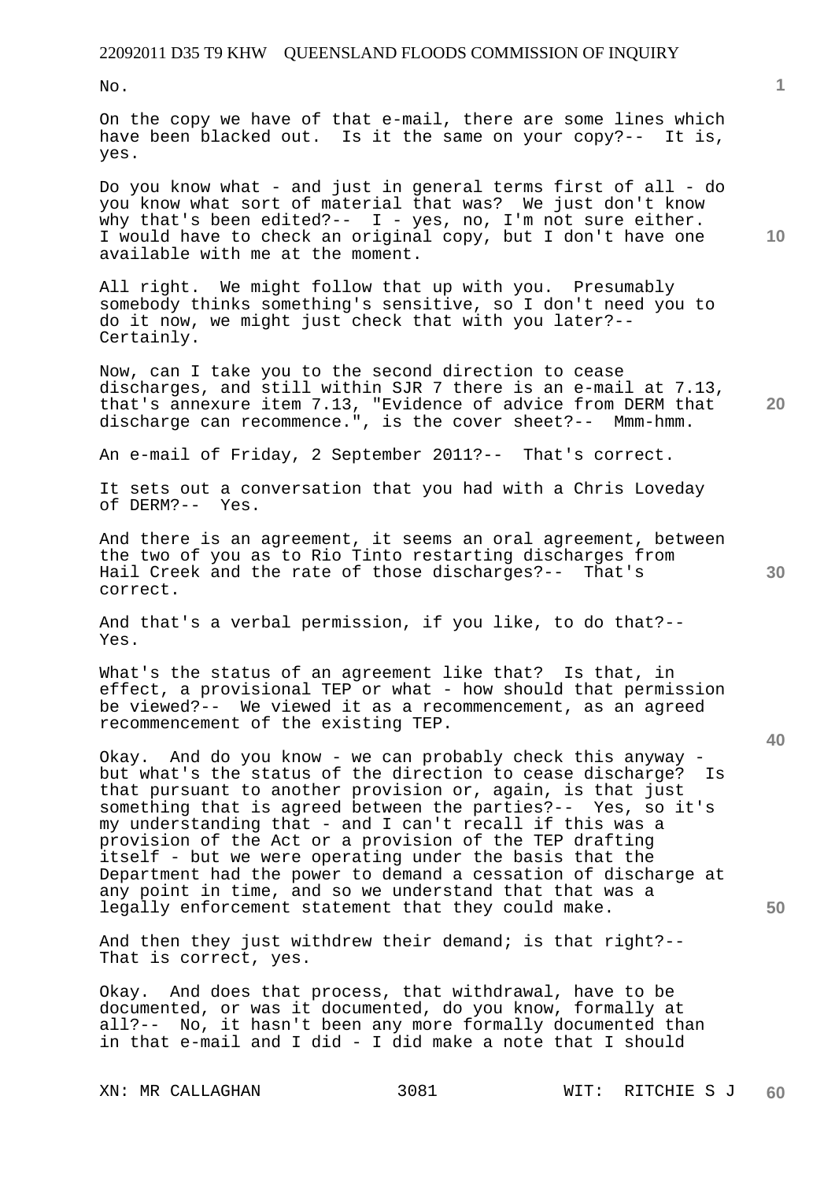No.

On the copy we have of that e-mail, there are some lines which have been blacked out. Is it the same on your copy?-- It is, yes.

Do you know what - and just in general terms first of all - do you know what sort of material that was? We just don't know why that's been edited?-- I - yes, no, I'm not sure either. I would have to check an original copy, but I don't have one available with me at the moment.

All right. We might follow that up with you. Presumably somebody thinks something's sensitive, so I don't need you to do it now, we might just check that with you later?-- Certainly.

Now, can I take you to the second direction to cease discharges, and still within SJR 7 there is an e-mail at 7.13, that's annexure item 7.13, "Evidence of advice from DERM that discharge can recommence.", is the cover sheet?-- Mmm-hmm.

An e-mail of Friday, 2 September 2011?-- That's correct.

It sets out a conversation that you had with a Chris Loveday of DERM?-- Yes.

And there is an agreement, it seems an oral agreement, between the two of you as to Rio Tinto restarting discharges from Hail Creek and the rate of those discharges?-- That's correct.

And that's a verbal permission, if you like, to do that?-- Yes.

What's the status of an agreement like that? Is that, in effect, a provisional TEP or what - how should that permission be viewed?-- We viewed it as a recommencement, as an agreed recommencement of the existing TEP.

Okay. And do you know - we can probably check this anyway - but what's the status of the direction to cease discharge? Is that pursuant to another provision or, again, is that just something that is agreed between the parties?-- Yes, so it's my understanding that - and I can't recall if this was a provision of the Act or a provision of the TEP drafting itself - but we were operating under the basis that the Department had the power to demand a cessation of discharge at any point in time, and so we understand that that was a legally enforcement statement that they could make.

And then they just withdrew their demand; is that right?-- That is correct, yes.

Okay. And does that process, that withdrawal, have to be documented, or was it documented, do you know, formally at all?-- No, it hasn't been any more formally documented than in that e-mail and I did - I did make a note that I should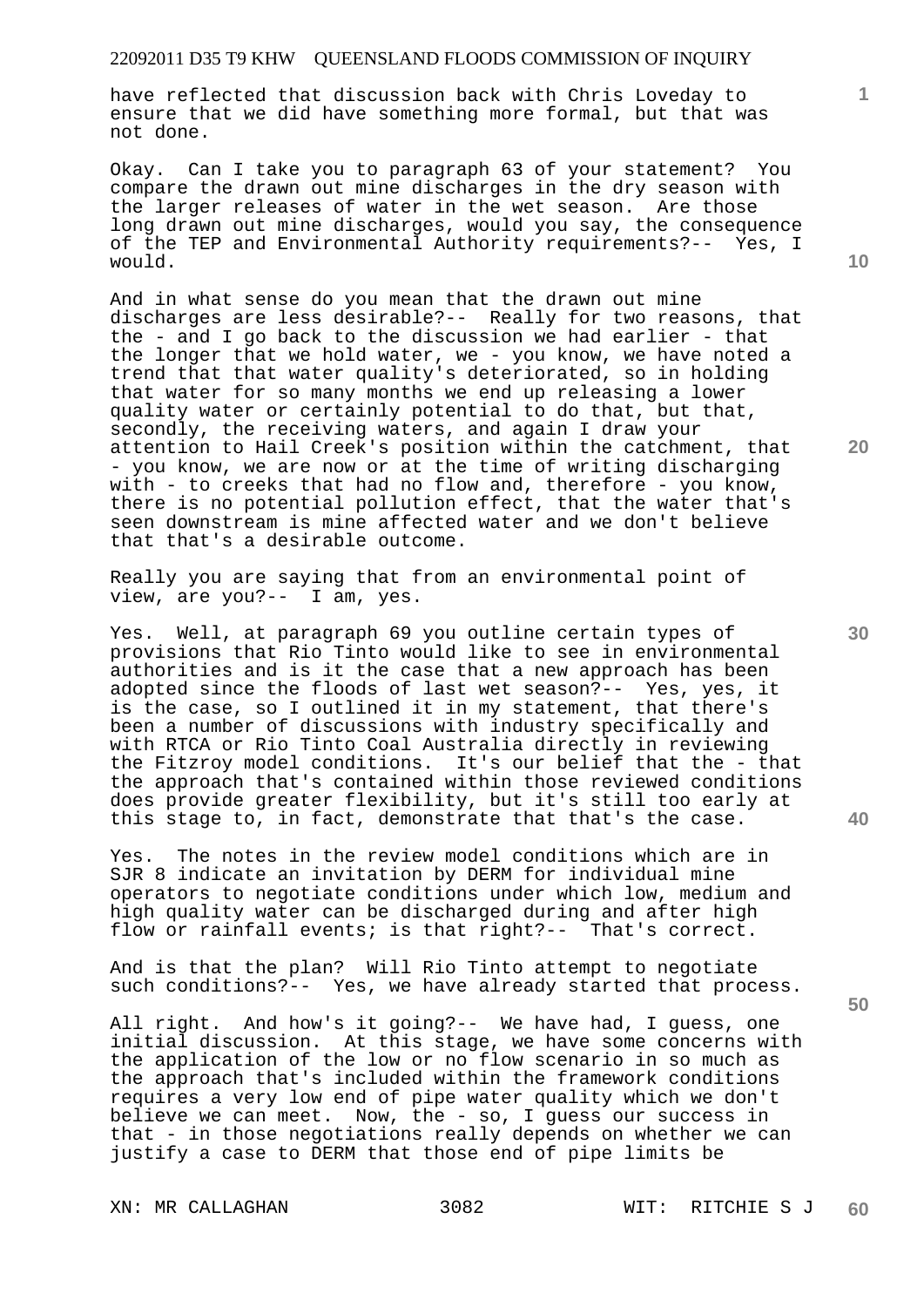have reflected that discussion back with Chris Loveday to ensure that we did have something more formal, but that was not done.

Okay. Can I take you to paragraph 63 of your statement? You compare the drawn out mine discharges in the dry season with the larger releases of water in the wet season. Are those long drawn out mine discharges, would you say, the consequence of the TEP and Environmental Authority requirements?-- Yes, I would.

And in what sense do you mean that the drawn out mine discharges are less desirable?-- Really for two reasons, that the - and I go back to the discussion we had earlier - that the longer that we hold water, we - you know, we have noted a trend that that water quality's deteriorated, so in holding that water for so many months we end up releasing a lower quality water or certainly potential to do that, but that, secondly, the receiving waters, and again I draw your attention to Hail Creek's position within the catchment, that - you know, we are now or at the time of writing discharging with - to creeks that had no flow and, therefore - you know, there is no potential pollution effect, that the water that's seen downstream is mine affected water and we don't believe that that's a desirable outcome.

Really you are saying that from an environmental point of view, are you?-- I am, yes.

Yes. Well, at paragraph 69 you outline certain types of provisions that Rio Tinto would like to see in environmental authorities and is it the case that a new approach has been adopted since the floods of last wet season?-- Yes, yes, it is the case, so I outlined it in my statement, that there's been a number of discussions with industry specifically and with RTCA or Rio Tinto Coal Australia directly in reviewing the Fitzroy model conditions. It's our belief that the - that the approach that's contained within those reviewed conditions does provide greater flexibility, but it's still too early at this stage to, in fact, demonstrate that that's the case.

Yes. The notes in the review model conditions which are in SJR 8 indicate an invitation by DERM for individual mine operators to negotiate conditions under which low, medium and high quality water can be discharged during and after high flow or rainfall events; is that right?-- That's correct.

And is that the plan? Will Rio Tinto attempt to negotiate such conditions?-- Yes, we have already started that process.

All right. And how's it going?-- We have had, I guess, one initial discussion. At this stage, we have some concerns with the application of the low or no flow scenario in so much as the approach that's included within the framework conditions requires a very low end of pipe water quality which we don't believe we can meet. Now, the - so, I guess our success in that - in those negotiations really depends on whether we can justify a case to DERM that those end of pipe limits be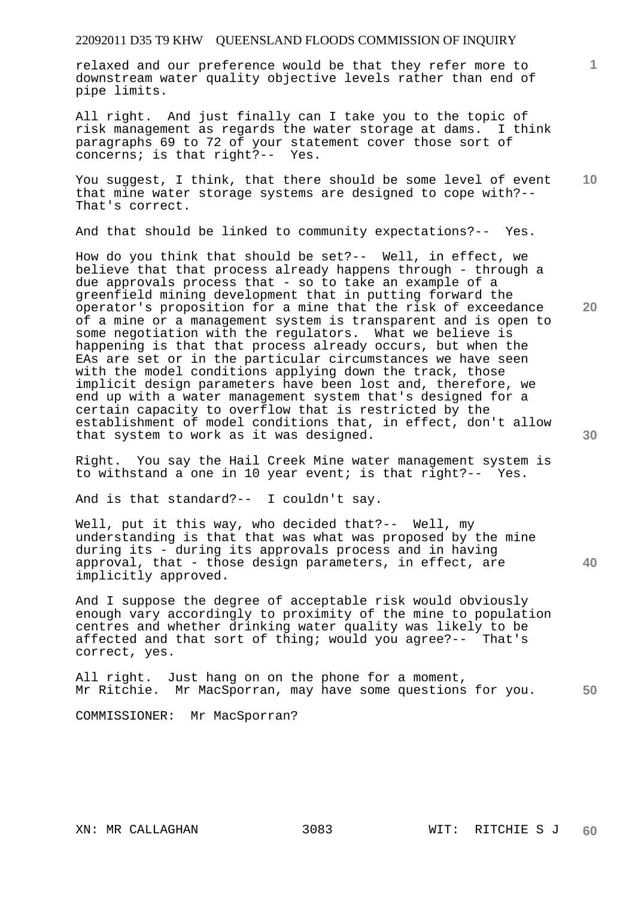relaxed and our preference would be that they refer more to downstream water quality objective levels rather than end of pipe limits.

All right. And just finally can I take you to the topic of risk management as regards the water storage at dams. I think paragraphs 69 to 72 of your statement cover those sort of concerns; is that right?-- Yes.

You suggest, I think, that there should be some level of event that mine water storage systems are designed to cope with?-- That's correct.

And that should be linked to community expectations?-- Yes.

How do you think that should be set?-- Well, in effect, we believe that that process already happens through - through a due approvals process that - so to take an example of a greenfield mining development that in putting forward the operator's proposition for a mine that the risk of exceedance of a mine or a management system is transparent and is open to some negotiation with the regulators. What we believe is happening is that that process already occurs, but when the EAs are set or in the particular circumstances we have seen with the model conditions applying down the track, those implicit design parameters have been lost and, therefore, we end up with a water management system that's designed for a certain capacity to overflow that is restricted by the establishment of model conditions that, in effect, don't allow that system to work as it was designed.

Right. You say the Hail Creek Mine water management system is to withstand a one in 10 year event; is that right?-- Yes.

And is that standard?-- I couldn't say.

Well, put it this way, who decided that?-- Well, my understanding is that that was what was proposed by the mine during its - during its approvals process and in having approval, that - those design parameters, in effect, are implicitly approved.

And I suppose the degree of acceptable risk would obviously enough vary accordingly to proximity of the mine to population centres and whether drinking water quality was likely to be affected and that sort of thing; would you agree?-- That's correct, yes.

All right. Just hang on on the phone for a moment, Mr Ritchie. Mr MacSporran, may have some questions for you.

COMMISSIONER: Mr MacSporran?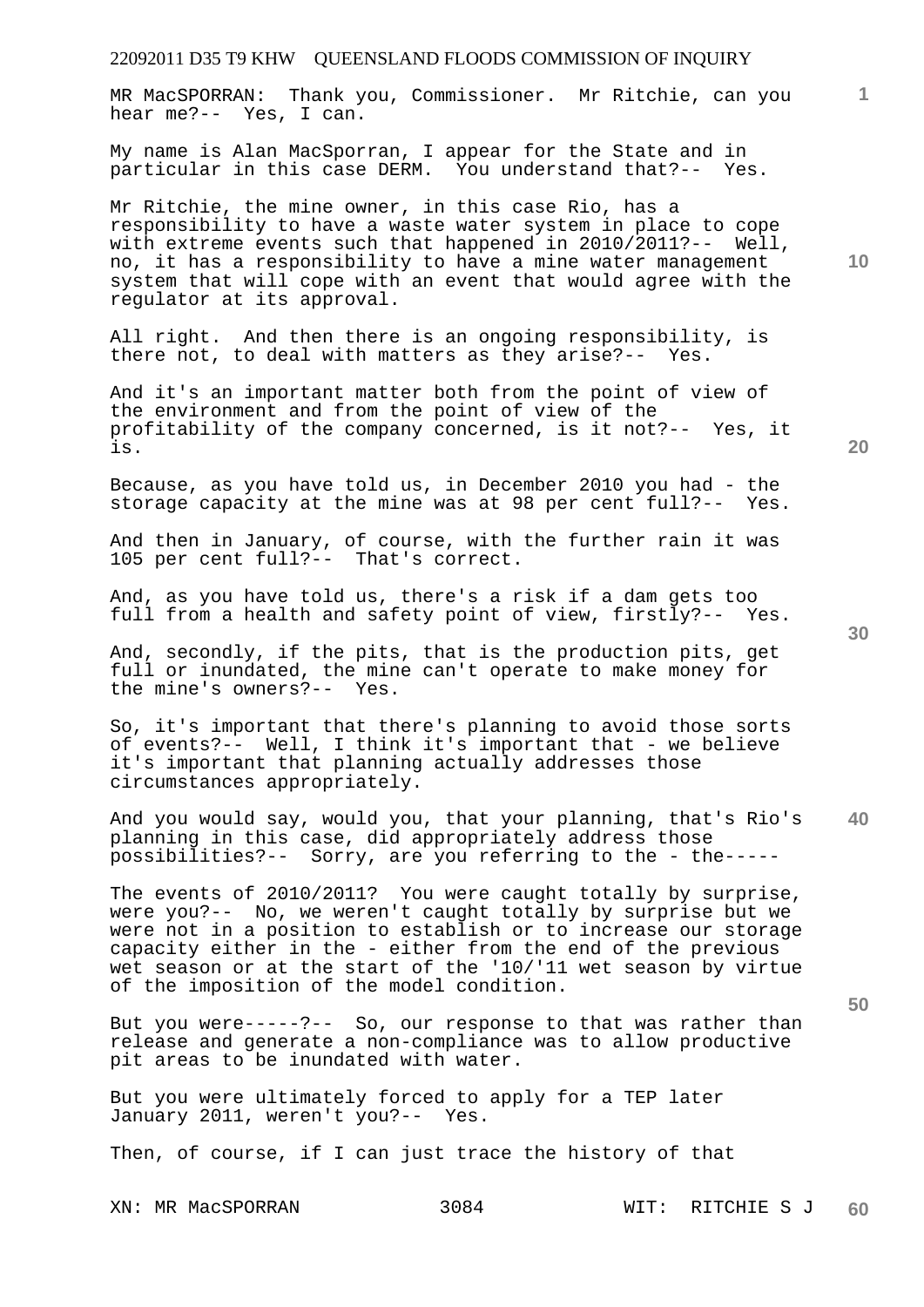MR MacSPORRAN: Thank you, Commissioner. Mr Ritchie, can you hear me?-- Yes, I can.

My name is Alan MacSporran, I appear for the State and in particular in this case DERM. You understand that?-- Yes.

Mr Ritchie, the mine owner, in this case Rio, has a responsibility to have a waste water system in place to cope with extreme events such that happened in 2010/2011?-- Well, no, it has a responsibility to have a mine water management system that will cope with an event that would agree with the regulator at its approval.

All right. And then there is an ongoing responsibility, is there not, to deal with matters as they arise?-- Yes.

And it's an important matter both from the point of view of the environment and from the point of view of the profitability of the company concerned, is it not?-- Yes, it is.

Because, as you have told us, in December 2010 you had - the storage capacity at the mine was at 98 per cent full?-- Yes.

And then in January, of course, with the further rain it was 105 per cent full?-- That's correct.

And, as you have told us, there's a risk if a dam gets too full from a health and safety point of view, firstly?-- Yes.

And, secondly, if the pits, that is the production pits, get full or inundated, the mine can't operate to make money for the mine's owners?-- Yes.

So, it's important that there's planning to avoid those sorts of events?-- Well, I think it's important that - we believe it's important that planning actually addresses those circumstances appropriately.

And you would say, would you, that your planning, that's Rio's planning in this case, did appropriately address those possibilities?-- Sorry, are you referring to the - the-----

The events of 2010/2011? You were caught totally by surprise, were you?-- No, we weren't caught totally by surprise but we were not in a position to establish or to increase our storage capacity either in the - either from the end of the previous wet season or at the start of the '10/'11 wet season by virtue of the imposition of the model condition.

But you were-----?-- So, our response to that was rather than release and generate a non-compliance was to allow productive pit areas to be inundated with water.

But you were ultimately forced to apply for a TEP later January 2011, weren't you?-- Yes.

Then, of course, if I can just trace the history of that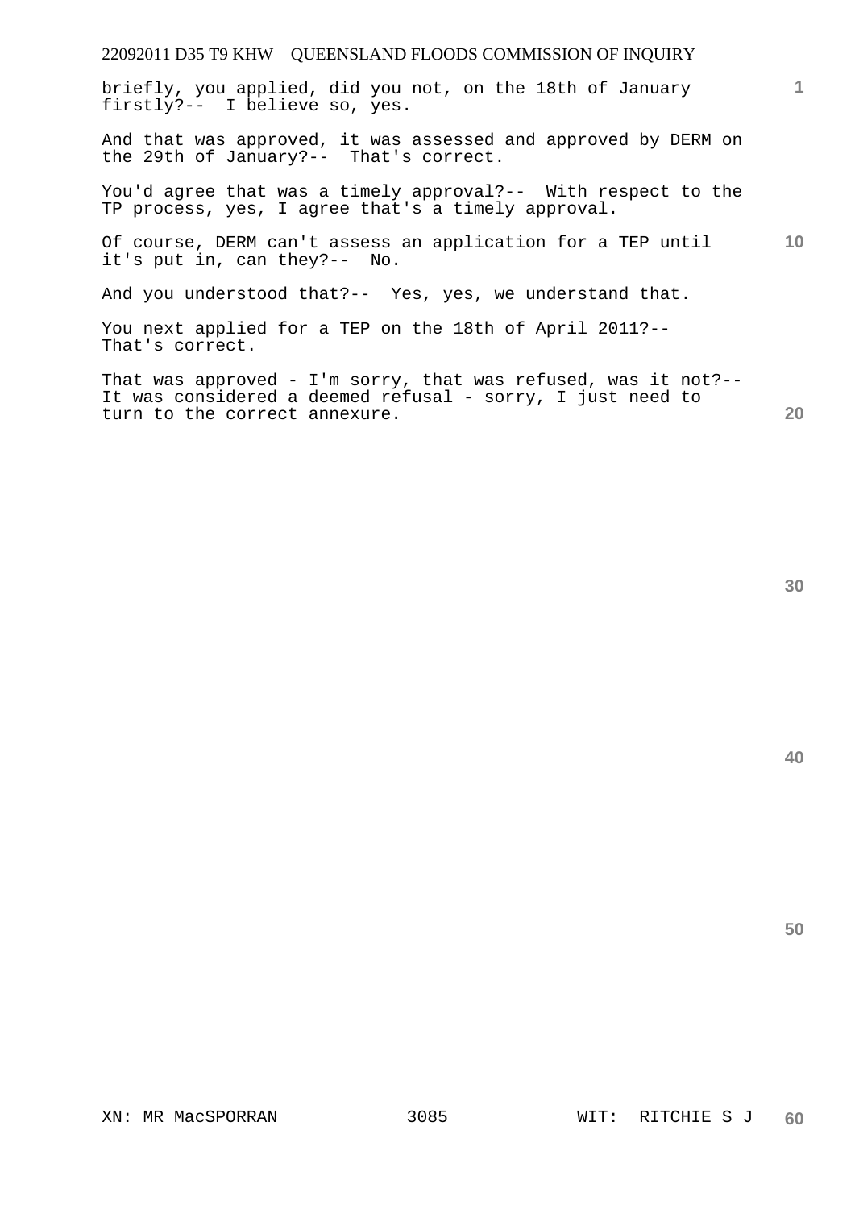briefly, you applied, did you not, on the 18th of January firstly?-- I believe so, yes.

And that was approved, it was assessed and approved by DERM on the 29th of January?-- That's correct.

You'd agree that was a timely approval?-- With respect to the TP process, yes, I agree that's a timely approval.

Of course, DERM can't assess an application for a TEP until it's put in, can they?-- No.

And you understood that?-- Yes, yes, we understand that.

You next applied for a TEP on the 18th of April 2011?-- That's correct.

That was approved - I'm sorry, that was refused, was it not?-- It was considered a deemed refusal - sorry, I just need to turn to the correct annexure.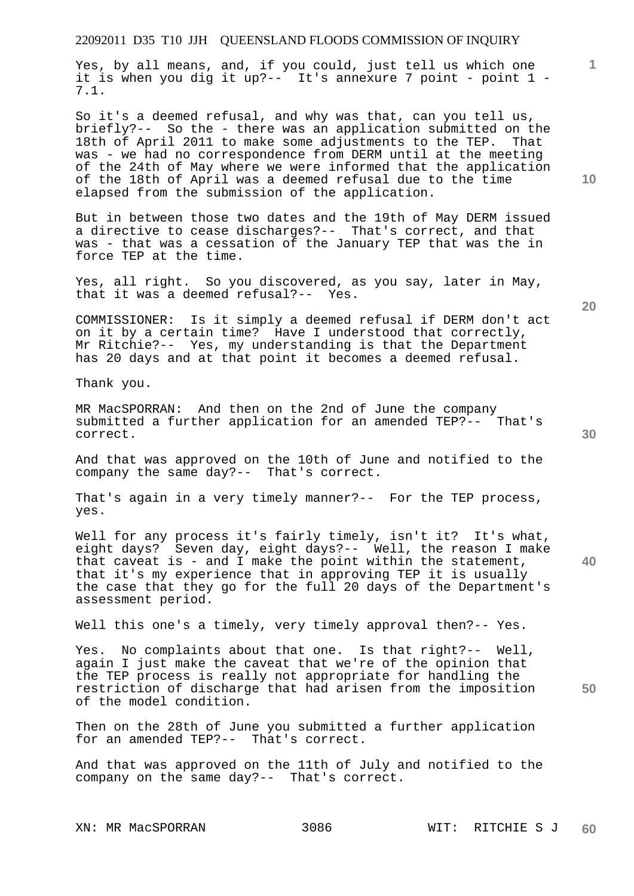Yes, by all means, and, if you could, just tell us which one it is when you dig it up?-- It's annexure 7 point - point 1 - 7.1.

So it's a deemed refusal, and why was that, can you tell us, briefly?-- So the - there was an application submitted on the 18th of April 2011 to make some adjustments to the TEP. That was - we had no correspondence from DERM until at the meeting of the 24th of May where we were informed that the application of the 18th of April was a deemed refusal due to the time elapsed from the submission of the application.

But in between those two dates and the 19th of May DERM issued a directive to cease discharges?-- That's correct, and that was - that was a cessation of the January TEP that was the in force TEP at the time.

Yes, all right. So you discovered, as you say, later in May, that it was a deemed refusal?-- Yes.

COMMISSIONER: Is it simply a deemed refusal if DERM don't act on it by a certain time? Have I understood that correctly, Mr Ritchie?-- Yes, my understanding is that the Department has 20 days and at that point it becomes a deemed refusal.

Thank you.

MR MacSPORRAN: And then on the 2nd of June the company submitted a further application for an amended TEP?-- That's correct.

And that was approved on the 10th of June and notified to the company the same day?-- That's correct.

That's again in a very timely manner?-- For the TEP process, yes.

Well for any process it's fairly timely, isn't it? It's what, eight days? Seven day, eight days?-- Well, the reason I make that caveat is - and I make the point within the statement, that it's my experience that in approving TEP it is usually the case that they go for the full 20 days of the Department's assessment period.

Well this one's a timely, very timely approval then?-- Yes.

Yes. No complaints about that one. Is that right?-- Well, again I just make the caveat that we're of the opinion that the TEP process is really not appropriate for handling the restriction of discharge that had arisen from the imposition of the model condition.

Then on the 28th of June you submitted a further application for an amended TEP?-- That's correct.

And that was approved on the 11th of July and notified to the company on the same day?-- That's correct.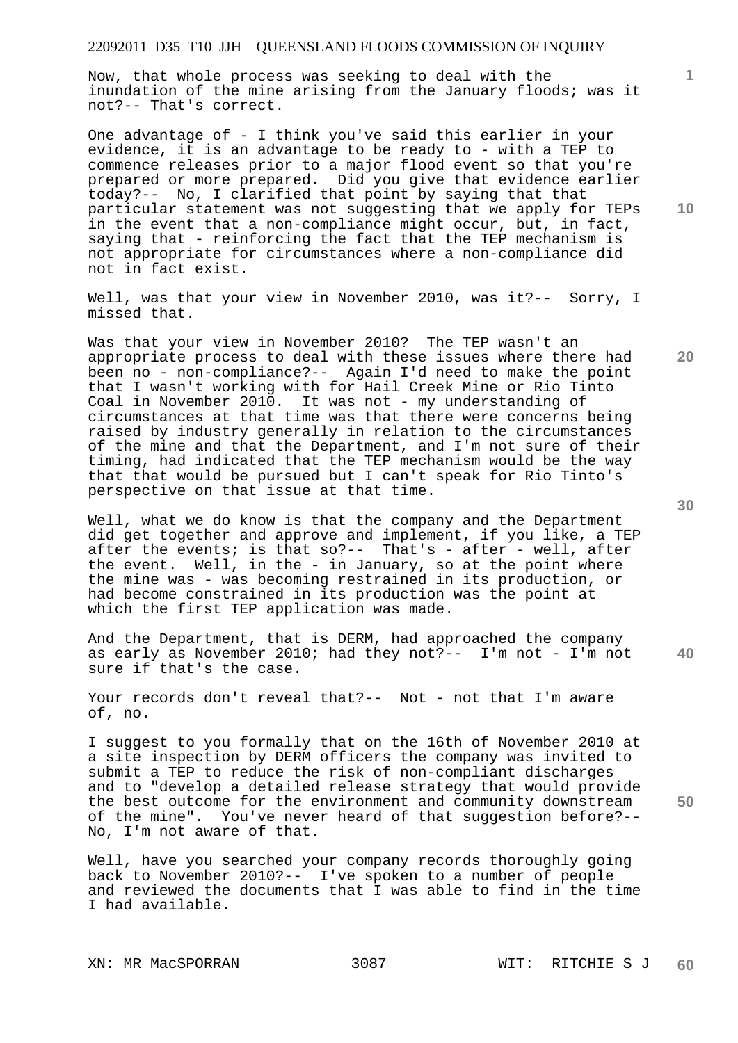Now, that whole process was seeking to deal with the inundation of the mine arising from the January floods; was it not?-- That's correct.

One advantage of - I think you've said this earlier in your evidence, it is an advantage to be ready to - with a TEP to commence releases prior to a major flood event so that you're prepared or more prepared. Did you give that evidence earlier today?-- No, I clarified that point by saying that that particular statement was not suggesting that we apply for TEPs in the event that a non-compliance might occur, but, in fact, saying that - reinforcing the fact that the TEP mechanism is not appropriate for circumstances where a non-compliance did not in fact exist.

Well, was that your view in November 2010, was it?-- Sorry, I missed that.

Was that your view in November 2010? The TEP wasn't an appropriate process to deal with these issues where there had been no - non-compliance?-- Again I'd need to make the point that I wasn't working with for Hail Creek Mine or Rio Tinto Coal in November 2010. It was not - my understanding of circumstances at that time was that there were concerns being raised by industry generally in relation to the circumstances of the mine and that the Department, and I'm not sure of their timing, had indicated that the TEP mechanism would be the way that that would be pursued but I can't speak for Rio Tinto's perspective on that issue at that time.

Well, what we do know is that the company and the Department did get together and approve and implement, if you like, a TEP after the events; is that so?-- That's - after - well, after the event. Well, in the - in January, so at the point where the mine was - was becoming restrained in its production, or had become constrained in its production was the point at which the first TEP application was made.

And the Department, that is DERM, had approached the company as early as November 2010; had they not?-- I'm not - I'm not sure if that's the case.

Your records don't reveal that?-- Not - not that I'm aware of, no.

I suggest to you formally that on the 16th of November 2010 at a site inspection by DERM officers the company was invited to submit a TEP to reduce the risk of non-compliant discharges and to "develop a detailed release strategy that would provide the best outcome for the environment and community downstream of the mine". You've never heard of that suggestion before?-- No, I'm not aware of that.

Well, have you searched your company records thoroughly going back to November 2010?-- I've spoken to a number of people and reviewed the documents that I was able to find in the time I had available.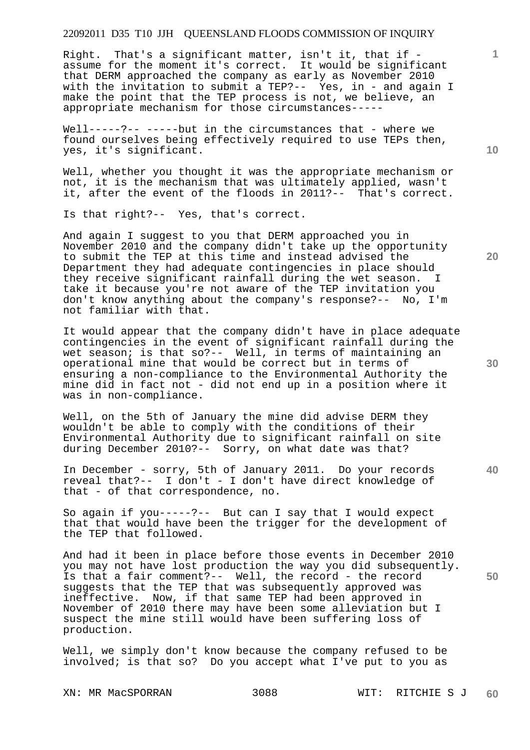Right. That's a significant matter, isn't it, that if - assume for the moment it's correct. It would be significant that DERM approached the company as early as November 2010 with the invitation to submit a TEP?-- Yes, in - and again I make the point that the TEP process is not, we believe, an appropriate mechanism for those circumstances-----

Well-----?-- -----but in the circumstances that - where we found ourselves being effectively required to use TEPs then, yes, it's significant.

Well, whether you thought it was the appropriate mechanism or not, it is the mechanism that was ultimately applied, wasn't it, after the event of the floods in 2011?-- That's correct.

Is that right?-- Yes, that's correct.

And again I suggest to you that DERM approached you in November 2010 and the company didn't take up the opportunity to submit the TEP at this time and instead advised the Department they had adequate contingencies in place should they receive significant rainfall during the wet season. I take it because you're not aware of the TEP invitation you don't know anything about the company's response?-- No, I'm not familiar with that.

It would appear that the company didn't have in place adequate contingencies in the event of significant rainfall during the wet season; is that so?-- Well, in terms of maintaining an operational mine that would be correct but in terms of ensuring a non-compliance to the Environmental Authority the mine did in fact not - did not end up in a position where it was in non-compliance.

Well, on the 5th of January the mine did advise DERM they wouldn't be able to comply with the conditions of their Environmental Authority due to significant rainfall on site during December 2010?-- Sorry, on what date was that?

In December - sorry, 5th of January 2011. Do your records reveal that?-- I don't - I don't have direct knowledge of that - of that correspondence, no.

So again if you-----?-- But can I say that I would expect that that would have been the trigger for the development of the TEP that followed.

And had it been in place before those events in December 2010 you may not have lost production the way you did subsequently. Is that a fair comment?-- Well, the record - the record suggests that the TEP that was subsequently approved was ineffective. Now, if that same TEP had been approved in November of 2010 there may have been some alleviation but I suspect the mine still would have been suffering loss of production.

Well, we simply don't know because the company refused to be involved; is that so? Do you accept what I've put to you as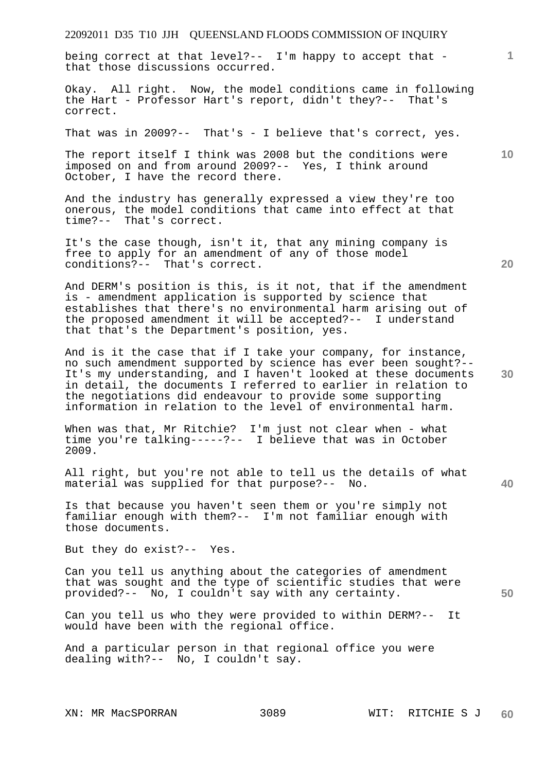being correct at that level?-- I'm happy to accept that - that those discussions occurred.

Okay. All right. Now, the model conditions came in following the Hart - Professor Hart's report, didn't they?-- That's correct.

That was in 2009?-- That's - I believe that's correct, yes.

The report itself I think was 2008 but the conditions were imposed on and from around 2009?-- Yes, I think around October, I have the record there.

And the industry has generally expressed a view they're too onerous, the model conditions that came into effect at that time?-- That's correct.

It's the case though, isn't it, that any mining company is free to apply for an amendment of any of those model conditions?-- That's correct.

And DERM's position is this, is it not, that if the amendment is - amendment application is supported by science that establishes that there's no environmental harm arising out of the proposed amendment it will be accepted?-- I understand that that's the Department's position, yes.

And is it the case that if I take your company, for instance, no such amendment supported by science has ever been sought?-- It's my understanding, and I haven't looked at these documents in detail, the documents I referred to earlier in relation to the negotiations did endeavour to provide some supporting information in relation to the level of environmental harm.

When was that, Mr Ritchie? I'm just not clear when - what time you're talking-----?-- I believe that was in October 2009.

All right, but you're not able to tell us the details of what material was supplied for that purpose?-- No.

Is that because you haven't seen them or you're simply not familiar enough with them?-- I'm not familiar enough with those documents.

But they do exist?-- Yes.

Can you tell us anything about the categories of amendment that was sought and the type of scientific studies that were provided?-- No, I couldn't say with any certainty.

Can you tell us who they were provided to within DERM?-- It would have been with the regional office.

And a particular person in that regional office you were dealing with?-- No, I couldn't say.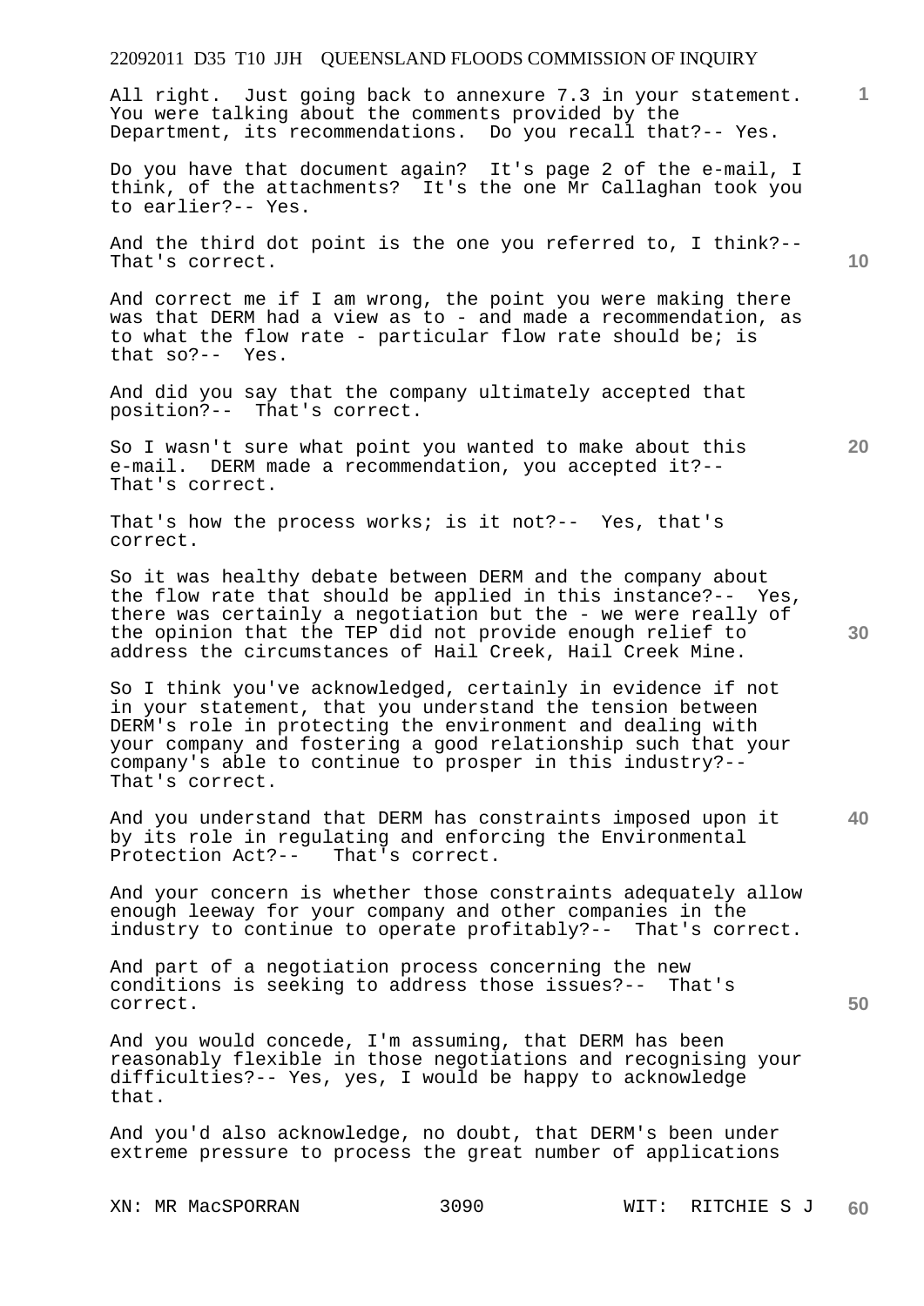All right. Just going back to annexure 7.3 in your statement. You were talking about the comments provided by the Department, its recommendations. Do you recall that?-- Yes.

Do you have that document again? It's page 2 of the e-mail, I think, of the attachments? It's the one Mr Callaghan took you to earlier?-- Yes.

And the third dot point is the one you referred to, I think?-- That's correct.

And correct me if I am wrong, the point you were making there was that DERM had a view as to - and made a recommendation, as to what the flow rate - particular flow rate should be; is that so?-- Yes.

And did you say that the company ultimately accepted that position?-- That's correct.

So I wasn't sure what point you wanted to make about this e-mail. DERM made a recommendation, you accepted it?-- That's correct.

That's how the process works; is it not?-- Yes, that's correct.

So it was healthy debate between DERM and the company about the flow rate that should be applied in this instance?-- Yes, there was certainly a negotiation but the - we were really of the opinion that the TEP did not provide enough relief to address the circumstances of Hail Creek, Hail Creek Mine.

So I think you've acknowledged, certainly in evidence if not in your statement, that you understand the tension between DERM's role in protecting the environment and dealing with your company and fostering a good relationship such that your company's able to continue to prosper in this industry?-- That's correct.

And you understand that DERM has constraints imposed upon it by its role in regulating and enforcing the Environmental Protection Act?-- That's correct.

And your concern is whether those constraints adequately allow enough leeway for your company and other companies in the industry to continue to operate profitably?-- That's correct.

And part of a negotiation process concerning the new conditions is seeking to address those issues?-- That's correct.

And you would concede, I'm assuming, that DERM has been reasonably flexible in those negotiations and recognising your difficulties?-- Yes, yes, I would be happy to acknowledge that.

And you'd also acknowledge, no doubt, that DERM's been under extreme pressure to process the great number of applications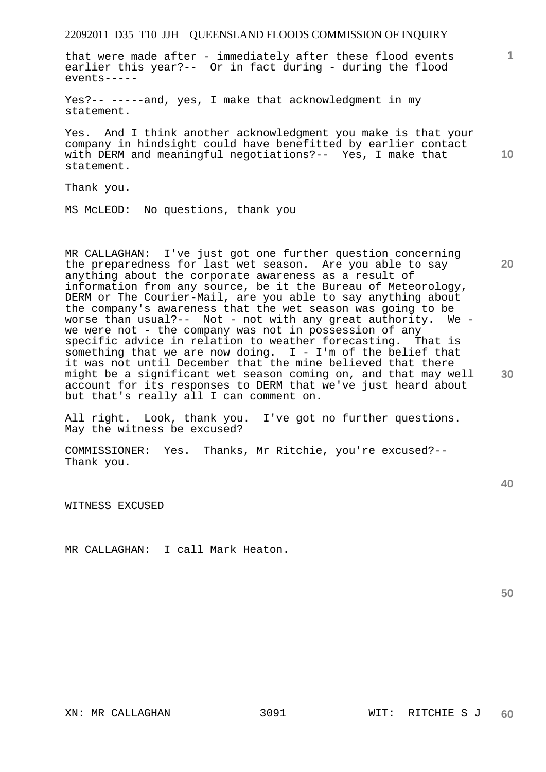that were made after - immediately after these flood events earlier this year?-- Or in fact during - during the flood events-----

Yes?-- -----and, yes, I make that acknowledgment in my statement.

Yes. And I think another acknowledgment you make is that your company in hindsight could have benefitted by earlier contact with DERM and meaningful negotiations?-- Yes, I make that statement.

Thank you.

MS McLEOD: No questions, thank you

MR CALLAGHAN: I've just got one further question concerning the preparedness for last wet season. Are you able to say anything about the corporate awareness as a result of information from any source, be it the Bureau of Meteorology, DERM or The Courier-Mail, are you able to say anything about the company's awareness that the wet season was going to be worse than usual?-- Not - not with any great authority. We - we were not - the company was not in possession of any specific advice in relation to weather forecasting. That is something that we are now doing. I - I'm of the belief that it was not until December that the mine believed that there might be a significant wet season coming on, and that may well account for its responses to DERM that we've just heard about but that's really all I can comment on.

All right. Look, thank you. I've got no further questions. May the witness be excused?

COMMISSIONER: Yes. Thanks, Mr Ritchie, you're excused?-- Thank you.

WITNESS EXCUSED

MR CALLAGHAN: I call Mark Heaton.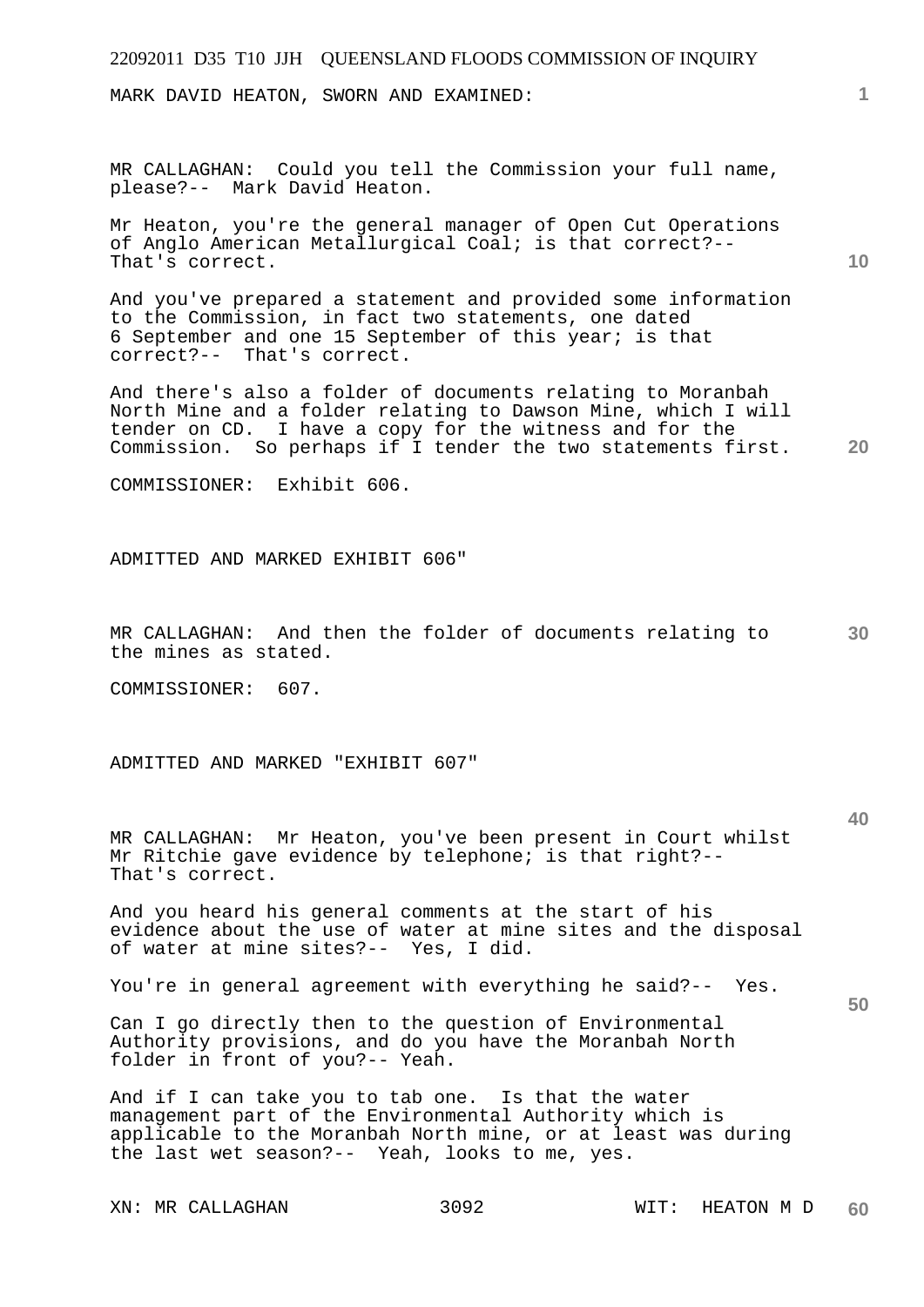MARK DAVID HEATON, SWORN AND EXAMINED:

MR CALLAGHAN: Could you tell the Commission your full name, please?-- Mark David Heaton.

Mr Heaton, you're the general manager of Open Cut Operations of Anglo American Metallurgical Coal; is that correct?-- That's correct.

And you've prepared a statement and provided some information to the Commission, in fact two statements, one dated 6 September and one 15 September of this year; is that correct?-- That's correct.

And there's also a folder of documents relating to Moranbah North Mine and a folder relating to Dawson Mine, which I will tender on CD. I have a copy for the witness and for the Commission. So perhaps if I tender the two statements first.

COMMISSIONER: Exhibit 606.

ADMITTED AND MARKED EXHIBIT 606"

MR CALLAGHAN: And then the folder of documents relating to the mines as stated.

COMMISSIONER: 607.

ADMITTED AND MARKED "EXHIBIT 607"

MR CALLAGHAN: Mr Heaton, you've been present in Court whilst Mr Ritchie gave evidence by telephone; is that right?-- That's correct.

And you heard his general comments at the start of his evidence about the use of water at mine sites and the disposal of water at mine sites?-- Yes, I did.

You're in general agreement with everything he said?-- Yes.

Can I go directly then to the question of Environmental Authority provisions, and do you have the Moranbah North folder in front of you?-- Yeah.

And if I can take you to tab one. Is that the water management part of the Environmental Authority which is applicable to the Moranbah North mine, or at least was during the last wet season?-- Yeah, looks to me, yes.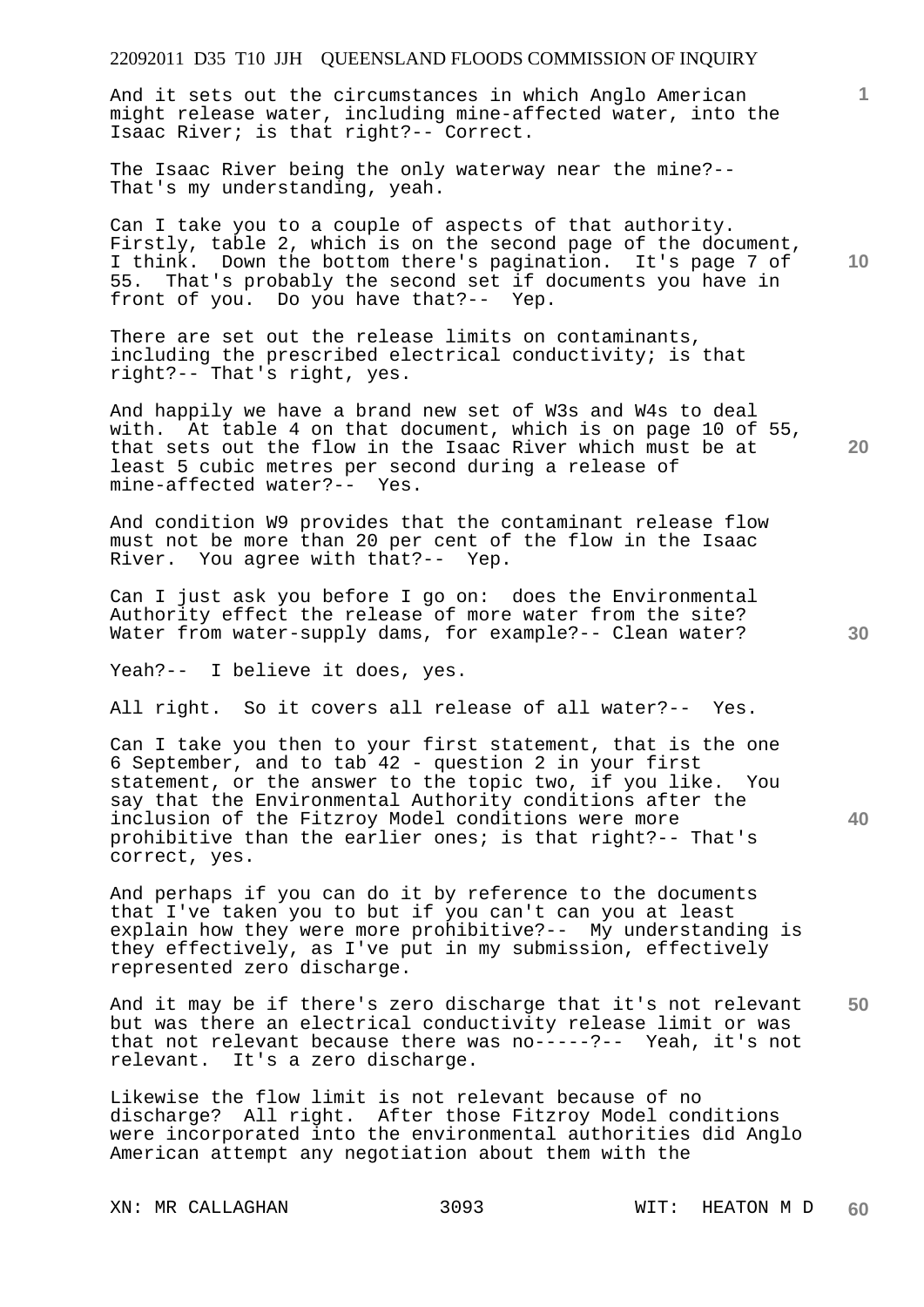And it sets out the circumstances in which Anglo American might release water, including mine-affected water, into the Isaac River; is that right?-- Correct.

The Isaac River being the only waterway near the mine?-- That's my understanding, yeah.

Can I take you to a couple of aspects of that authority. Firstly, table 2, which is on the second page of the document, I think. Down the bottom there's pagination. It's page 7 of 55. That's probably the second set if documents you have in front of you. Do you have that?-- Yep.

There are set out the release limits on contaminants, including the prescribed electrical conductivity; is that right?-- That's right, yes.

And happily we have a brand new set of W3s and W4s to deal with. At table 4 on that document, which is on page 10 of 55, that sets out the flow in the Isaac River which must be at least 5 cubic metres per second during a release of mine-affected water?-- Yes.

And condition W9 provides that the contaminant release flow must not be more than 20 per cent of the flow in the Isaac River. You agree with that?-- Yep.

Can I just ask you before I go on: does the Environmental Authority effect the release of more water from the site? Water from water-supply dams, for example?-- Clean water?

Yeah?-- I believe it does, yes.

All right. So it covers all release of all water?-- Yes.

Can I take you then to your first statement, that is the one 6 September, and to tab 42 - question 2 in your first statement, or the answer to the topic two, if you like. You say that the Environmental Authority conditions after the inclusion of the Fitzroy Model conditions were more prohibitive than the earlier ones; is that right?-- That's correct, yes.

And perhaps if you can do it by reference to the documents that I've taken you to but if you can't can you at least explain how they were more prohibitive?-- My understanding is they effectively, as I've put in my submission, effectively represented zero discharge.

And it may be if there's zero discharge that it's not relevant but was there an electrical conductivity release limit or was that not relevant because there was no-----?-- Yeah, it's not relevant. It's a zero discharge.

Likewise the flow limit is not relevant because of no discharge? All right. After those Fitzroy Model conditions were incorporated into the environmental authorities did Anglo American attempt any negotiation about them with the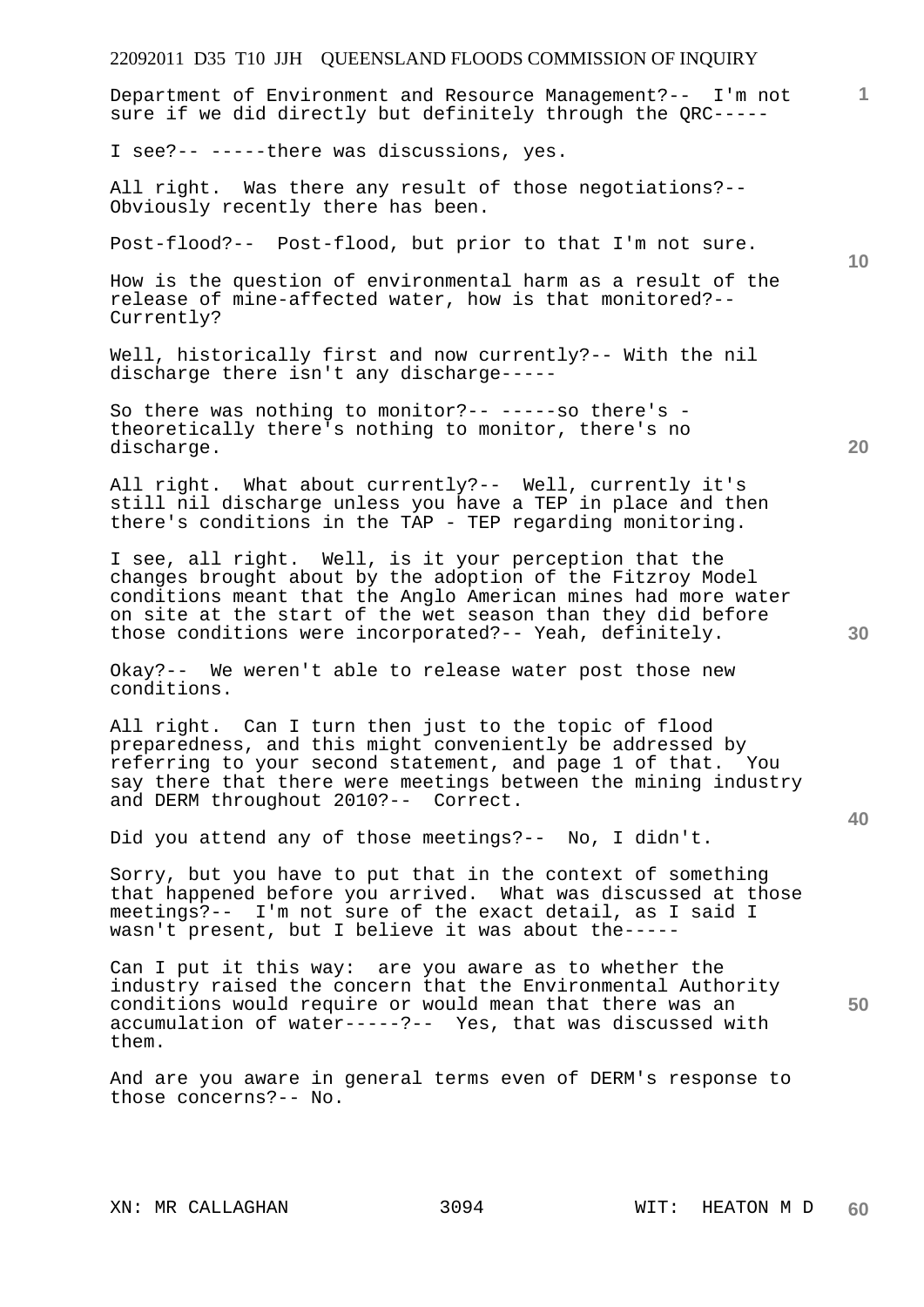Department of Environment and Resource Management?-- I'm not sure if we did directly but definitely through the QRC-----

I see?-- -----there was discussions, yes.

All right. Was there any result of those negotiations?-- Obviously recently there has been.

Post-flood?-- Post-flood, but prior to that I'm not sure.

How is the question of environmental harm as a result of the release of mine-affected water, how is that monitored?-- Currently?

Well, historically first and now currently?-- With the nil discharge there isn't any discharge-----

So there was nothing to monitor?-- -----so there's - theoretically there's nothing to monitor, there's no discharge.

All right. What about currently?-- Well, currently it's still nil discharge unless you have a TEP in place and then there's conditions in the TAP - TEP regarding monitoring.

I see, all right. Well, is it your perception that the changes brought about by the adoption of the Fitzroy Model conditions meant that the Anglo American mines had more water on site at the start of the wet season than they did before those conditions were incorporated?-- Yeah, definitely.

Okay?-- We weren't able to release water post those new conditions.

All right. Can I turn then just to the topic of flood preparedness, and this might conveniently be addressed by referring to your second statement, and page 1 of that. You say there that there were meetings between the mining industry and DERM throughout 2010?-- Correct.

Did you attend any of those meetings?-- No, I didn't.

Sorry, but you have to put that in the context of something that happened before you arrived. What was discussed at those meetings?-- I'm not sure of the exact detail, as I said I wasn't present, but I believe it was about the-----

Can I put it this way: are you aware as to whether the industry raised the concern that the Environmental Authority conditions would require or would mean that there was an accumulation of water-----?-- Yes, that was discussed with them.

And are you aware in general terms even of DERM's response to those concerns?-- No.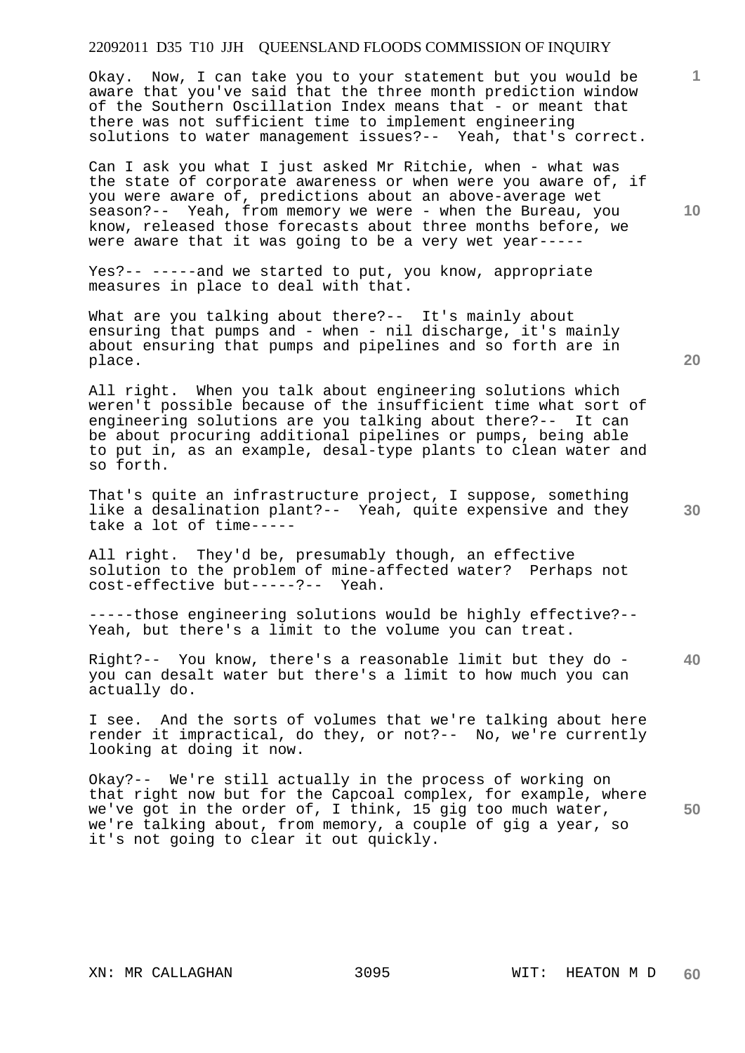Okay. Now, I can take you to your statement but you would be aware that you've said that the three month prediction window of the Southern Oscillation Index means that - or meant that there was not sufficient time to implement engineering solutions to water management issues?-- Yeah, that's correct.

Can I ask you what I just asked Mr Ritchie, when - what was the state of corporate awareness or when were you aware of, if you were aware of, predictions about an above-average wet season?-- Yeah, from memory we were - when the Bureau, you know, released those forecasts about three months before, we were aware that it was going to be a very wet year-----

Yes?-- -----and we started to put, you know, appropriate measures in place to deal with that.

What are you talking about there?-- It's mainly about ensuring that pumps and - when - nil discharge, it's mainly about ensuring that pumps and pipelines and so forth are in place.

All right. When you talk about engineering solutions which weren't possible because of the insufficient time what sort of engineering solutions are you talking about there?-- It can be about procuring additional pipelines or pumps, being able to put in, as an example, desal-type plants to clean water and so forth.

That's quite an infrastructure project, I suppose, something like a desalination plant?-- Yeah, quite expensive and they take a lot of time-----

All right. They'd be, presumably though, an effective solution to the problem of mine-affected water? Perhaps not cost-effective but-----?-- Yeah.

-----those engineering solutions would be highly effective?-- Yeah, but there's a limit to the volume you can treat.

Right?-- You know, there's a reasonable limit but they do - you can desalt water but there's a limit to how much you can actually do.

I see. And the sorts of volumes that we're talking about here render it impractical, do they, or not?-- No, we're currently looking at doing it now.

Okay?-- We're still actually in the process of working on that right now but for the Capcoal complex, for example, where we've got in the order of, I think, 15 gig too much water, we're talking about, from memory, a couple of gig a year, so it's not going to clear it out quickly.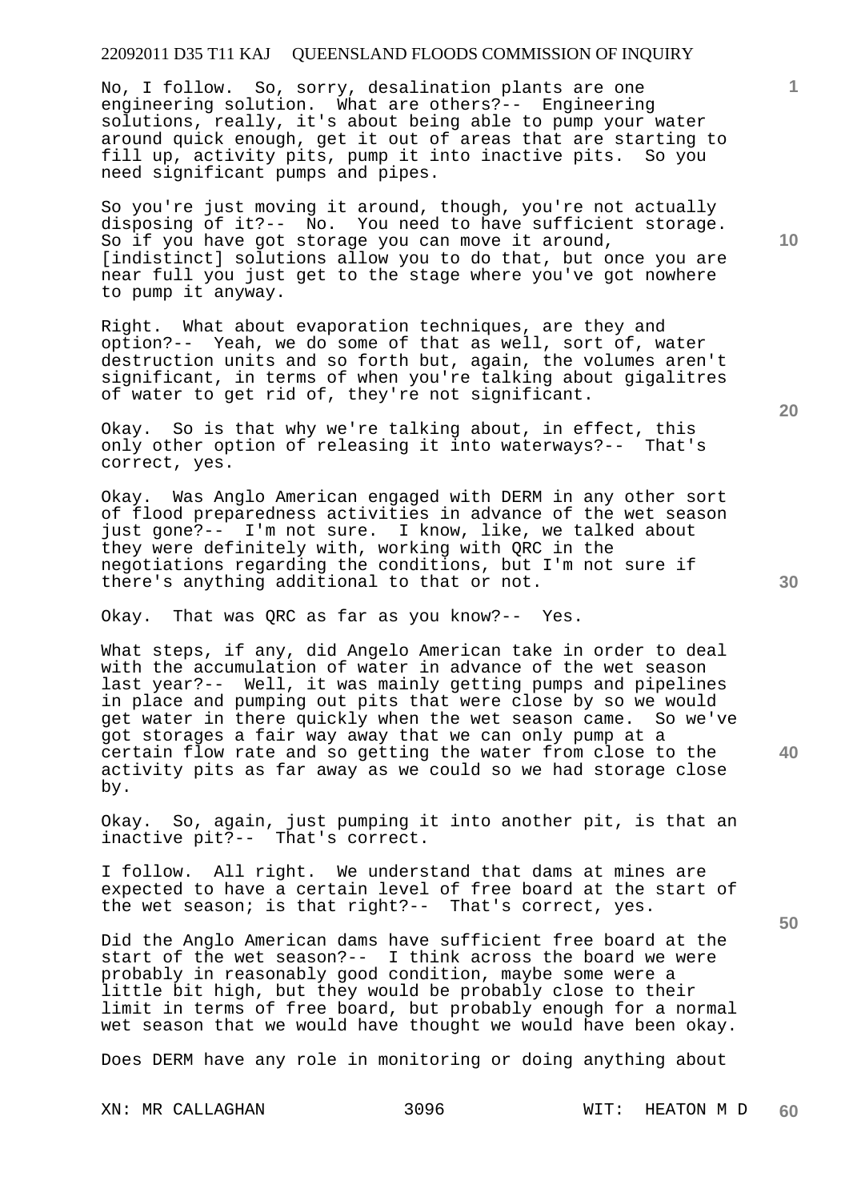No, I follow. So, sorry, desalination plants are one engineering solution. What are others?-- Engineering solutions, really, it's about being able to pump your water around quick enough, get it out of areas that are starting to fill up, activity pits, pump it into inactive pits. So you need significant pumps and pipes.

So you're just moving it around, though, you're not actually disposing of it?-- No. You need to have sufficient storage. So if you have got storage you can move it around, [indistinct] solutions allow you to do that, but once you are near full you just get to the stage where you've got nowhere to pump it anyway.

Right. What about evaporation techniques, are they and option?-- Yeah, we do some of that as well, sort of, water destruction units and so forth but, again, the volumes aren't significant, in terms of when you're talking about gigalitres of water to get rid of, they're not significant.

Okay. So is that why we're talking about, in effect, this only other option of releasing it into waterways?-- That's correct, yes.

Okay. Was Anglo American engaged with DERM in any other sort of flood preparedness activities in advance of the wet season just gone?-- I'm not sure. I know, like, we talked about they were definitely with, working with QRC in the negotiations regarding the conditions, but I'm not sure if there's anything additional to that or not.

Okay. That was QRC as far as you know?-- Yes.

What steps, if any, did Angelo American take in order to deal with the accumulation of water in advance of the wet season last year?-- Well, it was mainly getting pumps and pipelines in place and pumping out pits that were close by so we would get water in there quickly when the wet season came. So we've got storages a fair way away that we can only pump at a certain flow rate and so getting the water from close to the activity pits as far away as we could so we had storage close by.

Okay. So, again, just pumping it into another pit, is that an inactive pit?-- That's correct.

I follow. All right. We understand that dams at mines are expected to have a certain level of free board at the start of the wet season; is that right?-- That's correct, yes.

Did the Anglo American dams have sufficient free board at the start of the wet season?-- I think across the board we were probably in reasonably good condition, maybe some were a little bit high, but they would be probably close to their limit in terms of free board, but probably enough for a normal wet season that we would have thought we would have been okay.

Does DERM have any role in monitoring or doing anything about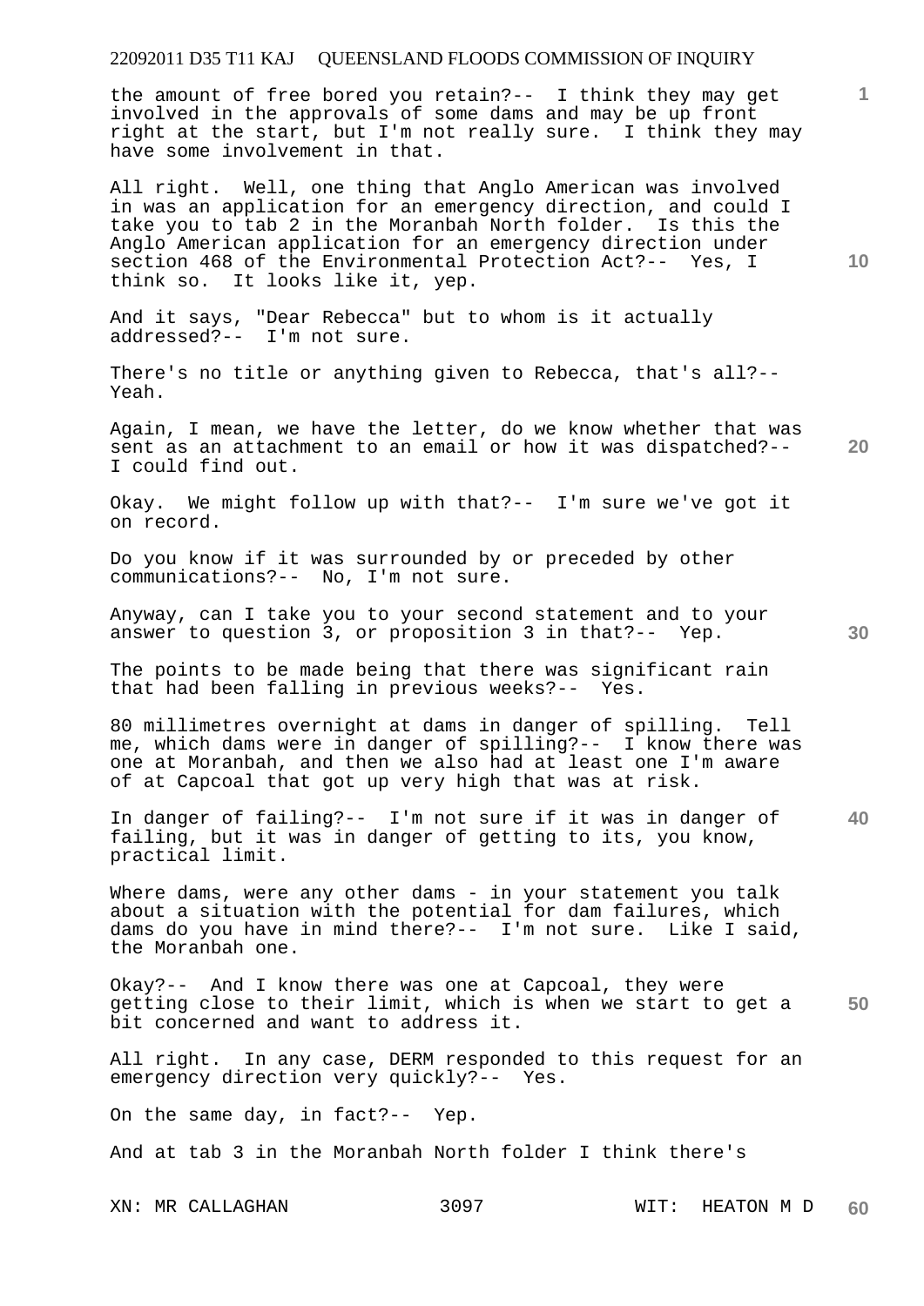the amount of free bored you retain?-- I think they may get involved in the approvals of some dams and may be up front right at the start, but I'm not really sure. I think they may have some involvement in that.

All right. Well, one thing that Anglo American was involved in was an application for an emergency direction, and could I take you to tab 2 in the Moranbah North folder. Is this the Anglo American application for an emergency direction under section 468 of the Environmental Protection Act?-- Yes, I think so. It looks like it, yep.

And it says, "Dear Rebecca" but to whom is it actually addressed?-- I'm not sure.

There's no title or anything given to Rebecca, that's all?-- Yeah.

Again, I mean, we have the letter, do we know whether that was sent as an attachment to an email or how it was dispatched?-- I could find out.

Okay. We might follow up with that?-- I'm sure we've got it on record.

Do you know if it was surrounded by or preceded by other communications?-- No, I'm not sure.

Anyway, can I take you to your second statement and to your answer to question 3, or proposition 3 in that?-- Yep.

The points to be made being that there was significant rain that had been falling in previous weeks?-- Yes.

80 millimetres overnight at dams in danger of spilling. Tell me, which dams were in danger of spilling?-- I know there was one at Moranbah, and then we also had at least one I'm aware of at Capcoal that got up very high that was at risk.

In danger of failing?-- I'm not sure if it was in danger of failing, but it was in danger of getting to its, you know, practical limit.

Where dams, were any other dams - in your statement you talk about a situation with the potential for dam failures, which dams do you have in mind there?-- I'm not sure. Like I said, the Moranbah one.

Okay?-- And I know there was one at Capcoal, they were getting close to their limit, which is when we start to get a bit concerned and want to address it.

All right. In any case, DERM responded to this request for an emergency direction very quickly?-- Yes.

On the same day, in fact?-- Yep.

And at tab 3 in the Moranbah North folder I think there's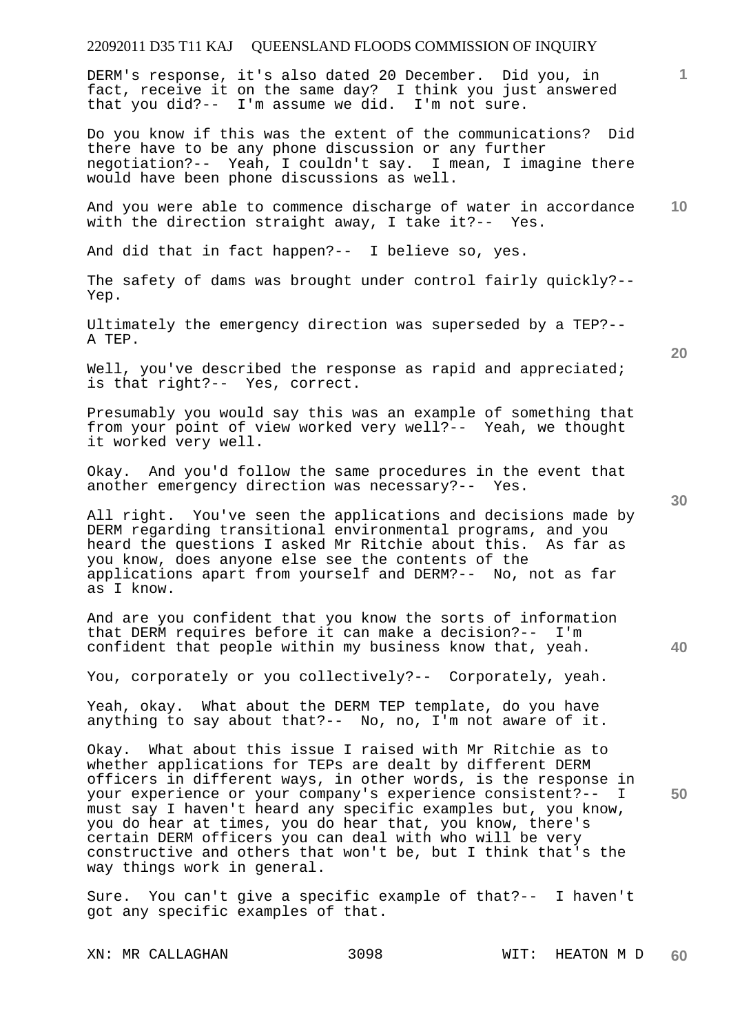DERM's response, it's also dated 20 December. Did you, in fact, receive it on the same day? I think you just answered that you did?-- I'm assume we did. I'm not sure.

Do you know if this was the extent of the communications? Did there have to be any phone discussion or any further negotiation?-- Yeah, I couldn't say. I mean, I imagine there would have been phone discussions as well.

And you were able to commence discharge of water in accordance with the direction straight away, I take it?-- Yes.

And did that in fact happen?-- I believe so, yes.

The safety of dams was brought under control fairly quickly?-- Yep.

Ultimately the emergency direction was superseded by a TEP?-- A TEP.

Well, you've described the response as rapid and appreciated; is that right?-- Yes, correct.

Presumably you would say this was an example of something that from your point of view worked very well?-- Yeah, we thought it worked very well.

Okay. And you'd follow the same procedures in the event that another emergency direction was necessary?-- Yes.

All right. You've seen the applications and decisions made by DERM regarding transitional environmental programs, and you heard the questions I asked Mr Ritchie about this. As far as you know, does anyone else see the contents of the applications apart from yourself and DERM?-- No, not as far as I know.

And are you confident that you know the sorts of information that DERM requires before it can make a decision?-- I'm confident that people within my business know that, yeah.

You, corporately or you collectively?-- Corporately, yeah.

Yeah, okay. What about the DERM TEP template, do you have anything to say about that?-- No, no, I'm not aware of it.

Okay. What about this issue I raised with Mr Ritchie as to whether applications for TEPs are dealt by different DERM officers in different ways, in other words, is the response in your experience or your company's experience consistent?-- I must say I haven't heard any specific examples but, you know, you do hear at times, you do hear that, you know, there's certain DERM officers you can deal with who will be very constructive and others that won't be, but I think that's the way things work in general.

Sure. You can't give a specific example of that?-- I haven't got any specific examples of that.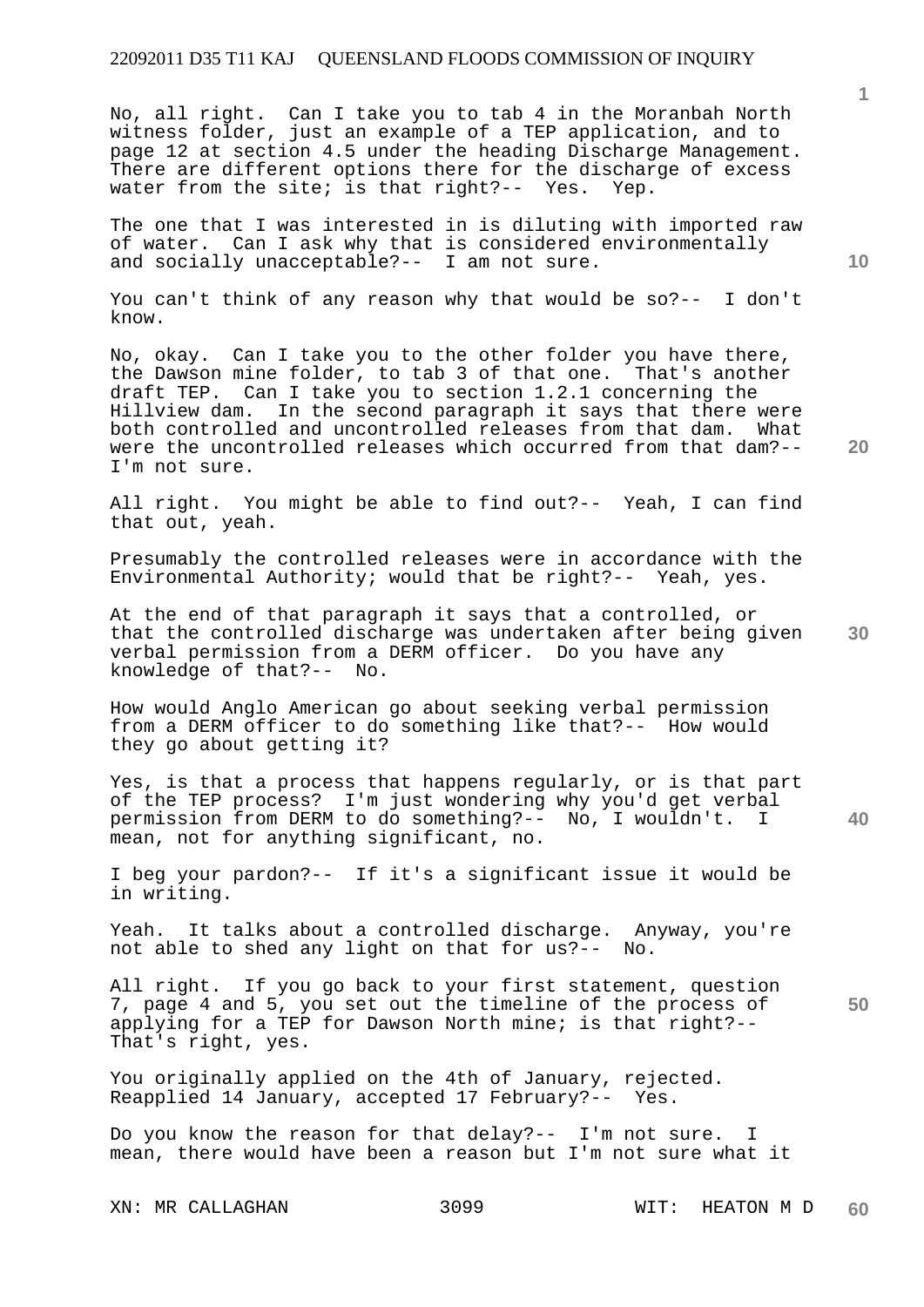No, all right. Can I take you to tab 4 in the Moranbah North witness folder, just an example of a TEP application, and to page 12 at section 4.5 under the heading Discharge Management. There are different options there for the discharge of excess water from the site; is that right?-- Yes. Yep.

The one that I was interested in is diluting with imported raw of water. Can I ask why that is considered environmentally and socially unacceptable?-- I am not sure.

You can't think of any reason why that would be so?-- I don't know.

No, okay. Can I take you to the other folder you have there, the Dawson mine folder, to tab 3 of that one. That's another draft TEP. Can I take you to section 1.2.1 concerning the Hillview dam. In the second paragraph it says that there were both controlled and uncontrolled releases from that dam. What were the uncontrolled releases which occurred from that dam?-- I'm not sure.

All right. You might be able to find out?-- Yeah, I can find that out, yeah.

Presumably the controlled releases were in accordance with the Environmental Authority; would that be right?-- Yeah, yes.

At the end of that paragraph it says that a controlled, or that the controlled discharge was undertaken after being given verbal permission from a DERM officer. Do you have any knowledge of that?-- No.

How would Anglo American go about seeking verbal permission from a DERM officer to do something like that?-- How would they go about getting it?

Yes, is that a process that happens regularly, or is that part of the TEP process? I'm just wondering why you'd get verbal permission from DERM to do something?-- No, I wouldn't. I mean, not for anything significant, no.

I beg your pardon?-- If it's a significant issue it would be in writing.

Yeah. It talks about a controlled discharge. Anyway, you're not able to shed any light on that for us?-- No.

All right. If you go back to your first statement, question 7, page 4 and 5, you set out the timeline of the process of applying for a TEP for Dawson North mine; is that right?-- That's right, yes.

You originally applied on the 4th of January, rejected. Reapplied 14 January, accepted 17 February?-- Yes.

Do you know the reason for that delay?-- I'm not sure. I mean, there would have been a reason but I'm not sure what it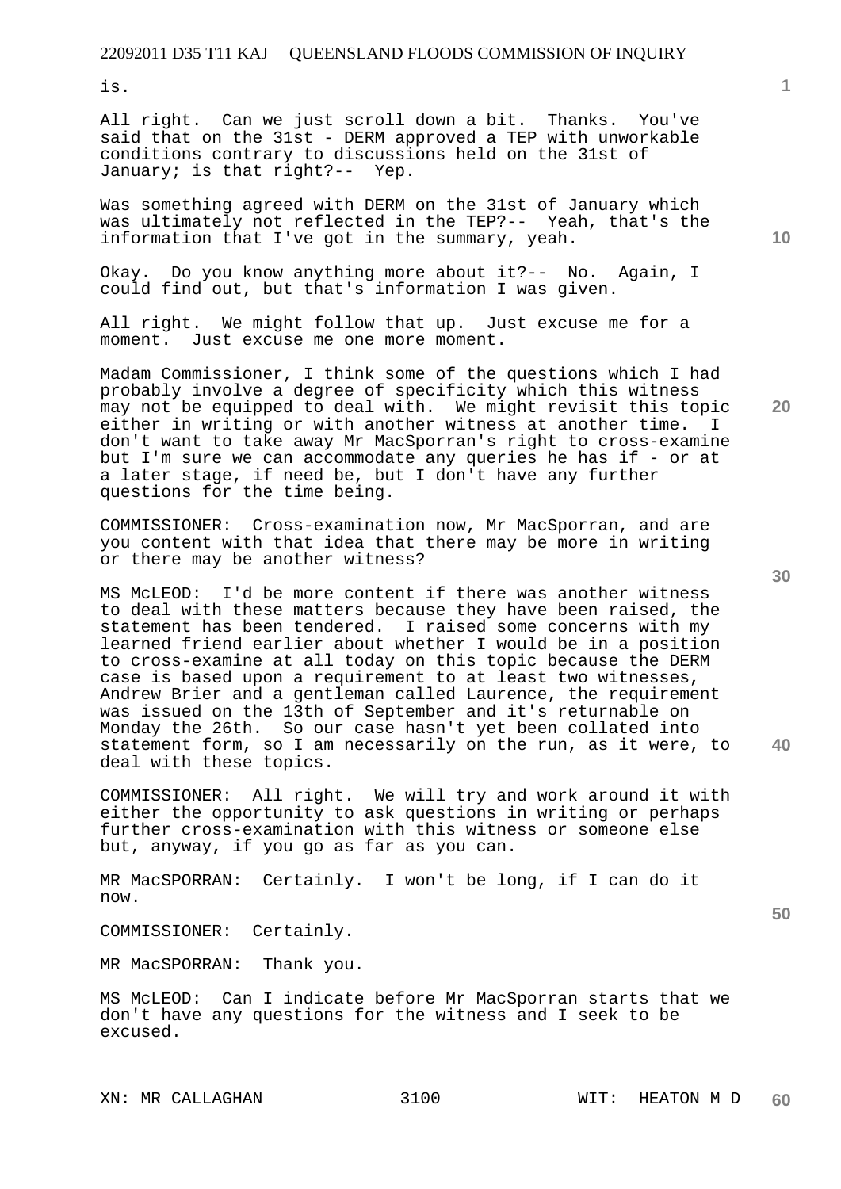is.

All right. Can we just scroll down a bit. Thanks. You've said that on the 31st - DERM approved a TEP with unworkable conditions contrary to discussions held on the 31st of January; is that right?-- Yep.

Was something agreed with DERM on the 31st of January which was ultimately not reflected in the TEP?-- Yeah, that's the information that I've got in the summary, yeah.

Okay. Do you know anything more about it?-- No. Again, I could find out, but that's information I was given.

All right. We might follow that up. Just excuse me for a moment. Just excuse me one more moment.

Madam Commissioner, I think some of the questions which I had probably involve a degree of specificity which this witness may not be equipped to deal with. We might revisit this topic either in writing or with another witness at another time. I don't want to take away Mr MacSporran's right to cross-examine but I'm sure we can accommodate any queries he has if - or at a later stage, if need be, but I don't have any further questions for the time being.

COMMISSIONER: Cross-examination now, Mr MacSporran, and are you content with that idea that there may be more in writing or there may be another witness?

MS McLEOD: I'd be more content if there was another witness to deal with these matters because they have been raised, the statement has been tendered. I raised some concerns with my learned friend earlier about whether I would be in a position to cross-examine at all today on this topic because the DERM case is based upon a requirement to at least two witnesses, Andrew Brier and a gentleman called Laurence, the requirement was issued on the 13th of September and it's returnable on Monday the 26th. So our case hasn't yet been collated into statement form, so I am necessarily on the run, as it were, to deal with these topics.

COMMISSIONER: All right. We will try and work around it with either the opportunity to ask questions in writing or perhaps further cross-examination with this witness or someone else but, anyway, if you go as far as you can.

MR MacSPORRAN: Certainly. I won't be long, if I can do it now.

COMMISSIONER: Certainly.

MR MacSPORRAN: Thank you.

MS McLEOD: Can I indicate before Mr MacSporran starts that we don't have any questions for the witness and I seek to be excused.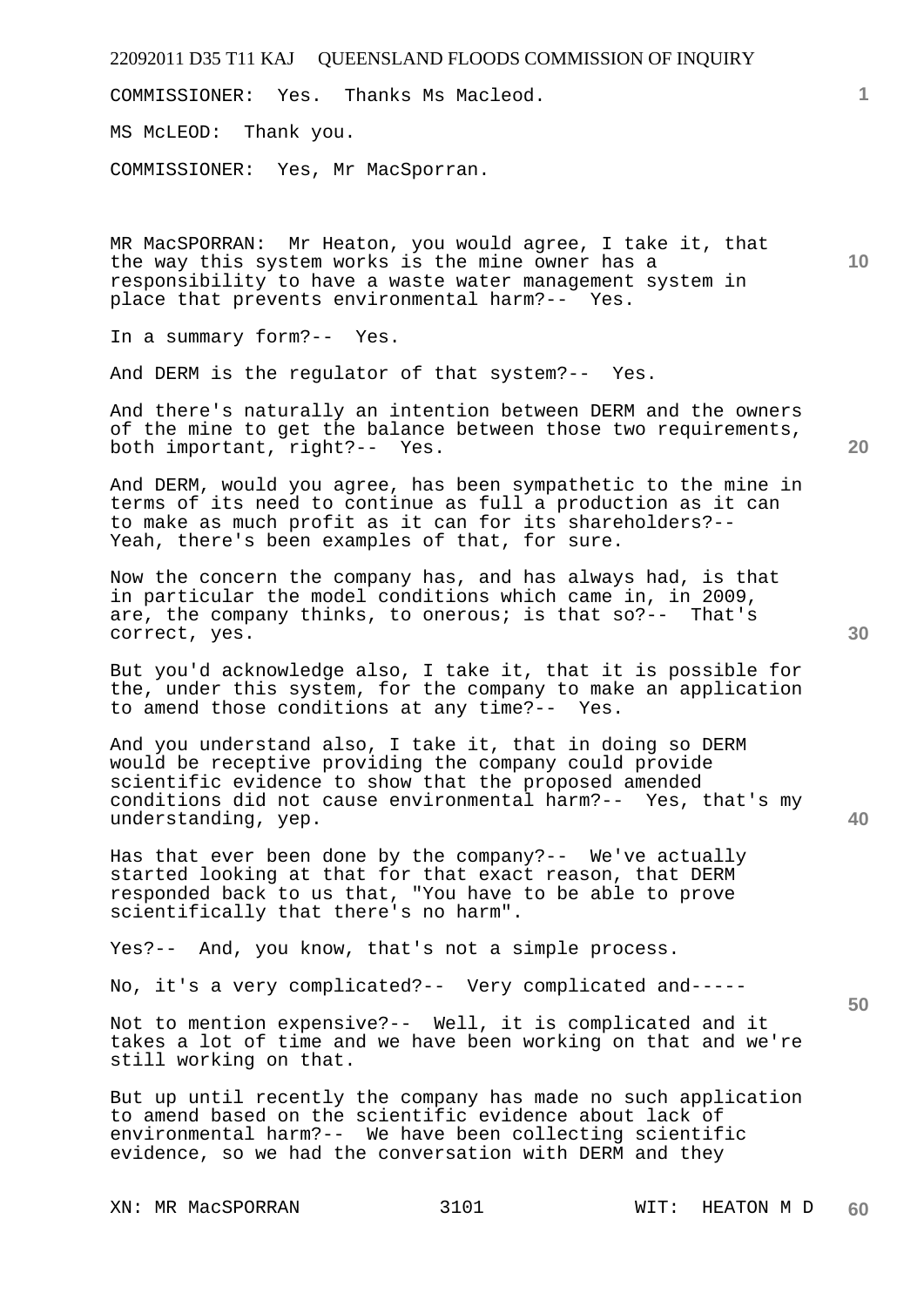COMMISSIONER: Yes. Thanks Ms Macleod.

MS McLEOD: Thank you.

COMMISSIONER: Yes, Mr MacSporran.

MR MacSPORRAN: Mr Heaton, you would agree, I take it, that the way this system works is the mine owner has a responsibility to have a waste water management system in place that prevents environmental harm?-- Yes.

In a summary form?-- Yes.

And DERM is the regulator of that system?-- Yes.

And there's naturally an intention between DERM and the owners of the mine to get the balance between those two requirements, both important, right?-- Yes.

And DERM, would you agree, has been sympathetic to the mine in terms of its need to continue as full a production as it can to make as much profit as it can for its shareholders?-- Yeah, there's been examples of that, for sure.

Now the concern the company has, and has always had, is that in particular the model conditions which came in, in 2009, are, the company thinks, to onerous; is that so?-- That's correct, yes.

But you'd acknowledge also, I take it, that it is possible for the, under this system, for the company to make an application to amend those conditions at any time?-- Yes.

And you understand also, I take it, that in doing so DERM would be receptive providing the company could provide scientific evidence to show that the proposed amended conditions did not cause environmental harm?-- Yes, that's my understanding, yep.

Has that ever been done by the company?-- We've actually started looking at that for that exact reason, that DERM responded back to us that, "You have to be able to prove scientifically that there's no harm".

Yes?-- And, you know, that's not a simple process.

No, it's a very complicated?-- Very complicated and-----

Not to mention expensive?-- Well, it is complicated and it takes a lot of time and we have been working on that and we're still working on that.

But up until recently the company has made no such application to amend based on the scientific evidence about lack of environmental harm?-- We have been collecting scientific evidence, so we had the conversation with DERM and they

XN: MR MacSPORRAN 3101 WIT: HEATON M D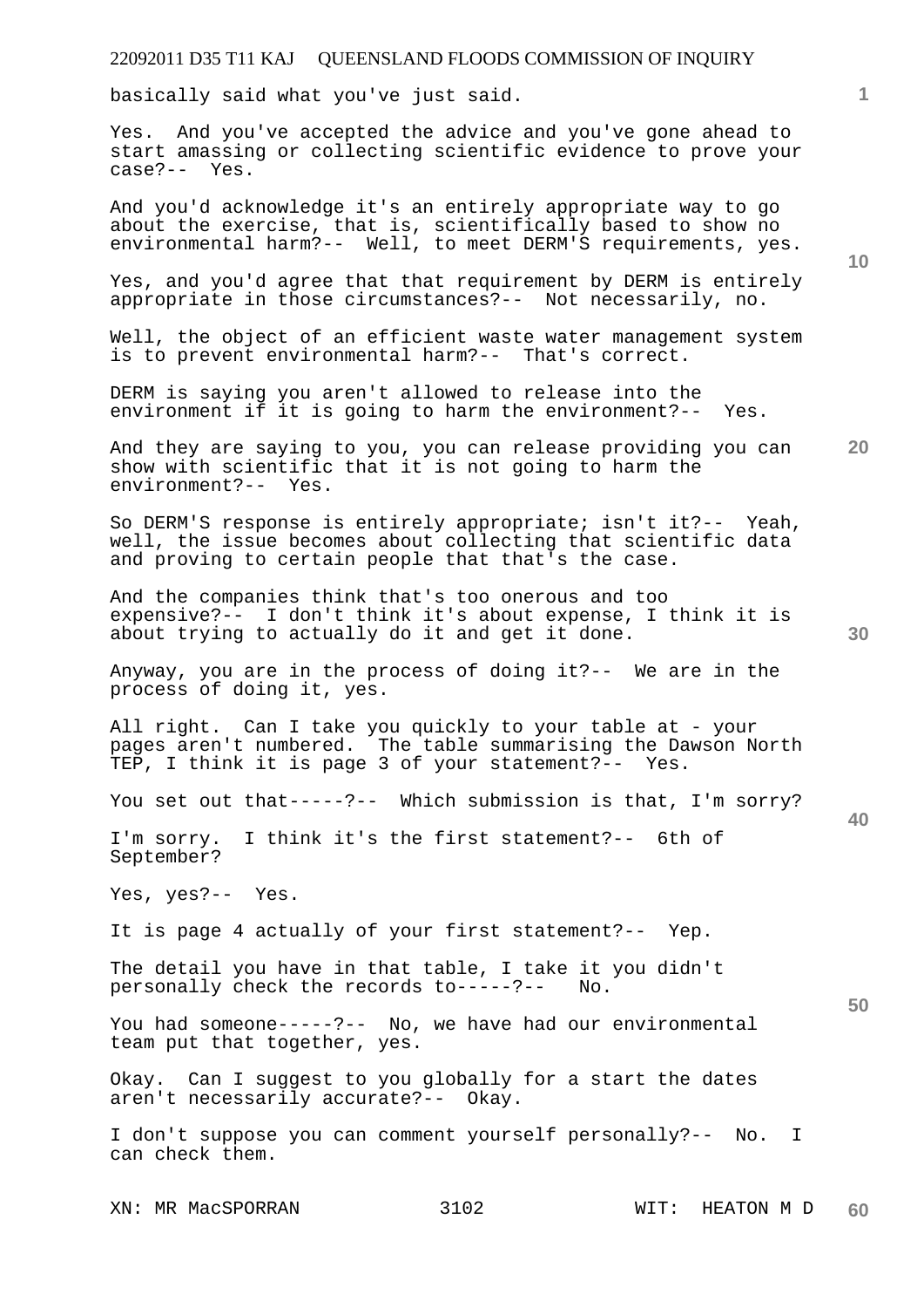basically said what you've just said.

Yes. And you've accepted the advice and you've gone ahead to start amassing or collecting scientific evidence to prove your case?-- Yes.

And you'd acknowledge it's an entirely appropriate way to go about the exercise, that is, scientifically based to show no environmental harm?-- Well, to meet DERM'S requirements, yes.

Yes, and you'd agree that that requirement by DERM is entirely appropriate in those circumstances?-- Not necessarily, no.

Well, the object of an efficient waste water management system is to prevent environmental harm?-- That's correct.

DERM is saying you aren't allowed to release into the environment if it is going to harm the environment?-- Yes.

And they are saying to you, you can release providing you can show with scientific that it is not going to harm the environment?-- Yes.

So DERM'S response is entirely appropriate; isn't it?-- Yeah, well, the issue becomes about collecting that scientific data and proving to certain people that that's the case.

And the companies think that's too onerous and too expensive?-- I don't think it's about expense, I think it is about trying to actually do it and get it done.

Anyway, you are in the process of doing it?-- We are in the process of doing it, yes.

All right. Can I take you quickly to your table at - your pages aren't numbered. The table summarising the Dawson North TEP, I think it is page 3 of your statement?-- Yes.

You set out that-----?-- Which submission is that, I'm sorry?

I'm sorry. I think it's the first statement?-- 6th of September?

Yes, yes?-- Yes.

It is page 4 actually of your first statement?-- Yep.

The detail you have in that table, I take it you didn't personally check the records to-----?-- No.

You had someone-----?-- No, we have had our environmental team put that together, yes.

Okay. Can I suggest to you globally for a start the dates aren't necessarily accurate?-- Okay.

I don't suppose you can comment yourself personally?-- No. I can check them.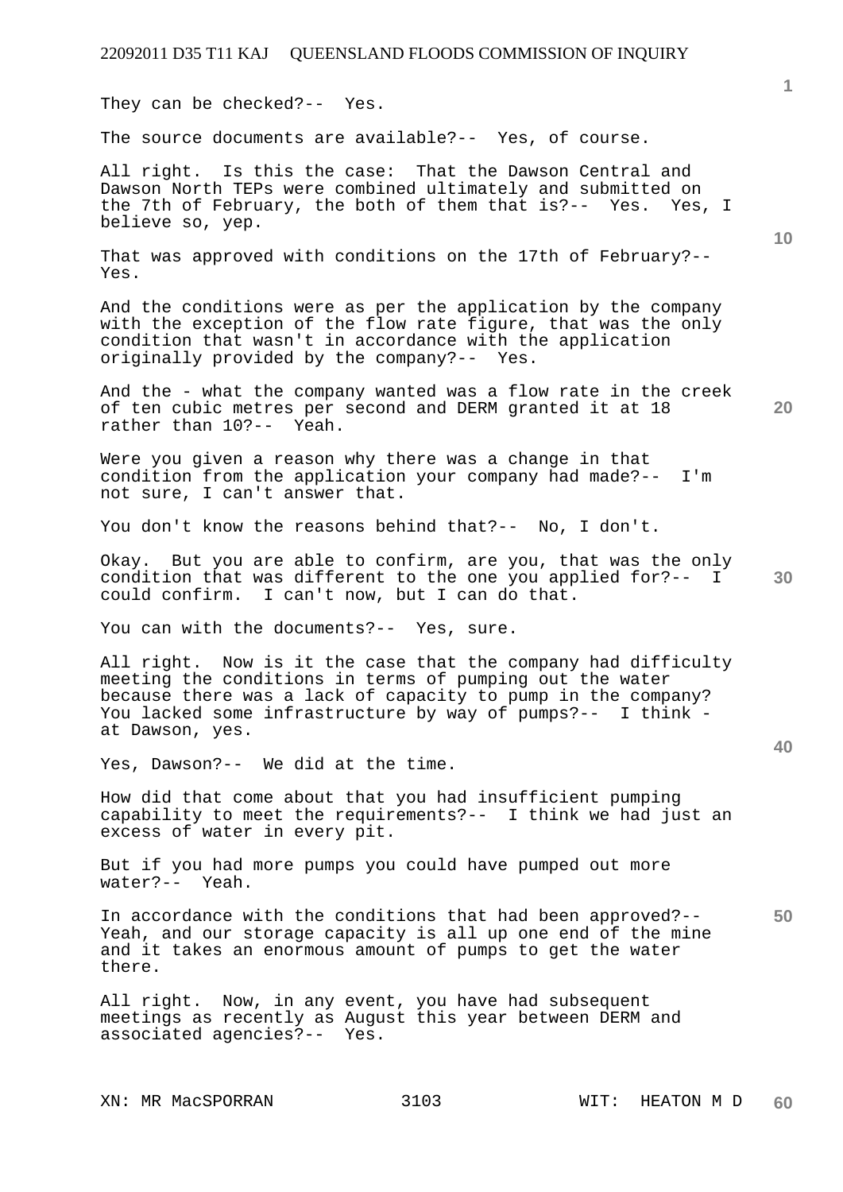They can be checked?-- Yes.

The source documents are available?-- Yes, of course.

All right. Is this the case: That the Dawson Central and Dawson North TEPs were combined ultimately and submitted on the 7th of February, the both of them that is?-- Yes. Yes, I believe so, yep.

That was approved with conditions on the 17th of February?-- Yes.

And the conditions were as per the application by the company with the exception of the flow rate figure, that was the only condition that wasn't in accordance with the application originally provided by the company?-- Yes.

And the - what the company wanted was a flow rate in the creek of ten cubic metres per second and DERM granted it at 18 rather than 10?-- Yeah.

Were you given a reason why there was a change in that condition from the application your company had made?-- I'm not sure, I can't answer that.

You don't know the reasons behind that?-- No, I don't.

Okay. But you are able to confirm, are you, that was the only condition that was different to the one you applied for?-- I could confirm. I can't now, but I can do that.

You can with the documents?-- Yes, sure.

All right. Now is it the case that the company had difficulty meeting the conditions in terms of pumping out the water because there was a lack of capacity to pump in the company? You lacked some infrastructure by way of pumps?-- I think - at Dawson, yes.

Yes, Dawson?-- We did at the time.

How did that come about that you had insufficient pumping capability to meet the requirements?-- I think we had just an excess of water in every pit.

But if you had more pumps you could have pumped out more water?-- Yeah.

In accordance with the conditions that had been approved?-- Yeah, and our storage capacity is all up one end of the mine and it takes an enormous amount of pumps to get the water there.

All right. Now, in any event, you have had subsequent meetings as recently as August this year between DERM and associated agencies?-- Yes.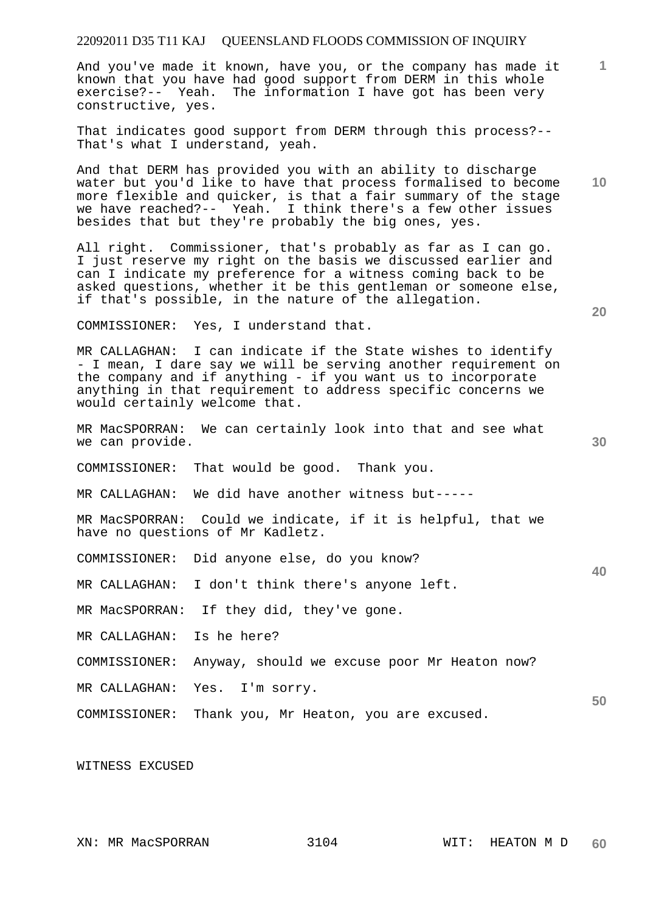And you've made it known, have you, or the company has made it known that you have had good support from DERM in this whole exercise?-- Yeah. The information I have got has been very constructive, yes.

That indicates good support from DERM through this process?-- That's what I understand, yeah.

And that DERM has provided you with an ability to discharge water but you'd like to have that process formalised to become more flexible and quicker, is that a fair summary of the stage we have reached?-- Yeah. I think there's a few other issues besides that but they're probably the big ones, yes.

All right. Commissioner, that's probably as far as I can go. I just reserve my right on the basis we discussed earlier and can I indicate my preference for a witness coming back to be asked questions, whether it be this gentleman or someone else, if that's possible, in the nature of the allegation.

COMMISSIONER: Yes, I understand that.

MR CALLAGHAN: I can indicate if the State wishes to identify - I mean, I dare say we will be serving another requirement on the company and if anything - if you want us to incorporate anything in that requirement to address specific concerns we would certainly welcome that.

MR MacSPORRAN: We can certainly look into that and see what we can provide.

COMMISSIONER: That would be good. Thank you.

MR CALLAGHAN: We did have another witness but-----

MR MacSPORRAN: Could we indicate, if it is helpful, that we have no questions of Mr Kadletz.

COMMISSIONER: Did anyone else, do you know?

MR CALLAGHAN: I don't think there's anyone left.

MR MacSPORRAN: If they did, they've gone.

MR CALLAGHAN: Is he here?

COMMISSIONER: Anyway, should we excuse poor Mr Heaton now?

MR CALLAGHAN: Yes. I'm sorry.

COMMISSIONER: Thank you, Mr Heaton, you are excused.

WITNESS EXCUSED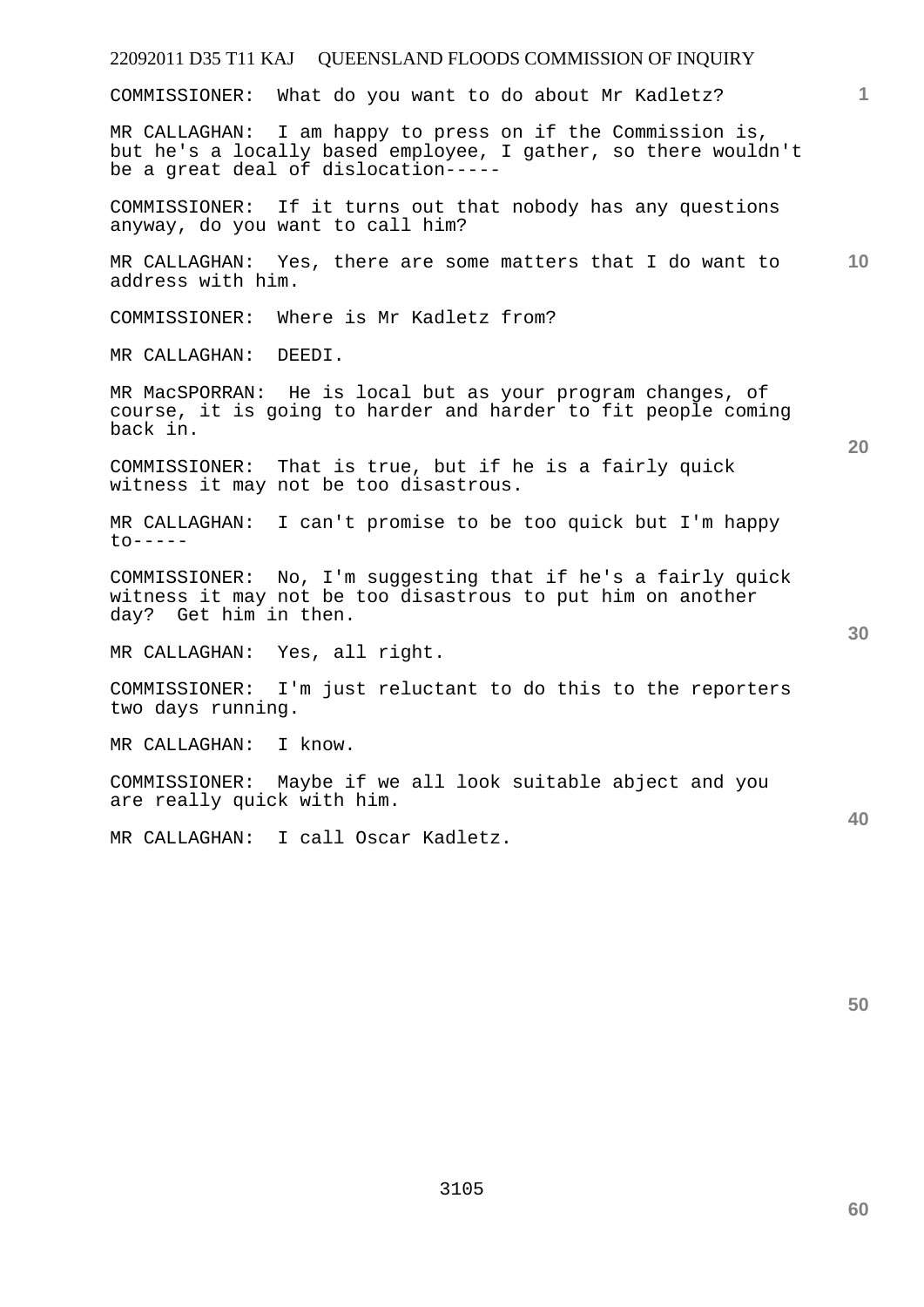COMMISSIONER: What do you want to do about Mr Kadletz?

MR CALLAGHAN: I am happy to press on if the Commission is, but he's a locally based employee, I gather, so there wouldn't be a great deal of dislocation-----

COMMISSIONER: If it turns out that nobody has any questions anyway, do you want to call him?

MR CALLAGHAN: Yes, there are some matters that I do want to address with him.

COMMISSIONER: Where is Mr Kadletz from?

MR CALLAGHAN: DEEDI.

MR MacSPORRAN: He is local but as your program changes, of course, it is going to harder and harder to fit people coming back in.

COMMISSIONER: That is true, but if he is a fairly quick witness it may not be too disastrous.

MR CALLAGHAN: I can't promise to be too quick but I'm happy to-----

COMMISSIONER: No, I'm suggesting that if he's a fairly quick witness it may not be too disastrous to put him on another day? Get him in then.

MR CALLAGHAN: Yes, all right.

COMMISSIONER: I'm just reluctant to do this to the reporters two days running.

MR CALLAGHAN: I know.

COMMISSIONER: Maybe if we all look suitable abject and you are really quick with him.

MR CALLAGHAN: I call Oscar Kadletz.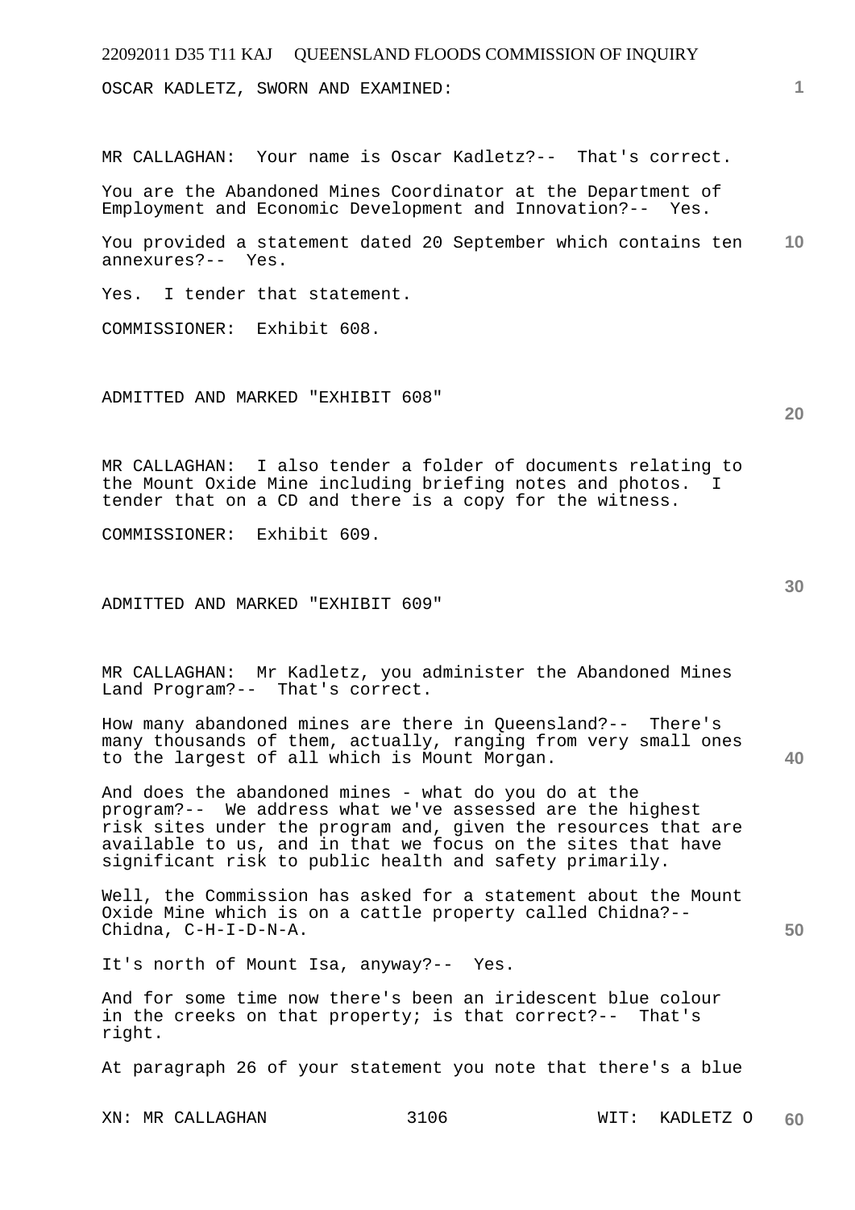OSCAR KADLETZ, SWORN AND EXAMINED:

MR CALLAGHAN: Your name is Oscar Kadletz?-- That's correct.

You are the Abandoned Mines Coordinator at the Department of Employment and Economic Development and Innovation?-- Yes.

You provided a statement dated 20 September which contains ten annexures?-- Yes.

Yes. I tender that statement.

COMMISSIONER: Exhibit 608.

ADMITTED AND MARKED "EXHIBIT 608"

MR CALLAGHAN: I also tender a folder of documents relating to the Mount Oxide Mine including briefing notes and photos. I tender that on a CD and there is a copy for the witness.

COMMISSIONER: Exhibit 609.

ADMITTED AND MARKED "EXHIBIT 609"

MR CALLAGHAN: Mr Kadletz, you administer the Abandoned Mines Land Program?-- That's correct.

How many abandoned mines are there in Queensland?-- There's many thousands of them, actually, ranging from very small ones to the largest of all which is Mount Morgan.

And does the abandoned mines - what do you do at the program?-- We address what we've assessed are the highest risk sites under the program and, given the resources that are available to us, and in that we focus on the sites that have significant risk to public health and safety primarily.

Well, the Commission has asked for a statement about the Mount Oxide Mine which is on a cattle property called Chidna?-- Chidna, C-H-I-D-N-A.

It's north of Mount Isa, anyway?-- Yes.

And for some time now there's been an iridescent blue colour in the creeks on that property; is that correct?-- That's right.

At paragraph 26 of your statement you note that there's a blue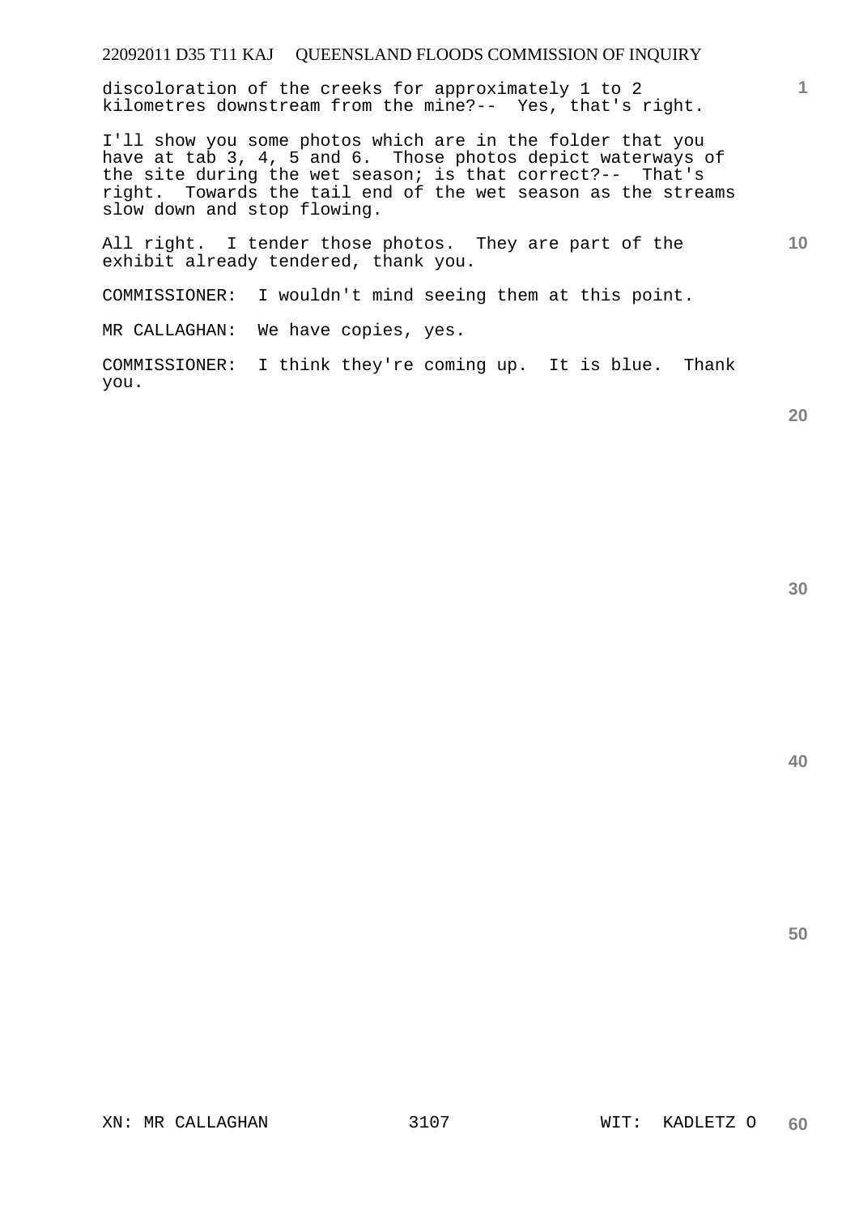discoloration of the creeks for approximately 1 to 2 kilometres downstream from the mine?-- Yes, that's right.

I'll show you some photos which are in the folder that you have at tab 3, 4, 5 and 6. Those photos depict waterways of the site during the wet season; is that correct?-- That's right. Towards the tail end of the wet season as the streams slow down and stop flowing.

All right. I tender those photos. They are part of the exhibit already tendered, thank you.

COMMISSIONER: I wouldn't mind seeing them at this point.

MR CALLAGHAN: We have copies, yes.

COMMISSIONER: I think they're coming up. It is blue. Thank you.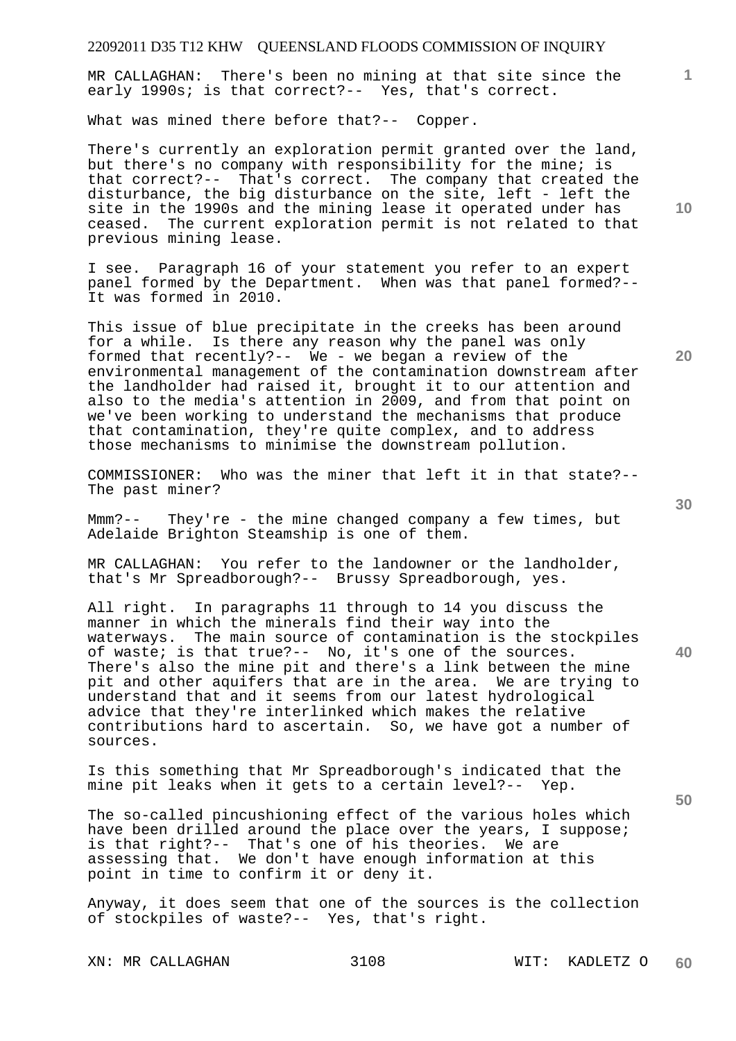MR CALLAGHAN: There's been no mining at that site since the early 1990s; is that correct?-- Yes, that's correct.

What was mined there before that?-- Copper.

There's currently an exploration permit granted over the land, but there's no company with responsibility for the mine; is that correct?-- That's correct. The company that created the disturbance, the big disturbance on the site, left - left the site in the 1990s and the mining lease it operated under has ceased. The current exploration permit is not related to that previous mining lease.

I see. Paragraph 16 of your statement you refer to an expert panel formed by the Department. When was that panel formed?-- It was formed in 2010.

This issue of blue precipitate in the creeks has been around for a while. Is there any reason why the panel was only formed that recently?-- We - we began a review of the environmental management of the contamination downstream after the landholder had raised it, brought it to our attention and also to the media's attention in 2009, and from that point on we've been working to understand the mechanisms that produce that contamination, they're quite complex, and to address those mechanisms to minimise the downstream pollution.

COMMISSIONER: Who was the miner that left it in that state?-- The past miner?

Mmm?-- They're - the mine changed company a few times, but Adelaide Brighton Steamship is one of them.

MR CALLAGHAN: You refer to the landowner or the landholder, that's Mr Spreadborough?-- Brussy Spreadborough, yes.

All right. In paragraphs 11 through to 14 you discuss the manner in which the minerals find their way into the waterways. The main source of contamination is the stockpiles of waste; is that true?-- No, it's one of the sources. There's also the mine pit and there's a link between the mine pit and other aquifers that are in the area. We are trying to understand that and it seems from our latest hydrological advice that they're interlinked which makes the relative contributions hard to ascertain. So, we have got a number of sources.

Is this something that Mr Spreadborough's indicated that the mine pit leaks when it gets to a certain level?-- Yep.

The so-called pincushioning effect of the various holes which have been drilled around the place over the years, I suppose; is that right?-- That's one of his theories. We are assessing that. We don't have enough information at this point in time to confirm it or deny it.

Anyway, it does seem that one of the sources is the collection of stockpiles of waste?-- Yes, that's right.

XN: MR CALLAGHAN WIT: KADLETZ O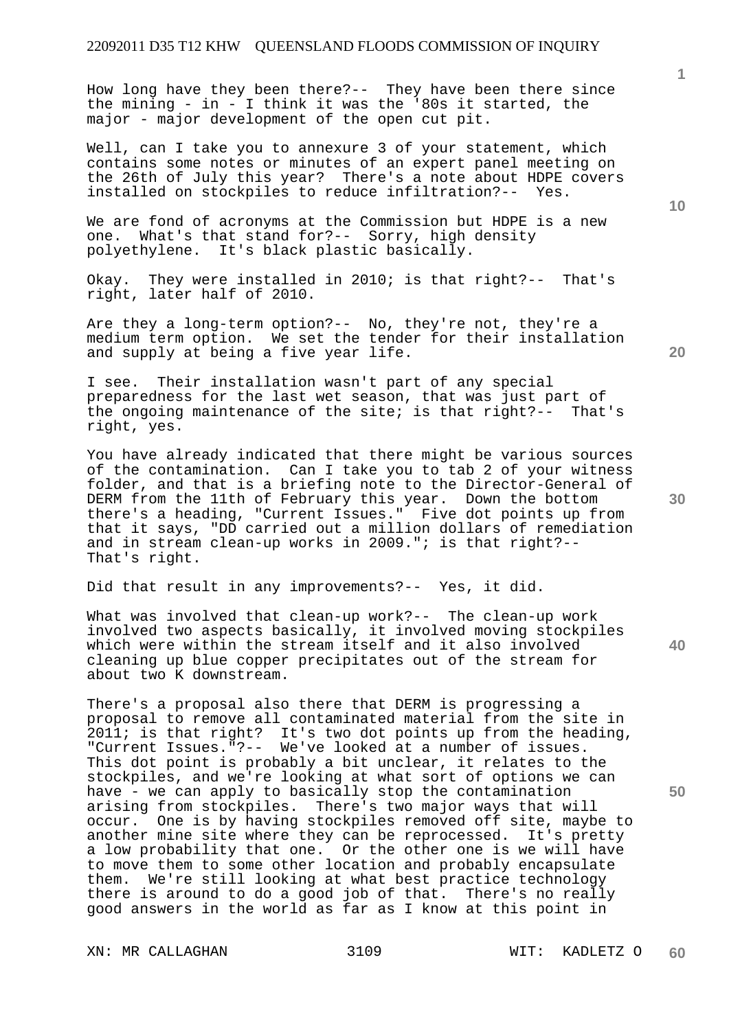How long have they been there?-- They have been there since the mining - in - I think it was the '80s it started, the major - major development of the open cut pit.

Well, can I take you to annexure 3 of your statement, which contains some notes or minutes of an expert panel meeting on the 26th of July this year? There's a note about HDPE covers installed on stockpiles to reduce infiltration?-- Yes.

We are fond of acronyms at the Commission but HDPE is a new one. What's that stand for?-- Sorry, high density polyethylene. It's black plastic basically.

Okay. They were installed in 2010; is that right?-- That's right, later half of 2010.

Are they a long-term option?-- No, they're not, they're a medium term option. We set the tender for their installation and supply at being a five year life.

I see. Their installation wasn't part of any special preparedness for the last wet season, that was just part of the ongoing maintenance of the site; is that right?-- That's right, yes.

You have already indicated that there might be various sources of the contamination. Can I take you to tab 2 of your witness folder, and that is a briefing note to the Director-General of DERM from the 11th of February this year. Down the bottom there's a heading, "Current Issues." Five dot points up from that it says, "DD carried out a million dollars of remediation and in stream clean-up works in 2009."; is that right?-- That's right.

Did that result in any improvements?-- Yes, it did.

What was involved that clean-up work?-- The clean-up work involved two aspects basically, it involved moving stockpiles which were within the stream itself and it also involved cleaning up blue copper precipitates out of the stream for about two K downstream.

There's a proposal also there that DERM is progressing a proposal to remove all contaminated material from the site in 2011; is that right? It's two dot points up from the heading, "Current Issues."?-- We've looked at a number of issues. This dot point is probably a bit unclear, it relates to the stockpiles, and we're looking at what sort of options we can have - we can apply to basically stop the contamination arising from stockpiles. There's two major ways that will occur. One is by having stockpiles removed off site, maybe to another mine site where they can be reprocessed. It's pretty a low probability that one. Or the other one is we will have to move them to some other location and probably encapsulate them. We're still looking at what best practice technology there is around to do a good job of that. There's no really good answers in the world as far as I know at this point in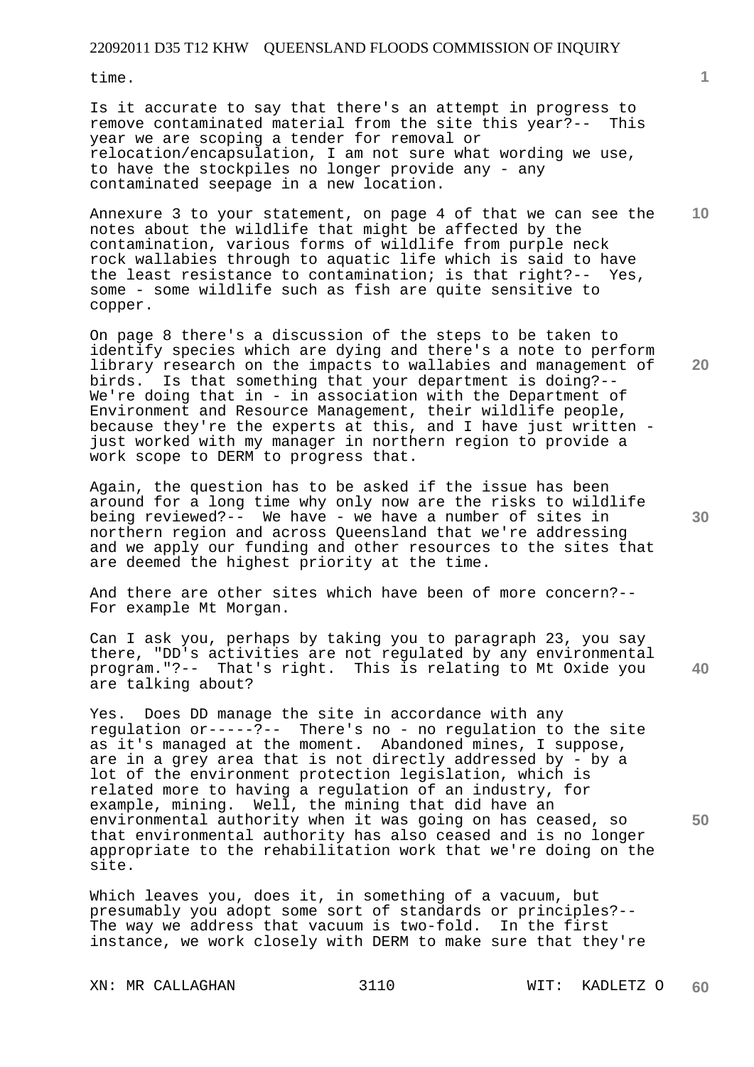time.

Is it accurate to say that there's an attempt in progress to remove contaminated material from the site this year?-- This year we are scoping a tender for removal or relocation/encapsulation, I am not sure what wording we use, to have the stockpiles no longer provide any - any contaminated seepage in a new location.

Annexure 3 to your statement, on page 4 of that we can see the notes about the wildlife that might be affected by the contamination, various forms of wildlife from purple neck rock wallabies through to aquatic life which is said to have the least resistance to contamination; is that right?-- Yes, some - some wildlife such as fish are quite sensitive to copper.

On page 8 there's a discussion of the steps to be taken to identify species which are dying and there's a note to perform library research on the impacts to wallabies and management of birds. Is that something that your department is doing?-- We're doing that in - in association with the Department of Environment and Resource Management, their wildlife people, because they're the experts at this, and I have just written - just worked with my manager in northern region to provide a work scope to DERM to progress that.

Again, the question has to be asked if the issue has been around for a long time why only now are the risks to wildlife being reviewed?-- We have - we have a number of sites in northern region and across Queensland that we're addressing and we apply our funding and other resources to the sites that are deemed the highest priority at the time.

And there are other sites which have been of more concern?-- For example Mt Morgan.

Can I ask you, perhaps by taking you to paragraph 23, you say there, "DD's activities are not regulated by any environmental program."?-- That's right. This is relating to Mt Oxide you are talking about?

Yes. Does DD manage the site in accordance with any regulation or-----?-- There's no - no regulation to the site as it's managed at the moment. Abandoned mines, I suppose, are in a grey area that is not directly addressed by - by a lot of the environment protection legislation, which is related more to having a regulation of an industry, for example, mining. Well, the mining that did have an environmental authority when it was going on has ceased, so that environmental authority has also ceased and is no longer appropriate to the rehabilitation work that we're doing on the site.

Which leaves you, does it, in something of a vacuum, but presumably you adopt some sort of standards or principles?-- The way we address that vacuum is two-fold. In the first instance, we work closely with DERM to make sure that they're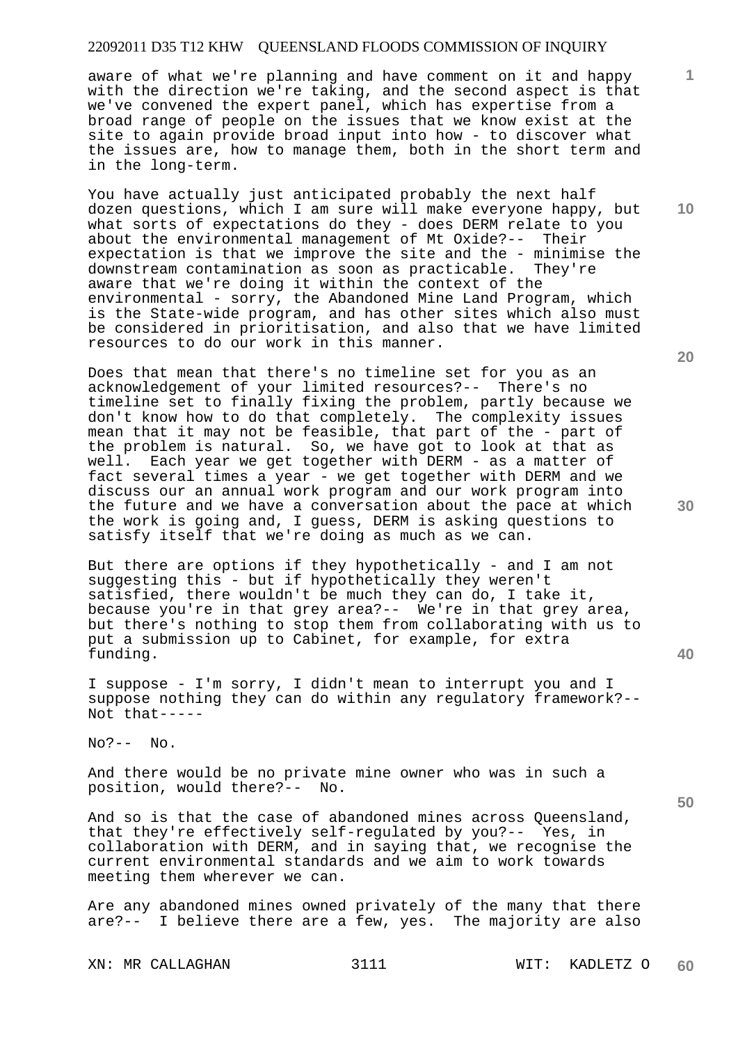aware of what we're planning and have comment on it and happy with the direction we're taking, and the second aspect is that we've convened the expert panel, which has expertise from a broad range of people on the issues that we know exist at the site to again provide broad input into how - to discover what the issues are, how to manage them, both in the short term and in the long-term.

You have actually just anticipated probably the next half dozen questions, which I am sure will make everyone happy, but what sorts of expectations do they - does DERM relate to you about the environmental management of Mt Oxide?-- Their expectation is that we improve the site and the - minimise the downstream contamination as soon as practicable. They're aware that we're doing it within the context of the environmental - sorry, the Abandoned Mine Land Program, which is the State-wide program, and has other sites which also must be considered in prioritisation, and also that we have limited resources to do our work in this manner.

Does that mean that there's no timeline set for you as an acknowledgement of your limited resources?-- There's no timeline set to finally fixing the problem, partly because we don't know how to do that completely. The complexity issues mean that it may not be feasible, that part of the - part of the problem is natural. So, we have got to look at that as well. Each year we get together with DERM - as a matter of fact several times a year - we get together with DERM and we discuss our an annual work program and our work program into the future and we have a conversation about the pace at which the work is going and, I guess, DERM is asking questions to satisfy itself that we're doing as much as we can.

But there are options if they hypothetically - and I am not suggesting this - but if hypothetically they weren't satisfied, there wouldn't be much they can do, I take it, because you're in that grey area?-- We're in that grey area, but there's nothing to stop them from collaborating with us to put a submission up to Cabinet, for example, for extra funding.

I suppose - I'm sorry, I didn't mean to interrupt you and I suppose nothing they can do within any regulatory framework?-- Not that-----

No?-- No.

And there would be no private mine owner who was in such a position, would there?-- No.

And so is that the case of abandoned mines across Queensland, that they're effectively self-regulated by you?-- Yes, in collaboration with DERM, and in saying that, we recognise the current environmental standards and we aim to work towards meeting them wherever we can.

Are any abandoned mines owned privately of the many that there are?-- I believe there are a few, yes. The majority are also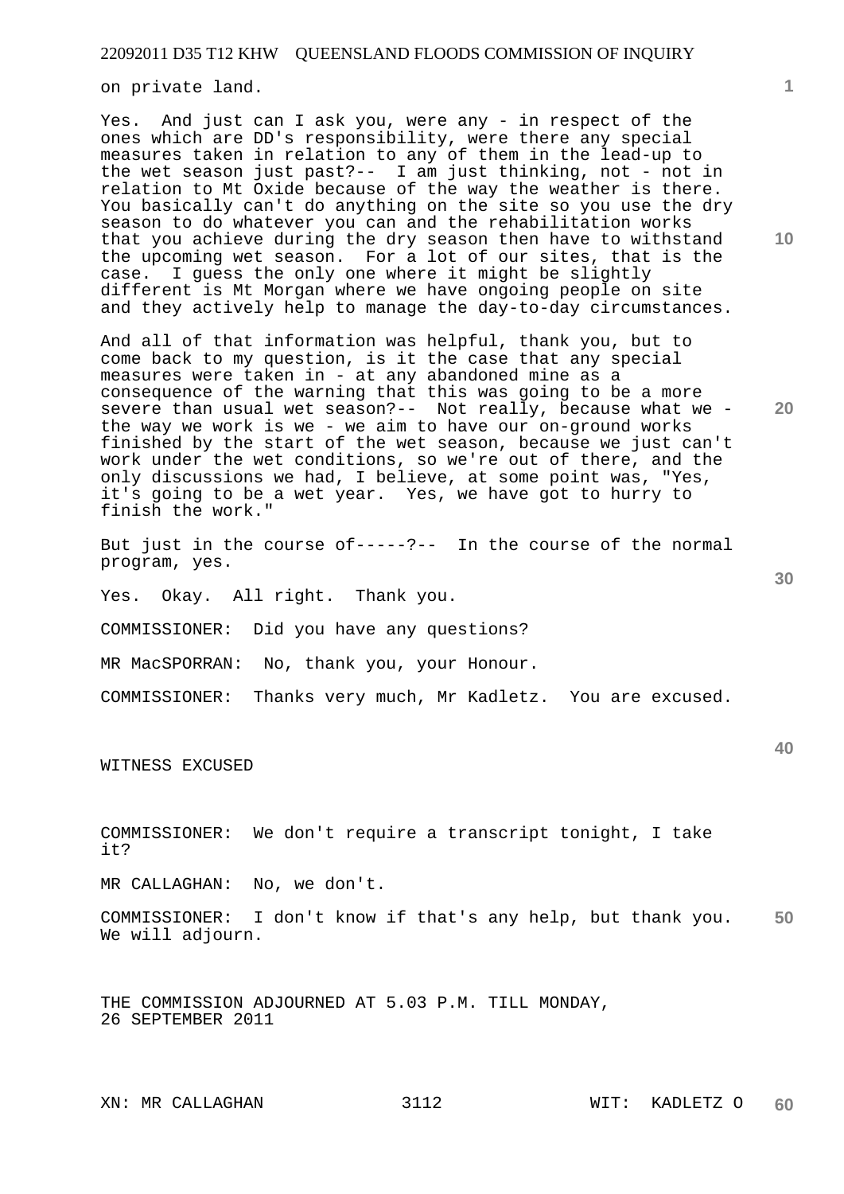on private land.

Yes. And just can I ask you, were any - in respect of the ones which are DD's responsibility, were there any special measures taken in relation to any of them in the lead-up to the wet season just past?-- I am just thinking, not - not in relation to Mt Oxide because of the way the weather is there. You basically can't do anything on the site so you use the dry season to do whatever you can and the rehabilitation works that you achieve during the dry season then have to withstand the upcoming wet season. For a lot of our sites, that is the case. I guess the only one where it might be slightly different is Mt Morgan where we have ongoing people on site and they actively help to manage the day-to-day circumstances.

And all of that information was helpful, thank you, but to come back to my question, is it the case that any special measures were taken in - at any abandoned mine as a consequence of the warning that this was going to be a more severe than usual wet season?-- Not really, because what we - the way we work is we - we aim to have our on-ground works finished by the start of the wet season, because we just can't work under the wet conditions, so we're out of there, and the only discussions we had, I believe, at some point was, "Yes, it's going to be a wet year. Yes, we have got to hurry to finish the work."

But just in the course of-----?-- In the course of the normal program, yes.

Yes. Okay. All right. Thank you.

COMMISSIONER: Did you have any questions?

MR MacSPORRAN: No, thank you, your Honour.

COMMISSIONER: Thanks very much, Mr Kadletz. You are excused.

WITNESS EXCUSED

COMMISSIONER: We don't require a transcript tonight, I take it?

MR CALLAGHAN: No, we don't.

COMMISSIONER: I don't know if that's any help, but thank you. We will adjourn.

THE COMMISSION ADJOURNED AT 5.03 P.M. TILL MONDAY, 26 SEPTEMBER 2011